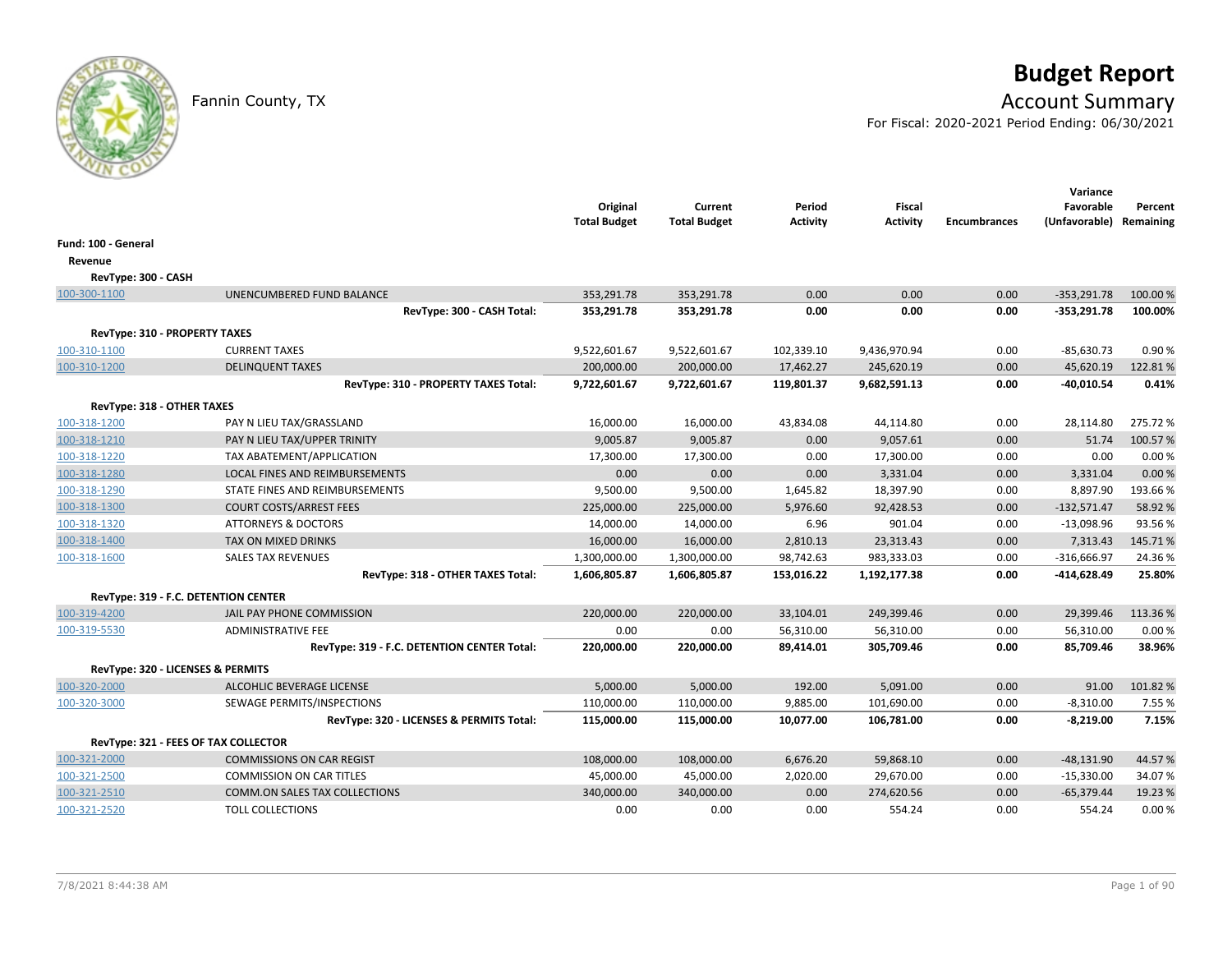# Budget Report

Fannin County, TX

## Account Summary

For Fiscal: 2020-2021 Period Ending: 06/30/2021

| | | Original Total Budget | Current Total Budget | Period Activity | Fiscal Activity | Encumbrances | Variance Favorable (Unfavorable) | Percent Remaining |
|---|---|---|---|---|---|---|---|---|
| **Fund: 100 - General** | | | | | | | | |
| **Revenue** | | | | | | | | |
| **RevType: 300 - CASH** | | | | | | | | |
| 100-300-1100 | UNENCUMBERED FUND BALANCE | 353,291.78 | 353,291.78 | 0.00 | 0.00 | 0.00 | -353,291.78 | 100.00 % |
| | **RevType: 300 - CASH Total:** | **353,291.78** | **353,291.78** | **0.00** | **0.00** | **0.00** | **-353,291.78** | **100.00%** |
| **RevType: 310 - PROPERTY TAXES** | | | | | | | | |
| 100-310-1100 | CURRENT TAXES | 9,522,601.67 | 9,522,601.67 | 102,339.10 | 9,436,970.94 | 0.00 | -85,630.73 | 0.90 % |
| 100-310-1200 | DELINQUENT TAXES | 200,000.00 | 200,000.00 | 17,462.27 | 245,620.19 | 0.00 | 45,620.19 | 122.81 % |
| | **RevType: 310 - PROPERTY TAXES Total:** | **9,722,601.67** | **9,722,601.67** | **119,801.37** | **9,682,591.13** | **0.00** | **-40,010.54** | **0.41%** |
| **RevType: 318 - OTHER TAXES** | | | | | | | | |
| 100-318-1200 | PAY N LIEU TAX/GRASSLAND | 16,000.00 | 16,000.00 | 43,834.08 | 44,114.80 | 0.00 | 28,114.80 | 275.72 % |
| 100-318-1210 | PAY N LIEU TAX/UPPER TRINITY | 9,005.87 | 9,005.87 | 0.00 | 9,057.61 | 0.00 | 51.74 | 100.57 % |
| 100-318-1220 | TAX ABATEMENT/APPLICATION | 17,300.00 | 17,300.00 | 0.00 | 17,300.00 | 0.00 | 0.00 | 0.00 % |
| 100-318-1280 | LOCAL FINES AND REIMBURSEMENTS | 0.00 | 0.00 | 0.00 | 3,331.04 | 0.00 | 3,331.04 | 0.00 % |
| 100-318-1290 | STATE FINES AND REIMBURSEMENTS | 9,500.00 | 9,500.00 | 1,645.82 | 18,397.90 | 0.00 | 8,897.90 | 193.66 % |
| 100-318-1300 | COURT COSTS/ARREST FEES | 225,000.00 | 225,000.00 | 5,976.60 | 92,428.53 | 0.00 | -132,571.47 | 58.92 % |
| 100-318-1320 | ATTORNEYS & DOCTORS | 14,000.00 | 14,000.00 | 6.96 | 901.04 | 0.00 | -13,098.96 | 93.56 % |
| 100-318-1400 | TAX ON MIXED DRINKS | 16,000.00 | 16,000.00 | 2,810.13 | 23,313.43 | 0.00 | 7,313.43 | 145.71 % |
| 100-318-1600 | SALES TAX REVENUES | 1,300,000.00 | 1,300,000.00 | 98,742.63 | 983,333.03 | 0.00 | -316,666.97 | 24.36 % |
| | **RevType: 318 - OTHER TAXES Total:** | **1,606,805.87** | **1,606,805.87** | **153,016.22** | **1,192,177.38** | **0.00** | **-414,628.49** | **25.80%** |
| **RevType: 319 - F.C. DETENTION CENTER** | | | | | | | | |
| 100-319-4200 | JAIL PAY PHONE COMMISSION | 220,000.00 | 220,000.00 | 33,104.01 | 249,399.46 | 0.00 | 29,399.46 | 113.36 % |
| 100-319-5530 | ADMINISTRATIVE FEE | 0.00 | 0.00 | 56,310.00 | 56,310.00 | 0.00 | 56,310.00 | 0.00 % |
| | **RevType: 319 - F.C. DETENTION CENTER Total:** | **220,000.00** | **220,000.00** | **89,414.01** | **305,709.46** | **0.00** | **85,709.46** | **38.96%** |
| **RevType: 320 - LICENSES & PERMITS** | | | | | | | | |
| 100-320-2000 | ALCOHLIC BEVERAGE LICENSE | 5,000.00 | 5,000.00 | 192.00 | 5,091.00 | 0.00 | 91.00 | 101.82 % |
| 100-320-3000 | SEWAGE PERMITS/INSPECTIONS | 110,000.00 | 110,000.00 | 9,885.00 | 101,690.00 | 0.00 | -8,310.00 | 7.55 % |
| | **RevType: 320 - LICENSES & PERMITS Total:** | **115,000.00** | **115,000.00** | **10,077.00** | **106,781.00** | **0.00** | **-8,219.00** | **7.15%** |
| **RevType: 321 - FEES OF TAX COLLECTOR** | | | | | | | | |
| 100-321-2000 | COMMISSIONS ON CAR REGIST | 108,000.00 | 108,000.00 | 6,676.20 | 59,868.10 | 0.00 | -48,131.90 | 44.57 % |
| 100-321-2500 | COMMISSION ON CAR TITLES | 45,000.00 | 45,000.00 | 2,020.00 | 29,670.00 | 0.00 | -15,330.00 | 34.07 % |
| 100-321-2510 | COMM.ON SALES TAX COLLECTIONS | 340,000.00 | 340,000.00 | 0.00 | 274,620.56 | 0.00 | -65,379.44 | 19.23 % |
| 100-321-2520 | TOLL COLLECTIONS | 0.00 | 0.00 | 0.00 | 554.24 | 0.00 | 554.24 | 0.00 % |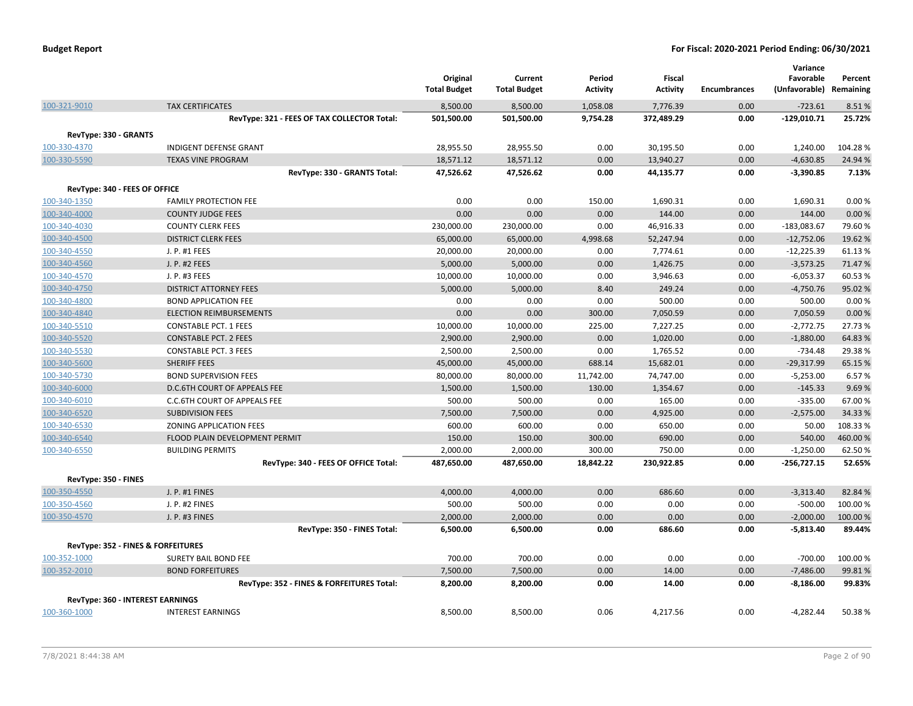| | | Original Total Budget | Current Total Budget | Period Activity | Fiscal Activity | Encumbrances | Variance Favorable (Unfavorable) | Percent Remaining |
|---|---|---|---|---|---|---|---|---|
| 100-321-9010 | TAX CERTIFICATES | 8,500.00 | 8,500.00 | 1,058.08 | 7,776.39 | 0.00 | -723.61 | 8.51 % |
| | **RevType: 321 - FEES OF TAX COLLECTOR Total:** | **501,500.00** | **501,500.00** | **9,754.28** | **372,489.29** | **0.00** | **-129,010.71** | **25.72%** |
| **RevType: 330 - GRANTS** | | | | | | | | |
| 100-330-4370 | INDIGENT DEFENSE GRANT | 28,955.50 | 28,955.50 | 0.00 | 30,195.50 | 0.00 | 1,240.00 | 104.28 % |
| 100-330-5590 | TEXAS VINE PROGRAM | 18,571.12 | 18,571.12 | 0.00 | 13,940.27 | 0.00 | -4,630.85 | 24.94 % |
| | **RevType: 330 - GRANTS Total:** | **47,526.62** | **47,526.62** | **0.00** | **44,135.77** | **0.00** | **-3,390.85** | **7.13%** |
| **RevType: 340 - FEES OF OFFICE** | | | | | | | | |
| 100-340-1350 | FAMILY PROTECTION FEE | 0.00 | 0.00 | 150.00 | 1,690.31 | 0.00 | 1,690.31 | 0.00 % |
| 100-340-4000 | COUNTY JUDGE FEES | 0.00 | 0.00 | 0.00 | 144.00 | 0.00 | 144.00 | 0.00 % |
| 100-340-4030 | COUNTY CLERK FEES | 230,000.00 | 230,000.00 | 0.00 | 46,916.33 | 0.00 | -183,083.67 | 79.60 % |
| 100-340-4500 | DISTRICT CLERK FEES | 65,000.00 | 65,000.00 | 4,998.68 | 52,247.94 | 0.00 | -12,752.06 | 19.62 % |
| 100-340-4550 | J. P. #1 FEES | 20,000.00 | 20,000.00 | 0.00 | 7,774.61 | 0.00 | -12,225.39 | 61.13 % |
| 100-340-4560 | J. P. #2 FEES | 5,000.00 | 5,000.00 | 0.00 | 1,426.75 | 0.00 | -3,573.25 | 71.47 % |
| 100-340-4570 | J. P. #3 FEES | 10,000.00 | 10,000.00 | 0.00 | 3,946.63 | 0.00 | -6,053.37 | 60.53 % |
| 100-340-4750 | DISTRICT ATTORNEY FEES | 5,000.00 | 5,000.00 | 8.40 | 249.24 | 0.00 | -4,750.76 | 95.02 % |
| 100-340-4800 | BOND APPLICATION FEE | 0.00 | 0.00 | 0.00 | 500.00 | 0.00 | 500.00 | 0.00 % |
| 100-340-4840 | ELECTION REIMBURSEMENTS | 0.00 | 0.00 | 300.00 | 7,050.59 | 0.00 | 7,050.59 | 0.00 % |
| 100-340-5510 | CONSTABLE PCT. 1 FEES | 10,000.00 | 10,000.00 | 225.00 | 7,227.25 | 0.00 | -2,772.75 | 27.73 % |
| 100-340-5520 | CONSTABLE PCT. 2 FEES | 2,900.00 | 2,900.00 | 0.00 | 1,020.00 | 0.00 | -1,880.00 | 64.83 % |
| 100-340-5530 | CONSTABLE PCT. 3 FEES | 2,500.00 | 2,500.00 | 0.00 | 1,765.52 | 0.00 | -734.48 | 29.38 % |
| 100-340-5600 | SHERIFF FEES | 45,000.00 | 45,000.00 | 688.14 | 15,682.01 | 0.00 | -29,317.99 | 65.15 % |
| 100-340-5730 | BOND SUPERVISION FEES | 80,000.00 | 80,000.00 | 11,742.00 | 74,747.00 | 0.00 | -5,253.00 | 6.57 % |
| 100-340-6000 | D.C.6TH COURT OF APPEALS FEE | 1,500.00 | 1,500.00 | 130.00 | 1,354.67 | 0.00 | -145.33 | 9.69 % |
| 100-340-6010 | C.C.6TH COURT OF APPEALS FEE | 500.00 | 500.00 | 0.00 | 165.00 | 0.00 | -335.00 | 67.00 % |
| 100-340-6520 | SUBDIVISION FEES | 7,500.00 | 7,500.00 | 0.00 | 4,925.00 | 0.00 | -2,575.00 | 34.33 % |
| 100-340-6530 | ZONING APPLICATION FEES | 600.00 | 600.00 | 0.00 | 650.00 | 0.00 | 50.00 | 108.33 % |
| 100-340-6540 | FLOOD PLAIN DEVELOPMENT PERMIT | 150.00 | 150.00 | 300.00 | 690.00 | 0.00 | 540.00 | 460.00 % |
| 100-340-6550 | BUILDING PERMITS | 2,000.00 | 2,000.00 | 300.00 | 750.00 | 0.00 | -1,250.00 | 62.50 % |
| | **RevType: 340 - FEES OF OFFICE Total:** | **487,650.00** | **487,650.00** | **18,842.22** | **230,922.85** | **0.00** | **-256,727.15** | **52.65%** |
| **RevType: 350 - FINES** | | | | | | | | |
| 100-350-4550 | J. P. #1 FINES | 4,000.00 | 4,000.00 | 0.00 | 686.60 | 0.00 | -3,313.40 | 82.84 % |
| 100-350-4560 | J. P. #2 FINES | 500.00 | 500.00 | 0.00 | 0.00 | 0.00 | -500.00 | 100.00 % |
| 100-350-4570 | J. P. #3 FINES | 2,000.00 | 2,000.00 | 0.00 | 0.00 | 0.00 | -2,000.00 | 100.00 % |
| | **RevType: 350 - FINES Total:** | **6,500.00** | **6,500.00** | **0.00** | **686.60** | **0.00** | **-5,813.40** | **89.44%** |
| **RevType: 352 - FINES & FORFEITURES** | | | | | | | | |
| 100-352-1000 | SURETY BAIL BOND FEE | 700.00 | 700.00 | 0.00 | 0.00 | 0.00 | -700.00 | 100.00 % |
| 100-352-2010 | BOND FORFEITURES | 7,500.00 | 7,500.00 | 0.00 | 14.00 | 0.00 | -7,486.00 | 99.81 % |
| | **RevType: 352 - FINES & FORFEITURES Total:** | **8,200.00** | **8,200.00** | **0.00** | **14.00** | **0.00** | **-8,186.00** | **99.83%** |
| **RevType: 360 - INTEREST EARNINGS** | | | | | | | | |
| 100-360-1000 | INTEREST EARNINGS | 8,500.00 | 8,500.00 | 0.06 | 4,217.56 | 0.00 | -4,282.44 | 50.38 % |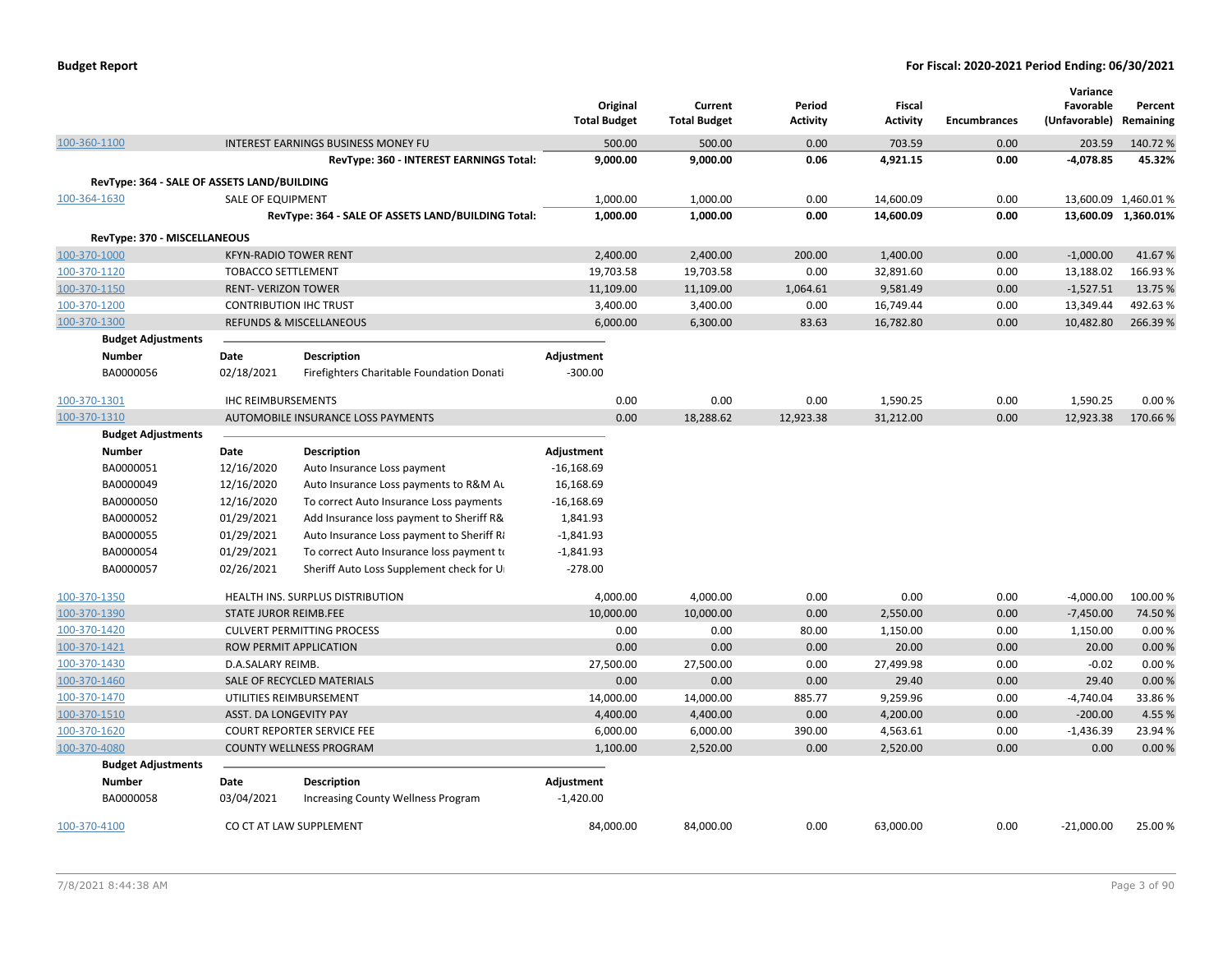**Budget Report** | **For Fiscal: 2020-2021 Period Ending: 06/30/2021**

| | | Original Total Budget | Current Total Budget | Period Activity | Fiscal Activity | Encumbrances | Variance Favorable (Unfavorable) | Percent Remaining |
|---|---|---|---|---|---|---|---|---|
| 100-360-1100 | INTEREST EARNINGS BUSINESS MONEY FU | 500.00 | 500.00 | 0.00 | 703.59 | 0.00 | 203.59 | 140.72 % |
| | **RevType: 360 - INTEREST EARNINGS Total:** | **9,000.00** | **9,000.00** | **0.06** | **4,921.15** | **0.00** | **-4,078.85** | **45.32%** |
| **RevType: 364 - SALE OF ASSETS LAND/BUILDING** | | | | | | | | |
| 100-364-1630 | SALE OF EQUIPMENT | 1,000.00 | 1,000.00 | 0.00 | 14,600.09 | 0.00 | 13,600.09 | 1,460.01 % |
| | **RevType: 364 - SALE OF ASSETS LAND/BUILDING Total:** | **1,000.00** | **1,000.00** | **0.00** | **14,600.09** | **0.00** | **13,600.09** | **1,360.01%** |
| **RevType: 370 - MISCELLANEOUS** | | | | | | | | |
| 100-370-1000 | KFYN-RADIO TOWER RENT | 2,400.00 | 2,400.00 | 200.00 | 1,400.00 | 0.00 | -1,000.00 | 41.67 % |
| 100-370-1120 | TOBACCO SETTLEMENT | 19,703.58 | 19,703.58 | 0.00 | 32,891.60 | 0.00 | 13,188.02 | 166.93 % |
| 100-370-1150 | RENT- VERIZON TOWER | 11,109.00 | 11,109.00 | 1,064.61 | 9,581.49 | 0.00 | -1,527.51 | 13.75 % |
| 100-370-1200 | CONTRIBUTION IHC TRUST | 3,400.00 | 3,400.00 | 0.00 | 16,749.44 | 0.00 | 13,349.44 | 492.63 % |
| 100-370-1300 | REFUNDS & MISCELLANEOUS | 6,000.00 | 6,300.00 | 83.63 | 16,782.80 | 0.00 | 10,482.80 | 266.39 % |

**Budget Adjustments**

| Number | Date | Description | Adjustment |
|---|---|---|---|
| BA0000056 | 02/18/2021 | Firefighters Charitable Foundation Donati | -300.00 |

| | | Original Total Budget | Current Total Budget | Period Activity | Fiscal Activity | Encumbrances | Variance Favorable (Unfavorable) | Percent Remaining |
|---|---|---|---|---|---|---|---|---|
| 100-370-1301 | IHC REIMBURSEMENTS | 0.00 | 0.00 | 0.00 | 1,590.25 | 0.00 | 1,590.25 | 0.00 % |
| 100-370-1310 | AUTOMOBILE INSURANCE LOSS PAYMENTS | 0.00 | 18,288.62 | 12,923.38 | 31,212.00 | 0.00 | 12,923.38 | 170.66 % |

**Budget Adjustments**

| Number | Date | Description | Adjustment |
|---|---|---|---|
| BA0000051 | 12/16/2020 | Auto Insurance Loss payment | -16,168.69 |
| BA0000049 | 12/16/2020 | Auto Insurance Loss payments to R&M Au | 16,168.69 |
| BA0000050 | 12/16/2020 | To correct Auto Insurance Loss payments | -16,168.69 |
| BA0000052 | 01/29/2021 | Add Insurance loss payment to Sheriff R& | 1,841.93 |
| BA0000055 | 01/29/2021 | Auto Insurance Loss payment to Sheriff R | -1,841.93 |
| BA0000054 | 01/29/2021 | To correct Auto Insurance loss payment to | -1,841.93 |
| BA0000057 | 02/26/2021 | Sheriff Auto Loss Supplement check for U | -278.00 |

| | | Original Total Budget | Current Total Budget | Period Activity | Fiscal Activity | Encumbrances | Variance Favorable (Unfavorable) | Percent Remaining |
|---|---|---|---|---|---|---|---|---|
| 100-370-1350 | HEALTH INS. SURPLUS DISTRIBUTION | 4,000.00 | 4,000.00 | 0.00 | 0.00 | 0.00 | -4,000.00 | 100.00 % |
| 100-370-1390 | STATE JUROR REIMB.FEE | 10,000.00 | 10,000.00 | 0.00 | 2,550.00 | 0.00 | -7,450.00 | 74.50 % |
| 100-370-1420 | CULVERT PERMITTING PROCESS | 0.00 | 0.00 | 80.00 | 1,150.00 | 0.00 | 1,150.00 | 0.00 % |
| 100-370-1421 | ROW PERMIT APPLICATION | 0.00 | 0.00 | 0.00 | 20.00 | 0.00 | 20.00 | 0.00 % |
| 100-370-1430 | D.A.SALARY REIMB. | 27,500.00 | 27,500.00 | 0.00 | 27,499.98 | 0.00 | -0.02 | 0.00 % |
| 100-370-1460 | SALE OF RECYCLED MATERIALS | 0.00 | 0.00 | 0.00 | 29.40 | 0.00 | 29.40 | 0.00 % |
| 100-370-1470 | UTILITIES REIMBURSEMENT | 14,000.00 | 14,000.00 | 885.77 | 9,259.96 | 0.00 | -4,740.04 | 33.86 % |
| 100-370-1510 | ASST. DA LONGEVITY PAY | 4,400.00 | 4,400.00 | 0.00 | 4,200.00 | 0.00 | -200.00 | 4.55 % |
| 100-370-1620 | COURT REPORTER SERVICE FEE | 6,000.00 | 6,000.00 | 390.00 | 4,563.61 | 0.00 | -1,436.39 | 23.94 % |
| 100-370-4080 | COUNTY WELLNESS PROGRAM | 1,100.00 | 2,520.00 | 0.00 | 2,520.00 | 0.00 | 0.00 | 0.00 % |

**Budget Adjustments**

| Number | Date | Description | Adjustment |
|---|---|---|---|
| BA0000058 | 03/04/2021 | Increasing County Wellness Program | -1,420.00 |

| | | Original Total Budget | Current Total Budget | Period Activity | Fiscal Activity | Encumbrances | Variance Favorable (Unfavorable) | Percent Remaining |
|---|---|---|---|---|---|---|---|---|
| 100-370-4100 | CO CT AT LAW SUPPLEMENT | 84,000.00 | 84,000.00 | 0.00 | 63,000.00 | 0.00 | -21,000.00 | 25.00 % |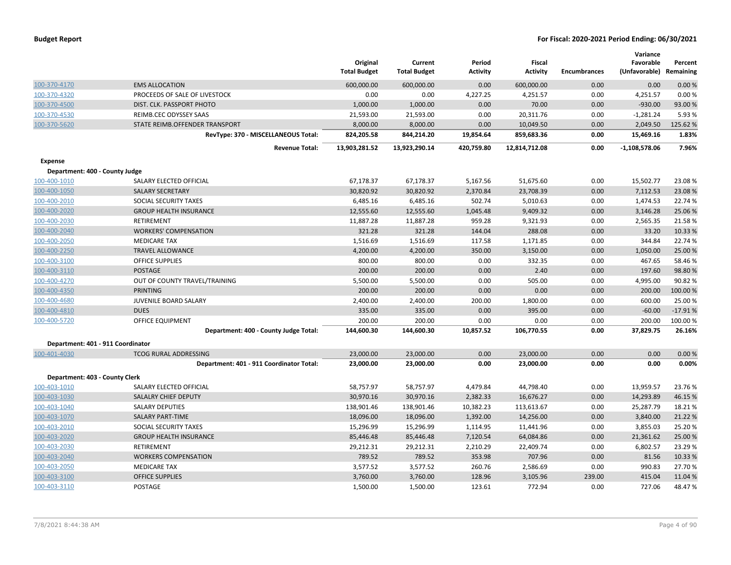**Budget Report** **For Fiscal: 2020-2021 Period Ending: 06/30/2021**

| | | Original Total Budget | Current Total Budget | Period Activity | Fiscal Activity | Encumbrances | Variance Favorable (Unfavorable) | Percent Remaining |
|---|---|---|---|---|---|---|---|---|
| 100-370-4170 | EMS ALLOCATION | 600,000.00 | 600,000.00 | 0.00 | 600,000.00 | 0.00 | 0.00 | 0.00 % |
| 100-370-4320 | PROCEEDS OF SALE OF LIVESTOCK | 0.00 | 0.00 | 4,227.25 | 4,251.57 | 0.00 | 4,251.57 | 0.00 % |
| 100-370-4500 | DIST. CLK. PASSPORT PHOTO | 1,000.00 | 1,000.00 | 0.00 | 70.00 | 0.00 | -930.00 | 93.00 % |
| 100-370-4530 | REIMB.CEC ODYSSEY SAAS | 21,593.00 | 21,593.00 | 0.00 | 20,311.76 | 0.00 | -1,281.24 | 5.93 % |
| 100-370-5620 | STATE REIMB.OFFENDER TRANSPORT | 8,000.00 | 8,000.00 | 0.00 | 10,049.50 | 0.00 | 2,049.50 | 125.62 % |
| | **RevType: 370 - MISCELLANEOUS Total:** | **824,205.58** | **844,214.20** | **19,854.64** | **859,683.36** | **0.00** | **15,469.16** | **1.83%** |
| | **Revenue Total:** | **13,903,281.52** | **13,923,290.14** | **420,759.80** | **12,814,712.08** | **0.00** | **-1,108,578.06** | **7.96%** |
| **Expense** | | | | | | | | |
| **Department: 400 - County Judge** | | | | | | | | |
| 100-400-1010 | SALARY ELECTED OFFICIAL | 67,178.37 | 67,178.37 | 5,167.56 | 51,675.60 | 0.00 | 15,502.77 | 23.08 % |
| 100-400-1050 | SALARY SECRETARY | 30,820.92 | 30,820.92 | 2,370.84 | 23,708.39 | 0.00 | 7,112.53 | 23.08 % |
| 100-400-2010 | SOCIAL SECURITY TAXES | 6,485.16 | 6,485.16 | 502.74 | 5,010.63 | 0.00 | 1,474.53 | 22.74 % |
| 100-400-2020 | GROUP HEALTH INSURANCE | 12,555.60 | 12,555.60 | 1,045.48 | 9,409.32 | 0.00 | 3,146.28 | 25.06 % |
| 100-400-2030 | RETIREMENT | 11,887.28 | 11,887.28 | 959.28 | 9,321.93 | 0.00 | 2,565.35 | 21.58 % |
| 100-400-2040 | WORKERS' COMPENSATION | 321.28 | 321.28 | 144.04 | 288.08 | 0.00 | 33.20 | 10.33 % |
| 100-400-2050 | MEDICARE TAX | 1,516.69 | 1,516.69 | 117.58 | 1,171.85 | 0.00 | 344.84 | 22.74 % |
| 100-400-2250 | TRAVEL ALLOWANCE | 4,200.00 | 4,200.00 | 350.00 | 3,150.00 | 0.00 | 1,050.00 | 25.00 % |
| 100-400-3100 | OFFICE SUPPLIES | 800.00 | 800.00 | 0.00 | 332.35 | 0.00 | 467.65 | 58.46 % |
| 100-400-3110 | POSTAGE | 200.00 | 200.00 | 0.00 | 2.40 | 0.00 | 197.60 | 98.80 % |
| 100-400-4270 | OUT OF COUNTY TRAVEL/TRAINING | 5,500.00 | 5,500.00 | 0.00 | 505.00 | 0.00 | 4,995.00 | 90.82 % |
| 100-400-4350 | PRINTING | 200.00 | 200.00 | 0.00 | 0.00 | 0.00 | 200.00 | 100.00 % |
| 100-400-4680 | JUVENILE BOARD SALARY | 2,400.00 | 2,400.00 | 200.00 | 1,800.00 | 0.00 | 600.00 | 25.00 % |
| 100-400-4810 | DUES | 335.00 | 335.00 | 0.00 | 395.00 | 0.00 | -60.00 | -17.91 % |
| 100-400-5720 | OFFICE EQUIPMENT | 200.00 | 200.00 | 0.00 | 0.00 | 0.00 | 200.00 | 100.00 % |
| | **Department: 400 - County Judge Total:** | **144,600.30** | **144,600.30** | **10,857.52** | **106,770.55** | **0.00** | **37,829.75** | **26.16%** |
| **Department: 401 - 911 Coordinator** | | | | | | | | |
| 100-401-4030 | TCOG RURAL ADDRESSING | 23,000.00 | 23,000.00 | 0.00 | 23,000.00 | 0.00 | 0.00 | 0.00 % |
| | **Department: 401 - 911 Coordinator Total:** | **23,000.00** | **23,000.00** | **0.00** | **23,000.00** | **0.00** | **0.00** | **0.00%** |
| **Department: 403 - County Clerk** | | | | | | | | |
| 100-403-1010 | SALARY ELECTED OFFICIAL | 58,757.97 | 58,757.97 | 4,479.84 | 44,798.40 | 0.00 | 13,959.57 | 23.76 % |
| 100-403-1030 | SALALRY CHIEF DEPUTY | 30,970.16 | 30,970.16 | 2,382.33 | 16,676.27 | 0.00 | 14,293.89 | 46.15 % |
| 100-403-1040 | SALARY DEPUTIES | 138,901.46 | 138,901.46 | 10,382.23 | 113,613.67 | 0.00 | 25,287.79 | 18.21 % |
| 100-403-1070 | SALARY PART-TIME | 18,096.00 | 18,096.00 | 1,392.00 | 14,256.00 | 0.00 | 3,840.00 | 21.22 % |
| 100-403-2010 | SOCIAL SECURITY TAXES | 15,296.99 | 15,296.99 | 1,114.95 | 11,441.96 | 0.00 | 3,855.03 | 25.20 % |
| 100-403-2020 | GROUP HEALTH INSURANCE | 85,446.48 | 85,446.48 | 7,120.54 | 64,084.86 | 0.00 | 21,361.62 | 25.00 % |
| 100-403-2030 | RETIREMENT | 29,212.31 | 29,212.31 | 2,210.29 | 22,409.74 | 0.00 | 6,802.57 | 23.29 % |
| 100-403-2040 | WORKERS COMPENSATION | 789.52 | 789.52 | 353.98 | 707.96 | 0.00 | 81.56 | 10.33 % |
| 100-403-2050 | MEDICARE TAX | 3,577.52 | 3,577.52 | 260.76 | 2,586.69 | 0.00 | 990.83 | 27.70 % |
| 100-403-3100 | OFFICE SUPPLIES | 3,760.00 | 3,760.00 | 128.96 | 3,105.96 | 239.00 | 415.04 | 11.04 % |
| 100-403-3110 | POSTAGE | 1,500.00 | 1,500.00 | 123.61 | 772.94 | 0.00 | 727.06 | 48.47 % |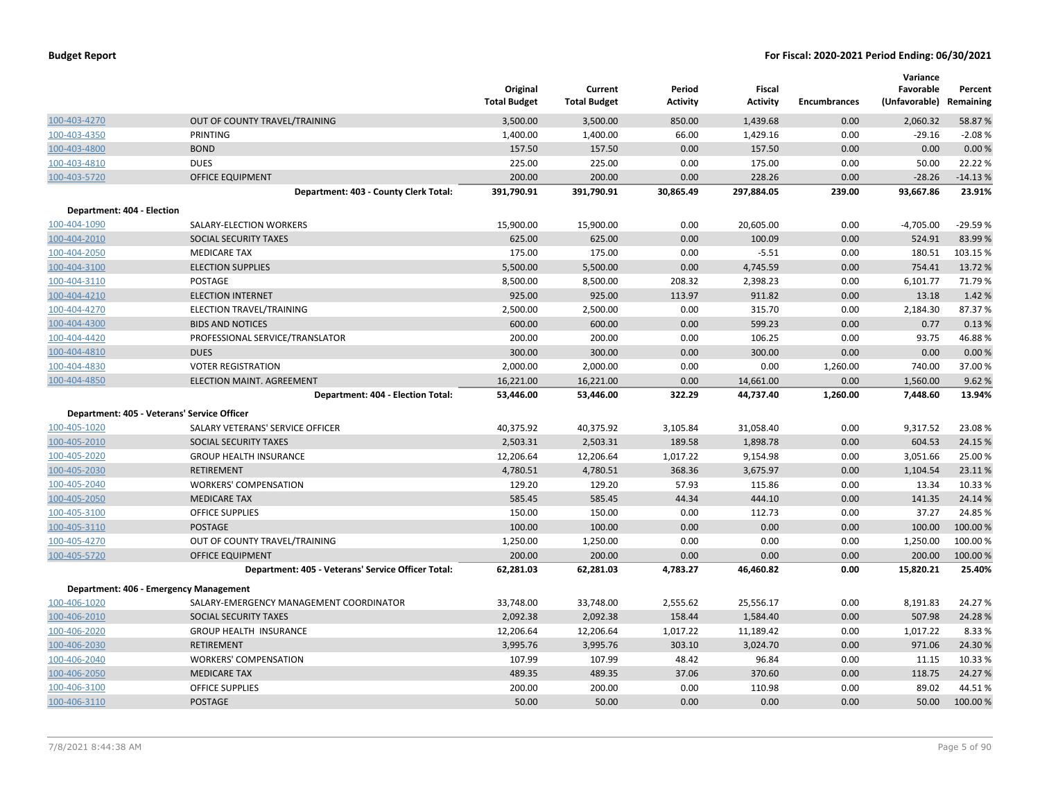**Budget Report** **For Fiscal: 2020-2021 Period Ending: 06/30/2021**

| | | Original Total Budget | Current Total Budget | Period Activity | Fiscal Activity | Encumbrances | Variance Favorable (Unfavorable) | Percent Remaining |
|---|---|---|---|---|---|---|---|---|
| 100-403-4270 | OUT OF COUNTY TRAVEL/TRAINING | 3,500.00 | 3,500.00 | 850.00 | 1,439.68 | 0.00 | 2,060.32 | 58.87 % |
| 100-403-4350 | PRINTING | 1,400.00 | 1,400.00 | 66.00 | 1,429.16 | 0.00 | -29.16 | -2.08 % |
| 100-403-4800 | BOND | 157.50 | 157.50 | 0.00 | 157.50 | 0.00 | 0.00 | 0.00 % |
| 100-403-4810 | DUES | 225.00 | 225.00 | 0.00 | 175.00 | 0.00 | 50.00 | 22.22 % |
| 100-403-5720 | OFFICE EQUIPMENT | 200.00 | 200.00 | 0.00 | 228.26 | 0.00 | -28.26 | -14.13 % |
| | **Department: 403 - County Clerk Total:** | **391,790.91** | **391,790.91** | **30,865.49** | **297,884.05** | **239.00** | **93,667.86** | **23.91%** |
| **Department: 404 - Election** | | | | | | | | |
| 100-404-1090 | SALARY-ELECTION WORKERS | 15,900.00 | 15,900.00 | 0.00 | 20,605.00 | 0.00 | -4,705.00 | -29.59 % |
| 100-404-2010 | SOCIAL SECURITY TAXES | 625.00 | 625.00 | 0.00 | 100.09 | 0.00 | 524.91 | 83.99 % |
| 100-404-2050 | MEDICARE TAX | 175.00 | 175.00 | 0.00 | -5.51 | 0.00 | 180.51 | 103.15 % |
| 100-404-3100 | ELECTION SUPPLIES | 5,500.00 | 5,500.00 | 0.00 | 4,745.59 | 0.00 | 754.41 | 13.72 % |
| 100-404-3110 | POSTAGE | 8,500.00 | 8,500.00 | 208.32 | 2,398.23 | 0.00 | 6,101.77 | 71.79 % |
| 100-404-4210 | ELECTION INTERNET | 925.00 | 925.00 | 113.97 | 911.82 | 0.00 | 13.18 | 1.42 % |
| 100-404-4270 | ELECTION TRAVEL/TRAINING | 2,500.00 | 2,500.00 | 0.00 | 315.70 | 0.00 | 2,184.30 | 87.37 % |
| 100-404-4300 | BIDS AND NOTICES | 600.00 | 600.00 | 0.00 | 599.23 | 0.00 | 0.77 | 0.13 % |
| 100-404-4420 | PROFESSIONAL SERVICE/TRANSLATOR | 200.00 | 200.00 | 0.00 | 106.25 | 0.00 | 93.75 | 46.88 % |
| 100-404-4810 | DUES | 300.00 | 300.00 | 0.00 | 300.00 | 0.00 | 0.00 | 0.00 % |
| 100-404-4830 | VOTER REGISTRATION | 2,000.00 | 2,000.00 | 0.00 | 0.00 | 1,260.00 | 740.00 | 37.00 % |
| 100-404-4850 | ELECTION MAINT. AGREEMENT | 16,221.00 | 16,221.00 | 0.00 | 14,661.00 | 0.00 | 1,560.00 | 9.62 % |
| | **Department: 404 - Election Total:** | **53,446.00** | **53,446.00** | **322.29** | **44,737.40** | **1,260.00** | **7,448.60** | **13.94%** |
| **Department: 405 - Veterans' Service Officer** | | | | | | | | |
| 100-405-1020 | SALARY VETERANS' SERVICE OFFICER | 40,375.92 | 40,375.92 | 3,105.84 | 31,058.40 | 0.00 | 9,317.52 | 23.08 % |
| 100-405-2010 | SOCIAL SECURITY TAXES | 2,503.31 | 2,503.31 | 189.58 | 1,898.78 | 0.00 | 604.53 | 24.15 % |
| 100-405-2020 | GROUP HEALTH INSURANCE | 12,206.64 | 12,206.64 | 1,017.22 | 9,154.98 | 0.00 | 3,051.66 | 25.00 % |
| 100-405-2030 | RETIREMENT | 4,780.51 | 4,780.51 | 368.36 | 3,675.97 | 0.00 | 1,104.54 | 23.11 % |
| 100-405-2040 | WORKERS' COMPENSATION | 129.20 | 129.20 | 57.93 | 115.86 | 0.00 | 13.34 | 10.33 % |
| 100-405-2050 | MEDICARE TAX | 585.45 | 585.45 | 44.34 | 444.10 | 0.00 | 141.35 | 24.14 % |
| 100-405-3100 | OFFICE SUPPLIES | 150.00 | 150.00 | 0.00 | 112.73 | 0.00 | 37.27 | 24.85 % |
| 100-405-3110 | POSTAGE | 100.00 | 100.00 | 0.00 | 0.00 | 0.00 | 100.00 | 100.00 % |
| 100-405-4270 | OUT OF COUNTY TRAVEL/TRAINING | 1,250.00 | 1,250.00 | 0.00 | 0.00 | 0.00 | 1,250.00 | 100.00 % |
| 100-405-5720 | OFFICE EQUIPMENT | 200.00 | 200.00 | 0.00 | 0.00 | 0.00 | 200.00 | 100.00 % |
| | **Department: 405 - Veterans' Service Officer Total:** | **62,281.03** | **62,281.03** | **4,783.27** | **46,460.82** | **0.00** | **15,820.21** | **25.40%** |
| **Department: 406 - Emergency Management** | | | | | | | | |
| 100-406-1020 | SALARY-EMERGENCY MANAGEMENT COORDINATOR | 33,748.00 | 33,748.00 | 2,555.62 | 25,556.17 | 0.00 | 8,191.83 | 24.27 % |
| 100-406-2010 | SOCIAL SECURITY TAXES | 2,092.38 | 2,092.38 | 158.44 | 1,584.40 | 0.00 | 507.98 | 24.28 % |
| 100-406-2020 | GROUP HEALTH INSURANCE | 12,206.64 | 12,206.64 | 1,017.22 | 11,189.42 | 0.00 | 1,017.22 | 8.33 % |
| 100-406-2030 | RETIREMENT | 3,995.76 | 3,995.76 | 303.10 | 3,024.70 | 0.00 | 971.06 | 24.30 % |
| 100-406-2040 | WORKERS' COMPENSATION | 107.99 | 107.99 | 48.42 | 96.84 | 0.00 | 11.15 | 10.33 % |
| 100-406-2050 | MEDICARE TAX | 489.35 | 489.35 | 37.06 | 370.60 | 0.00 | 118.75 | 24.27 % |
| 100-406-3100 | OFFICE SUPPLIES | 200.00 | 200.00 | 0.00 | 110.98 | 0.00 | 89.02 | 44.51 % |
| 100-406-3110 | POSTAGE | 50.00 | 50.00 | 0.00 | 0.00 | 0.00 | 50.00 | 100.00 % |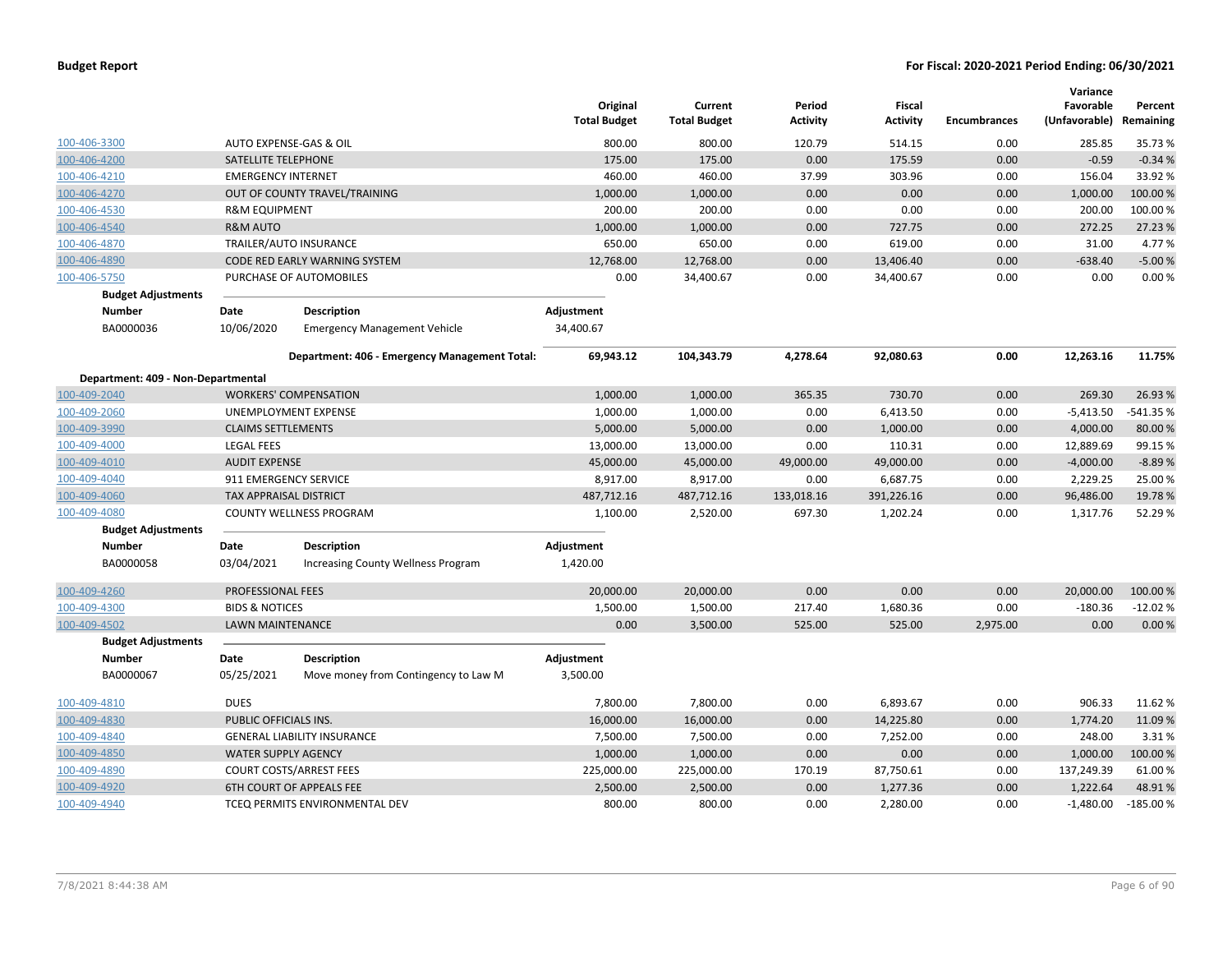**Budget Report** — **For Fiscal: 2020-2021 Period Ending: 06/30/2021**

| | | Original Total Budget | Current Total Budget | Period Activity | Fiscal Activity | Encumbrances | Variance Favorable (Unfavorable) | Percent Remaining |
|---|---|---|---|---|---|---|---|---|
| 100-406-3300 | AUTO EXPENSE-GAS & OIL | 800.00 | 800.00 | 120.79 | 514.15 | 0.00 | 285.85 | 35.73 % |
| 100-406-4200 | SATELLITE TELEPHONE | 175.00 | 175.00 | 0.00 | 175.59 | 0.00 | -0.59 | -0.34 % |
| 100-406-4210 | EMERGENCY INTERNET | 460.00 | 460.00 | 37.99 | 303.96 | 0.00 | 156.04 | 33.92 % |
| 100-406-4270 | OUT OF COUNTY TRAVEL/TRAINING | 1,000.00 | 1,000.00 | 0.00 | 0.00 | 0.00 | 1,000.00 | 100.00 % |
| 100-406-4530 | R&M EQUIPMENT | 200.00 | 200.00 | 0.00 | 0.00 | 0.00 | 200.00 | 100.00 % |
| 100-406-4540 | R&M AUTO | 1,000.00 | 1,000.00 | 0.00 | 727.75 | 0.00 | 272.25 | 27.23 % |
| 100-406-4870 | TRAILER/AUTO INSURANCE | 650.00 | 650.00 | 0.00 | 619.00 | 0.00 | 31.00 | 4.77 % |
| 100-406-4890 | CODE RED EARLY WARNING SYSTEM | 12,768.00 | 12,768.00 | 0.00 | 13,406.40 | 0.00 | -638.40 | -5.00 % |
| 100-406-5750 | PURCHASE OF AUTOMOBILES | 0.00 | 34,400.67 | 0.00 | 34,400.67 | 0.00 | 0.00 | 0.00 % |

**Budget Adjustments**

| Number | Date | Description | Adjustment |
|---|---|---|---|
| BA0000036 | 10/06/2020 | Emergency Management Vehicle | 34,400.67 |

| | Original Total Budget | Current Total Budget | Period Activity | Fiscal Activity | Encumbrances | Variance Favorable (Unfavorable) | Percent Remaining |
|---|---|---|---|---|---|---|---|
| **Department: 406 - Emergency Management Total:** | **69,943.12** | **104,343.79** | **4,278.64** | **92,080.63** | **0.00** | **12,263.16** | **11.75%** |

**Department: 409 - Non-Departmental**

| | | Original Total Budget | Current Total Budget | Period Activity | Fiscal Activity | Encumbrances | Variance Favorable (Unfavorable) | Percent Remaining |
|---|---|---|---|---|---|---|---|---|
| 100-409-2040 | WORKERS' COMPENSATION | 1,000.00 | 1,000.00 | 365.35 | 730.70 | 0.00 | 269.30 | 26.93 % |
| 100-409-2060 | UNEMPLOYMENT EXPENSE | 1,000.00 | 1,000.00 | 0.00 | 6,413.50 | 0.00 | -5,413.50 | -541.35 % |
| 100-409-3990 | CLAIMS SETTLEMENTS | 5,000.00 | 5,000.00 | 0.00 | 1,000.00 | 0.00 | 4,000.00 | 80.00 % |
| 100-409-4000 | LEGAL FEES | 13,000.00 | 13,000.00 | 0.00 | 110.31 | 0.00 | 12,889.69 | 99.15 % |
| 100-409-4010 | AUDIT EXPENSE | 45,000.00 | 45,000.00 | 49,000.00 | 49,000.00 | 0.00 | -4,000.00 | -8.89 % |
| 100-409-4040 | 911 EMERGENCY SERVICE | 8,917.00 | 8,917.00 | 0.00 | 6,687.75 | 0.00 | 2,229.25 | 25.00 % |
| 100-409-4060 | TAX APPRAISAL DISTRICT | 487,712.16 | 487,712.16 | 133,018.16 | 391,226.16 | 0.00 | 96,486.00 | 19.78 % |
| 100-409-4080 | COUNTY WELLNESS PROGRAM | 1,100.00 | 2,520.00 | 697.30 | 1,202.24 | 0.00 | 1,317.76 | 52.29 % |

**Budget Adjustments**

| Number | Date | Description | Adjustment |
|---|---|---|---|
| BA0000058 | 03/04/2021 | Increasing County Wellness Program | 1,420.00 |

| | | Original Total Budget | Current Total Budget | Period Activity | Fiscal Activity | Encumbrances | Variance Favorable (Unfavorable) | Percent Remaining |
|---|---|---|---|---|---|---|---|---|
| 100-409-4260 | PROFESSIONAL FEES | 20,000.00 | 20,000.00 | 0.00 | 0.00 | 0.00 | 20,000.00 | 100.00 % |
| 100-409-4300 | BIDS & NOTICES | 1,500.00 | 1,500.00 | 217.40 | 1,680.36 | 0.00 | -180.36 | -12.02 % |
| 100-409-4502 | LAWN MAINTENANCE | 0.00 | 3,500.00 | 525.00 | 525.00 | 2,975.00 | 0.00 | 0.00 % |

**Budget Adjustments**

| Number | Date | Description | Adjustment |
|---|---|---|---|
| BA0000067 | 05/25/2021 | Move money from Contingency to Law M | 3,500.00 |

| | | Original Total Budget | Current Total Budget | Period Activity | Fiscal Activity | Encumbrances | Variance Favorable (Unfavorable) | Percent Remaining |
|---|---|---|---|---|---|---|---|---|
| 100-409-4810 | DUES | 7,800.00 | 7,800.00 | 0.00 | 6,893.67 | 0.00 | 906.33 | 11.62 % |
| 100-409-4830 | PUBLIC OFFICIALS INS. | 16,000.00 | 16,000.00 | 0.00 | 14,225.80 | 0.00 | 1,774.20 | 11.09 % |
| 100-409-4840 | GENERAL LIABILITY INSURANCE | 7,500.00 | 7,500.00 | 0.00 | 7,252.00 | 0.00 | 248.00 | 3.31 % |
| 100-409-4850 | WATER SUPPLY AGENCY | 1,000.00 | 1,000.00 | 0.00 | 0.00 | 0.00 | 1,000.00 | 100.00 % |
| 100-409-4890 | COURT COSTS/ARREST FEES | 225,000.00 | 225,000.00 | 170.19 | 87,750.61 | 0.00 | 137,249.39 | 61.00 % |
| 100-409-4920 | 6TH COURT OF APPEALS FEE | 2,500.00 | 2,500.00 | 0.00 | 1,277.36 | 0.00 | 1,222.64 | 48.91 % |
| 100-409-4940 | TCEQ PERMITS ENVIRONMENTAL DEV | 800.00 | 800.00 | 0.00 | 2,280.00 | 0.00 | -1,480.00 | -185.00 % |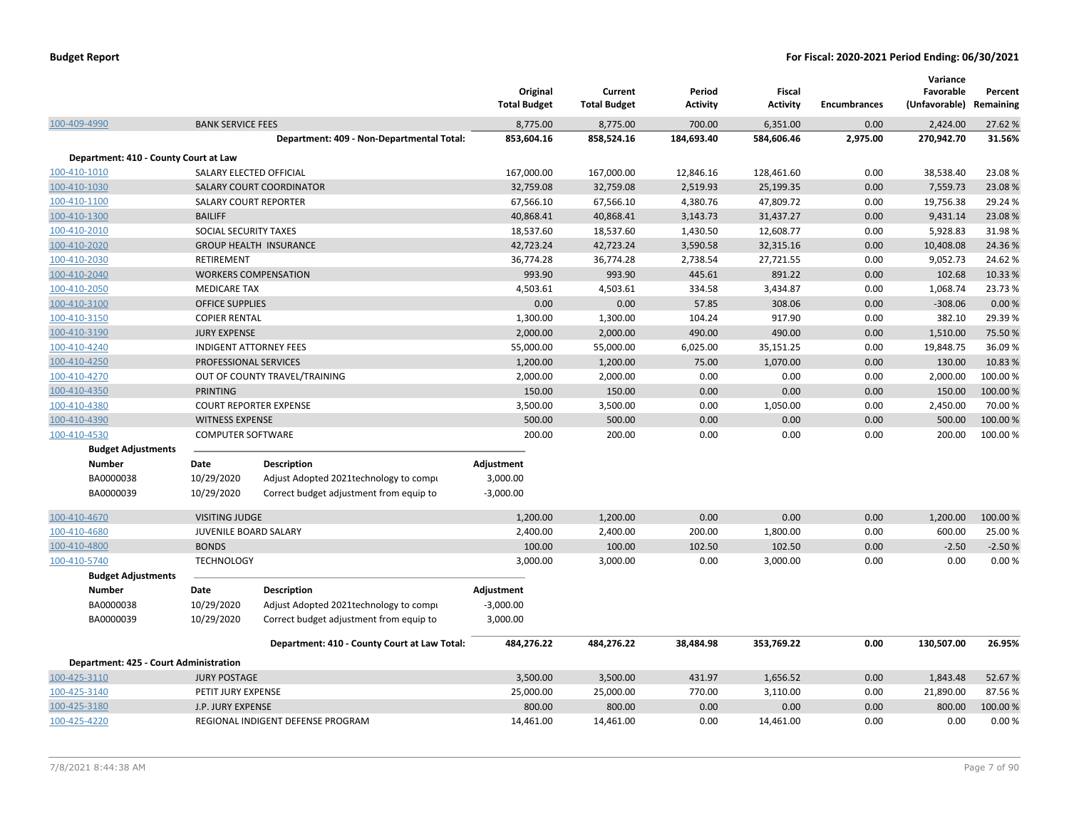**Budget Report** | **For Fiscal: 2020-2021 Period Ending: 06/30/2021**

| | | Original Total Budget | Current Total Budget | Period Activity | Fiscal Activity | Encumbrances | Variance Favorable (Unfavorable) | Percent Remaining |
|---|---|---|---|---|---|---|---|---|
| 100-409-4990 | BANK SERVICE FEES | 8,775.00 | 8,775.00 | 700.00 | 6,351.00 | 0.00 | 2,424.00 | 27.62 % |
| | **Department: 409 - Non-Departmental Total:** | **853,604.16** | **858,524.16** | **184,693.40** | **584,606.46** | **2,975.00** | **270,942.70** | **31.56%** |
| **Department: 410 - County Court at Law** | | | | | | | | |
| 100-410-1010 | SALARY ELECTED OFFICIAL | 167,000.00 | 167,000.00 | 12,846.16 | 128,461.60 | 0.00 | 38,538.40 | 23.08 % |
| 100-410-1030 | SALARY COURT COORDINATOR | 32,759.08 | 32,759.08 | 2,519.93 | 25,199.35 | 0.00 | 7,559.73 | 23.08 % |
| 100-410-1100 | SALARY COURT REPORTER | 67,566.10 | 67,566.10 | 4,380.76 | 47,809.72 | 0.00 | 19,756.38 | 29.24 % |
| 100-410-1300 | BAILIFF | 40,868.41 | 40,868.41 | 3,143.73 | 31,437.27 | 0.00 | 9,431.14 | 23.08 % |
| 100-410-2010 | SOCIAL SECURITY TAXES | 18,537.60 | 18,537.60 | 1,430.50 | 12,608.77 | 0.00 | 5,928.83 | 31.98 % |
| 100-410-2020 | GROUP HEALTH INSURANCE | 42,723.24 | 42,723.24 | 3,590.58 | 32,315.16 | 0.00 | 10,408.08 | 24.36 % |
| 100-410-2030 | RETIREMENT | 36,774.28 | 36,774.28 | 2,738.54 | 27,721.55 | 0.00 | 9,052.73 | 24.62 % |
| 100-410-2040 | WORKERS COMPENSATION | 993.90 | 993.90 | 445.61 | 891.22 | 0.00 | 102.68 | 10.33 % |
| 100-410-2050 | MEDICARE TAX | 4,503.61 | 4,503.61 | 334.58 | 3,434.87 | 0.00 | 1,068.74 | 23.73 % |
| 100-410-3100 | OFFICE SUPPLIES | 0.00 | 0.00 | 57.85 | 308.06 | 0.00 | -308.06 | 0.00 % |
| 100-410-3150 | COPIER RENTAL | 1,300.00 | 1,300.00 | 104.24 | 917.90 | 0.00 | 382.10 | 29.39 % |
| 100-410-3190 | JURY EXPENSE | 2,000.00 | 2,000.00 | 490.00 | 490.00 | 0.00 | 1,510.00 | 75.50 % |
| 100-410-4240 | INDIGENT ATTORNEY FEES | 55,000.00 | 55,000.00 | 6,025.00 | 35,151.25 | 0.00 | 19,848.75 | 36.09 % |
| 100-410-4250 | PROFESSIONAL SERVICES | 1,200.00 | 1,200.00 | 75.00 | 1,070.00 | 0.00 | 130.00 | 10.83 % |
| 100-410-4270 | OUT OF COUNTY TRAVEL/TRAINING | 2,000.00 | 2,000.00 | 0.00 | 0.00 | 0.00 | 2,000.00 | 100.00 % |
| 100-410-4350 | PRINTING | 150.00 | 150.00 | 0.00 | 0.00 | 0.00 | 150.00 | 100.00 % |
| 100-410-4380 | COURT REPORTER EXPENSE | 3,500.00 | 3,500.00 | 0.00 | 1,050.00 | 0.00 | 2,450.00 | 70.00 % |
| 100-410-4390 | WITNESS EXPENSE | 500.00 | 500.00 | 0.00 | 0.00 | 0.00 | 500.00 | 100.00 % |
| 100-410-4530 | COMPUTER SOFTWARE | 200.00 | 200.00 | 0.00 | 0.00 | 0.00 | 200.00 | 100.00 % |

**Budget Adjustments**

| Number | Date | Description | Adjustment |
|---|---|---|---|
| BA0000038 | 10/29/2020 | Adjust Adopted 2021technology to compu | 3,000.00 |
| BA0000039 | 10/29/2020 | Correct budget adjustment from equip to | -3,000.00 |

| | | Original Total Budget | Current Total Budget | Period Activity | Fiscal Activity | Encumbrances | Variance Favorable (Unfavorable) | Percent Remaining |
|---|---|---|---|---|---|---|---|---|
| 100-410-4670 | VISITING JUDGE | 1,200.00 | 1,200.00 | 0.00 | 0.00 | 0.00 | 1,200.00 | 100.00 % |
| 100-410-4680 | JUVENILE BOARD SALARY | 2,400.00 | 2,400.00 | 200.00 | 1,800.00 | 0.00 | 600.00 | 25.00 % |
| 100-410-4800 | BONDS | 100.00 | 100.00 | 102.50 | 102.50 | 0.00 | -2.50 | -2.50 % |
| 100-410-5740 | TECHNOLOGY | 3,000.00 | 3,000.00 | 0.00 | 3,000.00 | 0.00 | 0.00 | 0.00 % |

**Budget Adjustments**

| Number | Date | Description | Adjustment |
|---|---|---|---|
| BA0000038 | 10/29/2020 | Adjust Adopted 2021technology to compu | -3,000.00 |
| BA0000039 | 10/29/2020 | Correct budget adjustment from equip to | 3,000.00 |

| | | Original Total Budget | Current Total Budget | Period Activity | Fiscal Activity | Encumbrances | Variance Favorable (Unfavorable) | Percent Remaining |
|---|---|---|---|---|---|---|---|---|
| | **Department: 410 - County Court at Law Total:** | **484,276.22** | **484,276.22** | **38,484.98** | **353,769.22** | **0.00** | **130,507.00** | **26.95%** |
| **Department: 425 - Court Administration** | | | | | | | | |
| 100-425-3110 | JURY POSTAGE | 3,500.00 | 3,500.00 | 431.97 | 1,656.52 | 0.00 | 1,843.48 | 52.67 % |
| 100-425-3140 | PETIT JURY EXPENSE | 25,000.00 | 25,000.00 | 770.00 | 3,110.00 | 0.00 | 21,890.00 | 87.56 % |
| 100-425-3180 | J.P. JURY EXPENSE | 800.00 | 800.00 | 0.00 | 0.00 | 0.00 | 800.00 | 100.00 % |
| 100-425-4220 | REGIONAL INDIGENT DEFENSE PROGRAM | 14,461.00 | 14,461.00 | 0.00 | 14,461.00 | 0.00 | 0.00 | 0.00 % |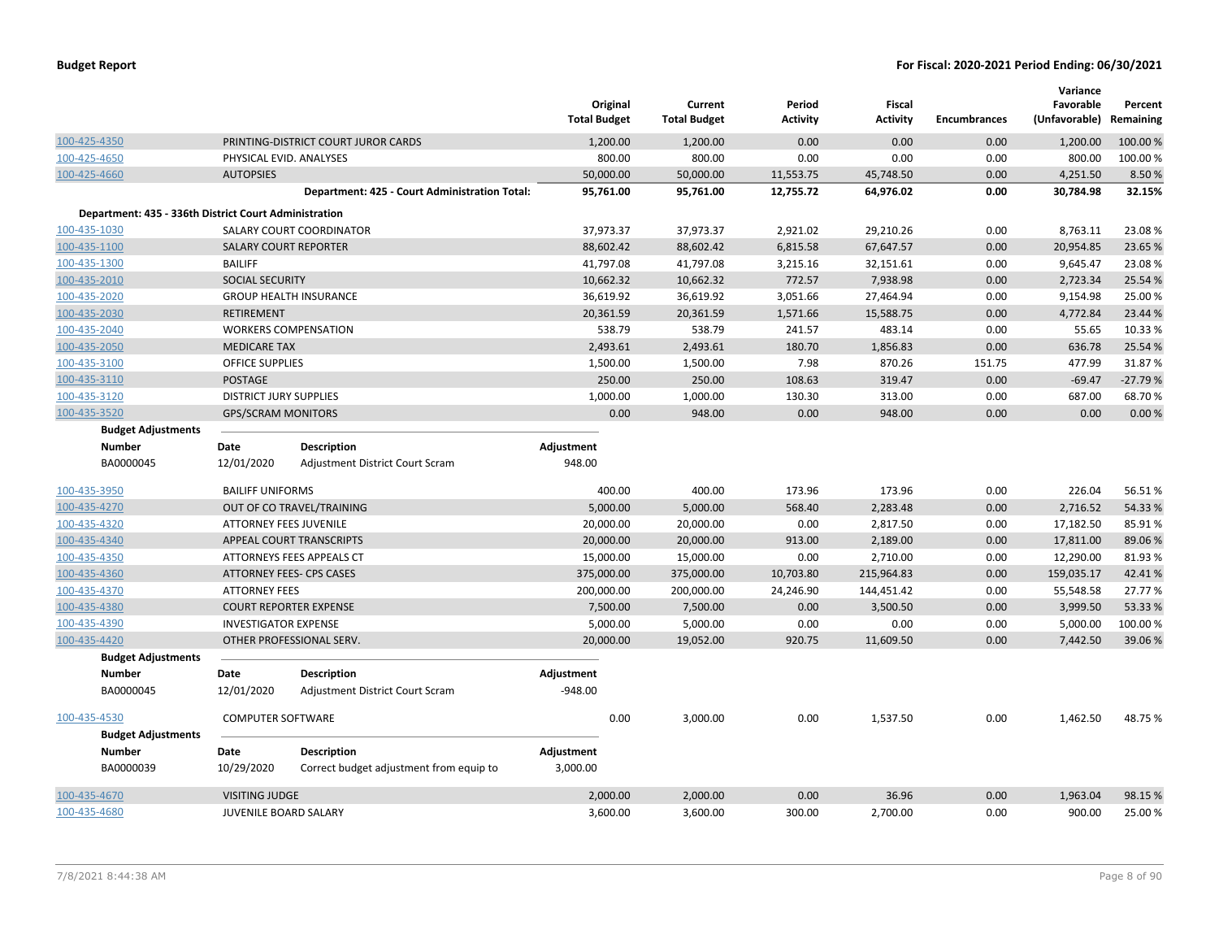**Budget Report** — For Fiscal: 2020-2021 Period Ending: 06/30/2021

| | | Original Total Budget | Current Total Budget | Period Activity | Fiscal Activity | Encumbrances | Variance Favorable (Unfavorable) | Percent Remaining |
|---|---|---|---|---|---|---|---|---|
| 100-425-4350 | PRINTING-DISTRICT COURT JUROR CARDS | 1,200.00 | 1,200.00 | 0.00 | 0.00 | 0.00 | 1,200.00 | 100.00 % |
| 100-425-4650 | PHYSICAL EVID. ANALYSES | 800.00 | 800.00 | 0.00 | 0.00 | 0.00 | 800.00 | 100.00 % |
| 100-425-4660 | AUTOPSIES | 50,000.00 | 50,000.00 | 11,553.75 | 45,748.50 | 0.00 | 4,251.50 | 8.50 % |
| | **Department: 425 - Court Administration Total:** | **95,761.00** | **95,761.00** | **12,755.72** | **64,976.02** | **0.00** | **30,784.98** | **32.15%** |

**Department: 435 - 336th District Court Administration**

| | | Original Total Budget | Current Total Budget | Period Activity | Fiscal Activity | Encumbrances | Variance Favorable (Unfavorable) | Percent Remaining |
|---|---|---|---|---|---|---|---|---|
| 100-435-1030 | SALARY COURT COORDINATOR | 37,973.37 | 37,973.37 | 2,921.02 | 29,210.26 | 0.00 | 8,763.11 | 23.08 % |
| 100-435-1100 | SALARY COURT REPORTER | 88,602.42 | 88,602.42 | 6,815.58 | 67,647.57 | 0.00 | 20,954.85 | 23.65 % |
| 100-435-1300 | BAILIFF | 41,797.08 | 41,797.08 | 3,215.16 | 32,151.61 | 0.00 | 9,645.47 | 23.08 % |
| 100-435-2010 | SOCIAL SECURITY | 10,662.32 | 10,662.32 | 772.57 | 7,938.98 | 0.00 | 2,723.34 | 25.54 % |
| 100-435-2020 | GROUP HEALTH INSURANCE | 36,619.92 | 36,619.92 | 3,051.66 | 27,464.94 | 0.00 | 9,154.98 | 25.00 % |
| 100-435-2030 | RETIREMENT | 20,361.59 | 20,361.59 | 1,571.66 | 15,588.75 | 0.00 | 4,772.84 | 23.44 % |
| 100-435-2040 | WORKERS COMPENSATION | 538.79 | 538.79 | 241.57 | 483.14 | 0.00 | 55.65 | 10.33 % |
| 100-435-2050 | MEDICARE TAX | 2,493.61 | 2,493.61 | 180.70 | 1,856.83 | 0.00 | 636.78 | 25.54 % |
| 100-435-3100 | OFFICE SUPPLIES | 1,500.00 | 1,500.00 | 7.98 | 870.26 | 151.75 | 477.99 | 31.87 % |
| 100-435-3110 | POSTAGE | 250.00 | 250.00 | 108.63 | 319.47 | 0.00 | -69.47 | -27.79 % |
| 100-435-3120 | DISTRICT JURY SUPPLIES | 1,000.00 | 1,000.00 | 130.30 | 313.00 | 0.00 | 687.00 | 68.70 % |
| 100-435-3520 | GPS/SCRAM MONITORS | 0.00 | 948.00 | 0.00 | 948.00 | 0.00 | 0.00 | 0.00 % |

**Budget Adjustments**

| Number | Date | Description | Adjustment |
|---|---|---|---|
| BA0000045 | 12/01/2020 | Adjustment District Court Scram | 948.00 |

| | | Original Total Budget | Current Total Budget | Period Activity | Fiscal Activity | Encumbrances | Variance Favorable (Unfavorable) | Percent Remaining |
|---|---|---|---|---|---|---|---|---|
| 100-435-3950 | BAILIFF UNIFORMS | 400.00 | 400.00 | 173.96 | 173.96 | 0.00 | 226.04 | 56.51 % |
| 100-435-4270 | OUT OF CO TRAVEL/TRAINING | 5,000.00 | 5,000.00 | 568.40 | 2,283.48 | 0.00 | 2,716.52 | 54.33 % |
| 100-435-4320 | ATTORNEY FEES JUVENILE | 20,000.00 | 20,000.00 | 0.00 | 2,817.50 | 0.00 | 17,182.50 | 85.91 % |
| 100-435-4340 | APPEAL COURT TRANSCRIPTS | 20,000.00 | 20,000.00 | 913.00 | 2,189.00 | 0.00 | 17,811.00 | 89.06 % |
| 100-435-4350 | ATTORNEYS FEES APPEALS CT | 15,000.00 | 15,000.00 | 0.00 | 2,710.00 | 0.00 | 12,290.00 | 81.93 % |
| 100-435-4360 | ATTORNEY FEES- CPS CASES | 375,000.00 | 375,000.00 | 10,703.80 | 215,964.83 | 0.00 | 159,035.17 | 42.41 % |
| 100-435-4370 | ATTORNEY FEES | 200,000.00 | 200,000.00 | 24,246.90 | 144,451.42 | 0.00 | 55,548.58 | 27.77 % |
| 100-435-4380 | COURT REPORTER EXPENSE | 7,500.00 | 7,500.00 | 0.00 | 3,500.50 | 0.00 | 3,999.50 | 53.33 % |
| 100-435-4390 | INVESTIGATOR EXPENSE | 5,000.00 | 5,000.00 | 0.00 | 0.00 | 0.00 | 5,000.00 | 100.00 % |
| 100-435-4420 | OTHER PROFESSIONAL SERV. | 20,000.00 | 19,052.00 | 920.75 | 11,609.50 | 0.00 | 7,442.50 | 39.06 % |

**Budget Adjustments**

| Number | Date | Description | Adjustment |
|---|---|---|---|
| BA0000045 | 12/01/2020 | Adjustment District Court Scram | -948.00 |

| | | Original Total Budget | Current Total Budget | Period Activity | Fiscal Activity | Encumbrances | Variance Favorable (Unfavorable) | Percent Remaining |
|---|---|---|---|---|---|---|---|---|
| 100-435-4530 | COMPUTER SOFTWARE | 0.00 | 3,000.00 | 0.00 | 1,537.50 | 0.00 | 1,462.50 | 48.75 % |

**Budget Adjustments**

| Number | Date | Description | Adjustment |
|---|---|---|---|
| BA0000039 | 10/29/2020 | Correct budget adjustment from equip to | 3,000.00 |

| | | Original Total Budget | Current Total Budget | Period Activity | Fiscal Activity | Encumbrances | Variance Favorable (Unfavorable) | Percent Remaining |
|---|---|---|---|---|---|---|---|---|
| 100-435-4670 | VISITING JUDGE | 2,000.00 | 2,000.00 | 0.00 | 36.96 | 0.00 | 1,963.04 | 98.15 % |
| 100-435-4680 | JUVENILE BOARD SALARY | 3,600.00 | 3,600.00 | 300.00 | 2,700.00 | 0.00 | 900.00 | 25.00 % |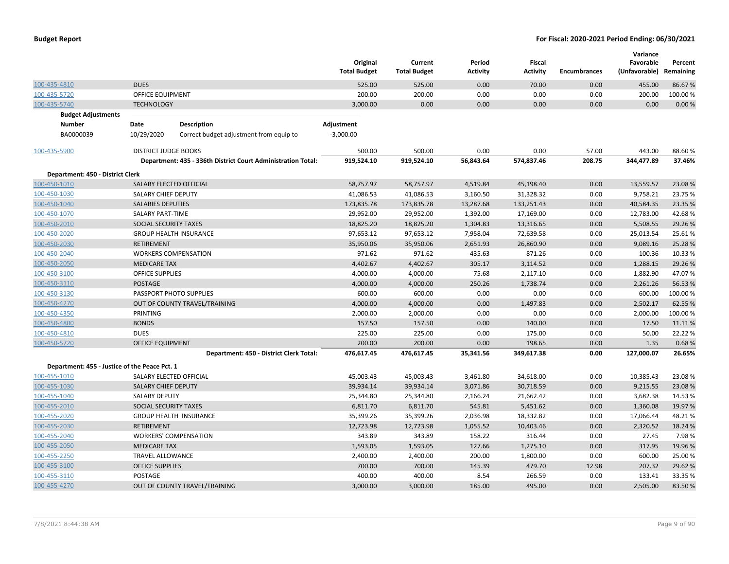| | | Original Total Budget | Current Total Budget | Period Activity | Fiscal Activity | Encumbrances | Variance Favorable (Unfavorable) | Percent Remaining |
|---|---|---|---|---|---|---|---|---|
| 100-435-4810 | DUES | 525.00 | 525.00 | 0.00 | 70.00 | 0.00 | 455.00 | 86.67 % |
| 100-435-5720 | OFFICE EQUIPMENT | 200.00 | 200.00 | 0.00 | 0.00 | 0.00 | 200.00 | 100.00 % |
| 100-435-5740 | TECHNOLOGY | 3,000.00 | 0.00 | 0.00 | 0.00 | 0.00 | 0.00 | 0.00 % |

**Budget Adjustments**

| Number | Date | Description | Adjustment |
|---|---|---|---|
| BA0000039 | 10/29/2020 | Correct budget adjustment from equip to | -3,000.00 |

| | | Original Total Budget | Current Total Budget | Period Activity | Fiscal Activity | Encumbrances | Variance Favorable (Unfavorable) | Percent Remaining |
|---|---|---|---|---|---|---|---|---|
| 100-435-5900 | DISTRICT JUDGE BOOKS | 500.00 | 500.00 | 0.00 | 0.00 | 57.00 | 443.00 | 88.60 % |
| | **Department: 435 - 336th District Court Administration Total:** | **919,524.10** | **919,524.10** | **56,843.64** | **574,837.46** | **208.75** | **344,477.89** | **37.46%** |

**Department: 450 - District Clerk**

| | | Original Total Budget | Current Total Budget | Period Activity | Fiscal Activity | Encumbrances | Variance Favorable (Unfavorable) | Percent Remaining |
|---|---|---|---|---|---|---|---|---|
| 100-450-1010 | SALARY ELECTED OFFICIAL | 58,757.97 | 58,757.97 | 4,519.84 | 45,198.40 | 0.00 | 13,559.57 | 23.08 % |
| 100-450-1030 | SALARY CHIEF DEPUTY | 41,086.53 | 41,086.53 | 3,160.50 | 31,328.32 | 0.00 | 9,758.21 | 23.75 % |
| 100-450-1040 | SALARIES DEPUTIES | 173,835.78 | 173,835.78 | 13,287.68 | 133,251.43 | 0.00 | 40,584.35 | 23.35 % |
| 100-450-1070 | SALARY PART-TIME | 29,952.00 | 29,952.00 | 1,392.00 | 17,169.00 | 0.00 | 12,783.00 | 42.68 % |
| 100-450-2010 | SOCIAL SECURITY TAXES | 18,825.20 | 18,825.20 | 1,304.83 | 13,316.65 | 0.00 | 5,508.55 | 29.26 % |
| 100-450-2020 | GROUP HEALTH INSURANCE | 97,653.12 | 97,653.12 | 7,958.04 | 72,639.58 | 0.00 | 25,013.54 | 25.61 % |
| 100-450-2030 | RETIREMENT | 35,950.06 | 35,950.06 | 2,651.93 | 26,860.90 | 0.00 | 9,089.16 | 25.28 % |
| 100-450-2040 | WORKERS COMPENSATION | 971.62 | 971.62 | 435.63 | 871.26 | 0.00 | 100.36 | 10.33 % |
| 100-450-2050 | MEDICARE TAX | 4,402.67 | 4,402.67 | 305.17 | 3,114.52 | 0.00 | 1,288.15 | 29.26 % |
| 100-450-3100 | OFFICE SUPPLIES | 4,000.00 | 4,000.00 | 75.68 | 2,117.10 | 0.00 | 1,882.90 | 47.07 % |
| 100-450-3110 | POSTAGE | 4,000.00 | 4,000.00 | 250.26 | 1,738.74 | 0.00 | 2,261.26 | 56.53 % |
| 100-450-3130 | PASSPORT PHOTO SUPPLIES | 600.00 | 600.00 | 0.00 | 0.00 | 0.00 | 600.00 | 100.00 % |
| 100-450-4270 | OUT OF COUNTY TRAVEL/TRAINING | 4,000.00 | 4,000.00 | 0.00 | 1,497.83 | 0.00 | 2,502.17 | 62.55 % |
| 100-450-4350 | PRINTING | 2,000.00 | 2,000.00 | 0.00 | 0.00 | 0.00 | 2,000.00 | 100.00 % |
| 100-450-4800 | BONDS | 157.50 | 157.50 | 0.00 | 140.00 | 0.00 | 17.50 | 11.11 % |
| 100-450-4810 | DUES | 225.00 | 225.00 | 0.00 | 175.00 | 0.00 | 50.00 | 22.22 % |
| 100-450-5720 | OFFICE EQUIPMENT | 200.00 | 200.00 | 0.00 | 198.65 | 0.00 | 1.35 | 0.68 % |
| | **Department: 450 - District Clerk Total:** | **476,617.45** | **476,617.45** | **35,341.56** | **349,617.38** | **0.00** | **127,000.07** | **26.65%** |

**Department: 455 - Justice of the Peace Pct. 1**

| | | Original Total Budget | Current Total Budget | Period Activity | Fiscal Activity | Encumbrances | Variance Favorable (Unfavorable) | Percent Remaining |
|---|---|---|---|---|---|---|---|---|
| 100-455-1010 | SALARY ELECTED OFFICIAL | 45,003.43 | 45,003.43 | 3,461.80 | 34,618.00 | 0.00 | 10,385.43 | 23.08 % |
| 100-455-1030 | SALARY CHIEF DEPUTY | 39,934.14 | 39,934.14 | 3,071.86 | 30,718.59 | 0.00 | 9,215.55 | 23.08 % |
| 100-455-1040 | SALARY DEPUTY | 25,344.80 | 25,344.80 | 2,166.24 | 21,662.42 | 0.00 | 3,682.38 | 14.53 % |
| 100-455-2010 | SOCIAL SECURITY TAXES | 6,811.70 | 6,811.70 | 545.81 | 5,451.62 | 0.00 | 1,360.08 | 19.97 % |
| 100-455-2020 | GROUP HEALTH INSURANCE | 35,399.26 | 35,399.26 | 2,036.98 | 18,332.82 | 0.00 | 17,066.44 | 48.21 % |
| 100-455-2030 | RETIREMENT | 12,723.98 | 12,723.98 | 1,055.52 | 10,403.46 | 0.00 | 2,320.52 | 18.24 % |
| 100-455-2040 | WORKERS' COMPENSATION | 343.89 | 343.89 | 158.22 | 316.44 | 0.00 | 27.45 | 7.98 % |
| 100-455-2050 | MEDICARE TAX | 1,593.05 | 1,593.05 | 127.66 | 1,275.10 | 0.00 | 317.95 | 19.96 % |
| 100-455-2250 | TRAVEL ALLOWANCE | 2,400.00 | 2,400.00 | 200.00 | 1,800.00 | 0.00 | 600.00 | 25.00 % |
| 100-455-3100 | OFFICE SUPPLIES | 700.00 | 700.00 | 145.39 | 479.70 | 12.98 | 207.32 | 29.62 % |
| 100-455-3110 | POSTAGE | 400.00 | 400.00 | 8.54 | 266.59 | 0.00 | 133.41 | 33.35 % |
| 100-455-4270 | OUT OF COUNTY TRAVEL/TRAINING | 3,000.00 | 3,000.00 | 185.00 | 495.00 | 0.00 | 2,505.00 | 83.50 % |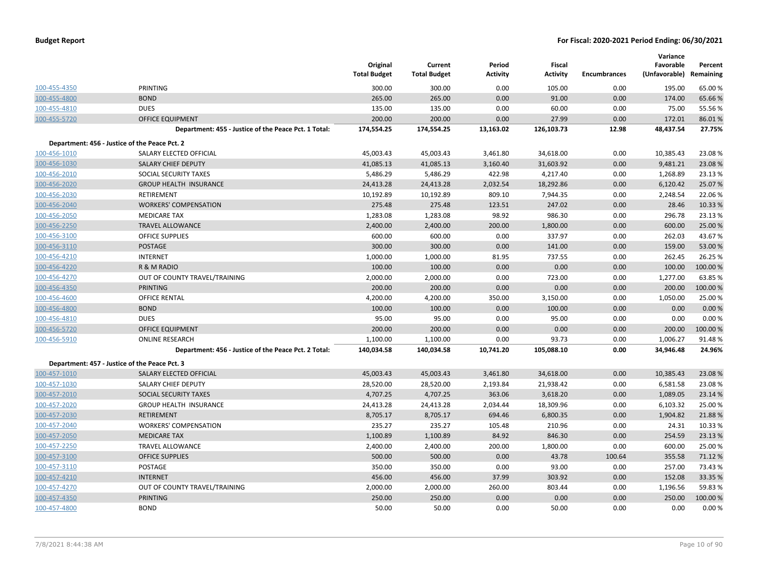**Budget Report** **For Fiscal: 2020-2021 Period Ending: 06/30/2021**

| | | Original Total Budget | Current Total Budget | Period Activity | Fiscal Activity | Encumbrances | Variance Favorable (Unfavorable) | Percent Remaining |
|---|---|---|---|---|---|---|---|---|
| 100-455-4350 | PRINTING | 300.00 | 300.00 | 0.00 | 105.00 | 0.00 | 195.00 | 65.00 % |
| 100-455-4800 | BOND | 265.00 | 265.00 | 0.00 | 91.00 | 0.00 | 174.00 | 65.66 % |
| 100-455-4810 | DUES | 135.00 | 135.00 | 0.00 | 60.00 | 0.00 | 75.00 | 55.56 % |
| 100-455-5720 | OFFICE EQUIPMENT | 200.00 | 200.00 | 0.00 | 27.99 | 0.00 | 172.01 | 86.01 % |
| | **Department: 455 - Justice of the Peace Pct. 1 Total:** | **174,554.25** | **174,554.25** | **13,163.02** | **126,103.73** | **12.98** | **48,437.54** | **27.75%** |
| **Department: 456 - Justice of the Peace Pct. 2** | | | | | | | | |
| 100-456-1010 | SALARY ELECTED OFFICIAL | 45,003.43 | 45,003.43 | 3,461.80 | 34,618.00 | 0.00 | 10,385.43 | 23.08 % |
| 100-456-1030 | SALARY CHIEF DEPUTY | 41,085.13 | 41,085.13 | 3,160.40 | 31,603.92 | 0.00 | 9,481.21 | 23.08 % |
| 100-456-2010 | SOCIAL SECURITY TAXES | 5,486.29 | 5,486.29 | 422.98 | 4,217.40 | 0.00 | 1,268.89 | 23.13 % |
| 100-456-2020 | GROUP HEALTH INSURANCE | 24,413.28 | 24,413.28 | 2,032.54 | 18,292.86 | 0.00 | 6,120.42 | 25.07 % |
| 100-456-2030 | RETIREMENT | 10,192.89 | 10,192.89 | 809.10 | 7,944.35 | 0.00 | 2,248.54 | 22.06 % |
| 100-456-2040 | WORKERS' COMPENSATION | 275.48 | 275.48 | 123.51 | 247.02 | 0.00 | 28.46 | 10.33 % |
| 100-456-2050 | MEDICARE TAX | 1,283.08 | 1,283.08 | 98.92 | 986.30 | 0.00 | 296.78 | 23.13 % |
| 100-456-2250 | TRAVEL ALLOWANCE | 2,400.00 | 2,400.00 | 200.00 | 1,800.00 | 0.00 | 600.00 | 25.00 % |
| 100-456-3100 | OFFICE SUPPLIES | 600.00 | 600.00 | 0.00 | 337.97 | 0.00 | 262.03 | 43.67 % |
| 100-456-3110 | POSTAGE | 300.00 | 300.00 | 0.00 | 141.00 | 0.00 | 159.00 | 53.00 % |
| 100-456-4210 | INTERNET | 1,000.00 | 1,000.00 | 81.95 | 737.55 | 0.00 | 262.45 | 26.25 % |
| 100-456-4220 | R & M RADIO | 100.00 | 100.00 | 0.00 | 0.00 | 0.00 | 100.00 | 100.00 % |
| 100-456-4270 | OUT OF COUNTY TRAVEL/TRAINING | 2,000.00 | 2,000.00 | 0.00 | 723.00 | 0.00 | 1,277.00 | 63.85 % |
| 100-456-4350 | PRINTING | 200.00 | 200.00 | 0.00 | 0.00 | 0.00 | 200.00 | 100.00 % |
| 100-456-4600 | OFFICE RENTAL | 4,200.00 | 4,200.00 | 350.00 | 3,150.00 | 0.00 | 1,050.00 | 25.00 % |
| 100-456-4800 | BOND | 100.00 | 100.00 | 0.00 | 100.00 | 0.00 | 0.00 | 0.00 % |
| 100-456-4810 | DUES | 95.00 | 95.00 | 0.00 | 95.00 | 0.00 | 0.00 | 0.00 % |
| 100-456-5720 | OFFICE EQUIPMENT | 200.00 | 200.00 | 0.00 | 0.00 | 0.00 | 200.00 | 100.00 % |
| 100-456-5910 | ONLINE RESEARCH | 1,100.00 | 1,100.00 | 0.00 | 93.73 | 0.00 | 1,006.27 | 91.48 % |
| | **Department: 456 - Justice of the Peace Pct. 2 Total:** | **140,034.58** | **140,034.58** | **10,741.20** | **105,088.10** | **0.00** | **34,946.48** | **24.96%** |
| **Department: 457 - Justice of the Peace Pct. 3** | | | | | | | | |
| 100-457-1010 | SALARY ELECTED OFFICIAL | 45,003.43 | 45,003.43 | 3,461.80 | 34,618.00 | 0.00 | 10,385.43 | 23.08 % |
| 100-457-1030 | SALARY CHIEF DEPUTY | 28,520.00 | 28,520.00 | 2,193.84 | 21,938.42 | 0.00 | 6,581.58 | 23.08 % |
| 100-457-2010 | SOCIAL SECURITY TAXES | 4,707.25 | 4,707.25 | 363.06 | 3,618.20 | 0.00 | 1,089.05 | 23.14 % |
| 100-457-2020 | GROUP HEALTH INSURANCE | 24,413.28 | 24,413.28 | 2,034.44 | 18,309.96 | 0.00 | 6,103.32 | 25.00 % |
| 100-457-2030 | RETIREMENT | 8,705.17 | 8,705.17 | 694.46 | 6,800.35 | 0.00 | 1,904.82 | 21.88 % |
| 100-457-2040 | WORKERS' COMPENSATION | 235.27 | 235.27 | 105.48 | 210.96 | 0.00 | 24.31 | 10.33 % |
| 100-457-2050 | MEDICARE TAX | 1,100.89 | 1,100.89 | 84.92 | 846.30 | 0.00 | 254.59 | 23.13 % |
| 100-457-2250 | TRAVEL ALLOWANCE | 2,400.00 | 2,400.00 | 200.00 | 1,800.00 | 0.00 | 600.00 | 25.00 % |
| 100-457-3100 | OFFICE SUPPLIES | 500.00 | 500.00 | 0.00 | 43.78 | 100.64 | 355.58 | 71.12 % |
| 100-457-3110 | POSTAGE | 350.00 | 350.00 | 0.00 | 93.00 | 0.00 | 257.00 | 73.43 % |
| 100-457-4210 | INTERNET | 456.00 | 456.00 | 37.99 | 303.92 | 0.00 | 152.08 | 33.35 % |
| 100-457-4270 | OUT OF COUNTY TRAVEL/TRAINING | 2,000.00 | 2,000.00 | 260.00 | 803.44 | 0.00 | 1,196.56 | 59.83 % |
| 100-457-4350 | PRINTING | 250.00 | 250.00 | 0.00 | 0.00 | 0.00 | 250.00 | 100.00 % |
| 100-457-4800 | BOND | 50.00 | 50.00 | 0.00 | 50.00 | 0.00 | 0.00 | 0.00 % |

7/8/2021 8:44:38 AM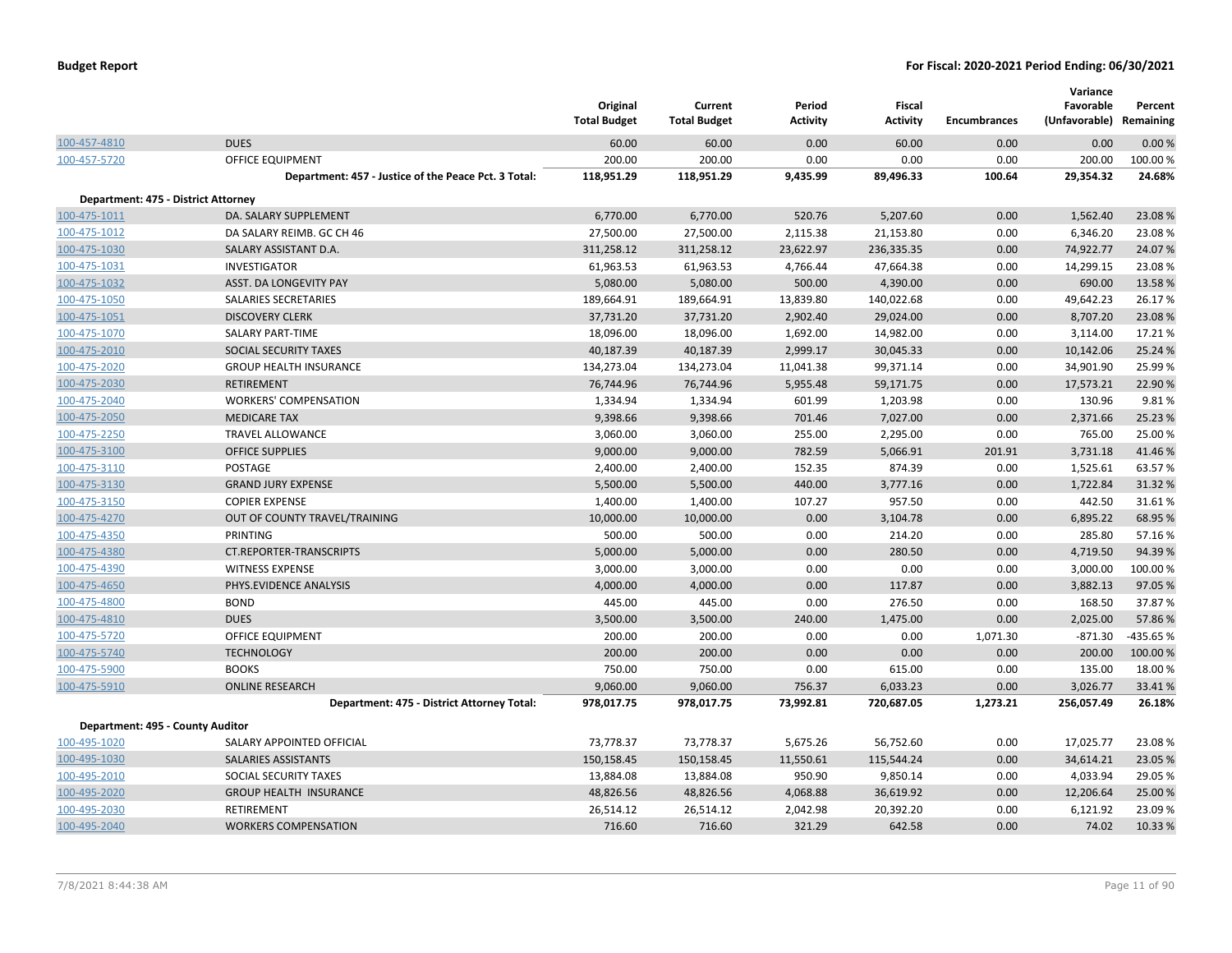**Budget Report** **For Fiscal: 2020-2021 Period Ending: 06/30/2021**

| | | Original Total Budget | Current Total Budget | Period Activity | Fiscal Activity | Encumbrances | Variance Favorable (Unfavorable) | Percent Remaining |
|---|---|---|---|---|---|---|---|---|
| 100-457-4810 | DUES | 60.00 | 60.00 | 0.00 | 60.00 | 0.00 | 0.00 | 0.00 % |
| 100-457-5720 | OFFICE EQUIPMENT | 200.00 | 200.00 | 0.00 | 0.00 | 0.00 | 200.00 | 100.00 % |
| | **Department: 457 - Justice of the Peace Pct. 3 Total:** | **118,951.29** | **118,951.29** | **9,435.99** | **89,496.33** | **100.64** | **29,354.32** | **24.68%** |
| **Department: 475 - District Attorney** | | | | | | | | |
| 100-475-1011 | DA. SALARY SUPPLEMENT | 6,770.00 | 6,770.00 | 520.76 | 5,207.60 | 0.00 | 1,562.40 | 23.08 % |
| 100-475-1012 | DA SALARY REIMB. GC CH 46 | 27,500.00 | 27,500.00 | 2,115.38 | 21,153.80 | 0.00 | 6,346.20 | 23.08 % |
| 100-475-1030 | SALARY ASSISTANT D.A. | 311,258.12 | 311,258.12 | 23,622.97 | 236,335.35 | 0.00 | 74,922.77 | 24.07 % |
| 100-475-1031 | INVESTIGATOR | 61,963.53 | 61,963.53 | 4,766.44 | 47,664.38 | 0.00 | 14,299.15 | 23.08 % |
| 100-475-1032 | ASST. DA LONGEVITY PAY | 5,080.00 | 5,080.00 | 500.00 | 4,390.00 | 0.00 | 690.00 | 13.58 % |
| 100-475-1050 | SALARIES SECRETARIES | 189,664.91 | 189,664.91 | 13,839.80 | 140,022.68 | 0.00 | 49,642.23 | 26.17 % |
| 100-475-1051 | DISCOVERY CLERK | 37,731.20 | 37,731.20 | 2,902.40 | 29,024.00 | 0.00 | 8,707.20 | 23.08 % |
| 100-475-1070 | SALARY PART-TIME | 18,096.00 | 18,096.00 | 1,692.00 | 14,982.00 | 0.00 | 3,114.00 | 17.21 % |
| 100-475-2010 | SOCIAL SECURITY TAXES | 40,187.39 | 40,187.39 | 2,999.17 | 30,045.33 | 0.00 | 10,142.06 | 25.24 % |
| 100-475-2020 | GROUP HEALTH INSURANCE | 134,273.04 | 134,273.04 | 11,041.38 | 99,371.14 | 0.00 | 34,901.90 | 25.99 % |
| 100-475-2030 | RETIREMENT | 76,744.96 | 76,744.96 | 5,955.48 | 59,171.75 | 0.00 | 17,573.21 | 22.90 % |
| 100-475-2040 | WORKERS' COMPENSATION | 1,334.94 | 1,334.94 | 601.99 | 1,203.98 | 0.00 | 130.96 | 9.81 % |
| 100-475-2050 | MEDICARE TAX | 9,398.66 | 9,398.66 | 701.46 | 7,027.00 | 0.00 | 2,371.66 | 25.23 % |
| 100-475-2250 | TRAVEL ALLOWANCE | 3,060.00 | 3,060.00 | 255.00 | 2,295.00 | 0.00 | 765.00 | 25.00 % |
| 100-475-3100 | OFFICE SUPPLIES | 9,000.00 | 9,000.00 | 782.59 | 5,066.91 | 201.91 | 3,731.18 | 41.46 % |
| 100-475-3110 | POSTAGE | 2,400.00 | 2,400.00 | 152.35 | 874.39 | 0.00 | 1,525.61 | 63.57 % |
| 100-475-3130 | GRAND JURY EXPENSE | 5,500.00 | 5,500.00 | 440.00 | 3,777.16 | 0.00 | 1,722.84 | 31.32 % |
| 100-475-3150 | COPIER EXPENSE | 1,400.00 | 1,400.00 | 107.27 | 957.50 | 0.00 | 442.50 | 31.61 % |
| 100-475-4270 | OUT OF COUNTY TRAVEL/TRAINING | 10,000.00 | 10,000.00 | 0.00 | 3,104.78 | 0.00 | 6,895.22 | 68.95 % |
| 100-475-4350 | PRINTING | 500.00 | 500.00 | 0.00 | 214.20 | 0.00 | 285.80 | 57.16 % |
| 100-475-4380 | CT.REPORTER-TRANSCRIPTS | 5,000.00 | 5,000.00 | 0.00 | 280.50 | 0.00 | 4,719.50 | 94.39 % |
| 100-475-4390 | WITNESS EXPENSE | 3,000.00 | 3,000.00 | 0.00 | 0.00 | 0.00 | 3,000.00 | 100.00 % |
| 100-475-4650 | PHYS.EVIDENCE ANALYSIS | 4,000.00 | 4,000.00 | 0.00 | 117.87 | 0.00 | 3,882.13 | 97.05 % |
| 100-475-4800 | BOND | 445.00 | 445.00 | 0.00 | 276.50 | 0.00 | 168.50 | 37.87 % |
| 100-475-4810 | DUES | 3,500.00 | 3,500.00 | 240.00 | 1,475.00 | 0.00 | 2,025.00 | 57.86 % |
| 100-475-5720 | OFFICE EQUIPMENT | 200.00 | 200.00 | 0.00 | 0.00 | 1,071.30 | -871.30 | -435.65 % |
| 100-475-5740 | TECHNOLOGY | 200.00 | 200.00 | 0.00 | 0.00 | 0.00 | 200.00 | 100.00 % |
| 100-475-5900 | BOOKS | 750.00 | 750.00 | 0.00 | 615.00 | 0.00 | 135.00 | 18.00 % |
| 100-475-5910 | ONLINE RESEARCH | 9,060.00 | 9,060.00 | 756.37 | 6,033.23 | 0.00 | 3,026.77 | 33.41 % |
| | **Department: 475 - District Attorney Total:** | **978,017.75** | **978,017.75** | **73,992.81** | **720,687.05** | **1,273.21** | **256,057.49** | **26.18%** |
| **Department: 495 - County Auditor** | | | | | | | | |
| 100-495-1020 | SALARY APPOINTED OFFICIAL | 73,778.37 | 73,778.37 | 5,675.26 | 56,752.60 | 0.00 | 17,025.77 | 23.08 % |
| 100-495-1030 | SALARIES ASSISTANTS | 150,158.45 | 150,158.45 | 11,550.61 | 115,544.24 | 0.00 | 34,614.21 | 23.05 % |
| 100-495-2010 | SOCIAL SECURITY TAXES | 13,884.08 | 13,884.08 | 950.90 | 9,850.14 | 0.00 | 4,033.94 | 29.05 % |
| 100-495-2020 | GROUP HEALTH INSURANCE | 48,826.56 | 48,826.56 | 4,068.88 | 36,619.92 | 0.00 | 12,206.64 | 25.00 % |
| 100-495-2030 | RETIREMENT | 26,514.12 | 26,514.12 | 2,042.98 | 20,392.20 | 0.00 | 6,121.92 | 23.09 % |
| 100-495-2040 | WORKERS COMPENSATION | 716.60 | 716.60 | 321.29 | 642.58 | 0.00 | 74.02 | 10.33 % |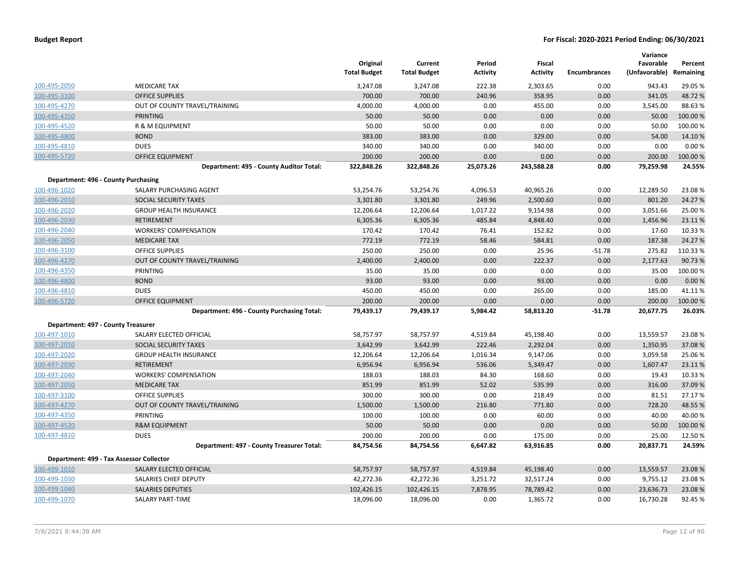| | | Original Total Budget | Current Total Budget | Period Activity | Fiscal Activity | Encumbrances | Variance Favorable (Unfavorable) | Percent Remaining |
|---|---|---|---|---|---|---|---|---|
| 100-495-2050 | MEDICARE TAX | 3,247.08 | 3,247.08 | 222.38 | 2,303.65 | 0.00 | 943.43 | 29.05 % |
| 100-495-3100 | OFFICE SUPPLIES | 700.00 | 700.00 | 240.96 | 358.95 | 0.00 | 341.05 | 48.72 % |
| 100-495-4270 | OUT OF COUNTY TRAVEL/TRAINING | 4,000.00 | 4,000.00 | 0.00 | 455.00 | 0.00 | 3,545.00 | 88.63 % |
| 100-495-4350 | PRINTING | 50.00 | 50.00 | 0.00 | 0.00 | 0.00 | 50.00 | 100.00 % |
| 100-495-4520 | R & M EQUIPMENT | 50.00 | 50.00 | 0.00 | 0.00 | 0.00 | 50.00 | 100.00 % |
| 100-495-4800 | BOND | 383.00 | 383.00 | 0.00 | 329.00 | 0.00 | 54.00 | 14.10 % |
| 100-495-4810 | DUES | 340.00 | 340.00 | 0.00 | 340.00 | 0.00 | 0.00 | 0.00 % |
| 100-495-5720 | OFFICE EQUIPMENT | 200.00 | 200.00 | 0.00 | 0.00 | 0.00 | 200.00 | 100.00 % |
| | **Department: 495 - County Auditor Total:** | **322,848.26** | **322,848.26** | **25,073.26** | **243,588.28** | **0.00** | **79,259.98** | **24.55%** |
| **Department: 496 - County Purchasing** | | | | | | | | |
| 100-496-1020 | SALARY PURCHASING AGENT | 53,254.76 | 53,254.76 | 4,096.53 | 40,965.26 | 0.00 | 12,289.50 | 23.08 % |
| 100-496-2010 | SOCIAL SECURITY TAXES | 3,301.80 | 3,301.80 | 249.96 | 2,500.60 | 0.00 | 801.20 | 24.27 % |
| 100-496-2020 | GROUP HEALTH INSURANCE | 12,206.64 | 12,206.64 | 1,017.22 | 9,154.98 | 0.00 | 3,051.66 | 25.00 % |
| 100-496-2030 | RETIREMENT | 6,305.36 | 6,305.36 | 485.84 | 4,848.40 | 0.00 | 1,456.96 | 23.11 % |
| 100-496-2040 | WORKERS' COMPENSATION | 170.42 | 170.42 | 76.41 | 152.82 | 0.00 | 17.60 | 10.33 % |
| 100-496-2050 | MEDICARE TAX | 772.19 | 772.19 | 58.46 | 584.81 | 0.00 | 187.38 | 24.27 % |
| 100-496-3100 | OFFICE SUPPLIES | 250.00 | 250.00 | 0.00 | 25.96 | -51.78 | 275.82 | 110.33 % |
| 100-496-4270 | OUT OF COUNTY TRAVEL/TRAINING | 2,400.00 | 2,400.00 | 0.00 | 222.37 | 0.00 | 2,177.63 | 90.73 % |
| 100-496-4350 | PRINTING | 35.00 | 35.00 | 0.00 | 0.00 | 0.00 | 35.00 | 100.00 % |
| 100-496-4800 | BOND | 93.00 | 93.00 | 0.00 | 93.00 | 0.00 | 0.00 | 0.00 % |
| 100-496-4810 | DUES | 450.00 | 450.00 | 0.00 | 265.00 | 0.00 | 185.00 | 41.11 % |
| 100-496-5720 | OFFICE EQUIPMENT | 200.00 | 200.00 | 0.00 | 0.00 | 0.00 | 200.00 | 100.00 % |
| | **Department: 496 - County Purchasing Total:** | **79,439.17** | **79,439.17** | **5,984.42** | **58,813.20** | **-51.78** | **20,677.75** | **26.03%** |
| **Department: 497 - County Treasurer** | | | | | | | | |
| 100-497-1010 | SALARY ELECTED OFFICIAL | 58,757.97 | 58,757.97 | 4,519.84 | 45,198.40 | 0.00 | 13,559.57 | 23.08 % |
| 100-497-2010 | SOCIAL SECURITY TAXES | 3,642.99 | 3,642.99 | 222.46 | 2,292.04 | 0.00 | 1,350.95 | 37.08 % |
| 100-497-2020 | GROUP HEALTH INSURANCE | 12,206.64 | 12,206.64 | 1,016.34 | 9,147.06 | 0.00 | 3,059.58 | 25.06 % |
| 100-497-2030 | RETIREMENT | 6,956.94 | 6,956.94 | 536.06 | 5,349.47 | 0.00 | 1,607.47 | 23.11 % |
| 100-497-2040 | WORKERS' COMPENSATION | 188.03 | 188.03 | 84.30 | 168.60 | 0.00 | 19.43 | 10.33 % |
| 100-497-2050 | MEDICARE TAX | 851.99 | 851.99 | 52.02 | 535.99 | 0.00 | 316.00 | 37.09 % |
| 100-497-3100 | OFFICE SUPPLIES | 300.00 | 300.00 | 0.00 | 218.49 | 0.00 | 81.51 | 27.17 % |
| 100-497-4270 | OUT OF COUNTY TRAVEL/TRAINING | 1,500.00 | 1,500.00 | 216.80 | 771.80 | 0.00 | 728.20 | 48.55 % |
| 100-497-4350 | PRINTING | 100.00 | 100.00 | 0.00 | 60.00 | 0.00 | 40.00 | 40.00 % |
| 100-497-4520 | R&M EQUIPMENT | 50.00 | 50.00 | 0.00 | 0.00 | 0.00 | 50.00 | 100.00 % |
| 100-497-4810 | DUES | 200.00 | 200.00 | 0.00 | 175.00 | 0.00 | 25.00 | 12.50 % |
| | **Department: 497 - County Treasurer Total:** | **84,754.56** | **84,754.56** | **6,647.82** | **63,916.85** | **0.00** | **20,837.71** | **24.59%** |
| **Department: 499 - Tax Assessor Collector** | | | | | | | | |
| 100-499-1010 | SALARY ELECTED OFFICIAL | 58,757.97 | 58,757.97 | 4,519.84 | 45,198.40 | 0.00 | 13,559.57 | 23.08 % |
| 100-499-1030 | SALARIES CHIEF DEPUTY | 42,272.36 | 42,272.36 | 3,251.72 | 32,517.24 | 0.00 | 9,755.12 | 23.08 % |
| 100-499-1040 | SALARIES DEPUTIES | 102,426.15 | 102,426.15 | 7,878.95 | 78,789.42 | 0.00 | 23,636.73 | 23.08 % |
| 100-499-1070 | SALARY PART-TIME | 18,096.00 | 18,096.00 | 0.00 | 1,365.72 | 0.00 | 16,730.28 | 92.45 % |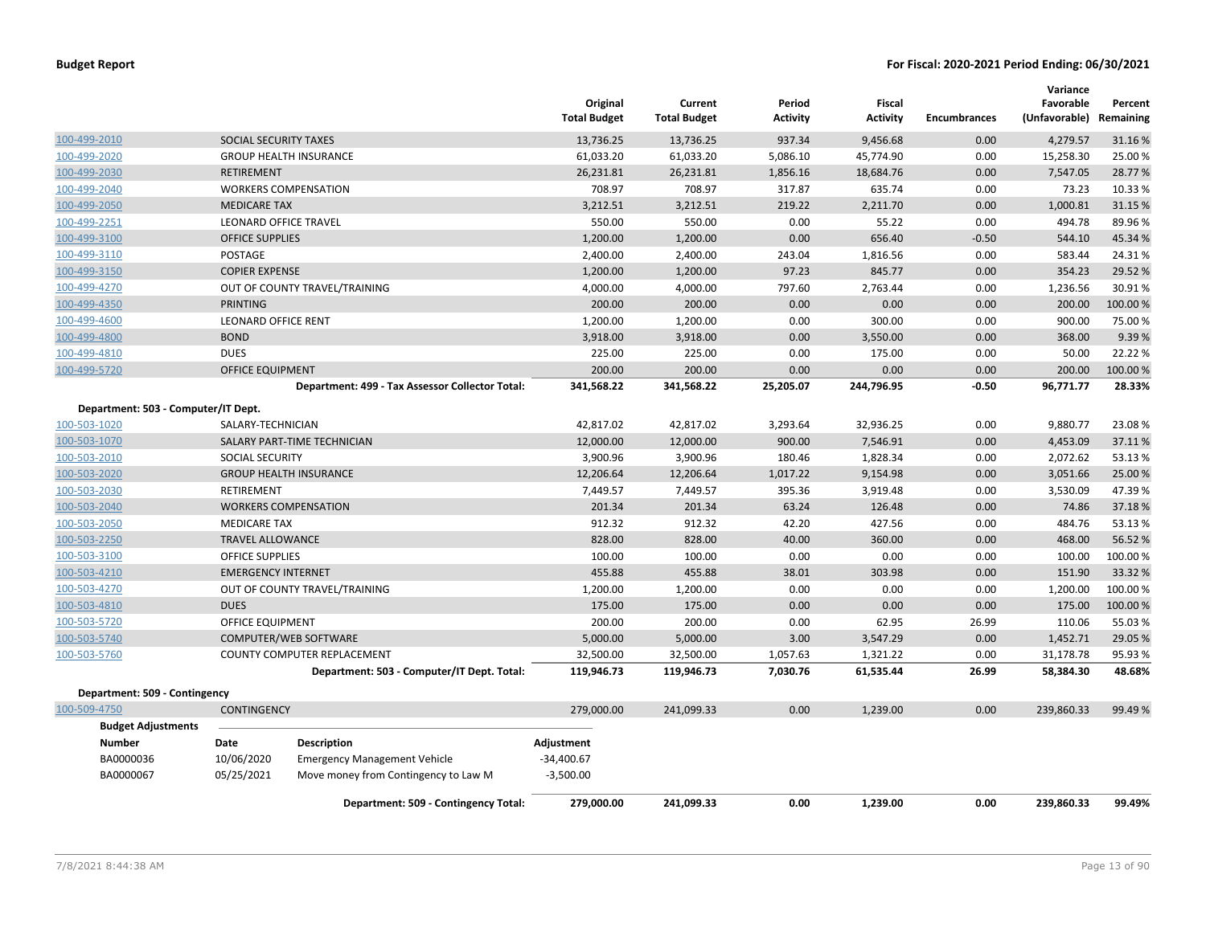**Budget Report** — For Fiscal: 2020-2021 Period Ending: 06/30/2021

| | | Original Total Budget | Current Total Budget | Period Activity | Fiscal Activity | Encumbrances | Variance Favorable (Unfavorable) | Percent Remaining |
|---|---|---|---|---|---|---|---|---|
| 100-499-2010 | SOCIAL SECURITY TAXES | 13,736.25 | 13,736.25 | 937.34 | 9,456.68 | 0.00 | 4,279.57 | 31.16 % |
| 100-499-2020 | GROUP HEALTH INSURANCE | 61,033.20 | 61,033.20 | 5,086.10 | 45,774.90 | 0.00 | 15,258.30 | 25.00 % |
| 100-499-2030 | RETIREMENT | 26,231.81 | 26,231.81 | 1,856.16 | 18,684.76 | 0.00 | 7,547.05 | 28.77 % |
| 100-499-2040 | WORKERS COMPENSATION | 708.97 | 708.97 | 317.87 | 635.74 | 0.00 | 73.23 | 10.33 % |
| 100-499-2050 | MEDICARE TAX | 3,212.51 | 3,212.51 | 219.22 | 2,211.70 | 0.00 | 1,000.81 | 31.15 % |
| 100-499-2251 | LEONARD OFFICE TRAVEL | 550.00 | 550.00 | 0.00 | 55.22 | 0.00 | 494.78 | 89.96 % |
| 100-499-3100 | OFFICE SUPPLIES | 1,200.00 | 1,200.00 | 0.00 | 656.40 | -0.50 | 544.10 | 45.34 % |
| 100-499-3110 | POSTAGE | 2,400.00 | 2,400.00 | 243.04 | 1,816.56 | 0.00 | 583.44 | 24.31 % |
| 100-499-3150 | COPIER EXPENSE | 1,200.00 | 1,200.00 | 97.23 | 845.77 | 0.00 | 354.23 | 29.52 % |
| 100-499-4270 | OUT OF COUNTY TRAVEL/TRAINING | 4,000.00 | 4,000.00 | 797.60 | 2,763.44 | 0.00 | 1,236.56 | 30.91 % |
| 100-499-4350 | PRINTING | 200.00 | 200.00 | 0.00 | 0.00 | 0.00 | 200.00 | 100.00 % |
| 100-499-4600 | LEONARD OFFICE RENT | 1,200.00 | 1,200.00 | 0.00 | 300.00 | 0.00 | 900.00 | 75.00 % |
| 100-499-4800 | BOND | 3,918.00 | 3,918.00 | 0.00 | 3,550.00 | 0.00 | 368.00 | 9.39 % |
| 100-499-4810 | DUES | 225.00 | 225.00 | 0.00 | 175.00 | 0.00 | 50.00 | 22.22 % |
| 100-499-5720 | OFFICE EQUIPMENT | 200.00 | 200.00 | 0.00 | 0.00 | 0.00 | 200.00 | 100.00 % |
| | **Department: 499 - Tax Assessor Collector Total:** | **341,568.22** | **341,568.22** | **25,205.07** | **244,796.95** | **-0.50** | **96,771.77** | **28.33%** |

**Department: 503 - Computer/IT Dept.**

| | | Original Total Budget | Current Total Budget | Period Activity | Fiscal Activity | Encumbrances | Variance Favorable (Unfavorable) | Percent Remaining |
|---|---|---|---|---|---|---|---|---|
| 100-503-1020 | SALARY-TECHNICIAN | 42,817.02 | 42,817.02 | 3,293.64 | 32,936.25 | 0.00 | 9,880.77 | 23.08 % |
| 100-503-1070 | SALARY PART-TIME TECHNICIAN | 12,000.00 | 12,000.00 | 900.00 | 7,546.91 | 0.00 | 4,453.09 | 37.11 % |
| 100-503-2010 | SOCIAL SECURITY | 3,900.96 | 3,900.96 | 180.46 | 1,828.34 | 0.00 | 2,072.62 | 53.13 % |
| 100-503-2020 | GROUP HEALTH INSURANCE | 12,206.64 | 12,206.64 | 1,017.22 | 9,154.98 | 0.00 | 3,051.66 | 25.00 % |
| 100-503-2030 | RETIREMENT | 7,449.57 | 7,449.57 | 395.36 | 3,919.48 | 0.00 | 3,530.09 | 47.39 % |
| 100-503-2040 | WORKERS COMPENSATION | 201.34 | 201.34 | 63.24 | 126.48 | 0.00 | 74.86 | 37.18 % |
| 100-503-2050 | MEDICARE TAX | 912.32 | 912.32 | 42.20 | 427.56 | 0.00 | 484.76 | 53.13 % |
| 100-503-2250 | TRAVEL ALLOWANCE | 828.00 | 828.00 | 40.00 | 360.00 | 0.00 | 468.00 | 56.52 % |
| 100-503-3100 | OFFICE SUPPLIES | 100.00 | 100.00 | 0.00 | 0.00 | 0.00 | 100.00 | 100.00 % |
| 100-503-4210 | EMERGENCY INTERNET | 455.88 | 455.88 | 38.01 | 303.98 | 0.00 | 151.90 | 33.32 % |
| 100-503-4270 | OUT OF COUNTY TRAVEL/TRAINING | 1,200.00 | 1,200.00 | 0.00 | 0.00 | 0.00 | 1,200.00 | 100.00 % |
| 100-503-4810 | DUES | 175.00 | 175.00 | 0.00 | 0.00 | 0.00 | 175.00 | 100.00 % |
| 100-503-5720 | OFFICE EQUIPMENT | 200.00 | 200.00 | 0.00 | 62.95 | 26.99 | 110.06 | 55.03 % |
| 100-503-5740 | COMPUTER/WEB SOFTWARE | 5,000.00 | 5,000.00 | 3.00 | 3,547.29 | 0.00 | 1,452.71 | 29.05 % |
| 100-503-5760 | COUNTY COMPUTER REPLACEMENT | 32,500.00 | 32,500.00 | 1,057.63 | 1,321.22 | 0.00 | 31,178.78 | 95.93 % |
| | **Department: 503 - Computer/IT Dept. Total:** | **119,946.73** | **119,946.73** | **7,030.76** | **61,535.44** | **26.99** | **58,384.30** | **48.68%** |

**Department: 509 - Contingency**

| | | Original Total Budget | Current Total Budget | Period Activity | Fiscal Activity | Encumbrances | Variance Favorable (Unfavorable) | Percent Remaining |
|---|---|---|---|---|---|---|---|---|
| 100-509-4750 | CONTINGENCY | 279,000.00 | 241,099.33 | 0.00 | 1,239.00 | 0.00 | 239,860.33 | 99.49 % |

**Budget Adjustments**

| Number | Date | Description | Adjustment |
|---|---|---|---|
| BA0000036 | 10/06/2020 | Emergency Management Vehicle | -34,400.67 |
| BA0000067 | 05/25/2021 | Move money from Contingency to Law M | -3,500.00 |

| | Original Total Budget | Current Total Budget | Period Activity | Fiscal Activity | Encumbrances | Variance Favorable (Unfavorable) | Percent Remaining |
|---|---|---|---|---|---|---|---|
| **Department: 509 - Contingency Total:** | **279,000.00** | **241,099.33** | **0.00** | **1,239.00** | **0.00** | **239,860.33** | **99.49%** |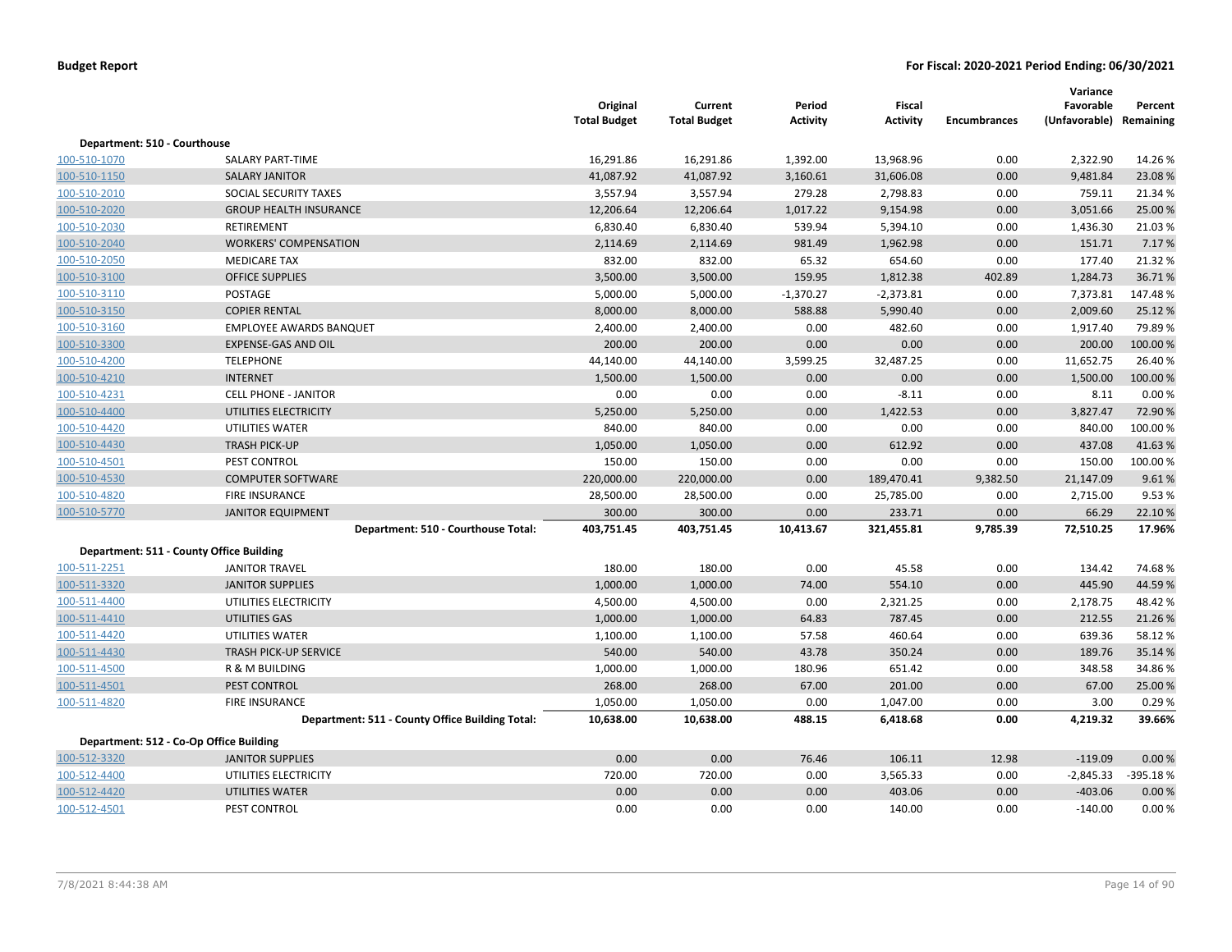**Budget Report** **For Fiscal: 2020-2021 Period Ending: 06/30/2021**

| | | Original Total Budget | Current Total Budget | Period Activity | Fiscal Activity | Encumbrances | Variance Favorable (Unfavorable) | Percent Remaining |
|---|---|---|---|---|---|---|---|---|
| **Department: 510 - Courthouse** | | | | | | | | |
| 100-510-1070 | SALARY PART-TIME | 16,291.86 | 16,291.86 | 1,392.00 | 13,968.96 | 0.00 | 2,322.90 | 14.26 % |
| 100-510-1150 | SALARY JANITOR | 41,087.92 | 41,087.92 | 3,160.61 | 31,606.08 | 0.00 | 9,481.84 | 23.08 % |
| 100-510-2010 | SOCIAL SECURITY TAXES | 3,557.94 | 3,557.94 | 279.28 | 2,798.83 | 0.00 | 759.11 | 21.34 % |
| 100-510-2020 | GROUP HEALTH INSURANCE | 12,206.64 | 12,206.64 | 1,017.22 | 9,154.98 | 0.00 | 3,051.66 | 25.00 % |
| 100-510-2030 | RETIREMENT | 6,830.40 | 6,830.40 | 539.94 | 5,394.10 | 0.00 | 1,436.30 | 21.03 % |
| 100-510-2040 | WORKERS' COMPENSATION | 2,114.69 | 2,114.69 | 981.49 | 1,962.98 | 0.00 | 151.71 | 7.17 % |
| 100-510-2050 | MEDICARE TAX | 832.00 | 832.00 | 65.32 | 654.60 | 0.00 | 177.40 | 21.32 % |
| 100-510-3100 | OFFICE SUPPLIES | 3,500.00 | 3,500.00 | 159.95 | 1,812.38 | 402.89 | 1,284.73 | 36.71 % |
| 100-510-3110 | POSTAGE | 5,000.00 | 5,000.00 | -1,370.27 | -2,373.81 | 0.00 | 7,373.81 | 147.48 % |
| 100-510-3150 | COPIER RENTAL | 8,000.00 | 8,000.00 | 588.88 | 5,990.40 | 0.00 | 2,009.60 | 25.12 % |
| 100-510-3160 | EMPLOYEE AWARDS BANQUET | 2,400.00 | 2,400.00 | 0.00 | 482.60 | 0.00 | 1,917.40 | 79.89 % |
| 100-510-3300 | EXPENSE-GAS AND OIL | 200.00 | 200.00 | 0.00 | 0.00 | 0.00 | 200.00 | 100.00 % |
| 100-510-4200 | TELEPHONE | 44,140.00 | 44,140.00 | 3,599.25 | 32,487.25 | 0.00 | 11,652.75 | 26.40 % |
| 100-510-4210 | INTERNET | 1,500.00 | 1,500.00 | 0.00 | 0.00 | 0.00 | 1,500.00 | 100.00 % |
| 100-510-4231 | CELL PHONE - JANITOR | 0.00 | 0.00 | 0.00 | -8.11 | 0.00 | 8.11 | 0.00 % |
| 100-510-4400 | UTILITIES ELECTRICITY | 5,250.00 | 5,250.00 | 0.00 | 1,422.53 | 0.00 | 3,827.47 | 72.90 % |
| 100-510-4420 | UTILITIES WATER | 840.00 | 840.00 | 0.00 | 0.00 | 0.00 | 840.00 | 100.00 % |
| 100-510-4430 | TRASH PICK-UP | 1,050.00 | 1,050.00 | 0.00 | 612.92 | 0.00 | 437.08 | 41.63 % |
| 100-510-4501 | PEST CONTROL | 150.00 | 150.00 | 0.00 | 0.00 | 0.00 | 150.00 | 100.00 % |
| 100-510-4530 | COMPUTER SOFTWARE | 220,000.00 | 220,000.00 | 0.00 | 189,470.41 | 9,382.50 | 21,147.09 | 9.61 % |
| 100-510-4820 | FIRE INSURANCE | 28,500.00 | 28,500.00 | 0.00 | 25,785.00 | 0.00 | 2,715.00 | 9.53 % |
| 100-510-5770 | JANITOR EQUIPMENT | 300.00 | 300.00 | 0.00 | 233.71 | 0.00 | 66.29 | 22.10 % |
| | **Department: 510 - Courthouse Total:** | **403,751.45** | **403,751.45** | **10,413.67** | **321,455.81** | **9,785.39** | **72,510.25** | **17.96%** |
| **Department: 511 - County Office Building** | | | | | | | | |
| 100-511-2251 | JANITOR TRAVEL | 180.00 | 180.00 | 0.00 | 45.58 | 0.00 | 134.42 | 74.68 % |
| 100-511-3320 | JANITOR SUPPLIES | 1,000.00 | 1,000.00 | 74.00 | 554.10 | 0.00 | 445.90 | 44.59 % |
| 100-511-4400 | UTILITIES ELECTRICITY | 4,500.00 | 4,500.00 | 0.00 | 2,321.25 | 0.00 | 2,178.75 | 48.42 % |
| 100-511-4410 | UTILITIES GAS | 1,000.00 | 1,000.00 | 64.83 | 787.45 | 0.00 | 212.55 | 21.26 % |
| 100-511-4420 | UTILITIES WATER | 1,100.00 | 1,100.00 | 57.58 | 460.64 | 0.00 | 639.36 | 58.12 % |
| 100-511-4430 | TRASH PICK-UP SERVICE | 540.00 | 540.00 | 43.78 | 350.24 | 0.00 | 189.76 | 35.14 % |
| 100-511-4500 | R & M BUILDING | 1,000.00 | 1,000.00 | 180.96 | 651.42 | 0.00 | 348.58 | 34.86 % |
| 100-511-4501 | PEST CONTROL | 268.00 | 268.00 | 67.00 | 201.00 | 0.00 | 67.00 | 25.00 % |
| 100-511-4820 | FIRE INSURANCE | 1,050.00 | 1,050.00 | 0.00 | 1,047.00 | 0.00 | 3.00 | 0.29 % |
| | **Department: 511 - County Office Building Total:** | **10,638.00** | **10,638.00** | **488.15** | **6,418.68** | **0.00** | **4,219.32** | **39.66%** |
| **Department: 512 - Co-Op Office Building** | | | | | | | | |
| 100-512-3320 | JANITOR SUPPLIES | 0.00 | 0.00 | 76.46 | 106.11 | 12.98 | -119.09 | 0.00 % |
| 100-512-4400 | UTILITIES ELECTRICITY | 720.00 | 720.00 | 0.00 | 3,565.33 | 0.00 | -2,845.33 | -395.18 % |
| 100-512-4420 | UTILITIES WATER | 0.00 | 0.00 | 0.00 | 403.06 | 0.00 | -403.06 | 0.00 % |
| 100-512-4501 | PEST CONTROL | 0.00 | 0.00 | 0.00 | 140.00 | 0.00 | -140.00 | 0.00 % |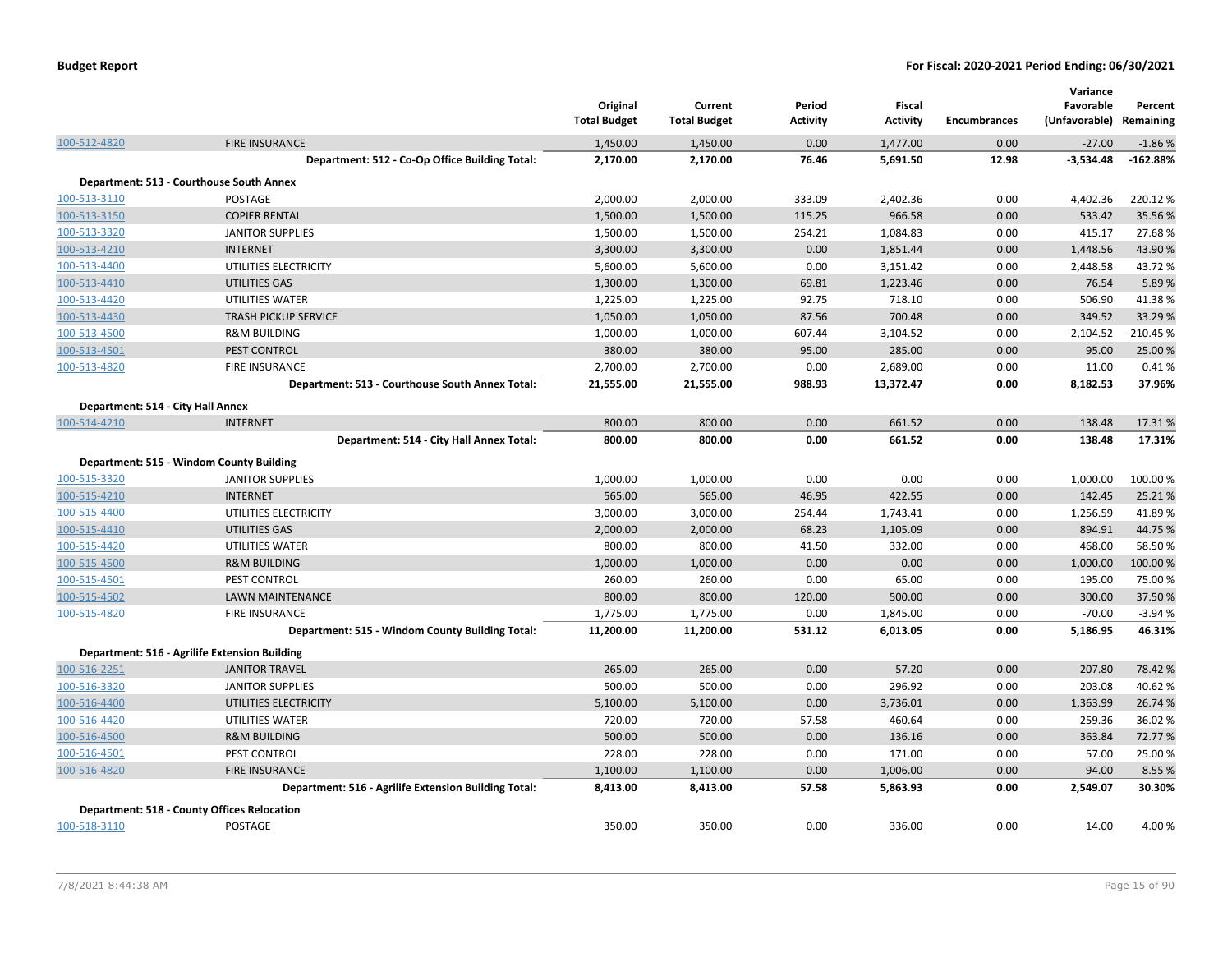| | | Original Total Budget | Current Total Budget | Period Activity | Fiscal Activity | Encumbrances | Variance Favorable (Unfavorable) | Percent Remaining |
|---|---|---|---|---|---|---|---|---|
| 100-512-4820 | FIRE INSURANCE | 1,450.00 | 1,450.00 | 0.00 | 1,477.00 | 0.00 | -27.00 | -1.86 % |
| | **Department: 512 - Co-Op Office Building Total:** | **2,170.00** | **2,170.00** | **76.46** | **5,691.50** | **12.98** | **-3,534.48** | **-162.88%** |
| **Department: 513 - Courthouse South Annex** | | | | | | | | |
| 100-513-3110 | POSTAGE | 2,000.00 | 2,000.00 | -333.09 | -2,402.36 | 0.00 | 4,402.36 | 220.12 % |
| 100-513-3150 | COPIER RENTAL | 1,500.00 | 1,500.00 | 115.25 | 966.58 | 0.00 | 533.42 | 35.56 % |
| 100-513-3320 | JANITOR SUPPLIES | 1,500.00 | 1,500.00 | 254.21 | 1,084.83 | 0.00 | 415.17 | 27.68 % |
| 100-513-4210 | INTERNET | 3,300.00 | 3,300.00 | 0.00 | 1,851.44 | 0.00 | 1,448.56 | 43.90 % |
| 100-513-4400 | UTILITIES ELECTRICITY | 5,600.00 | 5,600.00 | 0.00 | 3,151.42 | 0.00 | 2,448.58 | 43.72 % |
| 100-513-4410 | UTILITIES GAS | 1,300.00 | 1,300.00 | 69.81 | 1,223.46 | 0.00 | 76.54 | 5.89 % |
| 100-513-4420 | UTILITIES WATER | 1,225.00 | 1,225.00 | 92.75 | 718.10 | 0.00 | 506.90 | 41.38 % |
| 100-513-4430 | TRASH PICKUP SERVICE | 1,050.00 | 1,050.00 | 87.56 | 700.48 | 0.00 | 349.52 | 33.29 % |
| 100-513-4500 | R&M BUILDING | 1,000.00 | 1,000.00 | 607.44 | 3,104.52 | 0.00 | -2,104.52 | -210.45 % |
| 100-513-4501 | PEST CONTROL | 380.00 | 380.00 | 95.00 | 285.00 | 0.00 | 95.00 | 25.00 % |
| 100-513-4820 | FIRE INSURANCE | 2,700.00 | 2,700.00 | 0.00 | 2,689.00 | 0.00 | 11.00 | 0.41 % |
| | **Department: 513 - Courthouse South Annex Total:** | **21,555.00** | **21,555.00** | **988.93** | **13,372.47** | **0.00** | **8,182.53** | **37.96%** |
| **Department: 514 - City Hall Annex** | | | | | | | | |
| 100-514-4210 | INTERNET | 800.00 | 800.00 | 0.00 | 661.52 | 0.00 | 138.48 | 17.31 % |
| | **Department: 514 - City Hall Annex Total:** | **800.00** | **800.00** | **0.00** | **661.52** | **0.00** | **138.48** | **17.31%** |
| **Department: 515 - Windom County Building** | | | | | | | | |
| 100-515-3320 | JANITOR SUPPLIES | 1,000.00 | 1,000.00 | 0.00 | 0.00 | 0.00 | 1,000.00 | 100.00 % |
| 100-515-4210 | INTERNET | 565.00 | 565.00 | 46.95 | 422.55 | 0.00 | 142.45 | 25.21 % |
| 100-515-4400 | UTILITIES ELECTRICITY | 3,000.00 | 3,000.00 | 254.44 | 1,743.41 | 0.00 | 1,256.59 | 41.89 % |
| 100-515-4410 | UTILITIES GAS | 2,000.00 | 2,000.00 | 68.23 | 1,105.09 | 0.00 | 894.91 | 44.75 % |
| 100-515-4420 | UTILITIES WATER | 800.00 | 800.00 | 41.50 | 332.00 | 0.00 | 468.00 | 58.50 % |
| 100-515-4500 | R&M BUILDING | 1,000.00 | 1,000.00 | 0.00 | 0.00 | 0.00 | 1,000.00 | 100.00 % |
| 100-515-4501 | PEST CONTROL | 260.00 | 260.00 | 0.00 | 65.00 | 0.00 | 195.00 | 75.00 % |
| 100-515-4502 | LAWN MAINTENANCE | 800.00 | 800.00 | 120.00 | 500.00 | 0.00 | 300.00 | 37.50 % |
| 100-515-4820 | FIRE INSURANCE | 1,775.00 | 1,775.00 | 0.00 | 1,845.00 | 0.00 | -70.00 | -3.94 % |
| | **Department: 515 - Windom County Building Total:** | **11,200.00** | **11,200.00** | **531.12** | **6,013.05** | **0.00** | **5,186.95** | **46.31%** |
| **Department: 516 - Agrilife Extension Building** | | | | | | | | |
| 100-516-2251 | JANITOR TRAVEL | 265.00 | 265.00 | 0.00 | 57.20 | 0.00 | 207.80 | 78.42 % |
| 100-516-3320 | JANITOR SUPPLIES | 500.00 | 500.00 | 0.00 | 296.92 | 0.00 | 203.08 | 40.62 % |
| 100-516-4400 | UTILITIES ELECTRICITY | 5,100.00 | 5,100.00 | 0.00 | 3,736.01 | 0.00 | 1,363.99 | 26.74 % |
| 100-516-4420 | UTILITIES WATER | 720.00 | 720.00 | 57.58 | 460.64 | 0.00 | 259.36 | 36.02 % |
| 100-516-4500 | R&M BUILDING | 500.00 | 500.00 | 0.00 | 136.16 | 0.00 | 363.84 | 72.77 % |
| 100-516-4501 | PEST CONTROL | 228.00 | 228.00 | 0.00 | 171.00 | 0.00 | 57.00 | 25.00 % |
| 100-516-4820 | FIRE INSURANCE | 1,100.00 | 1,100.00 | 0.00 | 1,006.00 | 0.00 | 94.00 | 8.55 % |
| | **Department: 516 - Agrilife Extension Building Total:** | **8,413.00** | **8,413.00** | **57.58** | **5,863.93** | **0.00** | **2,549.07** | **30.30%** |
| **Department: 518 - County Offices Relocation** | | | | | | | | |
| 100-518-3110 | POSTAGE | 350.00 | 350.00 | 0.00 | 336.00 | 0.00 | 14.00 | 4.00 % |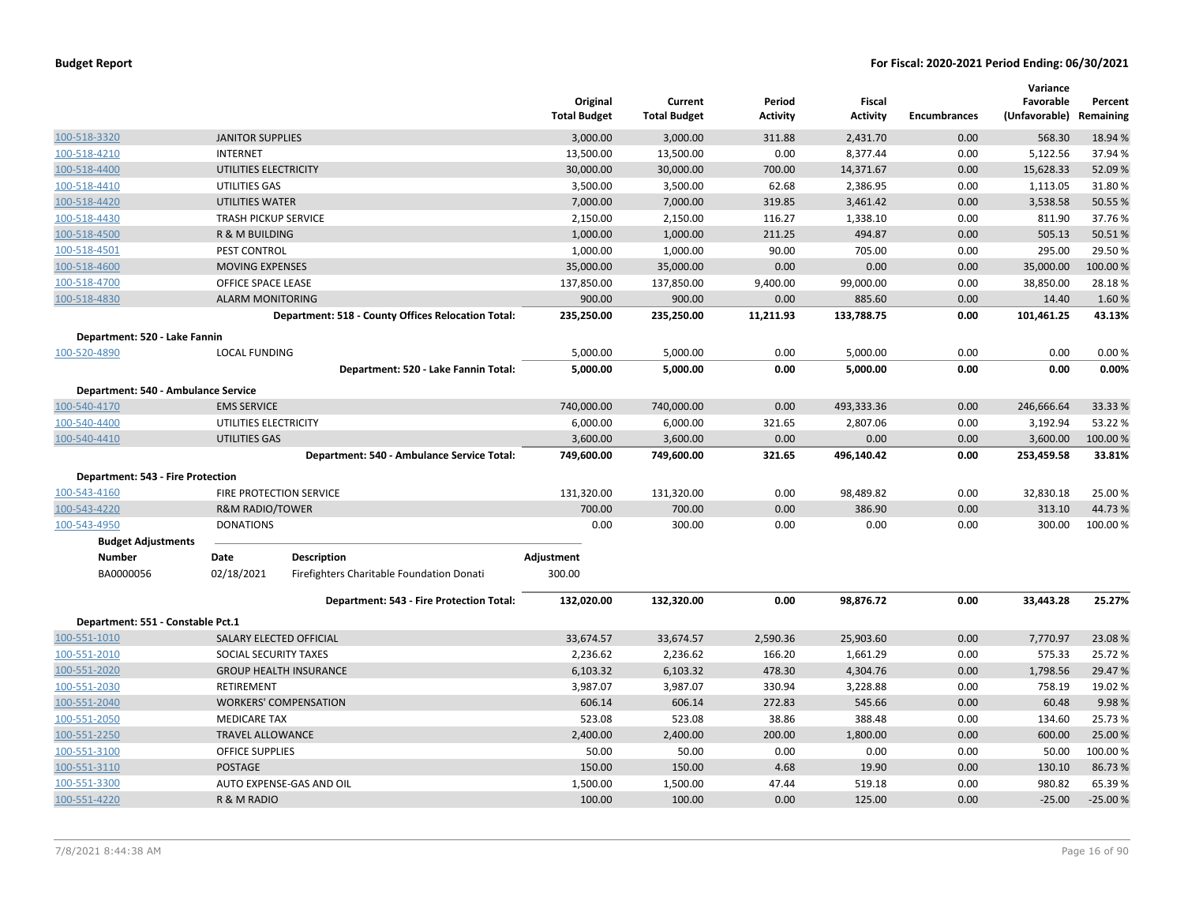| | | Original Total Budget | Current Total Budget | Period Activity | Fiscal Activity | Encumbrances | Variance Favorable (Unfavorable) | Percent Remaining |
|---|---|---|---|---|---|---|---|---|
| 100-518-3320 | JANITOR SUPPLIES | 3,000.00 | 3,000.00 | 311.88 | 2,431.70 | 0.00 | 568.30 | 18.94 % |
| 100-518-4210 | INTERNET | 13,500.00 | 13,500.00 | 0.00 | 8,377.44 | 0.00 | 5,122.56 | 37.94 % |
| 100-518-4400 | UTILITIES ELECTRICITY | 30,000.00 | 30,000.00 | 700.00 | 14,371.67 | 0.00 | 15,628.33 | 52.09 % |
| 100-518-4410 | UTILITIES GAS | 3,500.00 | 3,500.00 | 62.68 | 2,386.95 | 0.00 | 1,113.05 | 31.80 % |
| 100-518-4420 | UTILITIES WATER | 7,000.00 | 7,000.00 | 319.85 | 3,461.42 | 0.00 | 3,538.58 | 50.55 % |
| 100-518-4430 | TRASH PICKUP SERVICE | 2,150.00 | 2,150.00 | 116.27 | 1,338.10 | 0.00 | 811.90 | 37.76 % |
| 100-518-4500 | R & M BUILDING | 1,000.00 | 1,000.00 | 211.25 | 494.87 | 0.00 | 505.13 | 50.51 % |
| 100-518-4501 | PEST CONTROL | 1,000.00 | 1,000.00 | 90.00 | 705.00 | 0.00 | 295.00 | 29.50 % |
| 100-518-4600 | MOVING EXPENSES | 35,000.00 | 35,000.00 | 0.00 | 0.00 | 0.00 | 35,000.00 | 100.00 % |
| 100-518-4700 | OFFICE SPACE LEASE | 137,850.00 | 137,850.00 | 9,400.00 | 99,000.00 | 0.00 | 38,850.00 | 28.18 % |
| 100-518-4830 | ALARM MONITORING | 900.00 | 900.00 | 0.00 | 885.60 | 0.00 | 14.40 | 1.60 % |
| | **Department: 518 - County Offices Relocation Total:** | **235,250.00** | **235,250.00** | **11,211.93** | **133,788.75** | **0.00** | **101,461.25** | **43.13%** |
| **Department: 520 - Lake Fannin** | | | | | | | | |
| 100-520-4890 | LOCAL FUNDING | 5,000.00 | 5,000.00 | 0.00 | 5,000.00 | 0.00 | 0.00 | 0.00 % |
| | **Department: 520 - Lake Fannin Total:** | **5,000.00** | **5,000.00** | **0.00** | **5,000.00** | **0.00** | **0.00** | **0.00%** |
| **Department: 540 - Ambulance Service** | | | | | | | | |
| 100-540-4170 | EMS SERVICE | 740,000.00 | 740,000.00 | 0.00 | 493,333.36 | 0.00 | 246,666.64 | 33.33 % |
| 100-540-4400 | UTILITIES ELECTRICITY | 6,000.00 | 6,000.00 | 321.65 | 2,807.06 | 0.00 | 3,192.94 | 53.22 % |
| 100-540-4410 | UTILITIES GAS | 3,600.00 | 3,600.00 | 0.00 | 0.00 | 0.00 | 3,600.00 | 100.00 % |
| | **Department: 540 - Ambulance Service Total:** | **749,600.00** | **749,600.00** | **321.65** | **496,140.42** | **0.00** | **253,459.58** | **33.81%** |
| **Department: 543 - Fire Protection** | | | | | | | | |
| 100-543-4160 | FIRE PROTECTION SERVICE | 131,320.00 | 131,320.00 | 0.00 | 98,489.82 | 0.00 | 32,830.18 | 25.00 % |
| 100-543-4220 | R&M RADIO/TOWER | 700.00 | 700.00 | 0.00 | 386.90 | 0.00 | 313.10 | 44.73 % |
| 100-543-4950 | DONATIONS | 0.00 | 300.00 | 0.00 | 0.00 | 0.00 | 300.00 | 100.00 % |

**Budget Adjustments**

| Number | Date | Description | Adjustment |
|---|---|---|---|
| BA0000056 | 02/18/2021 | Firefighters Charitable Foundation Donati | 300.00 |

| | | Original Total Budget | Current Total Budget | Period Activity | Fiscal Activity | Encumbrances | Variance Favorable (Unfavorable) | Percent Remaining |
|---|---|---|---|---|---|---|---|---|
| | **Department: 543 - Fire Protection Total:** | **132,020.00** | **132,320.00** | **0.00** | **98,876.72** | **0.00** | **33,443.28** | **25.27%** |
| **Department: 551 - Constable Pct.1** | | | | | | | | |
| 100-551-1010 | SALARY ELECTED OFFICIAL | 33,674.57 | 33,674.57 | 2,590.36 | 25,903.60 | 0.00 | 7,770.97 | 23.08 % |
| 100-551-2010 | SOCIAL SECURITY TAXES | 2,236.62 | 2,236.62 | 166.20 | 1,661.29 | 0.00 | 575.33 | 25.72 % |
| 100-551-2020 | GROUP HEALTH INSURANCE | 6,103.32 | 6,103.32 | 478.30 | 4,304.76 | 0.00 | 1,798.56 | 29.47 % |
| 100-551-2030 | RETIREMENT | 3,987.07 | 3,987.07 | 330.94 | 3,228.88 | 0.00 | 758.19 | 19.02 % |
| 100-551-2040 | WORKERS' COMPENSATION | 606.14 | 606.14 | 272.83 | 545.66 | 0.00 | 60.48 | 9.98 % |
| 100-551-2050 | MEDICARE TAX | 523.08 | 523.08 | 38.86 | 388.48 | 0.00 | 134.60 | 25.73 % |
| 100-551-2250 | TRAVEL ALLOWANCE | 2,400.00 | 2,400.00 | 200.00 | 1,800.00 | 0.00 | 600.00 | 25.00 % |
| 100-551-3100 | OFFICE SUPPLIES | 50.00 | 50.00 | 0.00 | 0.00 | 0.00 | 50.00 | 100.00 % |
| 100-551-3110 | POSTAGE | 150.00 | 150.00 | 4.68 | 19.90 | 0.00 | 130.10 | 86.73 % |
| 100-551-3300 | AUTO EXPENSE-GAS AND OIL | 1,500.00 | 1,500.00 | 47.44 | 519.18 | 0.00 | 980.82 | 65.39 % |
| 100-551-4220 | R & M RADIO | 100.00 | 100.00 | 0.00 | 125.00 | 0.00 | -25.00 | -25.00 % |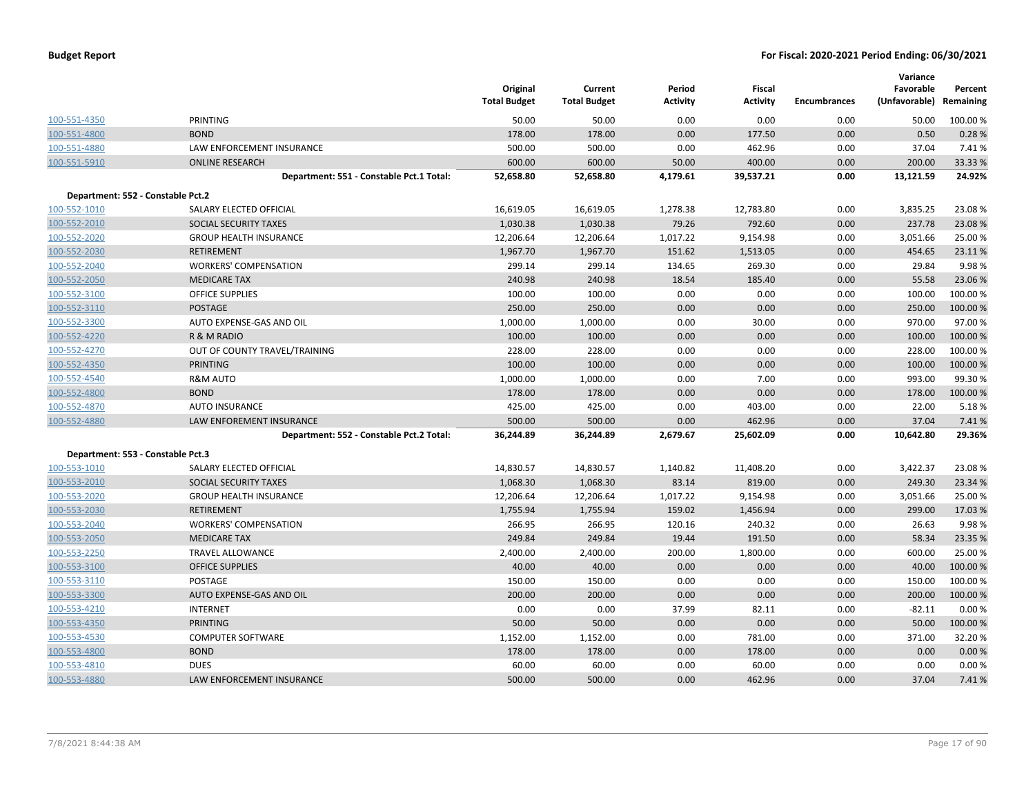| | | Original Total Budget | Current Total Budget | Period Activity | Fiscal Activity | Encumbrances | Variance Favorable (Unfavorable) | Percent Remaining |
|---|---|---|---|---|---|---|---|---|
| 100-551-4350 | PRINTING | 50.00 | 50.00 | 0.00 | 0.00 | 0.00 | 50.00 | 100.00 % |
| 100-551-4800 | BOND | 178.00 | 178.00 | 0.00 | 177.50 | 0.00 | 0.50 | 0.28 % |
| 100-551-4880 | LAW ENFORCEMENT INSURANCE | 500.00 | 500.00 | 0.00 | 462.96 | 0.00 | 37.04 | 7.41 % |
| 100-551-5910 | ONLINE RESEARCH | 600.00 | 600.00 | 50.00 | 400.00 | 0.00 | 200.00 | 33.33 % |
| | **Department: 551 - Constable Pct.1 Total:** | **52,658.80** | **52,658.80** | **4,179.61** | **39,537.21** | **0.00** | **13,121.59** | **24.92%** |
| **Department: 552 - Constable Pct.2** | | | | | | | | |
| 100-552-1010 | SALARY ELECTED OFFICIAL | 16,619.05 | 16,619.05 | 1,278.38 | 12,783.80 | 0.00 | 3,835.25 | 23.08 % |
| 100-552-2010 | SOCIAL SECURITY TAXES | 1,030.38 | 1,030.38 | 79.26 | 792.60 | 0.00 | 237.78 | 23.08 % |
| 100-552-2020 | GROUP HEALTH INSURANCE | 12,206.64 | 12,206.64 | 1,017.22 | 9,154.98 | 0.00 | 3,051.66 | 25.00 % |
| 100-552-2030 | RETIREMENT | 1,967.70 | 1,967.70 | 151.62 | 1,513.05 | 0.00 | 454.65 | 23.11 % |
| 100-552-2040 | WORKERS' COMPENSATION | 299.14 | 299.14 | 134.65 | 269.30 | 0.00 | 29.84 | 9.98 % |
| 100-552-2050 | MEDICARE TAX | 240.98 | 240.98 | 18.54 | 185.40 | 0.00 | 55.58 | 23.06 % |
| 100-552-3100 | OFFICE SUPPLIES | 100.00 | 100.00 | 0.00 | 0.00 | 0.00 | 100.00 | 100.00 % |
| 100-552-3110 | POSTAGE | 250.00 | 250.00 | 0.00 | 0.00 | 0.00 | 250.00 | 100.00 % |
| 100-552-3300 | AUTO EXPENSE-GAS AND OIL | 1,000.00 | 1,000.00 | 0.00 | 30.00 | 0.00 | 970.00 | 97.00 % |
| 100-552-4220 | R & M RADIO | 100.00 | 100.00 | 0.00 | 0.00 | 0.00 | 100.00 | 100.00 % |
| 100-552-4270 | OUT OF COUNTY TRAVEL/TRAINING | 228.00 | 228.00 | 0.00 | 0.00 | 0.00 | 228.00 | 100.00 % |
| 100-552-4350 | PRINTING | 100.00 | 100.00 | 0.00 | 0.00 | 0.00 | 100.00 | 100.00 % |
| 100-552-4540 | R&M AUTO | 1,000.00 | 1,000.00 | 0.00 | 7.00 | 0.00 | 993.00 | 99.30 % |
| 100-552-4800 | BOND | 178.00 | 178.00 | 0.00 | 0.00 | 0.00 | 178.00 | 100.00 % |
| 100-552-4870 | AUTO INSURANCE | 425.00 | 425.00 | 0.00 | 403.00 | 0.00 | 22.00 | 5.18 % |
| 100-552-4880 | LAW ENFOREMENT INSURANCE | 500.00 | 500.00 | 0.00 | 462.96 | 0.00 | 37.04 | 7.41 % |
| | **Department: 552 - Constable Pct.2 Total:** | **36,244.89** | **36,244.89** | **2,679.67** | **25,602.09** | **0.00** | **10,642.80** | **29.36%** |
| **Department: 553 - Constable Pct.3** | | | | | | | | |
| 100-553-1010 | SALARY ELECTED OFFICIAL | 14,830.57 | 14,830.57 | 1,140.82 | 11,408.20 | 0.00 | 3,422.37 | 23.08 % |
| 100-553-2010 | SOCIAL SECURITY TAXES | 1,068.30 | 1,068.30 | 83.14 | 819.00 | 0.00 | 249.30 | 23.34 % |
| 100-553-2020 | GROUP HEALTH INSURANCE | 12,206.64 | 12,206.64 | 1,017.22 | 9,154.98 | 0.00 | 3,051.66 | 25.00 % |
| 100-553-2030 | RETIREMENT | 1,755.94 | 1,755.94 | 159.02 | 1,456.94 | 0.00 | 299.00 | 17.03 % |
| 100-553-2040 | WORKERS' COMPENSATION | 266.95 | 266.95 | 120.16 | 240.32 | 0.00 | 26.63 | 9.98 % |
| 100-553-2050 | MEDICARE TAX | 249.84 | 249.84 | 19.44 | 191.50 | 0.00 | 58.34 | 23.35 % |
| 100-553-2250 | TRAVEL ALLOWANCE | 2,400.00 | 2,400.00 | 200.00 | 1,800.00 | 0.00 | 600.00 | 25.00 % |
| 100-553-3100 | OFFICE SUPPLIES | 40.00 | 40.00 | 0.00 | 0.00 | 0.00 | 40.00 | 100.00 % |
| 100-553-3110 | POSTAGE | 150.00 | 150.00 | 0.00 | 0.00 | 0.00 | 150.00 | 100.00 % |
| 100-553-3300 | AUTO EXPENSE-GAS AND OIL | 200.00 | 200.00 | 0.00 | 0.00 | 0.00 | 200.00 | 100.00 % |
| 100-553-4210 | INTERNET | 0.00 | 0.00 | 37.99 | 82.11 | 0.00 | -82.11 | 0.00 % |
| 100-553-4350 | PRINTING | 50.00 | 50.00 | 0.00 | 0.00 | 0.00 | 50.00 | 100.00 % |
| 100-553-4530 | COMPUTER SOFTWARE | 1,152.00 | 1,152.00 | 0.00 | 781.00 | 0.00 | 371.00 | 32.20 % |
| 100-553-4800 | BOND | 178.00 | 178.00 | 0.00 | 178.00 | 0.00 | 0.00 | 0.00 % |
| 100-553-4810 | DUES | 60.00 | 60.00 | 0.00 | 60.00 | 0.00 | 0.00 | 0.00 % |
| 100-553-4880 | LAW ENFORCEMENT INSURANCE | 500.00 | 500.00 | 0.00 | 462.96 | 0.00 | 37.04 | 7.41 % |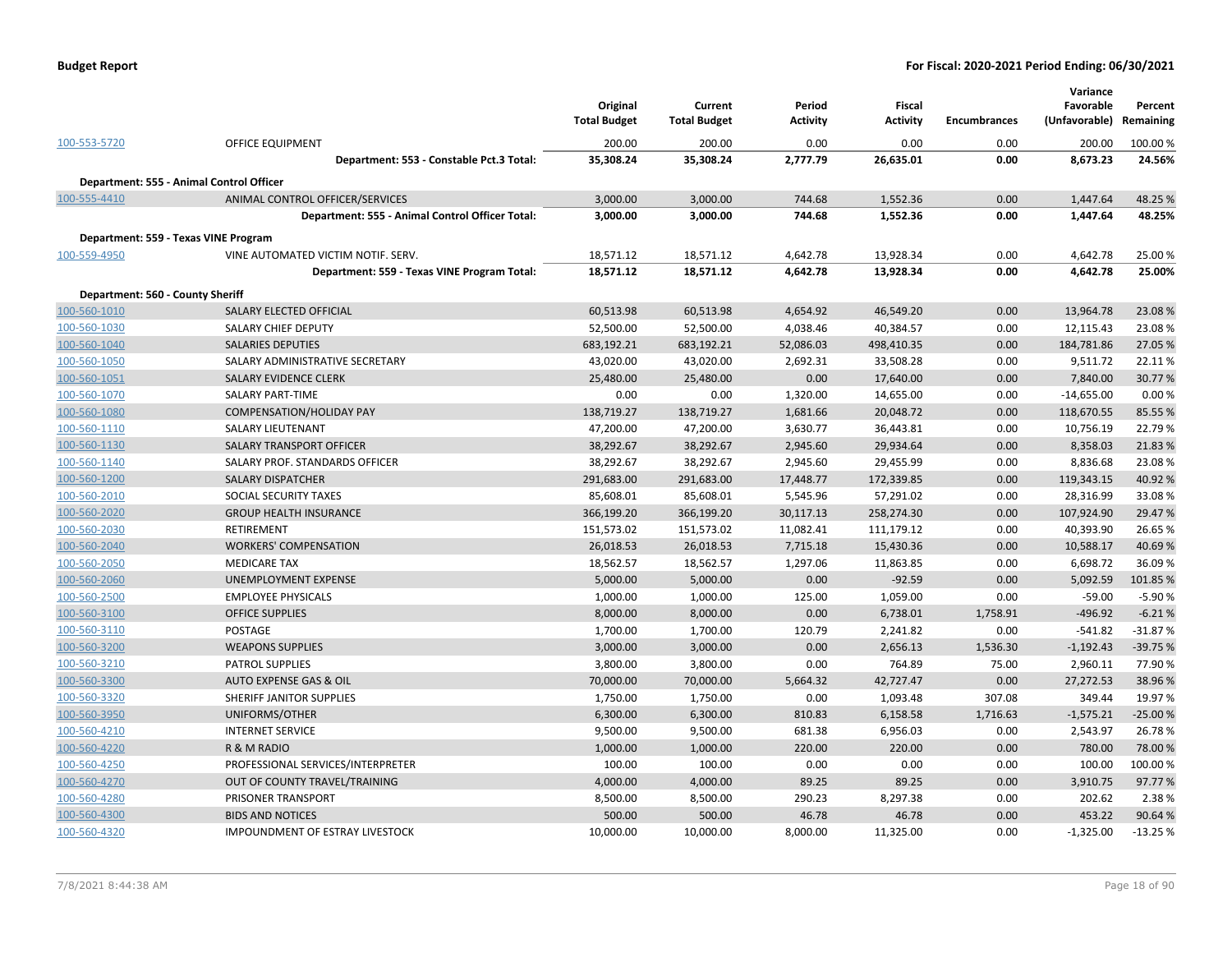**Budget Report** | **For Fiscal: 2020-2021 Period Ending: 06/30/2021**

| | | Original Total Budget | Current Total Budget | Period Activity | Fiscal Activity | Encumbrances | Variance Favorable (Unfavorable) | Percent Remaining |
|---|---|---|---|---|---|---|---|---|
| 100-553-5720 | OFFICE EQUIPMENT | 200.00 | 200.00 | 0.00 | 0.00 | 0.00 | 200.00 | 100.00 % |
| | **Department: 553 - Constable Pct.3 Total:** | **35,308.24** | **35,308.24** | **2,777.79** | **26,635.01** | **0.00** | **8,673.23** | **24.56%** |
| **Department: 555 - Animal Control Officer** | | | | | | | | |
| 100-555-4410 | ANIMAL CONTROL OFFICER/SERVICES | 3,000.00 | 3,000.00 | 744.68 | 1,552.36 | 0.00 | 1,447.64 | 48.25 % |
| | **Department: 555 - Animal Control Officer Total:** | **3,000.00** | **3,000.00** | **744.68** | **1,552.36** | **0.00** | **1,447.64** | **48.25%** |
| **Department: 559 - Texas VINE Program** | | | | | | | | |
| 100-559-4950 | VINE AUTOMATED VICTIM NOTIF. SERV. | 18,571.12 | 18,571.12 | 4,642.78 | 13,928.34 | 0.00 | 4,642.78 | 25.00 % |
| | **Department: 559 - Texas VINE Program Total:** | **18,571.12** | **18,571.12** | **4,642.78** | **13,928.34** | **0.00** | **4,642.78** | **25.00%** |
| **Department: 560 - County Sheriff** | | | | | | | | |
| 100-560-1010 | SALARY ELECTED OFFICIAL | 60,513.98 | 60,513.98 | 4,654.92 | 46,549.20 | 0.00 | 13,964.78 | 23.08 % |
| 100-560-1030 | SALARY CHIEF DEPUTY | 52,500.00 | 52,500.00 | 4,038.46 | 40,384.57 | 0.00 | 12,115.43 | 23.08 % |
| 100-560-1040 | SALARIES DEPUTIES | 683,192.21 | 683,192.21 | 52,086.03 | 498,410.35 | 0.00 | 184,781.86 | 27.05 % |
| 100-560-1050 | SALARY ADMINISTRATIVE SECRETARY | 43,020.00 | 43,020.00 | 2,692.31 | 33,508.28 | 0.00 | 9,511.72 | 22.11 % |
| 100-560-1051 | SALARY EVIDENCE CLERK | 25,480.00 | 25,480.00 | 0.00 | 17,640.00 | 0.00 | 7,840.00 | 30.77 % |
| 100-560-1070 | SALARY PART-TIME | 0.00 | 0.00 | 1,320.00 | 14,655.00 | 0.00 | -14,655.00 | 0.00 % |
| 100-560-1080 | COMPENSATION/HOLIDAY PAY | 138,719.27 | 138,719.27 | 1,681.66 | 20,048.72 | 0.00 | 118,670.55 | 85.55 % |
| 100-560-1110 | SALARY LIEUTENANT | 47,200.00 | 47,200.00 | 3,630.77 | 36,443.81 | 0.00 | 10,756.19 | 22.79 % |
| 100-560-1130 | SALARY TRANSPORT OFFICER | 38,292.67 | 38,292.67 | 2,945.60 | 29,934.64 | 0.00 | 8,358.03 | 21.83 % |
| 100-560-1140 | SALARY PROF. STANDARDS OFFICER | 38,292.67 | 38,292.67 | 2,945.60 | 29,455.99 | 0.00 | 8,836.68 | 23.08 % |
| 100-560-1200 | SALARY DISPATCHER | 291,683.00 | 291,683.00 | 17,448.77 | 172,339.85 | 0.00 | 119,343.15 | 40.92 % |
| 100-560-2010 | SOCIAL SECURITY TAXES | 85,608.01 | 85,608.01 | 5,545.96 | 57,291.02 | 0.00 | 28,316.99 | 33.08 % |
| 100-560-2020 | GROUP HEALTH INSURANCE | 366,199.20 | 366,199.20 | 30,117.13 | 258,274.30 | 0.00 | 107,924.90 | 29.47 % |
| 100-560-2030 | RETIREMENT | 151,573.02 | 151,573.02 | 11,082.41 | 111,179.12 | 0.00 | 40,393.90 | 26.65 % |
| 100-560-2040 | WORKERS' COMPENSATION | 26,018.53 | 26,018.53 | 7,715.18 | 15,430.36 | 0.00 | 10,588.17 | 40.69 % |
| 100-560-2050 | MEDICARE TAX | 18,562.57 | 18,562.57 | 1,297.06 | 11,863.85 | 0.00 | 6,698.72 | 36.09 % |
| 100-560-2060 | UNEMPLOYMENT EXPENSE | 5,000.00 | 5,000.00 | 0.00 | -92.59 | 0.00 | 5,092.59 | 101.85 % |
| 100-560-2500 | EMPLOYEE PHYSICALS | 1,000.00 | 1,000.00 | 125.00 | 1,059.00 | 0.00 | -59.00 | -5.90 % |
| 100-560-3100 | OFFICE SUPPLIES | 8,000.00 | 8,000.00 | 0.00 | 6,738.01 | 1,758.91 | -496.92 | -6.21 % |
| 100-560-3110 | POSTAGE | 1,700.00 | 1,700.00 | 120.79 | 2,241.82 | 0.00 | -541.82 | -31.87 % |
| 100-560-3200 | WEAPONS SUPPLIES | 3,000.00 | 3,000.00 | 0.00 | 2,656.13 | 1,536.30 | -1,192.43 | -39.75 % |
| 100-560-3210 | PATROL SUPPLIES | 3,800.00 | 3,800.00 | 0.00 | 764.89 | 75.00 | 2,960.11 | 77.90 % |
| 100-560-3300 | AUTO EXPENSE GAS & OIL | 70,000.00 | 70,000.00 | 5,664.32 | 42,727.47 | 0.00 | 27,272.53 | 38.96 % |
| 100-560-3320 | SHERIFF JANITOR SUPPLIES | 1,750.00 | 1,750.00 | 0.00 | 1,093.48 | 307.08 | 349.44 | 19.97 % |
| 100-560-3950 | UNIFORMS/OTHER | 6,300.00 | 6,300.00 | 810.83 | 6,158.58 | 1,716.63 | -1,575.21 | -25.00 % |
| 100-560-4210 | INTERNET SERVICE | 9,500.00 | 9,500.00 | 681.38 | 6,956.03 | 0.00 | 2,543.97 | 26.78 % |
| 100-560-4220 | R & M RADIO | 1,000.00 | 1,000.00 | 220.00 | 220.00 | 0.00 | 780.00 | 78.00 % |
| 100-560-4250 | PROFESSIONAL SERVICES/INTERPRETER | 100.00 | 100.00 | 0.00 | 0.00 | 0.00 | 100.00 | 100.00 % |
| 100-560-4270 | OUT OF COUNTY TRAVEL/TRAINING | 4,000.00 | 4,000.00 | 89.25 | 89.25 | 0.00 | 3,910.75 | 97.77 % |
| 100-560-4280 | PRISONER TRANSPORT | 8,500.00 | 8,500.00 | 290.23 | 8,297.38 | 0.00 | 202.62 | 2.38 % |
| 100-560-4300 | BIDS AND NOTICES | 500.00 | 500.00 | 46.78 | 46.78 | 0.00 | 453.22 | 90.64 % |
| 100-560-4320 | IMPOUNDMENT OF ESTRAY LIVESTOCK | 10,000.00 | 10,000.00 | 8,000.00 | 11,325.00 | 0.00 | -1,325.00 | -13.25 % |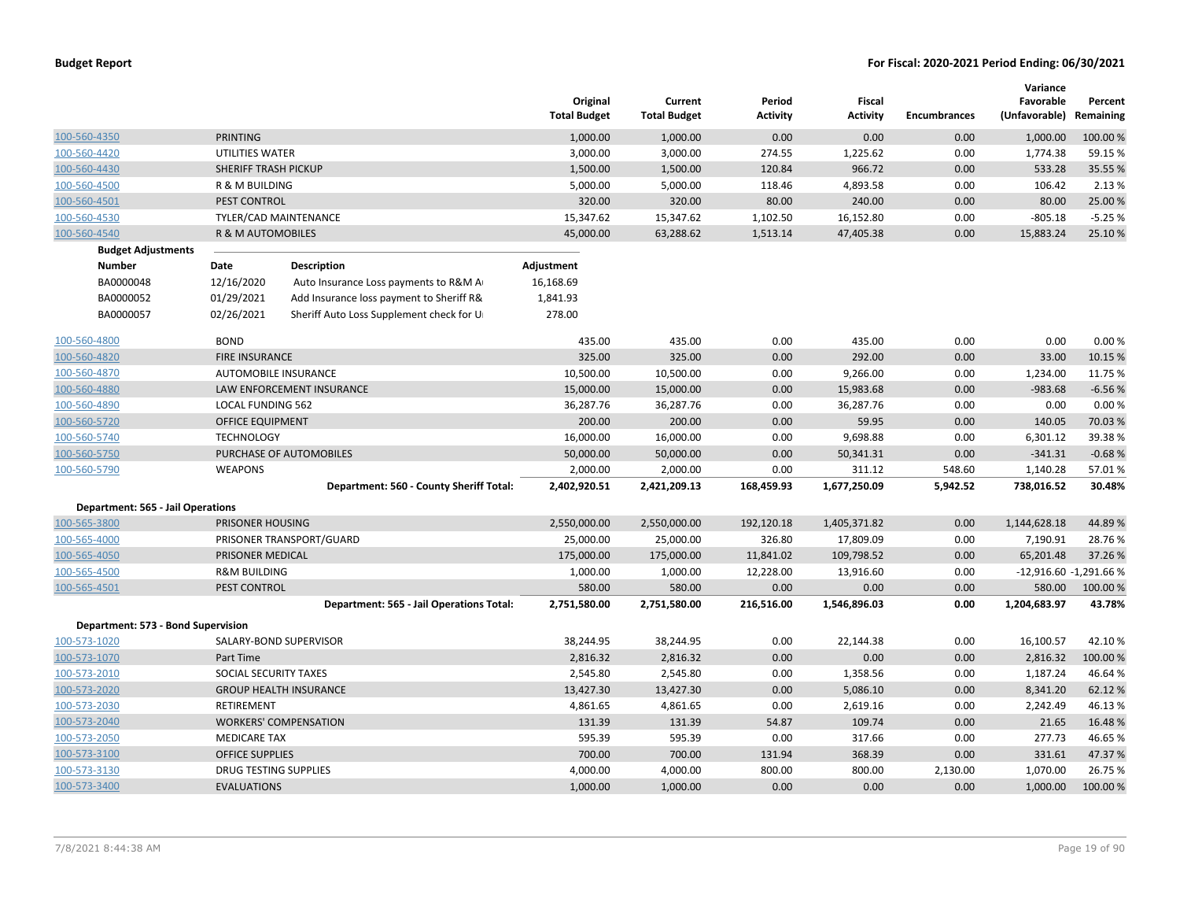| | | Original Total Budget | Current Total Budget | Period Activity | Fiscal Activity | Encumbrances | Variance Favorable (Unfavorable) | Percent Remaining |
|---|---|---|---|---|---|---|---|---|
| 100-560-4350 | PRINTING | 1,000.00 | 1,000.00 | 0.00 | 0.00 | 0.00 | 1,000.00 | 100.00 % |
| 100-560-4420 | UTILITIES WATER | 3,000.00 | 3,000.00 | 274.55 | 1,225.62 | 0.00 | 1,774.38 | 59.15 % |
| 100-560-4430 | SHERIFF TRASH PICKUP | 1,500.00 | 1,500.00 | 120.84 | 966.72 | 0.00 | 533.28 | 35.55 % |
| 100-560-4500 | R & M BUILDING | 5,000.00 | 5,000.00 | 118.46 | 4,893.58 | 0.00 | 106.42 | 2.13 % |
| 100-560-4501 | PEST CONTROL | 320.00 | 320.00 | 80.00 | 240.00 | 0.00 | 80.00 | 25.00 % |
| 100-560-4530 | TYLER/CAD MAINTENANCE | 15,347.62 | 15,347.62 | 1,102.50 | 16,152.80 | 0.00 | -805.18 | -5.25 % |
| 100-560-4540 | R & M AUTOMOBILES | 45,000.00 | 63,288.62 | 1,513.14 | 47,405.38 | 0.00 | 15,883.24 | 25.10 % |

**Budget Adjustments**

| Number | Date | Description | Adjustment |
|---|---|---|---|
| BA0000048 | 12/16/2020 | Auto Insurance Loss payments to R&M A | 16,168.69 |
| BA0000052 | 01/29/2021 | Add Insurance loss payment to Sheriff R& | 1,841.93 |
| BA0000057 | 02/26/2021 | Sheriff Auto Loss Supplement check for U | 278.00 |

| | | Original Total Budget | Current Total Budget | Period Activity | Fiscal Activity | Encumbrances | Variance Favorable (Unfavorable) | Percent Remaining |
|---|---|---|---|---|---|---|---|---|
| 100-560-4800 | BOND | 435.00 | 435.00 | 0.00 | 435.00 | 0.00 | 0.00 | 0.00 % |
| 100-560-4820 | FIRE INSURANCE | 325.00 | 325.00 | 0.00 | 292.00 | 0.00 | 33.00 | 10.15 % |
| 100-560-4870 | AUTOMOBILE INSURANCE | 10,500.00 | 10,500.00 | 0.00 | 9,266.00 | 0.00 | 1,234.00 | 11.75 % |
| 100-560-4880 | LAW ENFORCEMENT INSURANCE | 15,000.00 | 15,000.00 | 0.00 | 15,983.68 | 0.00 | -983.68 | -6.56 % |
| 100-560-4890 | LOCAL FUNDING 562 | 36,287.76 | 36,287.76 | 0.00 | 36,287.76 | 0.00 | 0.00 | 0.00 % |
| 100-560-5720 | OFFICE EQUIPMENT | 200.00 | 200.00 | 0.00 | 59.95 | 0.00 | 140.05 | 70.03 % |
| 100-560-5740 | TECHNOLOGY | 16,000.00 | 16,000.00 | 0.00 | 9,698.88 | 0.00 | 6,301.12 | 39.38 % |
| 100-560-5750 | PURCHASE OF AUTOMOBILES | 50,000.00 | 50,000.00 | 0.00 | 50,341.31 | 0.00 | -341.31 | -0.68 % |
| 100-560-5790 | WEAPONS | 2,000.00 | 2,000.00 | 0.00 | 311.12 | 548.60 | 1,140.28 | 57.01 % |
| | **Department: 560 - County Sheriff Total:** | **2,402,920.51** | **2,421,209.13** | **168,459.93** | **1,677,250.09** | **5,942.52** | **738,016.52** | **30.48%** |
| **Department: 565 - Jail Operations** | | | | | | | | |
| 100-565-3800 | PRISONER HOUSING | 2,550,000.00 | 2,550,000.00 | 192,120.18 | 1,405,371.82 | 0.00 | 1,144,628.18 | 44.89 % |
| 100-565-4000 | PRISONER TRANSPORT/GUARD | 25,000.00 | 25,000.00 | 326.80 | 17,809.09 | 0.00 | 7,190.91 | 28.76 % |
| 100-565-4050 | PRISONER MEDICAL | 175,000.00 | 175,000.00 | 11,841.02 | 109,798.52 | 0.00 | 65,201.48 | 37.26 % |
| 100-565-4500 | R&M BUILDING | 1,000.00 | 1,000.00 | 12,228.00 | 13,916.60 | 0.00 | -12,916.60 | -1,291.66 % |
| 100-565-4501 | PEST CONTROL | 580.00 | 580.00 | 0.00 | 0.00 | 0.00 | 580.00 | 100.00 % |
| | **Department: 565 - Jail Operations Total:** | **2,751,580.00** | **2,751,580.00** | **216,516.00** | **1,546,896.03** | **0.00** | **1,204,683.97** | **43.78%** |
| **Department: 573 - Bond Supervision** | | | | | | | | |
| 100-573-1020 | SALARY-BOND SUPERVISOR | 38,244.95 | 38,244.95 | 0.00 | 22,144.38 | 0.00 | 16,100.57 | 42.10 % |
| 100-573-1070 | Part Time | 2,816.32 | 2,816.32 | 0.00 | 0.00 | 0.00 | 2,816.32 | 100.00 % |
| 100-573-2010 | SOCIAL SECURITY TAXES | 2,545.80 | 2,545.80 | 0.00 | 1,358.56 | 0.00 | 1,187.24 | 46.64 % |
| 100-573-2020 | GROUP HEALTH INSURANCE | 13,427.30 | 13,427.30 | 0.00 | 5,086.10 | 0.00 | 8,341.20 | 62.12 % |
| 100-573-2030 | RETIREMENT | 4,861.65 | 4,861.65 | 0.00 | 2,619.16 | 0.00 | 2,242.49 | 46.13 % |
| 100-573-2040 | WORKERS' COMPENSATION | 131.39 | 131.39 | 54.87 | 109.74 | 0.00 | 21.65 | 16.48 % |
| 100-573-2050 | MEDICARE TAX | 595.39 | 595.39 | 0.00 | 317.66 | 0.00 | 277.73 | 46.65 % |
| 100-573-3100 | OFFICE SUPPLIES | 700.00 | 700.00 | 131.94 | 368.39 | 0.00 | 331.61 | 47.37 % |
| 100-573-3130 | DRUG TESTING SUPPLIES | 4,000.00 | 4,000.00 | 800.00 | 800.00 | 2,130.00 | 1,070.00 | 26.75 % |
| 100-573-3400 | EVALUATIONS | 1,000.00 | 1,000.00 | 0.00 | 0.00 | 0.00 | 1,000.00 | 100.00 % |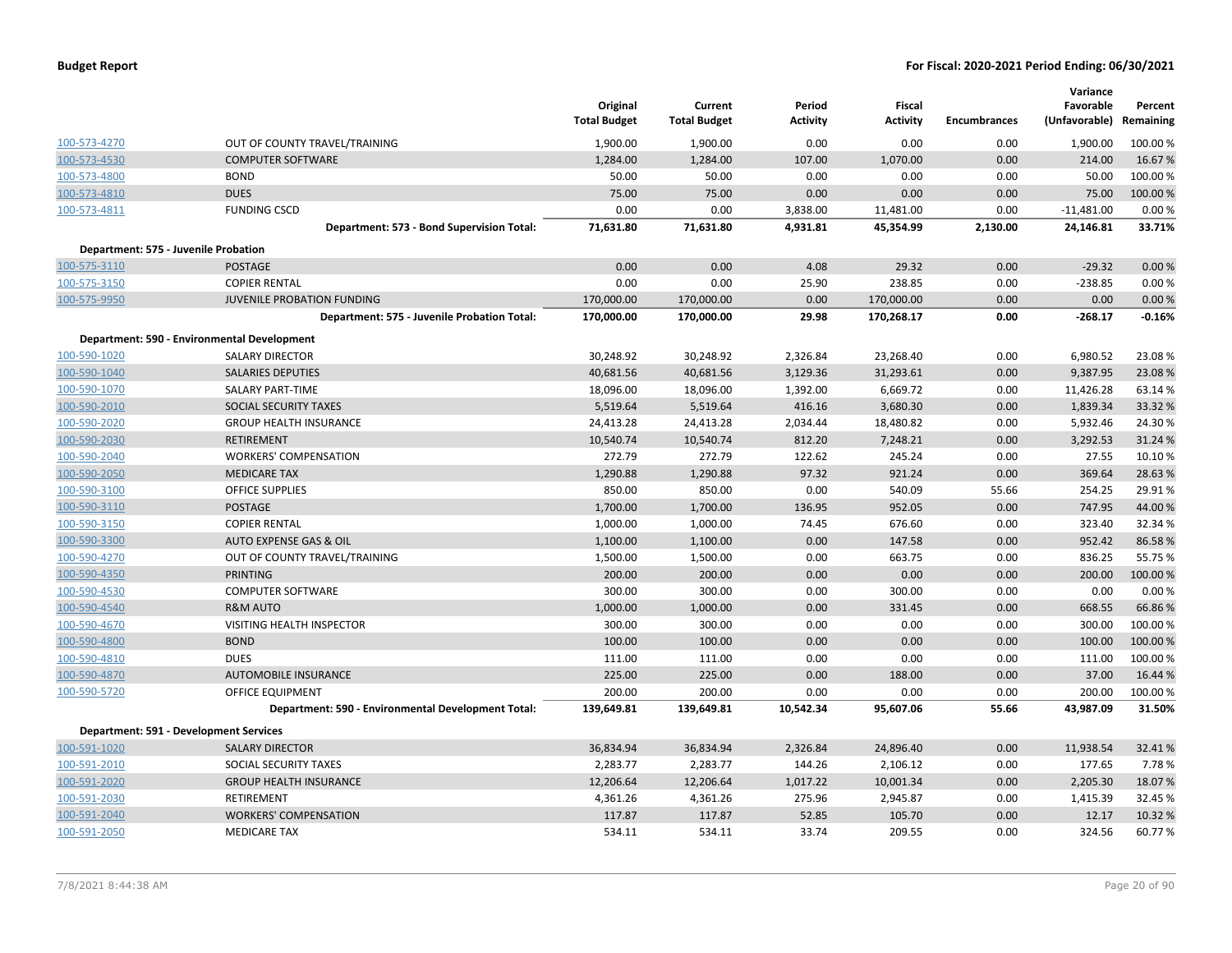| | | Original Total Budget | Current Total Budget | Period Activity | Fiscal Activity | Encumbrances | Variance Favorable (Unfavorable) | Percent Remaining |
|---|---|---|---|---|---|---|---|---|
| 100-573-4270 | OUT OF COUNTY TRAVEL/TRAINING | 1,900.00 | 1,900.00 | 0.00 | 0.00 | 0.00 | 1,900.00 | 100.00 % |
| 100-573-4530 | COMPUTER SOFTWARE | 1,284.00 | 1,284.00 | 107.00 | 1,070.00 | 0.00 | 214.00 | 16.67 % |
| 100-573-4800 | BOND | 50.00 | 50.00 | 0.00 | 0.00 | 0.00 | 50.00 | 100.00 % |
| 100-573-4810 | DUES | 75.00 | 75.00 | 0.00 | 0.00 | 0.00 | 75.00 | 100.00 % |
| 100-573-4811 | FUNDING CSCD | 0.00 | 0.00 | 3,838.00 | 11,481.00 | 0.00 | -11,481.00 | 0.00 % |
| | **Department: 573 - Bond Supervision Total:** | **71,631.80** | **71,631.80** | **4,931.81** | **45,354.99** | **2,130.00** | **24,146.81** | **33.71%** |
| **Department: 575 - Juvenile Probation** | | | | | | | | |
| 100-575-3110 | POSTAGE | 0.00 | 0.00 | 4.08 | 29.32 | 0.00 | -29.32 | 0.00 % |
| 100-575-3150 | COPIER RENTAL | 0.00 | 0.00 | 25.90 | 238.85 | 0.00 | -238.85 | 0.00 % |
| 100-575-9950 | JUVENILE PROBATION FUNDING | 170,000.00 | 170,000.00 | 0.00 | 170,000.00 | 0.00 | 0.00 | 0.00 % |
| | **Department: 575 - Juvenile Probation Total:** | **170,000.00** | **170,000.00** | **29.98** | **170,268.17** | **0.00** | **-268.17** | **-0.16%** |
| **Department: 590 - Environmental Development** | | | | | | | | |
| 100-590-1020 | SALARY DIRECTOR | 30,248.92 | 30,248.92 | 2,326.84 | 23,268.40 | 0.00 | 6,980.52 | 23.08 % |
| 100-590-1040 | SALARIES DEPUTIES | 40,681.56 | 40,681.56 | 3,129.36 | 31,293.61 | 0.00 | 9,387.95 | 23.08 % |
| 100-590-1070 | SALARY PART-TIME | 18,096.00 | 18,096.00 | 1,392.00 | 6,669.72 | 0.00 | 11,426.28 | 63.14 % |
| 100-590-2010 | SOCIAL SECURITY TAXES | 5,519.64 | 5,519.64 | 416.16 | 3,680.30 | 0.00 | 1,839.34 | 33.32 % |
| 100-590-2020 | GROUP HEALTH INSURANCE | 24,413.28 | 24,413.28 | 2,034.44 | 18,480.82 | 0.00 | 5,932.46 | 24.30 % |
| 100-590-2030 | RETIREMENT | 10,540.74 | 10,540.74 | 812.20 | 7,248.21 | 0.00 | 3,292.53 | 31.24 % |
| 100-590-2040 | WORKERS' COMPENSATION | 272.79 | 272.79 | 122.62 | 245.24 | 0.00 | 27.55 | 10.10 % |
| 100-590-2050 | MEDICARE TAX | 1,290.88 | 1,290.88 | 97.32 | 921.24 | 0.00 | 369.64 | 28.63 % |
| 100-590-3100 | OFFICE SUPPLIES | 850.00 | 850.00 | 0.00 | 540.09 | 55.66 | 254.25 | 29.91 % |
| 100-590-3110 | POSTAGE | 1,700.00 | 1,700.00 | 136.95 | 952.05 | 0.00 | 747.95 | 44.00 % |
| 100-590-3150 | COPIER RENTAL | 1,000.00 | 1,000.00 | 74.45 | 676.60 | 0.00 | 323.40 | 32.34 % |
| 100-590-3300 | AUTO EXPENSE GAS & OIL | 1,100.00 | 1,100.00 | 0.00 | 147.58 | 0.00 | 952.42 | 86.58 % |
| 100-590-4270 | OUT OF COUNTY TRAVEL/TRAINING | 1,500.00 | 1,500.00 | 0.00 | 663.75 | 0.00 | 836.25 | 55.75 % |
| 100-590-4350 | PRINTING | 200.00 | 200.00 | 0.00 | 0.00 | 0.00 | 200.00 | 100.00 % |
| 100-590-4530 | COMPUTER SOFTWARE | 300.00 | 300.00 | 0.00 | 300.00 | 0.00 | 0.00 | 0.00 % |
| 100-590-4540 | R&M AUTO | 1,000.00 | 1,000.00 | 0.00 | 331.45 | 0.00 | 668.55 | 66.86 % |
| 100-590-4670 | VISITING HEALTH INSPECTOR | 300.00 | 300.00 | 0.00 | 0.00 | 0.00 | 300.00 | 100.00 % |
| 100-590-4800 | BOND | 100.00 | 100.00 | 0.00 | 0.00 | 0.00 | 100.00 | 100.00 % |
| 100-590-4810 | DUES | 111.00 | 111.00 | 0.00 | 0.00 | 0.00 | 111.00 | 100.00 % |
| 100-590-4870 | AUTOMOBILE INSURANCE | 225.00 | 225.00 | 0.00 | 188.00 | 0.00 | 37.00 | 16.44 % |
| 100-590-5720 | OFFICE EQUIPMENT | 200.00 | 200.00 | 0.00 | 0.00 | 0.00 | 200.00 | 100.00 % |
| | **Department: 590 - Environmental Development Total:** | **139,649.81** | **139,649.81** | **10,542.34** | **95,607.06** | **55.66** | **43,987.09** | **31.50%** |
| **Department: 591 - Development Services** | | | | | | | | |
| 100-591-1020 | SALARY DIRECTOR | 36,834.94 | 36,834.94 | 2,326.84 | 24,896.40 | 0.00 | 11,938.54 | 32.41 % |
| 100-591-2010 | SOCIAL SECURITY TAXES | 2,283.77 | 2,283.77 | 144.26 | 2,106.12 | 0.00 | 177.65 | 7.78 % |
| 100-591-2020 | GROUP HEALTH INSURANCE | 12,206.64 | 12,206.64 | 1,017.22 | 10,001.34 | 0.00 | 2,205.30 | 18.07 % |
| 100-591-2030 | RETIREMENT | 4,361.26 | 4,361.26 | 275.96 | 2,945.87 | 0.00 | 1,415.39 | 32.45 % |
| 100-591-2040 | WORKERS' COMPENSATION | 117.87 | 117.87 | 52.85 | 105.70 | 0.00 | 12.17 | 10.32 % |
| 100-591-2050 | MEDICARE TAX | 534.11 | 534.11 | 33.74 | 209.55 | 0.00 | 324.56 | 60.77 % |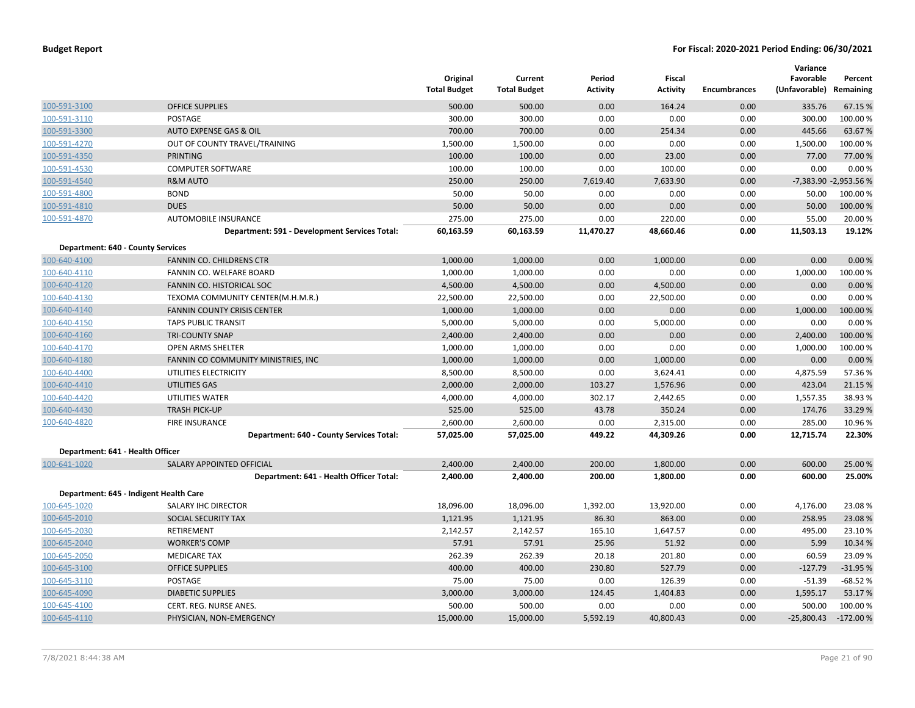**Budget Report** | **For Fiscal: 2020-2021 Period Ending: 06/30/2021**

| | | Original Total Budget | Current Total Budget | Period Activity | Fiscal Activity | Encumbrances | Variance Favorable (Unfavorable) | Percent Remaining |
|---|---|---|---|---|---|---|---|---|
| 100-591-3100 | OFFICE SUPPLIES | 500.00 | 500.00 | 0.00 | 164.24 | 0.00 | 335.76 | 67.15 % |
| 100-591-3110 | POSTAGE | 300.00 | 300.00 | 0.00 | 0.00 | 0.00 | 300.00 | 100.00 % |
| 100-591-3300 | AUTO EXPENSE GAS & OIL | 700.00 | 700.00 | 0.00 | 254.34 | 0.00 | 445.66 | 63.67 % |
| 100-591-4270 | OUT OF COUNTY TRAVEL/TRAINING | 1,500.00 | 1,500.00 | 0.00 | 0.00 | 0.00 | 1,500.00 | 100.00 % |
| 100-591-4350 | PRINTING | 100.00 | 100.00 | 0.00 | 23.00 | 0.00 | 77.00 | 77.00 % |
| 100-591-4530 | COMPUTER SOFTWARE | 100.00 | 100.00 | 0.00 | 100.00 | 0.00 | 0.00 | 0.00 % |
| 100-591-4540 | R&M AUTO | 250.00 | 250.00 | 7,619.40 | 7,633.90 | 0.00 | -7,383.90 | -2,953.56 % |
| 100-591-4800 | BOND | 50.00 | 50.00 | 0.00 | 0.00 | 0.00 | 50.00 | 100.00 % |
| 100-591-4810 | DUES | 50.00 | 50.00 | 0.00 | 0.00 | 0.00 | 50.00 | 100.00 % |
| 100-591-4870 | AUTOMOBILE INSURANCE | 275.00 | 275.00 | 0.00 | 220.00 | 0.00 | 55.00 | 20.00 % |
| | **Department: 591 - Development Services Total:** | **60,163.59** | **60,163.59** | **11,470.27** | **48,660.46** | **0.00** | **11,503.13** | **19.12%** |
| **Department: 640 - County Services** | | | | | | | | |
| 100-640-4100 | FANNIN CO. CHILDRENS CTR | 1,000.00 | 1,000.00 | 0.00 | 1,000.00 | 0.00 | 0.00 | 0.00 % |
| 100-640-4110 | FANNIN CO. WELFARE BOARD | 1,000.00 | 1,000.00 | 0.00 | 0.00 | 0.00 | 1,000.00 | 100.00 % |
| 100-640-4120 | FANNIN CO. HISTORICAL SOC | 4,500.00 | 4,500.00 | 0.00 | 4,500.00 | 0.00 | 0.00 | 0.00 % |
| 100-640-4130 | TEXOMA COMMUNITY CENTER(M.H.M.R.) | 22,500.00 | 22,500.00 | 0.00 | 22,500.00 | 0.00 | 0.00 | 0.00 % |
| 100-640-4140 | FANNIN COUNTY CRISIS CENTER | 1,000.00 | 1,000.00 | 0.00 | 0.00 | 0.00 | 1,000.00 | 100.00 % |
| 100-640-4150 | TAPS PUBLIC TRANSIT | 5,000.00 | 5,000.00 | 0.00 | 5,000.00 | 0.00 | 0.00 | 0.00 % |
| 100-640-4160 | TRI-COUNTY SNAP | 2,400.00 | 2,400.00 | 0.00 | 0.00 | 0.00 | 2,400.00 | 100.00 % |
| 100-640-4170 | OPEN ARMS SHELTER | 1,000.00 | 1,000.00 | 0.00 | 0.00 | 0.00 | 1,000.00 | 100.00 % |
| 100-640-4180 | FANNIN CO COMMUNITY MINISTRIES, INC | 1,000.00 | 1,000.00 | 0.00 | 1,000.00 | 0.00 | 0.00 | 0.00 % |
| 100-640-4400 | UTILITIES ELECTRICITY | 8,500.00 | 8,500.00 | 0.00 | 3,624.41 | 0.00 | 4,875.59 | 57.36 % |
| 100-640-4410 | UTILITIES GAS | 2,000.00 | 2,000.00 | 103.27 | 1,576.96 | 0.00 | 423.04 | 21.15 % |
| 100-640-4420 | UTILITIES WATER | 4,000.00 | 4,000.00 | 302.17 | 2,442.65 | 0.00 | 1,557.35 | 38.93 % |
| 100-640-4430 | TRASH PICK-UP | 525.00 | 525.00 | 43.78 | 350.24 | 0.00 | 174.76 | 33.29 % |
| 100-640-4820 | FIRE INSURANCE | 2,600.00 | 2,600.00 | 0.00 | 2,315.00 | 0.00 | 285.00 | 10.96 % |
| | **Department: 640 - County Services Total:** | **57,025.00** | **57,025.00** | **449.22** | **44,309.26** | **0.00** | **12,715.74** | **22.30%** |
| **Department: 641 - Health Officer** | | | | | | | | |
| 100-641-1020 | SALARY APPOINTED OFFICIAL | 2,400.00 | 2,400.00 | 200.00 | 1,800.00 | 0.00 | 600.00 | 25.00 % |
| | **Department: 641 - Health Officer Total:** | **2,400.00** | **2,400.00** | **200.00** | **1,800.00** | **0.00** | **600.00** | **25.00%** |
| **Department: 645 - Indigent Health Care** | | | | | | | | |
| 100-645-1020 | SALARY IHC DIRECTOR | 18,096.00 | 18,096.00 | 1,392.00 | 13,920.00 | 0.00 | 4,176.00 | 23.08 % |
| 100-645-2010 | SOCIAL SECURITY TAX | 1,121.95 | 1,121.95 | 86.30 | 863.00 | 0.00 | 258.95 | 23.08 % |
| 100-645-2030 | RETIREMENT | 2,142.57 | 2,142.57 | 165.10 | 1,647.57 | 0.00 | 495.00 | 23.10 % |
| 100-645-2040 | WORKER'S COMP | 57.91 | 57.91 | 25.96 | 51.92 | 0.00 | 5.99 | 10.34 % |
| 100-645-2050 | MEDICARE TAX | 262.39 | 262.39 | 20.18 | 201.80 | 0.00 | 60.59 | 23.09 % |
| 100-645-3100 | OFFICE SUPPLIES | 400.00 | 400.00 | 230.80 | 527.79 | 0.00 | -127.79 | -31.95 % |
| 100-645-3110 | POSTAGE | 75.00 | 75.00 | 0.00 | 126.39 | 0.00 | -51.39 | -68.52 % |
| 100-645-4090 | DIABETIC SUPPLIES | 3,000.00 | 3,000.00 | 124.45 | 1,404.83 | 0.00 | 1,595.17 | 53.17 % |
| 100-645-4100 | CERT. REG. NURSE ANES. | 500.00 | 500.00 | 0.00 | 0.00 | 0.00 | 500.00 | 100.00 % |
| 100-645-4110 | PHYSICIAN, NON-EMERGENCY | 15,000.00 | 15,000.00 | 5,592.19 | 40,800.43 | 0.00 | -25,800.43 | -172.00 % |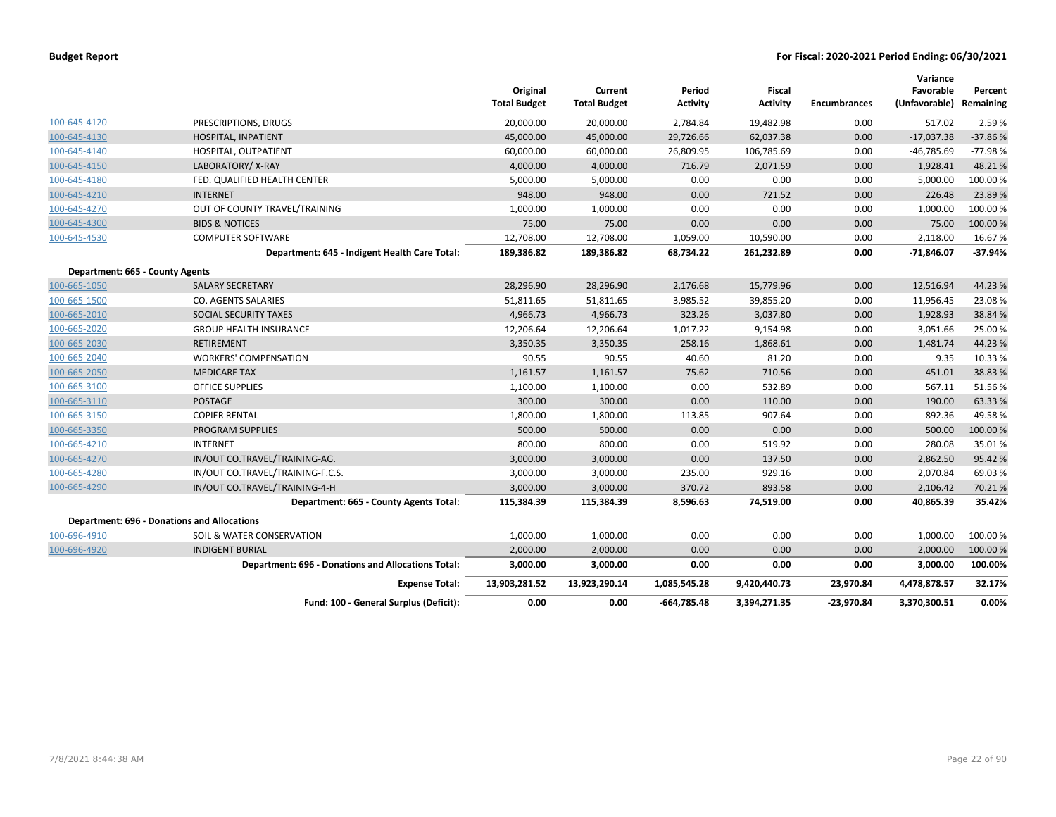**Budget Report** **For Fiscal: 2020-2021 Period Ending: 06/30/2021**

| | | Original Total Budget | Current Total Budget | Period Activity | Fiscal Activity | Encumbrances | Variance Favorable (Unfavorable) | Percent Remaining |
|---|---|---|---|---|---|---|---|---|
| 100-645-4120 | PRESCRIPTIONS, DRUGS | 20,000.00 | 20,000.00 | 2,784.84 | 19,482.98 | 0.00 | 517.02 | 2.59 % |
| 100-645-4130 | HOSPITAL, INPATIENT | 45,000.00 | 45,000.00 | 29,726.66 | 62,037.38 | 0.00 | -17,037.38 | -37.86 % |
| 100-645-4140 | HOSPITAL, OUTPATIENT | 60,000.00 | 60,000.00 | 26,809.95 | 106,785.69 | 0.00 | -46,785.69 | -77.98 % |
| 100-645-4150 | LABORATORY/ X-RAY | 4,000.00 | 4,000.00 | 716.79 | 2,071.59 | 0.00 | 1,928.41 | 48.21 % |
| 100-645-4180 | FED. QUALIFIED HEALTH CENTER | 5,000.00 | 5,000.00 | 0.00 | 0.00 | 0.00 | 5,000.00 | 100.00 % |
| 100-645-4210 | INTERNET | 948.00 | 948.00 | 0.00 | 721.52 | 0.00 | 226.48 | 23.89 % |
| 100-645-4270 | OUT OF COUNTY TRAVEL/TRAINING | 1,000.00 | 1,000.00 | 0.00 | 0.00 | 0.00 | 1,000.00 | 100.00 % |
| 100-645-4300 | BIDS & NOTICES | 75.00 | 75.00 | 0.00 | 0.00 | 0.00 | 75.00 | 100.00 % |
| 100-645-4530 | COMPUTER SOFTWARE | 12,708.00 | 12,708.00 | 1,059.00 | 10,590.00 | 0.00 | 2,118.00 | 16.67 % |
| | **Department: 645 - Indigent Health Care Total:** | **189,386.82** | **189,386.82** | **68,734.22** | **261,232.89** | **0.00** | **-71,846.07** | **-37.94%** |
| **Department: 665 - County Agents** | | | | | | | | |
| 100-665-1050 | SALARY SECRETARY | 28,296.90 | 28,296.90 | 2,176.68 | 15,779.96 | 0.00 | 12,516.94 | 44.23 % |
| 100-665-1500 | CO. AGENTS SALARIES | 51,811.65 | 51,811.65 | 3,985.52 | 39,855.20 | 0.00 | 11,956.45 | 23.08 % |
| 100-665-2010 | SOCIAL SECURITY TAXES | 4,966.73 | 4,966.73 | 323.26 | 3,037.80 | 0.00 | 1,928.93 | 38.84 % |
| 100-665-2020 | GROUP HEALTH INSURANCE | 12,206.64 | 12,206.64 | 1,017.22 | 9,154.98 | 0.00 | 3,051.66 | 25.00 % |
| 100-665-2030 | RETIREMENT | 3,350.35 | 3,350.35 | 258.16 | 1,868.61 | 0.00 | 1,481.74 | 44.23 % |
| 100-665-2040 | WORKERS' COMPENSATION | 90.55 | 90.55 | 40.60 | 81.20 | 0.00 | 9.35 | 10.33 % |
| 100-665-2050 | MEDICARE TAX | 1,161.57 | 1,161.57 | 75.62 | 710.56 | 0.00 | 451.01 | 38.83 % |
| 100-665-3100 | OFFICE SUPPLIES | 1,100.00 | 1,100.00 | 0.00 | 532.89 | 0.00 | 567.11 | 51.56 % |
| 100-665-3110 | POSTAGE | 300.00 | 300.00 | 0.00 | 110.00 | 0.00 | 190.00 | 63.33 % |
| 100-665-3150 | COPIER RENTAL | 1,800.00 | 1,800.00 | 113.85 | 907.64 | 0.00 | 892.36 | 49.58 % |
| 100-665-3350 | PROGRAM SUPPLIES | 500.00 | 500.00 | 0.00 | 0.00 | 0.00 | 500.00 | 100.00 % |
| 100-665-4210 | INTERNET | 800.00 | 800.00 | 0.00 | 519.92 | 0.00 | 280.08 | 35.01 % |
| 100-665-4270 | IN/OUT CO.TRAVEL/TRAINING-AG. | 3,000.00 | 3,000.00 | 0.00 | 137.50 | 0.00 | 2,862.50 | 95.42 % |
| 100-665-4280 | IN/OUT CO.TRAVEL/TRAINING-F.C.S. | 3,000.00 | 3,000.00 | 235.00 | 929.16 | 0.00 | 2,070.84 | 69.03 % |
| 100-665-4290 | IN/OUT CO.TRAVEL/TRAINING-4-H | 3,000.00 | 3,000.00 | 370.72 | 893.58 | 0.00 | 2,106.42 | 70.21 % |
| | **Department: 665 - County Agents Total:** | **115,384.39** | **115,384.39** | **8,596.63** | **74,519.00** | **0.00** | **40,865.39** | **35.42%** |
| **Department: 696 - Donations and Allocations** | | | | | | | | |
| 100-696-4910 | SOIL & WATER CONSERVATION | 1,000.00 | 1,000.00 | 0.00 | 0.00 | 0.00 | 1,000.00 | 100.00 % |
| 100-696-4920 | INDIGENT BURIAL | 2,000.00 | 2,000.00 | 0.00 | 0.00 | 0.00 | 2,000.00 | 100.00 % |
| | **Department: 696 - Donations and Allocations Total:** | **3,000.00** | **3,000.00** | **0.00** | **0.00** | **0.00** | **3,000.00** | **100.00%** |
| | **Expense Total:** | **13,903,281.52** | **13,923,290.14** | **1,085,545.28** | **9,420,440.73** | **23,970.84** | **4,478,878.57** | **32.17%** |
| | **Fund: 100 - General Surplus (Deficit):** | **0.00** | **0.00** | **-664,785.48** | **3,394,271.35** | **-23,970.84** | **3,370,300.51** | **0.00%** |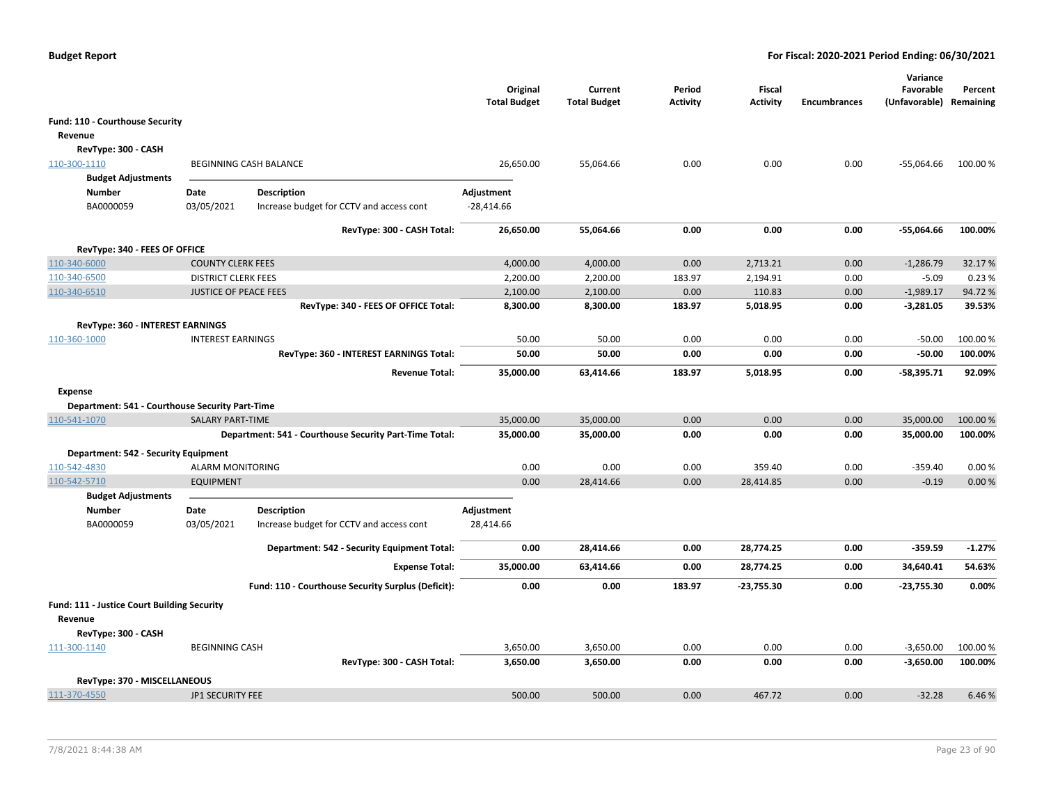**Budget Report** — For Fiscal: 2020-2021 Period Ending: 06/30/2021

| | | Original Total Budget | Current Total Budget | Period Activity | Fiscal Activity | Encumbrances | Variance Favorable (Unfavorable) | Percent Remaining |
|---|---|---|---|---|---|---|---|---|
| **Fund: 110 - Courthouse Security** | | | | | | | | |
| **Revenue** | | | | | | | | |
| **RevType: 300 - CASH** | | | | | | | | |
| 110-300-1110 | BEGINNING CASH BALANCE | 26,650.00 | 55,064.66 | 0.00 | 0.00 | 0.00 | -55,064.66 | 100.00 % |

**Budget Adjustments**

| Number | Date | Description | Adjustment |
|---|---|---|---|
| BA0000059 | 03/05/2021 | Increase budget for CCTV and access cont | -28,414.66 |

| | | Original Total Budget | Current Total Budget | Period Activity | Fiscal Activity | Encumbrances | Variance Favorable (Unfavorable) | Percent Remaining |
|---|---|---|---|---|---|---|---|---|
| | **RevType: 300 - CASH Total:** | **26,650.00** | **55,064.66** | **0.00** | **0.00** | **0.00** | **-55,064.66** | **100.00%** |
| **RevType: 340 - FEES OF OFFICE** | | | | | | | | |
| 110-340-6000 | COUNTY CLERK FEES | 4,000.00 | 4,000.00 | 0.00 | 2,713.21 | 0.00 | -1,286.79 | 32.17 % |
| 110-340-6500 | DISTRICT CLERK FEES | 2,200.00 | 2,200.00 | 183.97 | 2,194.91 | 0.00 | -5.09 | 0.23 % |
| 110-340-6510 | JUSTICE OF PEACE FEES | 2,100.00 | 2,100.00 | 0.00 | 110.83 | 0.00 | -1,989.17 | 94.72 % |
| | **RevType: 340 - FEES OF OFFICE Total:** | **8,300.00** | **8,300.00** | **183.97** | **5,018.95** | **0.00** | **-3,281.05** | **39.53%** |
| **RevType: 360 - INTEREST EARNINGS** | | | | | | | | |
| 110-360-1000 | INTEREST EARNINGS | 50.00 | 50.00 | 0.00 | 0.00 | 0.00 | -50.00 | 100.00 % |
| | **RevType: 360 - INTEREST EARNINGS Total:** | **50.00** | **50.00** | **0.00** | **0.00** | **0.00** | **-50.00** | **100.00%** |
| | **Revenue Total:** | **35,000.00** | **63,414.66** | **183.97** | **5,018.95** | **0.00** | **-58,395.71** | **92.09%** |
| **Expense** | | | | | | | | |
| **Department: 541 - Courthouse Security Part-Time** | | | | | | | | |
| 110-541-1070 | SALARY PART-TIME | 35,000.00 | 35,000.00 | 0.00 | 0.00 | 0.00 | 35,000.00 | 100.00 % |
| | **Department: 541 - Courthouse Security Part-Time Total:** | **35,000.00** | **35,000.00** | **0.00** | **0.00** | **0.00** | **35,000.00** | **100.00%** |
| **Department: 542 - Security Equipment** | | | | | | | | |
| 110-542-4830 | ALARM MONITORING | 0.00 | 0.00 | 0.00 | 359.40 | 0.00 | -359.40 | 0.00 % |
| 110-542-5710 | EQUIPMENT | 0.00 | 28,414.66 | 0.00 | 28,414.85 | 0.00 | -0.19 | 0.00 % |

**Budget Adjustments**

| Number | Date | Description | Adjustment |
|---|---|---|---|
| BA0000059 | 03/05/2021 | Increase budget for CCTV and access cont | 28,414.66 |

| | | Original Total Budget | Current Total Budget | Period Activity | Fiscal Activity | Encumbrances | Variance Favorable (Unfavorable) | Percent Remaining |
|---|---|---|---|---|---|---|---|---|
| | **Department: 542 - Security Equipment Total:** | **0.00** | **28,414.66** | **0.00** | **28,774.25** | **0.00** | **-359.59** | **-1.27%** |
| | **Expense Total:** | **35,000.00** | **63,414.66** | **0.00** | **28,774.25** | **0.00** | **34,640.41** | **54.63%** |
| | **Fund: 110 - Courthouse Security Surplus (Deficit):** | **0.00** | **0.00** | **183.97** | **-23,755.30** | **0.00** | **-23,755.30** | **0.00%** |
| **Fund: 111 - Justice Court Building Security** | | | | | | | | |
| **Revenue** | | | | | | | | |
| **RevType: 300 - CASH** | | | | | | | | |
| 111-300-1140 | BEGINNING CASH | 3,650.00 | 3,650.00 | 0.00 | 0.00 | 0.00 | -3,650.00 | 100.00 % |
| | **RevType: 300 - CASH Total:** | **3,650.00** | **3,650.00** | **0.00** | **0.00** | **0.00** | **-3,650.00** | **100.00%** |
| **RevType: 370 - MISCELLANEOUS** | | | | | | | | |
| 111-370-4550 | JP1 SECURITY FEE | 500.00 | 500.00 | 0.00 | 467.72 | 0.00 | -32.28 | 6.46 % |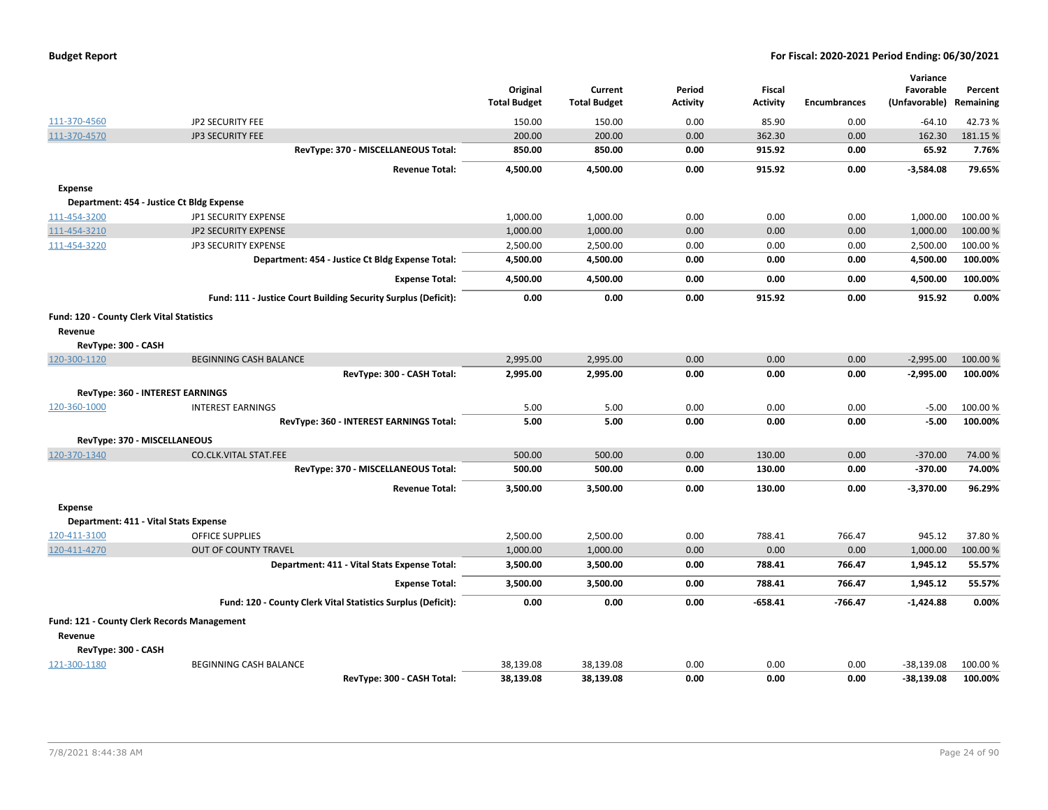| | | Original Total Budget | Current Total Budget | Period Activity | Fiscal Activity | Encumbrances | Variance Favorable (Unfavorable) | Percent Remaining |
|---|---|---|---|---|---|---|---|---|
| 111-370-4560 | JP2 SECURITY FEE | 150.00 | 150.00 | 0.00 | 85.90 | 0.00 | -64.10 | 42.73 % |
| 111-370-4570 | JP3 SECURITY FEE | 200.00 | 200.00 | 0.00 | 362.30 | 0.00 | 162.30 | 181.15 % |
| | **RevType: 370 - MISCELLANEOUS Total:** | **850.00** | **850.00** | **0.00** | **915.92** | **0.00** | **65.92** | **7.76%** |
| | **Revenue Total:** | **4,500.00** | **4,500.00** | **0.00** | **915.92** | **0.00** | **-3,584.08** | **79.65%** |
| **Expense** | | | | | | | | |
| **Department: 454 - Justice Ct Bldg Expense** | | | | | | | | |
| 111-454-3200 | JP1 SECURITY EXPENSE | 1,000.00 | 1,000.00 | 0.00 | 0.00 | 0.00 | 1,000.00 | 100.00 % |
| 111-454-3210 | JP2 SECURITY EXPENSE | 1,000.00 | 1,000.00 | 0.00 | 0.00 | 0.00 | 1,000.00 | 100.00 % |
| 111-454-3220 | JP3 SECURITY EXPENSE | 2,500.00 | 2,500.00 | 0.00 | 0.00 | 0.00 | 2,500.00 | 100.00 % |
| | **Department: 454 - Justice Ct Bldg Expense Total:** | **4,500.00** | **4,500.00** | **0.00** | **0.00** | **0.00** | **4,500.00** | **100.00%** |
| | **Expense Total:** | **4,500.00** | **4,500.00** | **0.00** | **0.00** | **0.00** | **4,500.00** | **100.00%** |
| | **Fund: 111 - Justice Court Building Security Surplus (Deficit):** | **0.00** | **0.00** | **0.00** | **915.92** | **0.00** | **915.92** | **0.00%** |
| **Fund: 120 - County Clerk Vital Statistics** | | | | | | | | |
| **Revenue** | | | | | | | | |
| **RevType: 300 - CASH** | | | | | | | | |
| 120-300-1120 | BEGINNING CASH BALANCE | 2,995.00 | 2,995.00 | 0.00 | 0.00 | 0.00 | -2,995.00 | 100.00 % |
| | **RevType: 300 - CASH Total:** | **2,995.00** | **2,995.00** | **0.00** | **0.00** | **0.00** | **-2,995.00** | **100.00%** |
| **RevType: 360 - INTEREST EARNINGS** | | | | | | | | |
| 120-360-1000 | INTEREST EARNINGS | 5.00 | 5.00 | 0.00 | 0.00 | 0.00 | -5.00 | 100.00 % |
| | **RevType: 360 - INTEREST EARNINGS Total:** | **5.00** | **5.00** | **0.00** | **0.00** | **0.00** | **-5.00** | **100.00%** |
| **RevType: 370 - MISCELLANEOUS** | | | | | | | | |
| 120-370-1340 | CO.CLK.VITAL STAT.FEE | 500.00 | 500.00 | 0.00 | 130.00 | 0.00 | -370.00 | 74.00 % |
| | **RevType: 370 - MISCELLANEOUS Total:** | **500.00** | **500.00** | **0.00** | **130.00** | **0.00** | **-370.00** | **74.00%** |
| | **Revenue Total:** | **3,500.00** | **3,500.00** | **0.00** | **130.00** | **0.00** | **-3,370.00** | **96.29%** |
| **Expense** | | | | | | | | |
| **Department: 411 - Vital Stats Expense** | | | | | | | | |
| 120-411-3100 | OFFICE SUPPLIES | 2,500.00 | 2,500.00 | 0.00 | 788.41 | 766.47 | 945.12 | 37.80 % |
| 120-411-4270 | OUT OF COUNTY TRAVEL | 1,000.00 | 1,000.00 | 0.00 | 0.00 | 0.00 | 1,000.00 | 100.00 % |
| | **Department: 411 - Vital Stats Expense Total:** | **3,500.00** | **3,500.00** | **0.00** | **788.41** | **766.47** | **1,945.12** | **55.57%** |
| | **Expense Total:** | **3,500.00** | **3,500.00** | **0.00** | **788.41** | **766.47** | **1,945.12** | **55.57%** |
| | **Fund: 120 - County Clerk Vital Statistics Surplus (Deficit):** | **0.00** | **0.00** | **0.00** | **-658.41** | **-766.47** | **-1,424.88** | **0.00%** |
| **Fund: 121 - County Clerk Records Management** | | | | | | | | |
| **Revenue** | | | | | | | | |
| **RevType: 300 - CASH** | | | | | | | | |
| 121-300-1180 | BEGINNING CASH BALANCE | 38,139.08 | 38,139.08 | 0.00 | 0.00 | 0.00 | -38,139.08 | 100.00 % |
| | **RevType: 300 - CASH Total:** | **38,139.08** | **38,139.08** | **0.00** | **0.00** | **0.00** | **-38,139.08** | **100.00%** |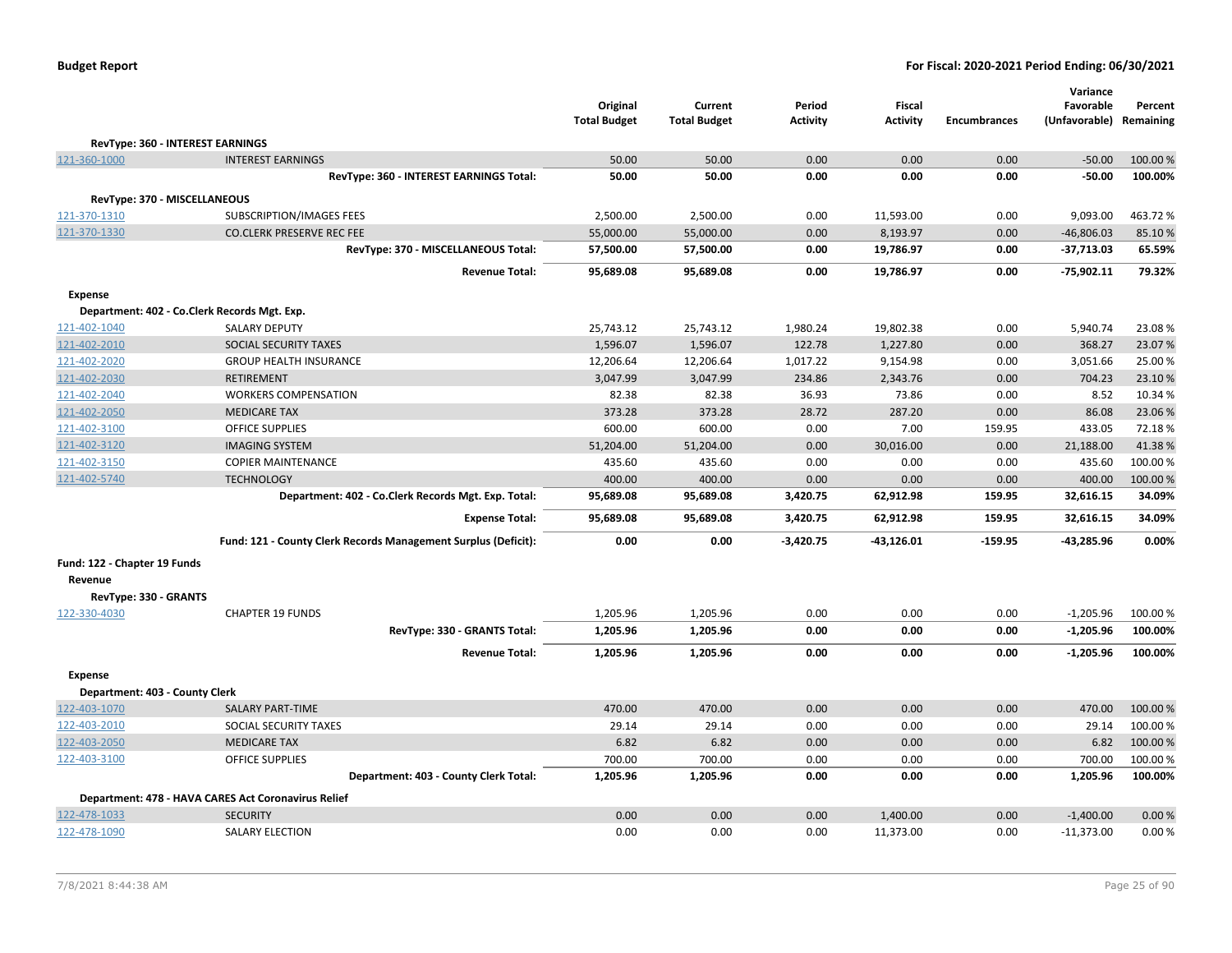| | | Original Total Budget | Current Total Budget | Period Activity | Fiscal Activity | Encumbrances | Variance Favorable (Unfavorable) | Percent Remaining |
|---|---|---|---|---|---|---|---|---|
| **RevType: 360 - INTEREST EARNINGS** | | | | | | | | |
| 121-360-1000 | INTEREST EARNINGS | 50.00 | 50.00 | 0.00 | 0.00 | 0.00 | -50.00 | 100.00 % |
| | **RevType: 360 - INTEREST EARNINGS Total:** | **50.00** | **50.00** | **0.00** | **0.00** | **0.00** | **-50.00** | **100.00%** |
| **RevType: 370 - MISCELLANEOUS** | | | | | | | | |
| 121-370-1310 | SUBSCRIPTION/IMAGES FEES | 2,500.00 | 2,500.00 | 0.00 | 11,593.00 | 0.00 | 9,093.00 | 463.72 % |
| 121-370-1330 | CO.CLERK PRESERVE REC FEE | 55,000.00 | 55,000.00 | 0.00 | 8,193.97 | 0.00 | -46,806.03 | 85.10 % |
| | **RevType: 370 - MISCELLANEOUS Total:** | **57,500.00** | **57,500.00** | **0.00** | **19,786.97** | **0.00** | **-37,713.03** | **65.59%** |
| | **Revenue Total:** | **95,689.08** | **95,689.08** | **0.00** | **19,786.97** | **0.00** | **-75,902.11** | **79.32%** |
| **Expense** | | | | | | | | |
| **Department: 402 - Co.Clerk Records Mgt. Exp.** | | | | | | | | |
| 121-402-1040 | SALARY DEPUTY | 25,743.12 | 25,743.12 | 1,980.24 | 19,802.38 | 0.00 | 5,940.74 | 23.08 % |
| 121-402-2010 | SOCIAL SECURITY TAXES | 1,596.07 | 1,596.07 | 122.78 | 1,227.80 | 0.00 | 368.27 | 23.07 % |
| 121-402-2020 | GROUP HEALTH INSURANCE | 12,206.64 | 12,206.64 | 1,017.22 | 9,154.98 | 0.00 | 3,051.66 | 25.00 % |
| 121-402-2030 | RETIREMENT | 3,047.99 | 3,047.99 | 234.86 | 2,343.76 | 0.00 | 704.23 | 23.10 % |
| 121-402-2040 | WORKERS COMPENSATION | 82.38 | 82.38 | 36.93 | 73.86 | 0.00 | 8.52 | 10.34 % |
| 121-402-2050 | MEDICARE TAX | 373.28 | 373.28 | 28.72 | 287.20 | 0.00 | 86.08 | 23.06 % |
| 121-402-3100 | OFFICE SUPPLIES | 600.00 | 600.00 | 0.00 | 7.00 | 159.95 | 433.05 | 72.18 % |
| 121-402-3120 | IMAGING SYSTEM | 51,204.00 | 51,204.00 | 0.00 | 30,016.00 | 0.00 | 21,188.00 | 41.38 % |
| 121-402-3150 | COPIER MAINTENANCE | 435.60 | 435.60 | 0.00 | 0.00 | 0.00 | 435.60 | 100.00 % |
| 121-402-5740 | TECHNOLOGY | 400.00 | 400.00 | 0.00 | 0.00 | 0.00 | 400.00 | 100.00 % |
| | **Department: 402 - Co.Clerk Records Mgt. Exp. Total:** | **95,689.08** | **95,689.08** | **3,420.75** | **62,912.98** | **159.95** | **32,616.15** | **34.09%** |
| | **Expense Total:** | **95,689.08** | **95,689.08** | **3,420.75** | **62,912.98** | **159.95** | **32,616.15** | **34.09%** |
| | **Fund: 121 - County Clerk Records Management Surplus (Deficit):** | **0.00** | **0.00** | **-3,420.75** | **-43,126.01** | **-159.95** | **-43,285.96** | **0.00%** |
| **Fund: 122 - Chapter 19 Funds** | | | | | | | | |
| **Revenue** | | | | | | | | |
| **RevType: 330 - GRANTS** | | | | | | | | |
| 122-330-4030 | CHAPTER 19 FUNDS | 1,205.96 | 1,205.96 | 0.00 | 0.00 | 0.00 | -1,205.96 | 100.00 % |
| | **RevType: 330 - GRANTS Total:** | **1,205.96** | **1,205.96** | **0.00** | **0.00** | **0.00** | **-1,205.96** | **100.00%** |
| | **Revenue Total:** | **1,205.96** | **1,205.96** | **0.00** | **0.00** | **0.00** | **-1,205.96** | **100.00%** |
| **Expense** | | | | | | | | |
| **Department: 403 - County Clerk** | | | | | | | | |
| 122-403-1070 | SALARY PART-TIME | 470.00 | 470.00 | 0.00 | 0.00 | 0.00 | 470.00 | 100.00 % |
| 122-403-2010 | SOCIAL SECURITY TAXES | 29.14 | 29.14 | 0.00 | 0.00 | 0.00 | 29.14 | 100.00 % |
| 122-403-2050 | MEDICARE TAX | 6.82 | 6.82 | 0.00 | 0.00 | 0.00 | 6.82 | 100.00 % |
| 122-403-3100 | OFFICE SUPPLIES | 700.00 | 700.00 | 0.00 | 0.00 | 0.00 | 700.00 | 100.00 % |
| | **Department: 403 - County Clerk Total:** | **1,205.96** | **1,205.96** | **0.00** | **0.00** | **0.00** | **1,205.96** | **100.00%** |
| **Department: 478 - HAVA CARES Act Coronavirus Relief** | | | | | | | | |
| 122-478-1033 | SECURITY | 0.00 | 0.00 | 0.00 | 1,400.00 | 0.00 | -1,400.00 | 0.00 % |
| 122-478-1090 | SALARY ELECTION | 0.00 | 0.00 | 0.00 | 11,373.00 | 0.00 | -11,373.00 | 0.00 % |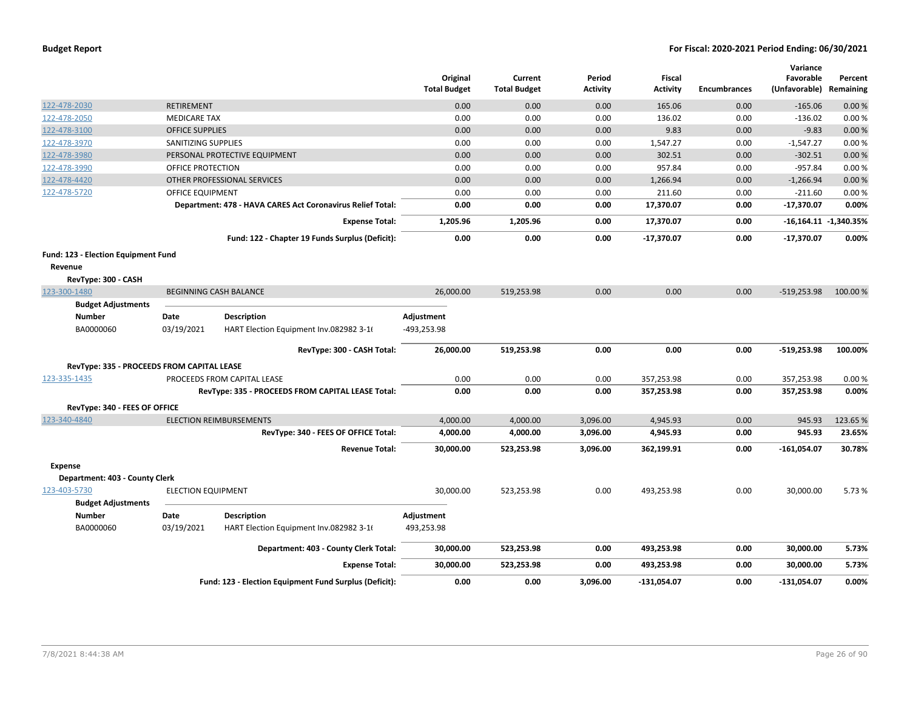**Budget Report** — **For Fiscal: 2020-2021 Period Ending: 06/30/2021**

| | | | Original Total Budget | Current Total Budget | Period Activity | Fiscal Activity | Encumbrances | Variance Favorable (Unfavorable) | Percent Remaining |
|---|---|---|---|---|---|---|---|---|---|
| 122-478-2030 | RETIREMENT | | 0.00 | 0.00 | 0.00 | 165.06 | 0.00 | -165.06 | 0.00 % |
| 122-478-2050 | MEDICARE TAX | | 0.00 | 0.00 | 0.00 | 136.02 | 0.00 | -136.02 | 0.00 % |
| 122-478-3100 | OFFICE SUPPLIES | | 0.00 | 0.00 | 0.00 | 9.83 | 0.00 | -9.83 | 0.00 % |
| 122-478-3970 | SANITIZING SUPPLIES | | 0.00 | 0.00 | 0.00 | 1,547.27 | 0.00 | -1,547.27 | 0.00 % |
| 122-478-3980 | PERSONAL PROTECTIVE EQUIPMENT | | 0.00 | 0.00 | 0.00 | 302.51 | 0.00 | -302.51 | 0.00 % |
| 122-478-3990 | OFFICE PROTECTION | | 0.00 | 0.00 | 0.00 | 957.84 | 0.00 | -957.84 | 0.00 % |
| 122-478-4420 | OTHER PROFESSIONAL SERVICES | | 0.00 | 0.00 | 0.00 | 1,266.94 | 0.00 | -1,266.94 | 0.00 % |
| 122-478-5720 | OFFICE EQUIPMENT | | 0.00 | 0.00 | 0.00 | 211.60 | 0.00 | -211.60 | 0.00 % |
| | | **Department: 478 - HAVA CARES Act Coronavirus Relief Total:** | **0.00** | **0.00** | **0.00** | **17,370.07** | **0.00** | **-17,370.07** | **0.00%** |
| | | **Expense Total:** | **1,205.96** | **1,205.96** | **0.00** | **17,370.07** | **0.00** | **-16,164.11** | **-1,340.35%** |
| | | **Fund: 122 - Chapter 19 Funds Surplus (Deficit):** | **0.00** | **0.00** | **0.00** | **-17,370.07** | **0.00** | **-17,370.07** | **0.00%** |

**Fund: 123 - Election Equipment Fund**

**Revenue**

**RevType: 300 - CASH**

| | | | Original Total Budget | Current Total Budget | Period Activity | Fiscal Activity | Encumbrances | Variance Favorable (Unfavorable) | Percent Remaining |
|---|---|---|---|---|---|---|---|---|---|
| 123-300-1480 | BEGINNING CASH BALANCE | | 26,000.00 | 519,253.98 | 0.00 | 0.00 | 0.00 | -519,253.98 | 100.00 % |

**Budget Adjustments**

| Number | Date | Description | Adjustment |
|---|---|---|---|
| BA0000060 | 03/19/2021 | HART Election Equipment Inv.082982 3-1( | -493,253.98 |

| | | | Original Total Budget | Current Total Budget | Period Activity | Fiscal Activity | Encumbrances | Variance Favorable (Unfavorable) | Percent Remaining |
|---|---|---|---|---|---|---|---|---|---|
| | | **RevType: 300 - CASH Total:** | **26,000.00** | **519,253.98** | **0.00** | **0.00** | **0.00** | **-519,253.98** | **100.00%** |
| **RevType: 335 - PROCEEDS FROM CAPITAL LEASE** | | | | | | | | | |
| 123-335-1435 | PROCEEDS FROM CAPITAL LEASE | | 0.00 | 0.00 | 0.00 | 357,253.98 | 0.00 | 357,253.98 | 0.00 % |
| | | **RevType: 335 - PROCEEDS FROM CAPITAL LEASE Total:** | **0.00** | **0.00** | **0.00** | **357,253.98** | **0.00** | **357,253.98** | **0.00%** |
| **RevType: 340 - FEES OF OFFICE** | | | | | | | | | |
| 123-340-4840 | ELECTION REIMBURSEMENTS | | 4,000.00 | 4,000.00 | 3,096.00 | 4,945.93 | 0.00 | 945.93 | 123.65 % |
| | | **RevType: 340 - FEES OF OFFICE Total:** | **4,000.00** | **4,000.00** | **3,096.00** | **4,945.93** | **0.00** | **945.93** | **23.65%** |
| | | **Revenue Total:** | **30,000.00** | **523,253.98** | **3,096.00** | **362,199.91** | **0.00** | **-161,054.07** | **30.78%** |

**Expense**

**Department: 403 - County Clerk**

| | | | Original Total Budget | Current Total Budget | Period Activity | Fiscal Activity | Encumbrances | Variance Favorable (Unfavorable) | Percent Remaining |
|---|---|---|---|---|---|---|---|---|---|
| 123-403-5730 | ELECTION EQUIPMENT | | 30,000.00 | 523,253.98 | 0.00 | 493,253.98 | 0.00 | 30,000.00 | 5.73 % |

**Budget Adjustments**

| Number | Date | Description | Adjustment |
|---|---|---|---|
| BA0000060 | 03/19/2021 | HART Election Equipment Inv.082982 3-1( | 493,253.98 |

| | | | Original Total Budget | Current Total Budget | Period Activity | Fiscal Activity | Encumbrances | Variance Favorable (Unfavorable) | Percent Remaining |
|---|---|---|---|---|---|---|---|---|---|
| | | **Department: 403 - County Clerk Total:** | **30,000.00** | **523,253.98** | **0.00** | **493,253.98** | **0.00** | **30,000.00** | **5.73%** |
| | | **Expense Total:** | **30,000.00** | **523,253.98** | **0.00** | **493,253.98** | **0.00** | **30,000.00** | **5.73%** |
| | | **Fund: 123 - Election Equipment Fund Surplus (Deficit):** | **0.00** | **0.00** | **3,096.00** | **-131,054.07** | **0.00** | **-131,054.07** | **0.00%** |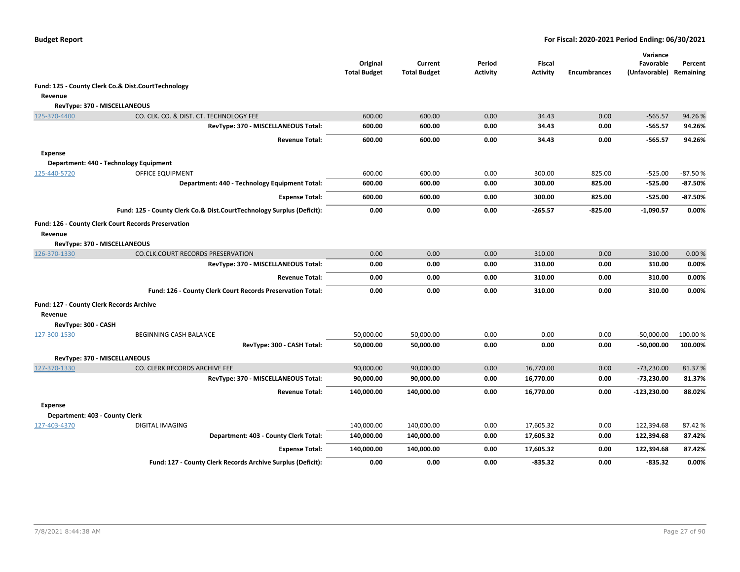**Budget Report** **For Fiscal: 2020-2021 Period Ending: 06/30/2021**

| | | Original Total Budget | Current Total Budget | Period Activity | Fiscal Activity | Encumbrances | Variance Favorable (Unfavorable) | Percent Remaining |
|---|---|---|---|---|---|---|---|---|
| **Fund: 125 - County Clerk Co.& Dist.CourtTechnology** | | | | | | | | |
| **Revenue** | | | | | | | | |
| **RevType: 370 - MISCELLANEOUS** | | | | | | | | |
| 125-370-4400 | CO. CLK. CO. & DIST. CT. TECHNOLOGY FEE | 600.00 | 600.00 | 0.00 | 34.43 | 0.00 | -565.57 | 94.26 % |
| | **RevType: 370 - MISCELLANEOUS Total:** | **600.00** | **600.00** | **0.00** | **34.43** | **0.00** | **-565.57** | **94.26%** |
| | **Revenue Total:** | **600.00** | **600.00** | **0.00** | **34.43** | **0.00** | **-565.57** | **94.26%** |
| **Expense** | | | | | | | | |
| **Department: 440 - Technology Equipment** | | | | | | | | |
| 125-440-5720 | OFFICE EQUIPMENT | 600.00 | 600.00 | 0.00 | 300.00 | 825.00 | -525.00 | -87.50 % |
| | **Department: 440 - Technology Equipment Total:** | **600.00** | **600.00** | **0.00** | **300.00** | **825.00** | **-525.00** | **-87.50%** |
| | **Expense Total:** | **600.00** | **600.00** | **0.00** | **300.00** | **825.00** | **-525.00** | **-87.50%** |
| | **Fund: 125 - County Clerk Co.& Dist.CourtTechnology Surplus (Deficit):** | **0.00** | **0.00** | **0.00** | **-265.57** | **-825.00** | **-1,090.57** | **0.00%** |
| **Fund: 126 - County Clerk Court Records Preservation** | | | | | | | | |
| **Revenue** | | | | | | | | |
| **RevType: 370 - MISCELLANEOUS** | | | | | | | | |
| 126-370-1330 | CO.CLK.COURT RECORDS PRESERVATION | 0.00 | 0.00 | 0.00 | 310.00 | 0.00 | 310.00 | 0.00 % |
| | **RevType: 370 - MISCELLANEOUS Total:** | **0.00** | **0.00** | **0.00** | **310.00** | **0.00** | **310.00** | **0.00%** |
| | **Revenue Total:** | **0.00** | **0.00** | **0.00** | **310.00** | **0.00** | **310.00** | **0.00%** |
| | **Fund: 126 - County Clerk Court Records Preservation Total:** | **0.00** | **0.00** | **0.00** | **310.00** | **0.00** | **310.00** | **0.00%** |
| **Fund: 127 - County Clerk Records Archive** | | | | | | | | |
| **Revenue** | | | | | | | | |
| **RevType: 300 - CASH** | | | | | | | | |
| 127-300-1530 | BEGINNING CASH BALANCE | 50,000.00 | 50,000.00 | 0.00 | 0.00 | 0.00 | -50,000.00 | 100.00 % |
| | **RevType: 300 - CASH Total:** | **50,000.00** | **50,000.00** | **0.00** | **0.00** | **0.00** | **-50,000.00** | **100.00%** |
| **RevType: 370 - MISCELLANEOUS** | | | | | | | | |
| 127-370-1330 | CO. CLERK RECORDS ARCHIVE FEE | 90,000.00 | 90,000.00 | 0.00 | 16,770.00 | 0.00 | -73,230.00 | 81.37 % |
| | **RevType: 370 - MISCELLANEOUS Total:** | **90,000.00** | **90,000.00** | **0.00** | **16,770.00** | **0.00** | **-73,230.00** | **81.37%** |
| | **Revenue Total:** | **140,000.00** | **140,000.00** | **0.00** | **16,770.00** | **0.00** | **-123,230.00** | **88.02%** |
| **Expense** | | | | | | | | |
| **Department: 403 - County Clerk** | | | | | | | | |
| 127-403-4370 | DIGITAL IMAGING | 140,000.00 | 140,000.00 | 0.00 | 17,605.32 | 0.00 | 122,394.68 | 87.42 % |
| | **Department: 403 - County Clerk Total:** | **140,000.00** | **140,000.00** | **0.00** | **17,605.32** | **0.00** | **122,394.68** | **87.42%** |
| | **Expense Total:** | **140,000.00** | **140,000.00** | **0.00** | **17,605.32** | **0.00** | **122,394.68** | **87.42%** |
| | **Fund: 127 - County Clerk Records Archive Surplus (Deficit):** | **0.00** | **0.00** | **0.00** | **-835.32** | **0.00** | **-835.32** | **0.00%** |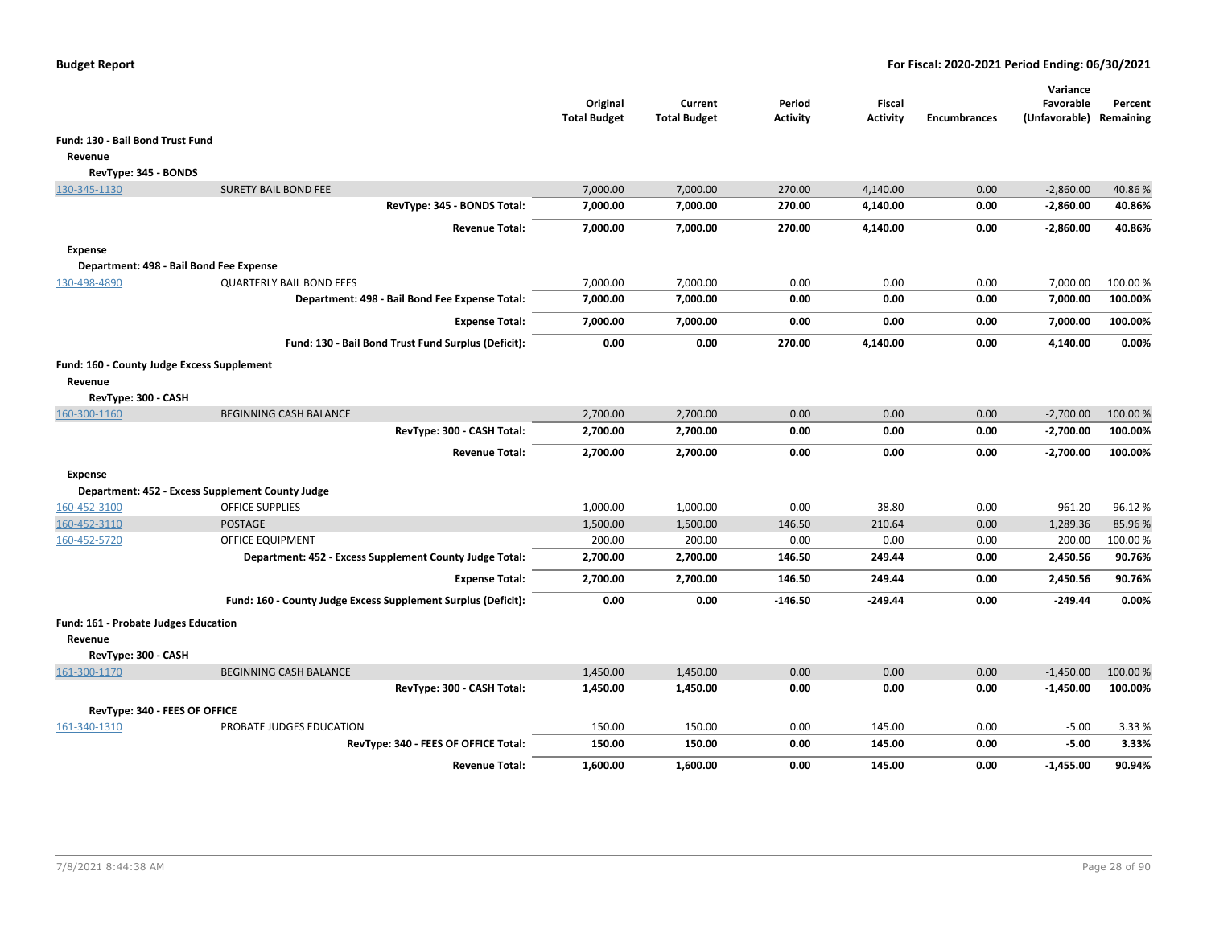**Budget Report** — **For Fiscal: 2020-2021 Period Ending: 06/30/2021**

| | | Original Total Budget | Current Total Budget | Period Activity | Fiscal Activity | Encumbrances | Variance Favorable (Unfavorable) | Percent Remaining |
|---|---|---|---|---|---|---|---|---|
| **Fund: 130 - Bail Bond Trust Fund** | | | | | | | | |
| **Revenue** | | | | | | | | |
| **RevType: 345 - BONDS** | | | | | | | | |
| 130-345-1130 | SURETY BAIL BOND FEE | 7,000.00 | 7,000.00 | 270.00 | 4,140.00 | 0.00 | -2,860.00 | 40.86 % |
| | **RevType: 345 - BONDS Total:** | **7,000.00** | **7,000.00** | **270.00** | **4,140.00** | **0.00** | **-2,860.00** | **40.86%** |
| | **Revenue Total:** | **7,000.00** | **7,000.00** | **270.00** | **4,140.00** | **0.00** | **-2,860.00** | **40.86%** |
| **Expense** | | | | | | | | |
| **Department: 498 - Bail Bond Fee Expense** | | | | | | | | |
| 130-498-4890 | QUARTERLY BAIL BOND FEES | 7,000.00 | 7,000.00 | 0.00 | 0.00 | 0.00 | 7,000.00 | 100.00 % |
| | **Department: 498 - Bail Bond Fee Expense Total:** | **7,000.00** | **7,000.00** | **0.00** | **0.00** | **0.00** | **7,000.00** | **100.00%** |
| | **Expense Total:** | **7,000.00** | **7,000.00** | **0.00** | **0.00** | **0.00** | **7,000.00** | **100.00%** |
| | **Fund: 130 - Bail Bond Trust Fund Surplus (Deficit):** | **0.00** | **0.00** | **270.00** | **4,140.00** | **0.00** | **4,140.00** | **0.00%** |
| **Fund: 160 - County Judge Excess Supplement** | | | | | | | | |
| **Revenue** | | | | | | | | |
| **RevType: 300 - CASH** | | | | | | | | |
| 160-300-1160 | BEGINNING CASH BALANCE | 2,700.00 | 2,700.00 | 0.00 | 0.00 | 0.00 | -2,700.00 | 100.00 % |
| | **RevType: 300 - CASH Total:** | **2,700.00** | **2,700.00** | **0.00** | **0.00** | **0.00** | **-2,700.00** | **100.00%** |
| | **Revenue Total:** | **2,700.00** | **2,700.00** | **0.00** | **0.00** | **0.00** | **-2,700.00** | **100.00%** |
| **Expense** | | | | | | | | |
| **Department: 452 - Excess Supplement County Judge** | | | | | | | | |
| 160-452-3100 | OFFICE SUPPLIES | 1,000.00 | 1,000.00 | 0.00 | 38.80 | 0.00 | 961.20 | 96.12 % |
| 160-452-3110 | POSTAGE | 1,500.00 | 1,500.00 | 146.50 | 210.64 | 0.00 | 1,289.36 | 85.96 % |
| 160-452-5720 | OFFICE EQUIPMENT | 200.00 | 200.00 | 0.00 | 0.00 | 0.00 | 200.00 | 100.00 % |
| | **Department: 452 - Excess Supplement County Judge Total:** | **2,700.00** | **2,700.00** | **146.50** | **249.44** | **0.00** | **2,450.56** | **90.76%** |
| | **Expense Total:** | **2,700.00** | **2,700.00** | **146.50** | **249.44** | **0.00** | **2,450.56** | **90.76%** |
| | **Fund: 160 - County Judge Excess Supplement Surplus (Deficit):** | **0.00** | **0.00** | **-146.50** | **-249.44** | **0.00** | **-249.44** | **0.00%** |
| **Fund: 161 - Probate Judges Education** | | | | | | | | |
| **Revenue** | | | | | | | | |
| **RevType: 300 - CASH** | | | | | | | | |
| 161-300-1170 | BEGINNING CASH BALANCE | 1,450.00 | 1,450.00 | 0.00 | 0.00 | 0.00 | -1,450.00 | 100.00 % |
| | **RevType: 300 - CASH Total:** | **1,450.00** | **1,450.00** | **0.00** | **0.00** | **0.00** | **-1,450.00** | **100.00%** |
| **RevType: 340 - FEES OF OFFICE** | | | | | | | | |
| 161-340-1310 | PROBATE JUDGES EDUCATION | 150.00 | 150.00 | 0.00 | 145.00 | 0.00 | -5.00 | 3.33 % |
| | **RevType: 340 - FEES OF OFFICE Total:** | **150.00** | **150.00** | **0.00** | **145.00** | **0.00** | **-5.00** | **3.33%** |
| | **Revenue Total:** | **1,600.00** | **1,600.00** | **0.00** | **145.00** | **0.00** | **-1,455.00** | **90.94%** |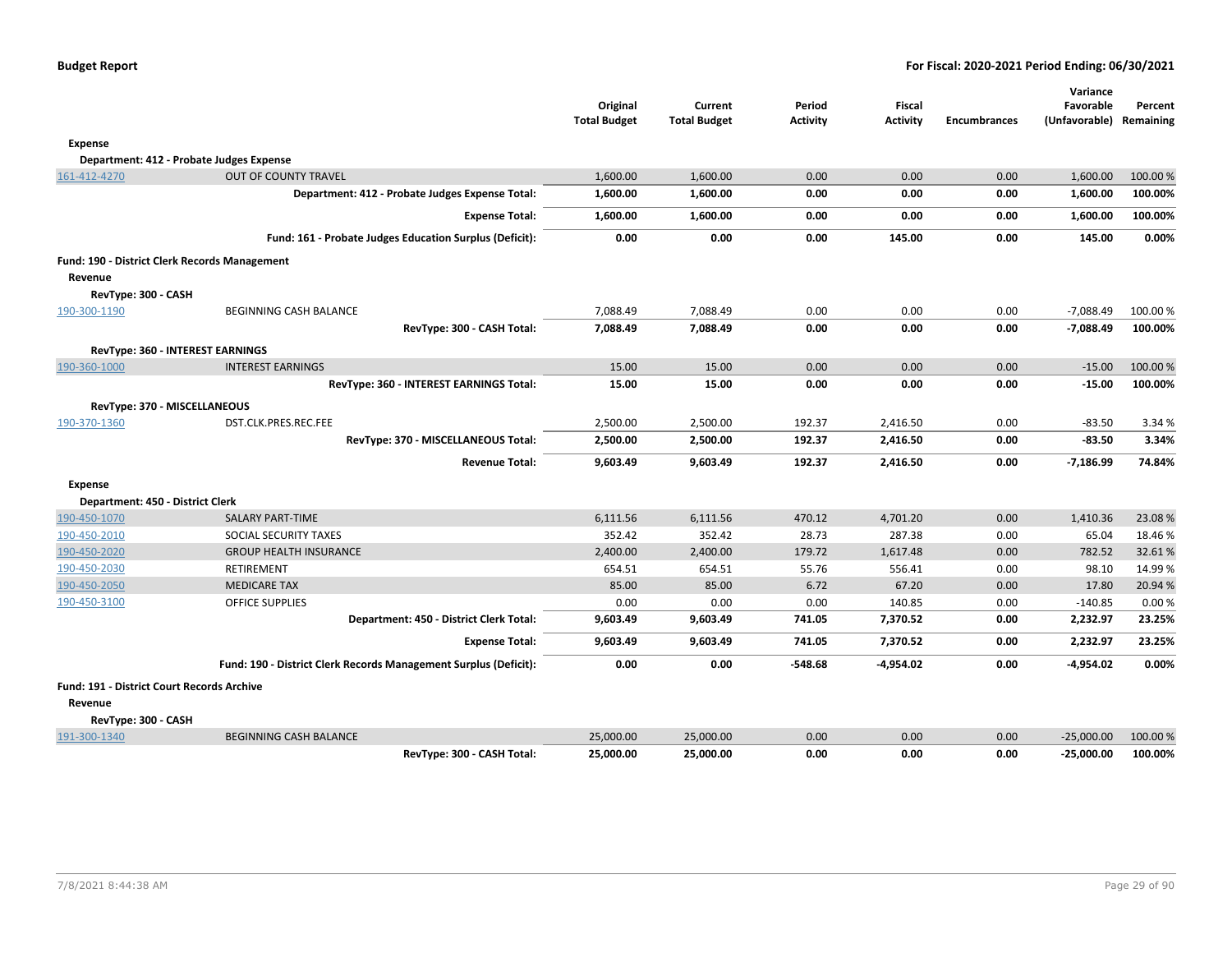**Budget Report** — For Fiscal: 2020-2021 Period Ending: 06/30/2021

| | | Original Total Budget | Current Total Budget | Period Activity | Fiscal Activity | Encumbrances | Variance Favorable (Unfavorable) | Percent Remaining |
|---|---|---|---|---|---|---|---|---|
| **Expense** | | | | | | | | |
| **Department: 412 - Probate Judges Expense** | | | | | | | | |
| 161-412-4270 | OUT OF COUNTY TRAVEL | 1,600.00 | 1,600.00 | 0.00 | 0.00 | 0.00 | 1,600.00 | 100.00 % |
| | **Department: 412 - Probate Judges Expense Total:** | **1,600.00** | **1,600.00** | **0.00** | **0.00** | **0.00** | **1,600.00** | **100.00%** |
| | **Expense Total:** | **1,600.00** | **1,600.00** | **0.00** | **0.00** | **0.00** | **1,600.00** | **100.00%** |
| | **Fund: 161 - Probate Judges Education Surplus (Deficit):** | **0.00** | **0.00** | **0.00** | **145.00** | **0.00** | **145.00** | **0.00%** |
| **Fund: 190 - District Clerk Records Management** | | | | | | | | |
| **Revenue** | | | | | | | | |
| **RevType: 300 - CASH** | | | | | | | | |
| 190-300-1190 | BEGINNING CASH BALANCE | 7,088.49 | 7,088.49 | 0.00 | 0.00 | 0.00 | -7,088.49 | 100.00 % |
| | **RevType: 300 - CASH Total:** | **7,088.49** | **7,088.49** | **0.00** | **0.00** | **0.00** | **-7,088.49** | **100.00%** |
| **RevType: 360 - INTEREST EARNINGS** | | | | | | | | |
| 190-360-1000 | INTEREST EARNINGS | 15.00 | 15.00 | 0.00 | 0.00 | 0.00 | -15.00 | 100.00 % |
| | **RevType: 360 - INTEREST EARNINGS Total:** | **15.00** | **15.00** | **0.00** | **0.00** | **0.00** | **-15.00** | **100.00%** |
| **RevType: 370 - MISCELLANEOUS** | | | | | | | | |
| 190-370-1360 | DST.CLK.PRES.REC.FEE | 2,500.00 | 2,500.00 | 192.37 | 2,416.50 | 0.00 | -83.50 | 3.34 % |
| | **RevType: 370 - MISCELLANEOUS Total:** | **2,500.00** | **2,500.00** | **192.37** | **2,416.50** | **0.00** | **-83.50** | **3.34%** |
| | **Revenue Total:** | **9,603.49** | **9,603.49** | **192.37** | **2,416.50** | **0.00** | **-7,186.99** | **74.84%** |
| **Expense** | | | | | | | | |
| **Department: 450 - District Clerk** | | | | | | | | |
| 190-450-1070 | SALARY PART-TIME | 6,111.56 | 6,111.56 | 470.12 | 4,701.20 | 0.00 | 1,410.36 | 23.08 % |
| 190-450-2010 | SOCIAL SECURITY TAXES | 352.42 | 352.42 | 28.73 | 287.38 | 0.00 | 65.04 | 18.46 % |
| 190-450-2020 | GROUP HEALTH INSURANCE | 2,400.00 | 2,400.00 | 179.72 | 1,617.48 | 0.00 | 782.52 | 32.61 % |
| 190-450-2030 | RETIREMENT | 654.51 | 654.51 | 55.76 | 556.41 | 0.00 | 98.10 | 14.99 % |
| 190-450-2050 | MEDICARE TAX | 85.00 | 85.00 | 6.72 | 67.20 | 0.00 | 17.80 | 20.94 % |
| 190-450-3100 | OFFICE SUPPLIES | 0.00 | 0.00 | 0.00 | 140.85 | 0.00 | -140.85 | 0.00 % |
| | **Department: 450 - District Clerk Total:** | **9,603.49** | **9,603.49** | **741.05** | **7,370.52** | **0.00** | **2,232.97** | **23.25%** |
| | **Expense Total:** | **9,603.49** | **9,603.49** | **741.05** | **7,370.52** | **0.00** | **2,232.97** | **23.25%** |
| | **Fund: 190 - District Clerk Records Management Surplus (Deficit):** | **0.00** | **0.00** | **-548.68** | **-4,954.02** | **0.00** | **-4,954.02** | **0.00%** |
| **Fund: 191 - District Court Records Archive** | | | | | | | | |
| **Revenue** | | | | | | | | |
| **RevType: 300 - CASH** | | | | | | | | |
| 191-300-1340 | BEGINNING CASH BALANCE | 25,000.00 | 25,000.00 | 0.00 | 0.00 | 0.00 | -25,000.00 | 100.00 % |
| | **RevType: 300 - CASH Total:** | **25,000.00** | **25,000.00** | **0.00** | **0.00** | **0.00** | **-25,000.00** | **100.00%** |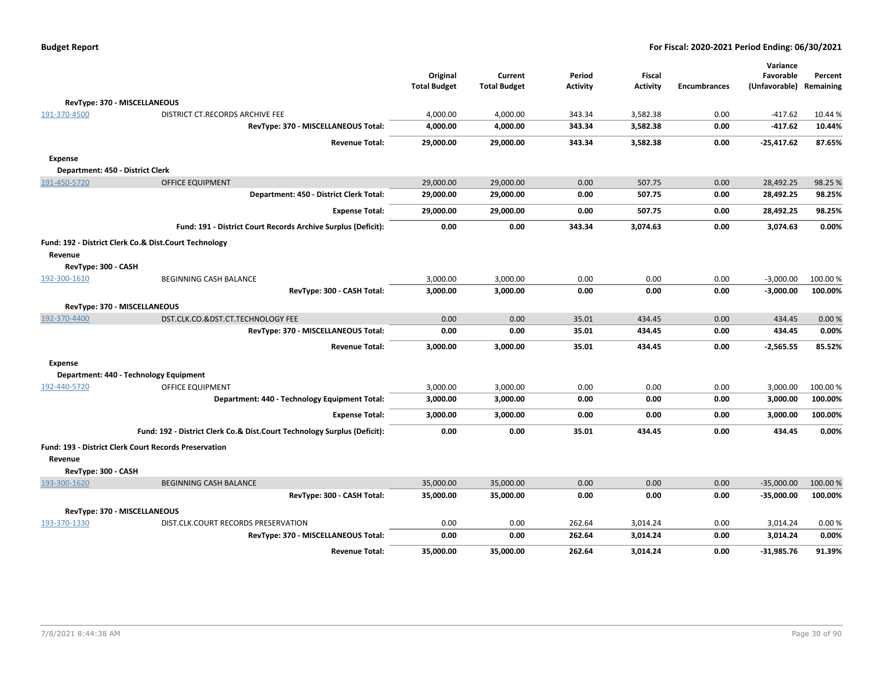| | | Original Total Budget | Current Total Budget | Period Activity | Fiscal Activity | Encumbrances | Variance Favorable (Unfavorable) | Percent Remaining |
|---|---|---|---|---|---|---|---|---|
| **RevType: 370 - MISCELLANEOUS** | | | | | | | | |
| 191-370-4500 | DISTRICT CT.RECORDS ARCHIVE FEE | 4,000.00 | 4,000.00 | 343.34 | 3,582.38 | 0.00 | -417.62 | 10.44 % |
| | **RevType: 370 - MISCELLANEOUS Total:** | **4,000.00** | **4,000.00** | **343.34** | **3,582.38** | **0.00** | **-417.62** | **10.44%** |
| | **Revenue Total:** | **29,000.00** | **29,000.00** | **343.34** | **3,582.38** | **0.00** | **-25,417.62** | **87.65%** |
| **Expense** | | | | | | | | |
| **Department: 450 - District Clerk** | | | | | | | | |
| 191-450-5720 | OFFICE EQUIPMENT | 29,000.00 | 29,000.00 | 0.00 | 507.75 | 0.00 | 28,492.25 | 98.25 % |
| | **Department: 450 - District Clerk Total:** | **29,000.00** | **29,000.00** | **0.00** | **507.75** | **0.00** | **28,492.25** | **98.25%** |
| | **Expense Total:** | **29,000.00** | **29,000.00** | **0.00** | **507.75** | **0.00** | **28,492.25** | **98.25%** |
| | **Fund: 191 - District Court Records Archive Surplus (Deficit):** | **0.00** | **0.00** | **343.34** | **3,074.63** | **0.00** | **3,074.63** | **0.00%** |
| **Fund: 192 - District Clerk Co.& Dist.Court Technology** | | | | | | | | |
| **Revenue** | | | | | | | | |
| **RevType: 300 - CASH** | | | | | | | | |
| 192-300-1610 | BEGINNING CASH BALANCE | 3,000.00 | 3,000.00 | 0.00 | 0.00 | 0.00 | -3,000.00 | 100.00 % |
| | **RevType: 300 - CASH Total:** | **3,000.00** | **3,000.00** | **0.00** | **0.00** | **0.00** | **-3,000.00** | **100.00%** |
| **RevType: 370 - MISCELLANEOUS** | | | | | | | | |
| 192-370-4400 | DST.CLK.CO.&DST.CT.TECHNOLOGY FEE | 0.00 | 0.00 | 35.01 | 434.45 | 0.00 | 434.45 | 0.00 % |
| | **RevType: 370 - MISCELLANEOUS Total:** | **0.00** | **0.00** | **35.01** | **434.45** | **0.00** | **434.45** | **0.00%** |
| | **Revenue Total:** | **3,000.00** | **3,000.00** | **35.01** | **434.45** | **0.00** | **-2,565.55** | **85.52%** |
| **Expense** | | | | | | | | |
| **Department: 440 - Technology Equipment** | | | | | | | | |
| 192-440-5720 | OFFICE EQUIPMENT | 3,000.00 | 3,000.00 | 0.00 | 0.00 | 0.00 | 3,000.00 | 100.00 % |
| | **Department: 440 - Technology Equipment Total:** | **3,000.00** | **3,000.00** | **0.00** | **0.00** | **0.00** | **3,000.00** | **100.00%** |
| | **Expense Total:** | **3,000.00** | **3,000.00** | **0.00** | **0.00** | **0.00** | **3,000.00** | **100.00%** |
| | **Fund: 192 - District Clerk Co.& Dist.Court Technology Surplus (Deficit):** | **0.00** | **0.00** | **35.01** | **434.45** | **0.00** | **434.45** | **0.00%** |
| **Fund: 193 - District Clerk Court Records Preservation** | | | | | | | | |
| **Revenue** | | | | | | | | |
| **RevType: 300 - CASH** | | | | | | | | |
| 193-300-1620 | BEGINNING CASH BALANCE | 35,000.00 | 35,000.00 | 0.00 | 0.00 | 0.00 | -35,000.00 | 100.00 % |
| | **RevType: 300 - CASH Total:** | **35,000.00** | **35,000.00** | **0.00** | **0.00** | **0.00** | **-35,000.00** | **100.00%** |
| **RevType: 370 - MISCELLANEOUS** | | | | | | | | |
| 193-370-1330 | DIST.CLK.COURT RECORDS PRESERVATION | 0.00 | 0.00 | 262.64 | 3,014.24 | 0.00 | 3,014.24 | 0.00 % |
| | **RevType: 370 - MISCELLANEOUS Total:** | **0.00** | **0.00** | **262.64** | **3,014.24** | **0.00** | **3,014.24** | **0.00%** |
| | **Revenue Total:** | **35,000.00** | **35,000.00** | **262.64** | **3,014.24** | **0.00** | **-31,985.76** | **91.39%** |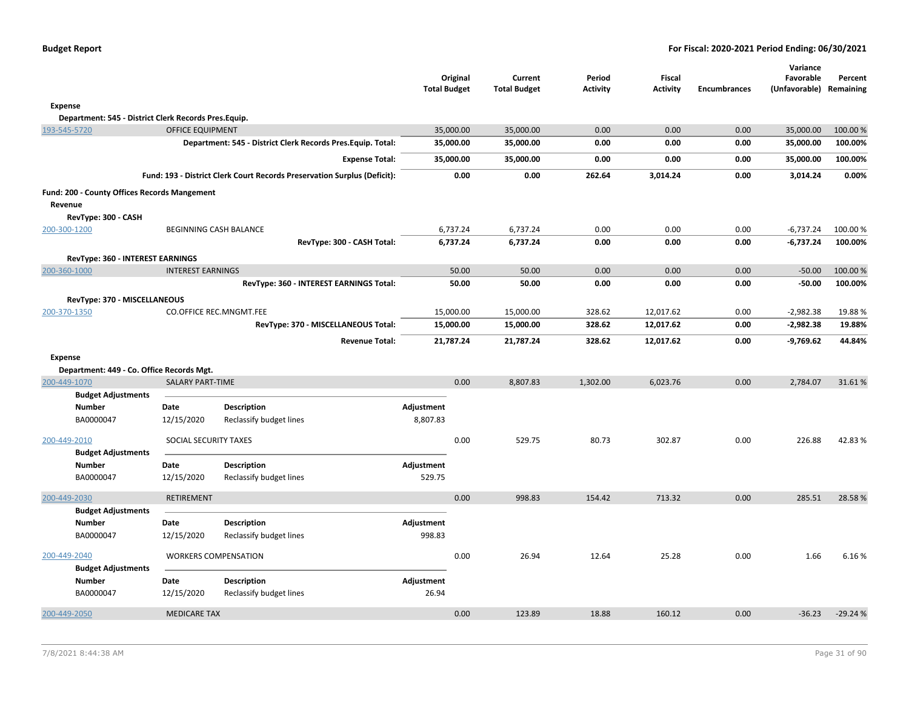**Budget Report** — For Fiscal: 2020-2021 Period Ending: 06/30/2021

| | | Original Total Budget | Current Total Budget | Period Activity | Fiscal Activity | Encumbrances | Variance Favorable (Unfavorable) | Percent Remaining |
|---|---|---|---|---|---|---|---|---|
| **Expense** | | | | | | | | |
| **Department: 545 - District Clerk Records Pres.Equip.** | | | | | | | | |
| 193-545-5720 | OFFICE EQUIPMENT | 35,000.00 | 35,000.00 | 0.00 | 0.00 | 0.00 | 35,000.00 | 100.00 % |
| | **Department: 545 - District Clerk Records Pres.Equip. Total:** | **35,000.00** | **35,000.00** | **0.00** | **0.00** | **0.00** | **35,000.00** | **100.00%** |
| | **Expense Total:** | **35,000.00** | **35,000.00** | **0.00** | **0.00** | **0.00** | **35,000.00** | **100.00%** |
| | **Fund: 193 - District Clerk Court Records Preservation Surplus (Deficit):** | **0.00** | **0.00** | **262.64** | **3,014.24** | **0.00** | **3,014.24** | **0.00%** |
| **Fund: 200 - County Offices Records Mangement** | | | | | | | | |
| **Revenue** | | | | | | | | |
| **RevType: 300 - CASH** | | | | | | | | |
| 200-300-1200 | BEGINNING CASH BALANCE | 6,737.24 | 6,737.24 | 0.00 | 0.00 | 0.00 | -6,737.24 | 100.00 % |
| | **RevType: 300 - CASH Total:** | **6,737.24** | **6,737.24** | **0.00** | **0.00** | **0.00** | **-6,737.24** | **100.00%** |
| **RevType: 360 - INTEREST EARNINGS** | | | | | | | | |
| 200-360-1000 | INTEREST EARNINGS | 50.00 | 50.00 | 0.00 | 0.00 | 0.00 | -50.00 | 100.00 % |
| | **RevType: 360 - INTEREST EARNINGS Total:** | **50.00** | **50.00** | **0.00** | **0.00** | **0.00** | **-50.00** | **100.00%** |
| **RevType: 370 - MISCELLANEOUS** | | | | | | | | |
| 200-370-1350 | CO.OFFICE REC.MNGMT.FEE | 15,000.00 | 15,000.00 | 328.62 | 12,017.62 | 0.00 | -2,982.38 | 19.88 % |
| | **RevType: 370 - MISCELLANEOUS Total:** | **15,000.00** | **15,000.00** | **328.62** | **12,017.62** | **0.00** | **-2,982.38** | **19.88%** |
| | **Revenue Total:** | **21,787.24** | **21,787.24** | **328.62** | **12,017.62** | **0.00** | **-9,769.62** | **44.84%** |
| **Expense** | | | | | | | | |
| **Department: 449 - Co. Office Records Mgt.** | | | | | | | | |
| 200-449-1070 | SALARY PART-TIME | 0.00 | 8,807.83 | 1,302.00 | 6,023.76 | 0.00 | 2,784.07 | 31.61 % |

**Budget Adjustments**

| Number | Date | Description | Adjustment |
|---|---|---|---|
| BA0000047 | 12/15/2020 | Reclassify budget lines | 8,807.83 |

| | | Original Total Budget | Current Total Budget | Period Activity | Fiscal Activity | Encumbrances | Variance Favorable (Unfavorable) | Percent Remaining |
|---|---|---|---|---|---|---|---|---|
| 200-449-2010 | SOCIAL SECURITY TAXES | 0.00 | 529.75 | 80.73 | 302.87 | 0.00 | 226.88 | 42.83 % |

**Budget Adjustments**

| Number | Date | Description | Adjustment |
|---|---|---|---|
| BA0000047 | 12/15/2020 | Reclassify budget lines | 529.75 |

| | | Original Total Budget | Current Total Budget | Period Activity | Fiscal Activity | Encumbrances | Variance Favorable (Unfavorable) | Percent Remaining |
|---|---|---|---|---|---|---|---|---|
| 200-449-2030 | RETIREMENT | 0.00 | 998.83 | 154.42 | 713.32 | 0.00 | 285.51 | 28.58 % |

**Budget Adjustments**

| Number | Date | Description | Adjustment |
|---|---|---|---|
| BA0000047 | 12/15/2020 | Reclassify budget lines | 998.83 |

| | | Original Total Budget | Current Total Budget | Period Activity | Fiscal Activity | Encumbrances | Variance Favorable (Unfavorable) | Percent Remaining |
|---|---|---|---|---|---|---|---|---|
| 200-449-2040 | WORKERS COMPENSATION | 0.00 | 26.94 | 12.64 | 25.28 | 0.00 | 1.66 | 6.16 % |

**Budget Adjustments**

| Number | Date | Description | Adjustment |
|---|---|---|---|
| BA0000047 | 12/15/2020 | Reclassify budget lines | 26.94 |

| | | Original Total Budget | Current Total Budget | Period Activity | Fiscal Activity | Encumbrances | Variance Favorable (Unfavorable) | Percent Remaining |
|---|---|---|---|---|---|---|---|---|
| 200-449-2050 | MEDICARE TAX | 0.00 | 123.89 | 18.88 | 160.12 | 0.00 | -36.23 | -29.24 % |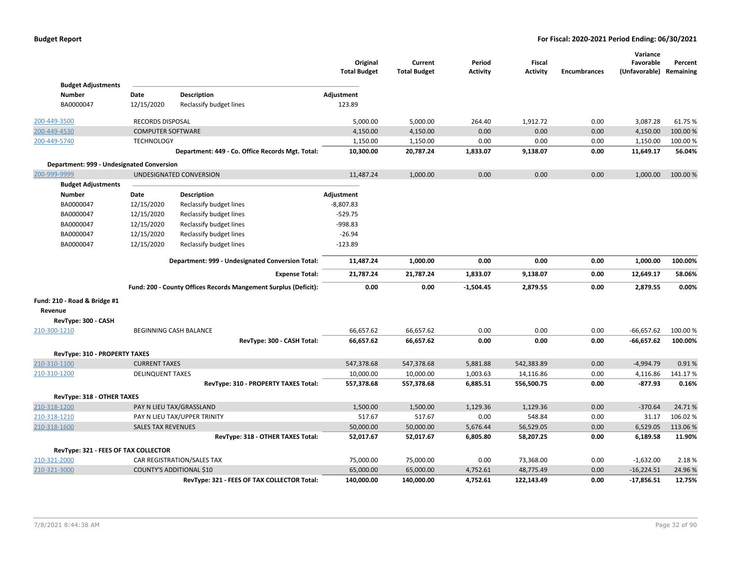| | | Original Total Budget | Current Total Budget | Period Activity | Fiscal Activity | Encumbrances | Variance Favorable (Unfavorable) | Percent Remaining |
|---|---|---|---|---|---|---|---|---|
| **Budget Adjustments** | | | | | | | | |
| **Number** | **Date** / **Description** | **Adjustment** | | | | | | |
| BA0000047 | 12/15/2020 Reclassify budget lines | 123.89 | | | | | | |
| 200-449-3500 | RECORDS DISPOSAL | 5,000.00 | 5,000.00 | 264.40 | 1,912.72 | 0.00 | 3,087.28 | 61.75 % |
| 200-449-4530 | COMPUTER SOFTWARE | 4,150.00 | 4,150.00 | 0.00 | 0.00 | 0.00 | 4,150.00 | 100.00 % |
| 200-449-5740 | TECHNOLOGY | 1,150.00 | 1,150.00 | 0.00 | 0.00 | 0.00 | 1,150.00 | 100.00 % |
| | **Department: 449 - Co. Office Records Mgt. Total:** | **10,300.00** | **20,787.24** | **1,833.07** | **9,138.07** | **0.00** | **11,649.17** | **56.04%** |
| **Department: 999 - Undesignated Conversion** | | | | | | | | |
| 200-999-9999 | UNDESIGNATED CONVERSION | 11,487.24 | 1,000.00 | 0.00 | 0.00 | 0.00 | 1,000.00 | 100.00 % |
| **Budget Adjustments** | | | | | | | | |
| **Number** | **Date** / **Description** | **Adjustment** | | | | | | |
| BA0000047 | 12/15/2020 Reclassify budget lines | -8,807.83 | | | | | | |
| BA0000047 | 12/15/2020 Reclassify budget lines | -529.75 | | | | | | |
| BA0000047 | 12/15/2020 Reclassify budget lines | -998.83 | | | | | | |
| BA0000047 | 12/15/2020 Reclassify budget lines | -26.94 | | | | | | |
| BA0000047 | 12/15/2020 Reclassify budget lines | -123.89 | | | | | | |
| | **Department: 999 - Undesignated Conversion Total:** | **11,487.24** | **1,000.00** | **0.00** | **0.00** | **0.00** | **1,000.00** | **100.00%** |
| | **Expense Total:** | **21,787.24** | **21,787.24** | **1,833.07** | **9,138.07** | **0.00** | **12,649.17** | **58.06%** |
| | **Fund: 200 - County Offices Records Mangement Surplus (Deficit):** | **0.00** | **0.00** | **-1,504.45** | **2,879.55** | **0.00** | **2,879.55** | **0.00%** |
| **Fund: 210 - Road & Bridge #1** | | | | | | | | |
| **Revenue** | | | | | | | | |
| **RevType: 300 - CASH** | | | | | | | | |
| 210-300-1210 | BEGINNING CASH BALANCE | 66,657.62 | 66,657.62 | 0.00 | 0.00 | 0.00 | -66,657.62 | 100.00 % |
| | **RevType: 300 - CASH Total:** | **66,657.62** | **66,657.62** | **0.00** | **0.00** | **0.00** | **-66,657.62** | **100.00%** |
| **RevType: 310 - PROPERTY TAXES** | | | | | | | | |
| 210-310-1100 | CURRENT TAXES | 547,378.68 | 547,378.68 | 5,881.88 | 542,383.89 | 0.00 | -4,994.79 | 0.91 % |
| 210-310-1200 | DELINQUENT TAXES | 10,000.00 | 10,000.00 | 1,003.63 | 14,116.86 | 0.00 | 4,116.86 | 141.17 % |
| | **RevType: 310 - PROPERTY TAXES Total:** | **557,378.68** | **557,378.68** | **6,885.51** | **556,500.75** | **0.00** | **-877.93** | **0.16%** |
| **RevType: 318 - OTHER TAXES** | | | | | | | | |
| 210-318-1200 | PAY N LIEU TAX/GRASSLAND | 1,500.00 | 1,500.00 | 1,129.36 | 1,129.36 | 0.00 | -370.64 | 24.71 % |
| 210-318-1210 | PAY N LIEU TAX/UPPER TRINITY | 517.67 | 517.67 | 0.00 | 548.84 | 0.00 | 31.17 | 106.02 % |
| 210-318-1600 | SALES TAX REVENUES | 50,000.00 | 50,000.00 | 5,676.44 | 56,529.05 | 0.00 | 6,529.05 | 113.06 % |
| | **RevType: 318 - OTHER TAXES Total:** | **52,017.67** | **52,017.67** | **6,805.80** | **58,207.25** | **0.00** | **6,189.58** | **11.90%** |
| **RevType: 321 - FEES OF TAX COLLECTOR** | | | | | | | | |
| 210-321-2000 | CAR REGISTRATION/SALES TAX | 75,000.00 | 75,000.00 | 0.00 | 73,368.00 | 0.00 | -1,632.00 | 2.18 % |
| 210-321-3000 | COUNTY'S ADDITIONAL $10 | 65,000.00 | 65,000.00 | 4,752.61 | 48,775.49 | 0.00 | -16,224.51 | 24.96 % |
| | **RevType: 321 - FEES OF TAX COLLECTOR Total:** | **140,000.00** | **140,000.00** | **4,752.61** | **122,143.49** | **0.00** | **-17,856.51** | **12.75%** |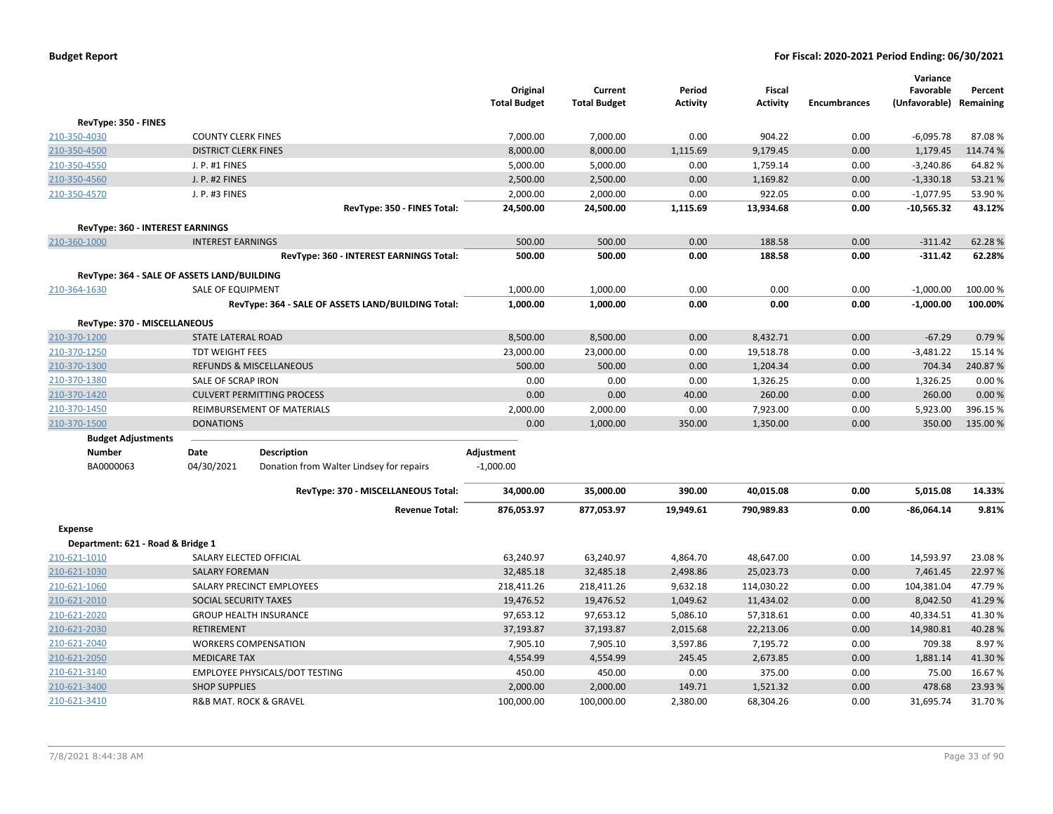**Budget Report** — **For Fiscal: 2020-2021 Period Ending: 06/30/2021**

| | | Original Total Budget | Current Total Budget | Period Activity | Fiscal Activity | Encumbrances | Variance Favorable (Unfavorable) | Percent Remaining |
|---|---|---|---|---|---|---|---|---|
| **RevType: 350 - FINES** | | | | | | | | |
| 210-350-4030 | COUNTY CLERK FINES | 7,000.00 | 7,000.00 | 0.00 | 904.22 | 0.00 | -6,095.78 | 87.08 % |
| 210-350-4500 | DISTRICT CLERK FINES | 8,000.00 | 8,000.00 | 1,115.69 | 9,179.45 | 0.00 | 1,179.45 | 114.74 % |
| 210-350-4550 | J. P. #1 FINES | 5,000.00 | 5,000.00 | 0.00 | 1,759.14 | 0.00 | -3,240.86 | 64.82 % |
| 210-350-4560 | J. P. #2 FINES | 2,500.00 | 2,500.00 | 0.00 | 1,169.82 | 0.00 | -1,330.18 | 53.21 % |
| 210-350-4570 | J. P. #3 FINES | 2,000.00 | 2,000.00 | 0.00 | 922.05 | 0.00 | -1,077.95 | 53.90 % |
| | **RevType: 350 - FINES Total:** | **24,500.00** | **24,500.00** | **1,115.69** | **13,934.68** | **0.00** | **-10,565.32** | **43.12%** |
| **RevType: 360 - INTEREST EARNINGS** | | | | | | | | |
| 210-360-1000 | INTEREST EARNINGS | 500.00 | 500.00 | 0.00 | 188.58 | 0.00 | -311.42 | 62.28 % |
| | **RevType: 360 - INTEREST EARNINGS Total:** | **500.00** | **500.00** | **0.00** | **188.58** | **0.00** | **-311.42** | **62.28%** |
| **RevType: 364 - SALE OF ASSETS LAND/BUILDING** | | | | | | | | |
| 210-364-1630 | SALE OF EQUIPMENT | 1,000.00 | 1,000.00 | 0.00 | 0.00 | 0.00 | -1,000.00 | 100.00 % |
| | **RevType: 364 - SALE OF ASSETS LAND/BUILDING Total:** | **1,000.00** | **1,000.00** | **0.00** | **0.00** | **0.00** | **-1,000.00** | **100.00%** |
| **RevType: 370 - MISCELLANEOUS** | | | | | | | | |
| 210-370-1200 | STATE LATERAL ROAD | 8,500.00 | 8,500.00 | 0.00 | 8,432.71 | 0.00 | -67.29 | 0.79 % |
| 210-370-1250 | TDT WEIGHT FEES | 23,000.00 | 23,000.00 | 0.00 | 19,518.78 | 0.00 | -3,481.22 | 15.14 % |
| 210-370-1300 | REFUNDS & MISCELLANEOUS | 500.00 | 500.00 | 0.00 | 1,204.34 | 0.00 | 704.34 | 240.87 % |
| 210-370-1380 | SALE OF SCRAP IRON | 0.00 | 0.00 | 0.00 | 1,326.25 | 0.00 | 1,326.25 | 0.00 % |
| 210-370-1420 | CULVERT PERMITTING PROCESS | 0.00 | 0.00 | 40.00 | 260.00 | 0.00 | 260.00 | 0.00 % |
| 210-370-1450 | REIMBURSEMENT OF MATERIALS | 2,000.00 | 2,000.00 | 0.00 | 7,923.00 | 0.00 | 5,923.00 | 396.15 % |
| 210-370-1500 | DONATIONS | 0.00 | 1,000.00 | 350.00 | 1,350.00 | 0.00 | 350.00 | 135.00 % |

**Budget Adjustments**

| Number | Date | Description | Adjustment |
|---|---|---|---|
| BA0000063 | 04/30/2021 | Donation from Walter Lindsey for repairs | -1,000.00 |

| | | Original Total Budget | Current Total Budget | Period Activity | Fiscal Activity | Encumbrances | Variance Favorable (Unfavorable) | Percent Remaining |
|---|---|---|---|---|---|---|---|---|
| | **RevType: 370 - MISCELLANEOUS Total:** | **34,000.00** | **35,000.00** | **390.00** | **40,015.08** | **0.00** | **5,015.08** | **14.33%** |
| | **Revenue Total:** | **876,053.97** | **877,053.97** | **19,949.61** | **790,989.83** | **0.00** | **-86,064.14** | **9.81%** |
| **Expense** | | | | | | | | |
| **Department: 621 - Road & Bridge 1** | | | | | | | | |
| 210-621-1010 | SALARY ELECTED OFFICIAL | 63,240.97 | 63,240.97 | 4,864.70 | 48,647.00 | 0.00 | 14,593.97 | 23.08 % |
| 210-621-1030 | SALARY FOREMAN | 32,485.18 | 32,485.18 | 2,498.86 | 25,023.73 | 0.00 | 7,461.45 | 22.97 % |
| 210-621-1060 | SALARY PRECINCT EMPLOYEES | 218,411.26 | 218,411.26 | 9,632.18 | 114,030.22 | 0.00 | 104,381.04 | 47.79 % |
| 210-621-2010 | SOCIAL SECURITY TAXES | 19,476.52 | 19,476.52 | 1,049.62 | 11,434.02 | 0.00 | 8,042.50 | 41.29 % |
| 210-621-2020 | GROUP HEALTH INSURANCE | 97,653.12 | 97,653.12 | 5,086.10 | 57,318.61 | 0.00 | 40,334.51 | 41.30 % |
| 210-621-2030 | RETIREMENT | 37,193.87 | 37,193.87 | 2,015.68 | 22,213.06 | 0.00 | 14,980.81 | 40.28 % |
| 210-621-2040 | WORKERS COMPENSATION | 7,905.10 | 7,905.10 | 3,597.86 | 7,195.72 | 0.00 | 709.38 | 8.97 % |
| 210-621-2050 | MEDICARE TAX | 4,554.99 | 4,554.99 | 245.45 | 2,673.85 | 0.00 | 1,881.14 | 41.30 % |
| 210-621-3140 | EMPLOYEE PHYSICALS/DOT TESTING | 450.00 | 450.00 | 0.00 | 375.00 | 0.00 | 75.00 | 16.67 % |
| 210-621-3400 | SHOP SUPPLIES | 2,000.00 | 2,000.00 | 149.71 | 1,521.32 | 0.00 | 478.68 | 23.93 % |
| 210-621-3410 | R&B MAT. ROCK & GRAVEL | 100,000.00 | 100,000.00 | 2,380.00 | 68,304.26 | 0.00 | 31,695.74 | 31.70 % |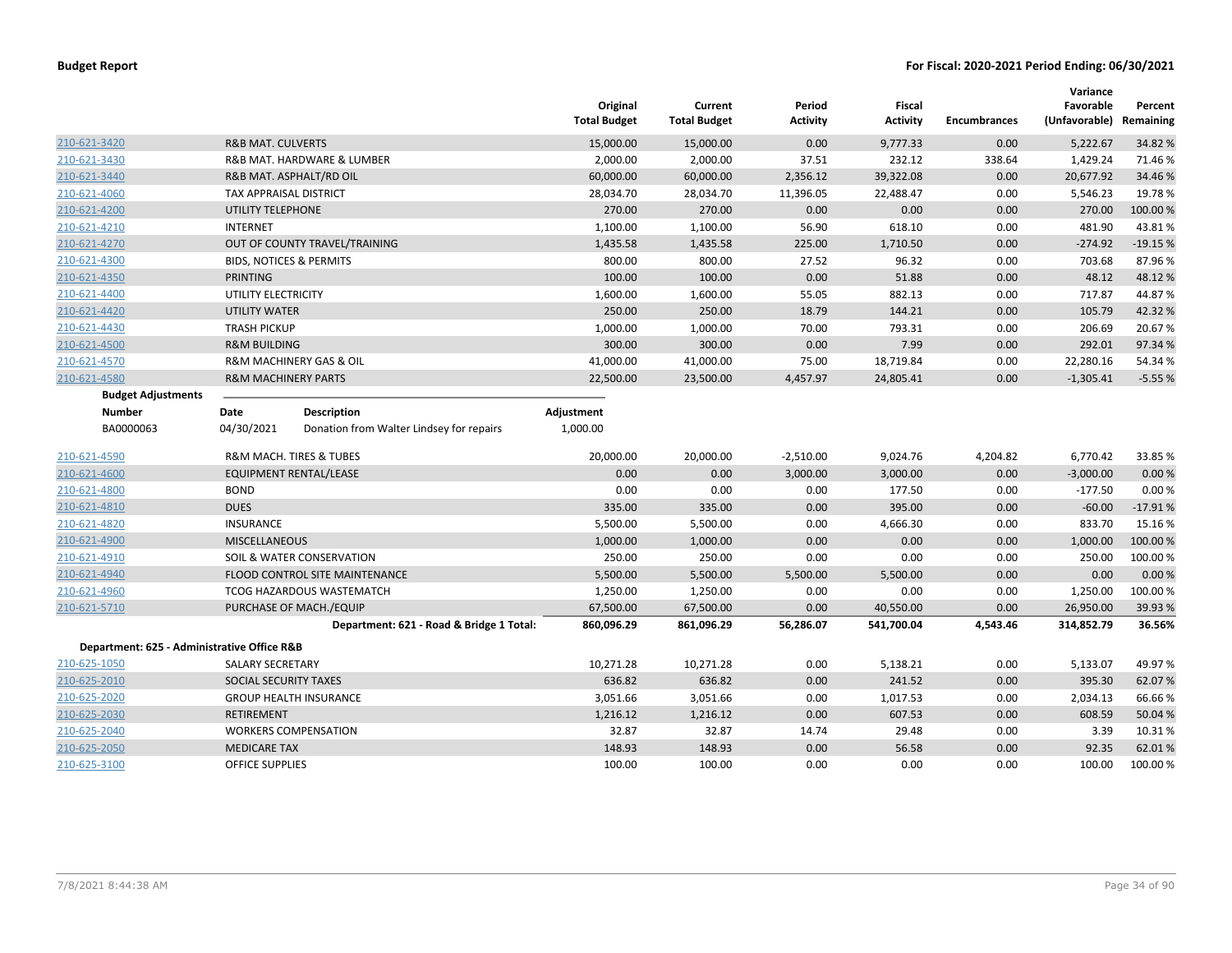| | | Original Total Budget | Current Total Budget | Period Activity | Fiscal Activity | Encumbrances | Variance Favorable (Unfavorable) | Percent Remaining |
|---|---|---|---|---|---|---|---|---|
| 210-621-3420 | R&B MAT. CULVERTS | 15,000.00 | 15,000.00 | 0.00 | 9,777.33 | 0.00 | 5,222.67 | 34.82 % |
| 210-621-3430 | R&B MAT. HARDWARE & LUMBER | 2,000.00 | 2,000.00 | 37.51 | 232.12 | 338.64 | 1,429.24 | 71.46 % |
| 210-621-3440 | R&B MAT. ASPHALT/RD OIL | 60,000.00 | 60,000.00 | 2,356.12 | 39,322.08 | 0.00 | 20,677.92 | 34.46 % |
| 210-621-4060 | TAX APPRAISAL DISTRICT | 28,034.70 | 28,034.70 | 11,396.05 | 22,488.47 | 0.00 | 5,546.23 | 19.78 % |
| 210-621-4200 | UTILITY TELEPHONE | 270.00 | 270.00 | 0.00 | 0.00 | 0.00 | 270.00 | 100.00 % |
| 210-621-4210 | INTERNET | 1,100.00 | 1,100.00 | 56.90 | 618.10 | 0.00 | 481.90 | 43.81 % |
| 210-621-4270 | OUT OF COUNTY TRAVEL/TRAINING | 1,435.58 | 1,435.58 | 225.00 | 1,710.50 | 0.00 | -274.92 | -19.15 % |
| 210-621-4300 | BIDS, NOTICES & PERMITS | 800.00 | 800.00 | 27.52 | 96.32 | 0.00 | 703.68 | 87.96 % |
| 210-621-4350 | PRINTING | 100.00 | 100.00 | 0.00 | 51.88 | 0.00 | 48.12 | 48.12 % |
| 210-621-4400 | UTILITY ELECTRICITY | 1,600.00 | 1,600.00 | 55.05 | 882.13 | 0.00 | 717.87 | 44.87 % |
| 210-621-4420 | UTILITY WATER | 250.00 | 250.00 | 18.79 | 144.21 | 0.00 | 105.79 | 42.32 % |
| 210-621-4430 | TRASH PICKUP | 1,000.00 | 1,000.00 | 70.00 | 793.31 | 0.00 | 206.69 | 20.67 % |
| 210-621-4500 | R&M BUILDING | 300.00 | 300.00 | 0.00 | 7.99 | 0.00 | 292.01 | 97.34 % |
| 210-621-4570 | R&M MACHINERY GAS & OIL | 41,000.00 | 41,000.00 | 75.00 | 18,719.84 | 0.00 | 22,280.16 | 54.34 % |
| 210-621-4580 | R&M MACHINERY PARTS | 22,500.00 | 23,500.00 | 4,457.97 | 24,805.41 | 0.00 | -1,305.41 | -5.55 % |

**Budget Adjustments**

| Number | Date | Description | Adjustment |
|---|---|---|---|
| BA0000063 | 04/30/2021 | Donation from Walter Lindsey for repairs | 1,000.00 |

| | | Original Total Budget | Current Total Budget | Period Activity | Fiscal Activity | Encumbrances | Variance Favorable (Unfavorable) | Percent Remaining |
|---|---|---|---|---|---|---|---|---|
| 210-621-4590 | R&M MACH. TIRES & TUBES | 20,000.00 | 20,000.00 | -2,510.00 | 9,024.76 | 4,204.82 | 6,770.42 | 33.85 % |
| 210-621-4600 | EQUIPMENT RENTAL/LEASE | 0.00 | 0.00 | 3,000.00 | 3,000.00 | 0.00 | -3,000.00 | 0.00 % |
| 210-621-4800 | BOND | 0.00 | 0.00 | 0.00 | 177.50 | 0.00 | -177.50 | 0.00 % |
| 210-621-4810 | DUES | 335.00 | 335.00 | 0.00 | 395.00 | 0.00 | -60.00 | -17.91 % |
| 210-621-4820 | INSURANCE | 5,500.00 | 5,500.00 | 0.00 | 4,666.30 | 0.00 | 833.70 | 15.16 % |
| 210-621-4900 | MISCELLANEOUS | 1,000.00 | 1,000.00 | 0.00 | 0.00 | 0.00 | 1,000.00 | 100.00 % |
| 210-621-4910 | SOIL & WATER CONSERVATION | 250.00 | 250.00 | 0.00 | 0.00 | 0.00 | 250.00 | 100.00 % |
| 210-621-4940 | FLOOD CONTROL SITE MAINTENANCE | 5,500.00 | 5,500.00 | 5,500.00 | 5,500.00 | 0.00 | 0.00 | 0.00 % |
| 210-621-4960 | TCOG HAZARDOUS WASTEMATCH | 1,250.00 | 1,250.00 | 0.00 | 0.00 | 0.00 | 1,250.00 | 100.00 % |
| 210-621-5710 | PURCHASE OF MACH./EQUIP | 67,500.00 | 67,500.00 | 0.00 | 40,550.00 | 0.00 | 26,950.00 | 39.93 % |
| | **Department: 621 - Road & Bridge 1 Total:** | **860,096.29** | **861,096.29** | **56,286.07** | **541,700.04** | **4,543.46** | **314,852.79** | **36.56%** |

**Department: 625 - Administrative Office R&B**

| | | Original Total Budget | Current Total Budget | Period Activity | Fiscal Activity | Encumbrances | Variance Favorable (Unfavorable) | Percent Remaining |
|---|---|---|---|---|---|---|---|---|
| 210-625-1050 | SALARY SECRETARY | 10,271.28 | 10,271.28 | 0.00 | 5,138.21 | 0.00 | 5,133.07 | 49.97 % |
| 210-625-2010 | SOCIAL SECURITY TAXES | 636.82 | 636.82 | 0.00 | 241.52 | 0.00 | 395.30 | 62.07 % |
| 210-625-2020 | GROUP HEALTH INSURANCE | 3,051.66 | 3,051.66 | 0.00 | 1,017.53 | 0.00 | 2,034.13 | 66.66 % |
| 210-625-2030 | RETIREMENT | 1,216.12 | 1,216.12 | 0.00 | 607.53 | 0.00 | 608.59 | 50.04 % |
| 210-625-2040 | WORKERS COMPENSATION | 32.87 | 32.87 | 14.74 | 29.48 | 0.00 | 3.39 | 10.31 % |
| 210-625-2050 | MEDICARE TAX | 148.93 | 148.93 | 0.00 | 56.58 | 0.00 | 92.35 | 62.01 % |
| 210-625-3100 | OFFICE SUPPLIES | 100.00 | 100.00 | 0.00 | 0.00 | 0.00 | 100.00 | 100.00 % |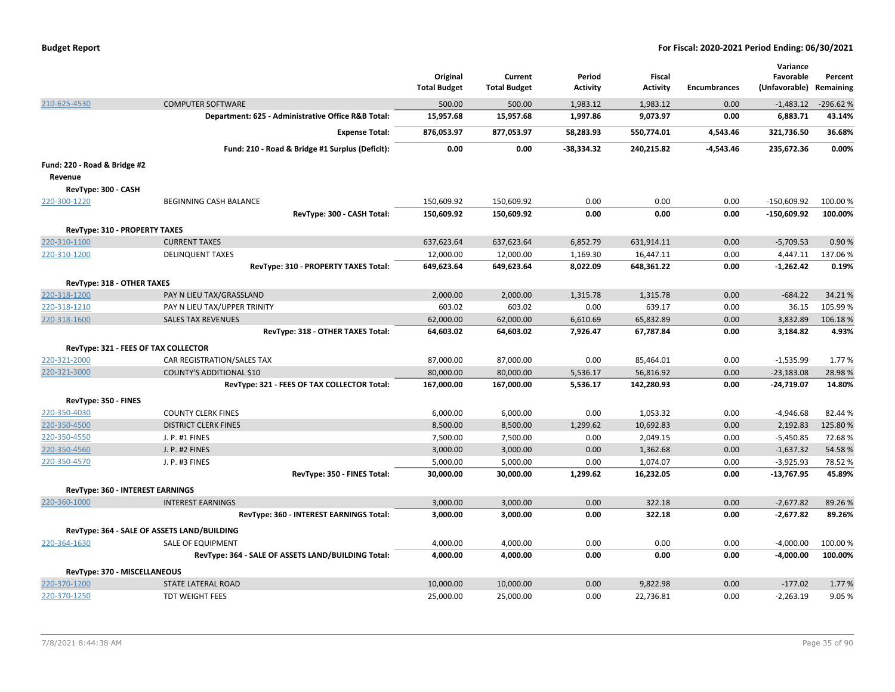| | | Original Total Budget | Current Total Budget | Period Activity | Fiscal Activity | Encumbrances | Variance Favorable (Unfavorable) | Percent Remaining |
|---|---|---|---|---|---|---|---|---|
| 210-625-4530 | COMPUTER SOFTWARE | 500.00 | 500.00 | 1,983.12 | 1,983.12 | 0.00 | -1,483.12 | -296.62 % |
| | **Department: 625 - Administrative Office R&B Total:** | **15,957.68** | **15,957.68** | **1,997.86** | **9,073.97** | **0.00** | **6,883.71** | **43.14%** |
| | **Expense Total:** | **876,053.97** | **877,053.97** | **58,283.93** | **550,774.01** | **4,543.46** | **321,736.50** | **36.68%** |
| | **Fund: 210 - Road & Bridge #1 Surplus (Deficit):** | **0.00** | **0.00** | **-38,334.32** | **240,215.82** | **-4,543.46** | **235,672.36** | **0.00%** |
| **Fund: 220 - Road & Bridge #2** | | | | | | | | |
| **Revenue** | | | | | | | | |
| **RevType: 300 - CASH** | | | | | | | | |
| 220-300-1220 | BEGINNING CASH BALANCE | 150,609.92 | 150,609.92 | 0.00 | 0.00 | 0.00 | -150,609.92 | 100.00 % |
| | **RevType: 300 - CASH Total:** | **150,609.92** | **150,609.92** | **0.00** | **0.00** | **0.00** | **-150,609.92** | **100.00%** |
| **RevType: 310 - PROPERTY TAXES** | | | | | | | | |
| 220-310-1100 | CURRENT TAXES | 637,623.64 | 637,623.64 | 6,852.79 | 631,914.11 | 0.00 | -5,709.53 | 0.90 % |
| 220-310-1200 | DELINQUENT TAXES | 12,000.00 | 12,000.00 | 1,169.30 | 16,447.11 | 0.00 | 4,447.11 | 137.06 % |
| | **RevType: 310 - PROPERTY TAXES Total:** | **649,623.64** | **649,623.64** | **8,022.09** | **648,361.22** | **0.00** | **-1,262.42** | **0.19%** |
| **RevType: 318 - OTHER TAXES** | | | | | | | | |
| 220-318-1200 | PAY N LIEU TAX/GRASSLAND | 2,000.00 | 2,000.00 | 1,315.78 | 1,315.78 | 0.00 | -684.22 | 34.21 % |
| 220-318-1210 | PAY N LIEU TAX/UPPER TRINITY | 603.02 | 603.02 | 0.00 | 639.17 | 0.00 | 36.15 | 105.99 % |
| 220-318-1600 | SALES TAX REVENUES | 62,000.00 | 62,000.00 | 6,610.69 | 65,832.89 | 0.00 | 3,832.89 | 106.18 % |
| | **RevType: 318 - OTHER TAXES Total:** | **64,603.02** | **64,603.02** | **7,926.47** | **67,787.84** | **0.00** | **3,184.82** | **4.93%** |
| **RevType: 321 - FEES OF TAX COLLECTOR** | | | | | | | | |
| 220-321-2000 | CAR REGISTRATION/SALES TAX | 87,000.00 | 87,000.00 | 0.00 | 85,464.01 | 0.00 | -1,535.99 | 1.77 % |
| 220-321-3000 | COUNTY'S ADDITIONAL $10 | 80,000.00 | 80,000.00 | 5,536.17 | 56,816.92 | 0.00 | -23,183.08 | 28.98 % |
| | **RevType: 321 - FEES OF TAX COLLECTOR Total:** | **167,000.00** | **167,000.00** | **5,536.17** | **142,280.93** | **0.00** | **-24,719.07** | **14.80%** |
| **RevType: 350 - FINES** | | | | | | | | |
| 220-350-4030 | COUNTY CLERK FINES | 6,000.00 | 6,000.00 | 0.00 | 1,053.32 | 0.00 | -4,946.68 | 82.44 % |
| 220-350-4500 | DISTRICT CLERK FINES | 8,500.00 | 8,500.00 | 1,299.62 | 10,692.83 | 0.00 | 2,192.83 | 125.80 % |
| 220-350-4550 | J. P. #1 FINES | 7,500.00 | 7,500.00 | 0.00 | 2,049.15 | 0.00 | -5,450.85 | 72.68 % |
| 220-350-4560 | J. P. #2 FINES | 3,000.00 | 3,000.00 | 0.00 | 1,362.68 | 0.00 | -1,637.32 | 54.58 % |
| 220-350-4570 | J. P. #3 FINES | 5,000.00 | 5,000.00 | 0.00 | 1,074.07 | 0.00 | -3,925.93 | 78.52 % |
| | **RevType: 350 - FINES Total:** | **30,000.00** | **30,000.00** | **1,299.62** | **16,232.05** | **0.00** | **-13,767.95** | **45.89%** |
| **RevType: 360 - INTEREST EARNINGS** | | | | | | | | |
| 220-360-1000 | INTEREST EARNINGS | 3,000.00 | 3,000.00 | 0.00 | 322.18 | 0.00 | -2,677.82 | 89.26 % |
| | **RevType: 360 - INTEREST EARNINGS Total:** | **3,000.00** | **3,000.00** | **0.00** | **322.18** | **0.00** | **-2,677.82** | **89.26%** |
| **RevType: 364 - SALE OF ASSETS LAND/BUILDING** | | | | | | | | |
| 220-364-1630 | SALE OF EQUIPMENT | 4,000.00 | 4,000.00 | 0.00 | 0.00 | 0.00 | -4,000.00 | 100.00 % |
| | **RevType: 364 - SALE OF ASSETS LAND/BUILDING Total:** | **4,000.00** | **4,000.00** | **0.00** | **0.00** | **0.00** | **-4,000.00** | **100.00%** |
| **RevType: 370 - MISCELLANEOUS** | | | | | | | | |
| 220-370-1200 | STATE LATERAL ROAD | 10,000.00 | 10,000.00 | 0.00 | 9,822.98 | 0.00 | -177.02 | 1.77 % |
| 220-370-1250 | TDT WEIGHT FEES | 25,000.00 | 25,000.00 | 0.00 | 22,736.81 | 0.00 | -2,263.19 | 9.05 % |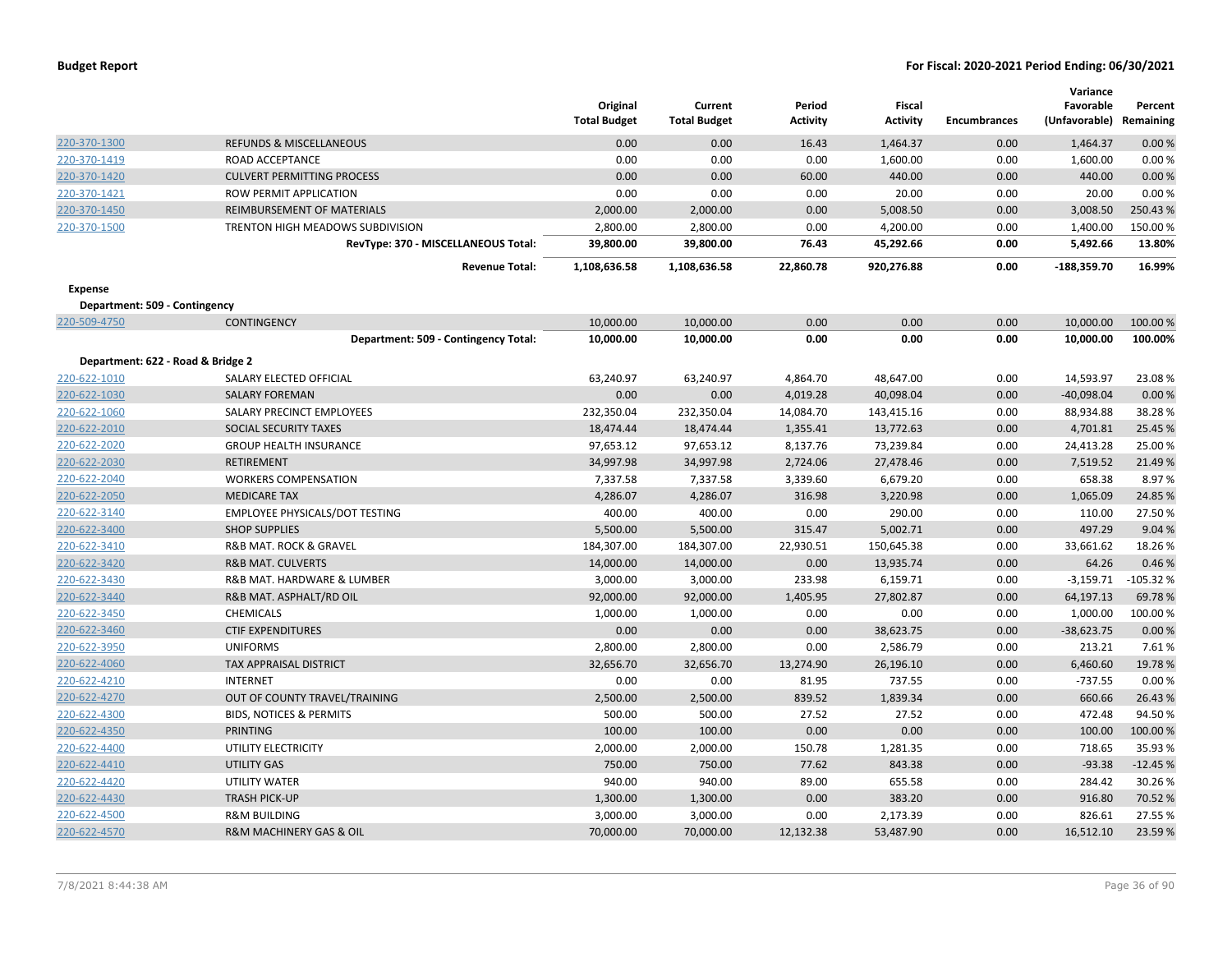**Budget Report** **For Fiscal: 2020-2021 Period Ending: 06/30/2021**

| | | Original Total Budget | Current Total Budget | Period Activity | Fiscal Activity | Encumbrances | Variance Favorable (Unfavorable) | Percent Remaining |
|---|---|---|---|---|---|---|---|---|
| 220-370-1300 | REFUNDS & MISCELLANEOUS | 0.00 | 0.00 | 16.43 | 1,464.37 | 0.00 | 1,464.37 | 0.00 % |
| 220-370-1419 | ROAD ACCEPTANCE | 0.00 | 0.00 | 0.00 | 1,600.00 | 0.00 | 1,600.00 | 0.00 % |
| 220-370-1420 | CULVERT PERMITTING PROCESS | 0.00 | 0.00 | 60.00 | 440.00 | 0.00 | 440.00 | 0.00 % |
| 220-370-1421 | ROW PERMIT APPLICATION | 0.00 | 0.00 | 0.00 | 20.00 | 0.00 | 20.00 | 0.00 % |
| 220-370-1450 | REIMBURSEMENT OF MATERIALS | 2,000.00 | 2,000.00 | 0.00 | 5,008.50 | 0.00 | 3,008.50 | 250.43 % |
| 220-370-1500 | TRENTON HIGH MEADOWS SUBDIVISION | 2,800.00 | 2,800.00 | 0.00 | 4,200.00 | 0.00 | 1,400.00 | 150.00 % |
| | **RevType: 370 - MISCELLANEOUS Total:** | **39,800.00** | **39,800.00** | **76.43** | **45,292.66** | **0.00** | **5,492.66** | **13.80%** |
| | **Revenue Total:** | **1,108,636.58** | **1,108,636.58** | **22,860.78** | **920,276.88** | **0.00** | **-188,359.70** | **16.99%** |
| **Expense** | | | | | | | | |
| **Department: 509 - Contingency** | | | | | | | | |
| 220-509-4750 | CONTINGENCY | 10,000.00 | 10,000.00 | 0.00 | 0.00 | 0.00 | 10,000.00 | 100.00 % |
| | **Department: 509 - Contingency Total:** | **10,000.00** | **10,000.00** | **0.00** | **0.00** | **0.00** | **10,000.00** | **100.00%** |
| **Department: 622 - Road & Bridge 2** | | | | | | | | |
| 220-622-1010 | SALARY ELECTED OFFICIAL | 63,240.97 | 63,240.97 | 4,864.70 | 48,647.00 | 0.00 | 14,593.97 | 23.08 % |
| 220-622-1030 | SALARY FOREMAN | 0.00 | 0.00 | 4,019.28 | 40,098.04 | 0.00 | -40,098.04 | 0.00 % |
| 220-622-1060 | SALARY PRECINCT EMPLOYEES | 232,350.04 | 232,350.04 | 14,084.70 | 143,415.16 | 0.00 | 88,934.88 | 38.28 % |
| 220-622-2010 | SOCIAL SECURITY TAXES | 18,474.44 | 18,474.44 | 1,355.41 | 13,772.63 | 0.00 | 4,701.81 | 25.45 % |
| 220-622-2020 | GROUP HEALTH INSURANCE | 97,653.12 | 97,653.12 | 8,137.76 | 73,239.84 | 0.00 | 24,413.28 | 25.00 % |
| 220-622-2030 | RETIREMENT | 34,997.98 | 34,997.98 | 2,724.06 | 27,478.46 | 0.00 | 7,519.52 | 21.49 % |
| 220-622-2040 | WORKERS COMPENSATION | 7,337.58 | 7,337.58 | 3,339.60 | 6,679.20 | 0.00 | 658.38 | 8.97 % |
| 220-622-2050 | MEDICARE TAX | 4,286.07 | 4,286.07 | 316.98 | 3,220.98 | 0.00 | 1,065.09 | 24.85 % |
| 220-622-3140 | EMPLOYEE PHYSICALS/DOT TESTING | 400.00 | 400.00 | 0.00 | 290.00 | 0.00 | 110.00 | 27.50 % |
| 220-622-3400 | SHOP SUPPLIES | 5,500.00 | 5,500.00 | 315.47 | 5,002.71 | 0.00 | 497.29 | 9.04 % |
| 220-622-3410 | R&B MAT. ROCK & GRAVEL | 184,307.00 | 184,307.00 | 22,930.51 | 150,645.38 | 0.00 | 33,661.62 | 18.26 % |
| 220-622-3420 | R&B MAT. CULVERTS | 14,000.00 | 14,000.00 | 0.00 | 13,935.74 | 0.00 | 64.26 | 0.46 % |
| 220-622-3430 | R&B MAT. HARDWARE & LUMBER | 3,000.00 | 3,000.00 | 233.98 | 6,159.71 | 0.00 | -3,159.71 | -105.32 % |
| 220-622-3440 | R&B MAT. ASPHALT/RD OIL | 92,000.00 | 92,000.00 | 1,405.95 | 27,802.87 | 0.00 | 64,197.13 | 69.78 % |
| 220-622-3450 | CHEMICALS | 1,000.00 | 1,000.00 | 0.00 | 0.00 | 0.00 | 1,000.00 | 100.00 % |
| 220-622-3460 | CTIF EXPENDITURES | 0.00 | 0.00 | 0.00 | 38,623.75 | 0.00 | -38,623.75 | 0.00 % |
| 220-622-3950 | UNIFORMS | 2,800.00 | 2,800.00 | 0.00 | 2,586.79 | 0.00 | 213.21 | 7.61 % |
| 220-622-4060 | TAX APPRAISAL DISTRICT | 32,656.70 | 32,656.70 | 13,274.90 | 26,196.10 | 0.00 | 6,460.60 | 19.78 % |
| 220-622-4210 | INTERNET | 0.00 | 0.00 | 81.95 | 737.55 | 0.00 | -737.55 | 0.00 % |
| 220-622-4270 | OUT OF COUNTY TRAVEL/TRAINING | 2,500.00 | 2,500.00 | 839.52 | 1,839.34 | 0.00 | 660.66 | 26.43 % |
| 220-622-4300 | BIDS, NOTICES & PERMITS | 500.00 | 500.00 | 27.52 | 27.52 | 0.00 | 472.48 | 94.50 % |
| 220-622-4350 | PRINTING | 100.00 | 100.00 | 0.00 | 0.00 | 0.00 | 100.00 | 100.00 % |
| 220-622-4400 | UTILITY ELECTRICITY | 2,000.00 | 2,000.00 | 150.78 | 1,281.35 | 0.00 | 718.65 | 35.93 % |
| 220-622-4410 | UTILITY GAS | 750.00 | 750.00 | 77.62 | 843.38 | 0.00 | -93.38 | -12.45 % |
| 220-622-4420 | UTILITY WATER | 940.00 | 940.00 | 89.00 | 655.58 | 0.00 | 284.42 | 30.26 % |
| 220-622-4430 | TRASH PICK-UP | 1,300.00 | 1,300.00 | 0.00 | 383.20 | 0.00 | 916.80 | 70.52 % |
| 220-622-4500 | R&M BUILDING | 3,000.00 | 3,000.00 | 0.00 | 2,173.39 | 0.00 | 826.61 | 27.55 % |
| 220-622-4570 | R&M MACHINERY GAS & OIL | 70,000.00 | 70,000.00 | 12,132.38 | 53,487.90 | 0.00 | 16,512.10 | 23.59 % |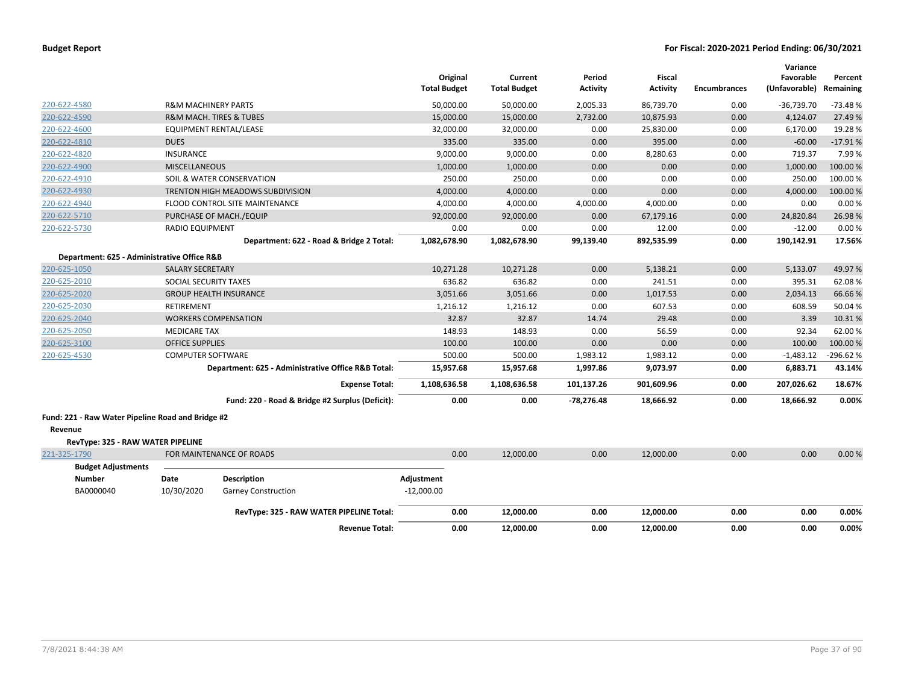| | | Original Total Budget | Current Total Budget | Period Activity | Fiscal Activity | Encumbrances | Variance Favorable (Unfavorable) | Percent Remaining |
|---|---|---|---|---|---|---|---|---|
| 220-622-4580 | R&M MACHINERY PARTS | 50,000.00 | 50,000.00 | 2,005.33 | 86,739.70 | 0.00 | -36,739.70 | -73.48 % |
| 220-622-4590 | R&M MACH. TIRES & TUBES | 15,000.00 | 15,000.00 | 2,732.00 | 10,875.93 | 0.00 | 4,124.07 | 27.49 % |
| 220-622-4600 | EQUIPMENT RENTAL/LEASE | 32,000.00 | 32,000.00 | 0.00 | 25,830.00 | 0.00 | 6,170.00 | 19.28 % |
| 220-622-4810 | DUES | 335.00 | 335.00 | 0.00 | 395.00 | 0.00 | -60.00 | -17.91 % |
| 220-622-4820 | INSURANCE | 9,000.00 | 9,000.00 | 0.00 | 8,280.63 | 0.00 | 719.37 | 7.99 % |
| 220-622-4900 | MISCELLANEOUS | 1,000.00 | 1,000.00 | 0.00 | 0.00 | 0.00 | 1,000.00 | 100.00 % |
| 220-622-4910 | SOIL & WATER CONSERVATION | 250.00 | 250.00 | 0.00 | 0.00 | 0.00 | 250.00 | 100.00 % |
| 220-622-4930 | TRENTON HIGH MEADOWS SUBDIVISION | 4,000.00 | 4,000.00 | 0.00 | 0.00 | 0.00 | 4,000.00 | 100.00 % |
| 220-622-4940 | FLOOD CONTROL SITE MAINTENANCE | 4,000.00 | 4,000.00 | 4,000.00 | 4,000.00 | 0.00 | 0.00 | 0.00 % |
| 220-622-5710 | PURCHASE OF MACH./EQUIP | 92,000.00 | 92,000.00 | 0.00 | 67,179.16 | 0.00 | 24,820.84 | 26.98 % |
| 220-622-5730 | RADIO EQUIPMENT | 0.00 | 0.00 | 0.00 | 12.00 | 0.00 | -12.00 | 0.00 % |
| | **Department: 622 - Road & Bridge 2 Total:** | **1,082,678.90** | **1,082,678.90** | **99,139.40** | **892,535.99** | **0.00** | **190,142.91** | **17.56%** |
| **Department: 625 - Administrative Office R&B** | | | | | | | | |
| 220-625-1050 | SALARY SECRETARY | 10,271.28 | 10,271.28 | 0.00 | 5,138.21 | 0.00 | 5,133.07 | 49.97 % |
| 220-625-2010 | SOCIAL SECURITY TAXES | 636.82 | 636.82 | 0.00 | 241.51 | 0.00 | 395.31 | 62.08 % |
| 220-625-2020 | GROUP HEALTH INSURANCE | 3,051.66 | 3,051.66 | 0.00 | 1,017.53 | 0.00 | 2,034.13 | 66.66 % |
| 220-625-2030 | RETIREMENT | 1,216.12 | 1,216.12 | 0.00 | 607.53 | 0.00 | 608.59 | 50.04 % |
| 220-625-2040 | WORKERS COMPENSATION | 32.87 | 32.87 | 14.74 | 29.48 | 0.00 | 3.39 | 10.31 % |
| 220-625-2050 | MEDICARE TAX | 148.93 | 148.93 | 0.00 | 56.59 | 0.00 | 92.34 | 62.00 % |
| 220-625-3100 | OFFICE SUPPLIES | 100.00 | 100.00 | 0.00 | 0.00 | 0.00 | 100.00 | 100.00 % |
| 220-625-4530 | COMPUTER SOFTWARE | 500.00 | 500.00 | 1,983.12 | 1,983.12 | 0.00 | -1,483.12 | -296.62 % |
| | **Department: 625 - Administrative Office R&B Total:** | **15,957.68** | **15,957.68** | **1,997.86** | **9,073.97** | **0.00** | **6,883.71** | **43.14%** |
| | **Expense Total:** | **1,108,636.58** | **1,108,636.58** | **101,137.26** | **901,609.96** | **0.00** | **207,026.62** | **18.67%** |
| | **Fund: 220 - Road & Bridge #2 Surplus (Deficit):** | **0.00** | **0.00** | **-78,276.48** | **18,666.92** | **0.00** | **18,666.92** | **0.00%** |

**Fund: 221 - Raw Water Pipeline Road and Bridge #2**

**Revenue**

**RevType: 325 - RAW WATER PIPELINE**

| | | Original Total Budget | Current Total Budget | Period Activity | Fiscal Activity | Encumbrances | Variance Favorable (Unfavorable) | Percent Remaining |
|---|---|---|---|---|---|---|---|---|
| 221-325-1790 | FOR MAINTENANCE OF ROADS | 0.00 | 12,000.00 | 0.00 | 12,000.00 | 0.00 | 0.00 | 0.00 % |

**Budget Adjustments**

| Number | Date | Description | Adjustment |
|---|---|---|---|
| BA0000040 | 10/30/2020 | Garney Construction | -12,000.00 |

| | Original Total Budget | Current Total Budget | Period Activity | Fiscal Activity | Encumbrances | Variance Favorable (Unfavorable) | Percent Remaining |
|---|---|---|---|---|---|---|---|
| **RevType: 325 - RAW WATER PIPELINE Total:** | **0.00** | **12,000.00** | **0.00** | **12,000.00** | **0.00** | **0.00** | **0.00%** |
| **Revenue Total:** | **0.00** | **12,000.00** | **0.00** | **12,000.00** | **0.00** | **0.00** | **0.00%** |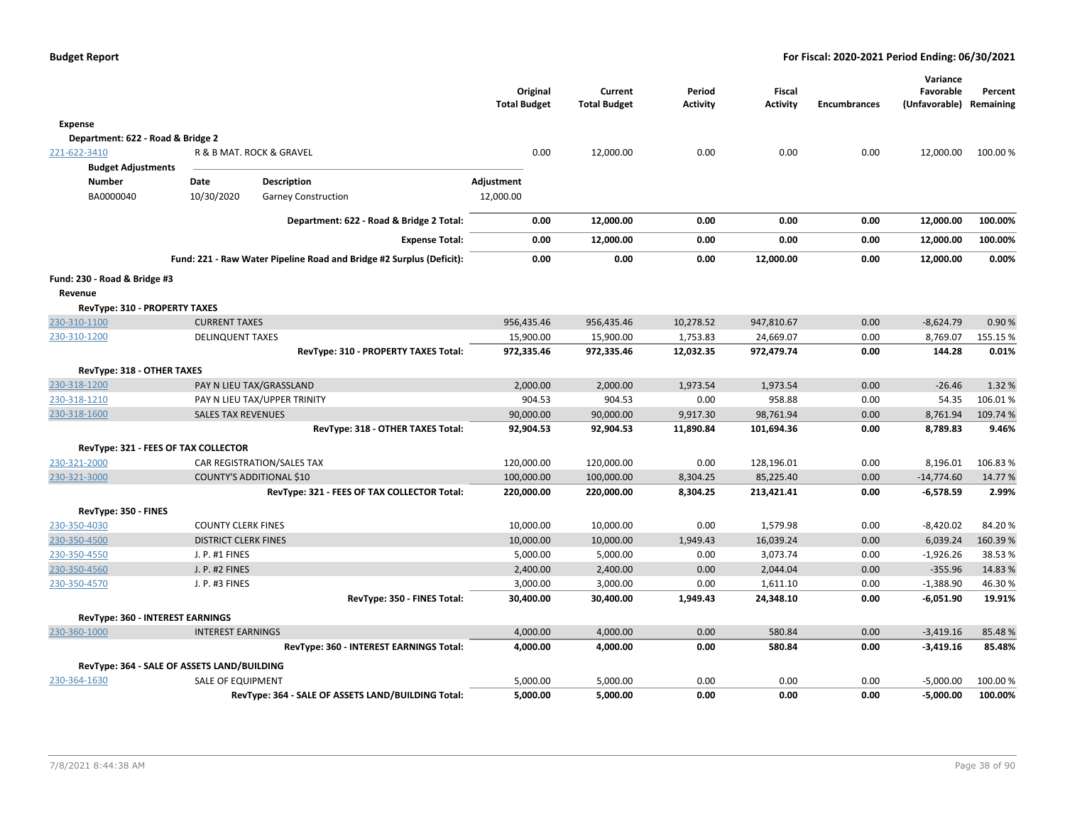| | | Original Total Budget | Current Total Budget | Period Activity | Fiscal Activity | Encumbrances | Variance Favorable (Unfavorable) | Percent Remaining |
|---|---|---|---|---|---|---|---|---|
| **Expense** | | | | | | | | |
| **Department: 622 - Road & Bridge 2** | | | | | | | | |
| 221-622-3410 | R & B MAT. ROCK & GRAVEL | 0.00 | 12,000.00 | 0.00 | 0.00 | 0.00 | 12,000.00 | 100.00 % |

**Budget Adjustments**

| Number | Date | Description | Adjustment |
|---|---|---|---|
| BA0000040 | 10/30/2020 | Garney Construction | 12,000.00 |

| | | Original Total Budget | Current Total Budget | Period Activity | Fiscal Activity | Encumbrances | Variance Favorable (Unfavorable) | Percent Remaining |
|---|---|---|---|---|---|---|---|---|
| | **Department: 622 - Road & Bridge 2 Total:** | **0.00** | **12,000.00** | **0.00** | **0.00** | **0.00** | **12,000.00** | **100.00%** |
| | **Expense Total:** | **0.00** | **12,000.00** | **0.00** | **0.00** | **0.00** | **12,000.00** | **100.00%** |
| | **Fund: 221 - Raw Water Pipeline Road and Bridge #2 Surplus (Deficit):** | **0.00** | **0.00** | **0.00** | **12,000.00** | **0.00** | **12,000.00** | **0.00%** |
| **Fund: 230 - Road & Bridge #3** | | | | | | | | |
| **Revenue** | | | | | | | | |
| **RevType: 310 - PROPERTY TAXES** | | | | | | | | |
| 230-310-1100 | CURRENT TAXES | 956,435.46 | 956,435.46 | 10,278.52 | 947,810.67 | 0.00 | -8,624.79 | 0.90 % |
| 230-310-1200 | DELINQUENT TAXES | 15,900.00 | 15,900.00 | 1,753.83 | 24,669.07 | 0.00 | 8,769.07 | 155.15 % |
| | **RevType: 310 - PROPERTY TAXES Total:** | **972,335.46** | **972,335.46** | **12,032.35** | **972,479.74** | **0.00** | **144.28** | **0.01%** |
| **RevType: 318 - OTHER TAXES** | | | | | | | | |
| 230-318-1200 | PAY N LIEU TAX/GRASSLAND | 2,000.00 | 2,000.00 | 1,973.54 | 1,973.54 | 0.00 | -26.46 | 1.32 % |
| 230-318-1210 | PAY N LIEU TAX/UPPER TRINITY | 904.53 | 904.53 | 0.00 | 958.88 | 0.00 | 54.35 | 106.01 % |
| 230-318-1600 | SALES TAX REVENUES | 90,000.00 | 90,000.00 | 9,917.30 | 98,761.94 | 0.00 | 8,761.94 | 109.74 % |
| | **RevType: 318 - OTHER TAXES Total:** | **92,904.53** | **92,904.53** | **11,890.84** | **101,694.36** | **0.00** | **8,789.83** | **9.46%** |
| **RevType: 321 - FEES OF TAX COLLECTOR** | | | | | | | | |
| 230-321-2000 | CAR REGISTRATION/SALES TAX | 120,000.00 | 120,000.00 | 0.00 | 128,196.01 | 0.00 | 8,196.01 | 106.83 % |
| 230-321-3000 | COUNTY'S ADDITIONAL $10 | 100,000.00 | 100,000.00 | 8,304.25 | 85,225.40 | 0.00 | -14,774.60 | 14.77 % |
| | **RevType: 321 - FEES OF TAX COLLECTOR Total:** | **220,000.00** | **220,000.00** | **8,304.25** | **213,421.41** | **0.00** | **-6,578.59** | **2.99%** |
| **RevType: 350 - FINES** | | | | | | | | |
| 230-350-4030 | COUNTY CLERK FINES | 10,000.00 | 10,000.00 | 0.00 | 1,579.98 | 0.00 | -8,420.02 | 84.20 % |
| 230-350-4500 | DISTRICT CLERK FINES | 10,000.00 | 10,000.00 | 1,949.43 | 16,039.24 | 0.00 | 6,039.24 | 160.39 % |
| 230-350-4550 | J. P. #1 FINES | 5,000.00 | 5,000.00 | 0.00 | 3,073.74 | 0.00 | -1,926.26 | 38.53 % |
| 230-350-4560 | J. P. #2 FINES | 2,400.00 | 2,400.00 | 0.00 | 2,044.04 | 0.00 | -355.96 | 14.83 % |
| 230-350-4570 | J. P. #3 FINES | 3,000.00 | 3,000.00 | 0.00 | 1,611.10 | 0.00 | -1,388.90 | 46.30 % |
| | **RevType: 350 - FINES Total:** | **30,400.00** | **30,400.00** | **1,949.43** | **24,348.10** | **0.00** | **-6,051.90** | **19.91%** |
| **RevType: 360 - INTEREST EARNINGS** | | | | | | | | |
| 230-360-1000 | INTEREST EARNINGS | 4,000.00 | 4,000.00 | 0.00 | 580.84 | 0.00 | -3,419.16 | 85.48 % |
| | **RevType: 360 - INTEREST EARNINGS Total:** | **4,000.00** | **4,000.00** | **0.00** | **580.84** | **0.00** | **-3,419.16** | **85.48%** |
| **RevType: 364 - SALE OF ASSETS LAND/BUILDING** | | | | | | | | |
| 230-364-1630 | SALE OF EQUIPMENT | 5,000.00 | 5,000.00 | 0.00 | 0.00 | 0.00 | -5,000.00 | 100.00 % |
| | **RevType: 364 - SALE OF ASSETS LAND/BUILDING Total:** | **5,000.00** | **5,000.00** | **0.00** | **0.00** | **0.00** | **-5,000.00** | **100.00%** |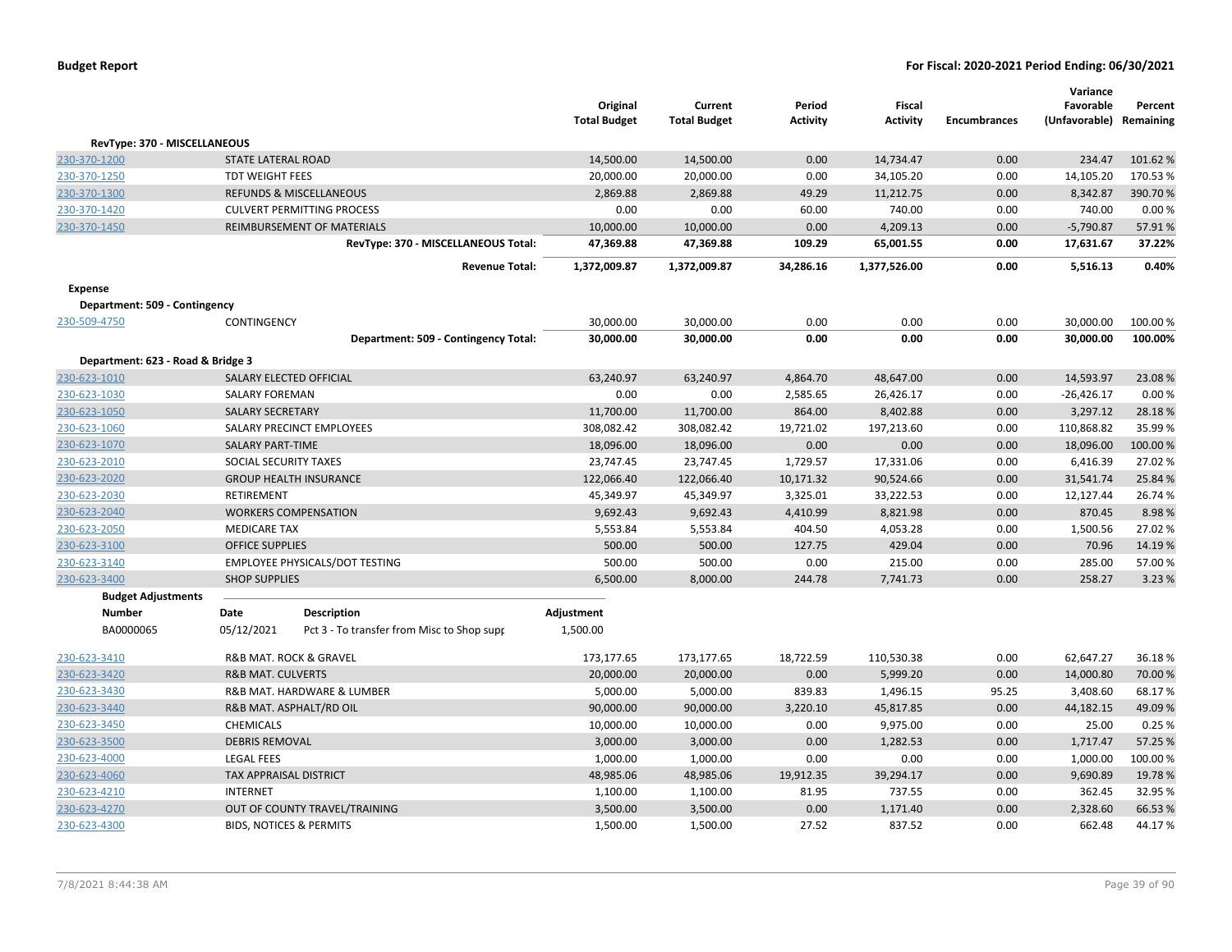**Budget Report** — **For Fiscal: 2020-2021 Period Ending: 06/30/2021**

| | | Original Total Budget | Current Total Budget | Period Activity | Fiscal Activity | Encumbrances | Variance Favorable (Unfavorable) | Percent Remaining |
|---|---|---|---|---|---|---|---|---|
| **RevType: 370 - MISCELLANEOUS** | | | | | | | | |
| 230-370-1200 | STATE LATERAL ROAD | 14,500.00 | 14,500.00 | 0.00 | 14,734.47 | 0.00 | 234.47 | 101.62 % |
| 230-370-1250 | TDT WEIGHT FEES | 20,000.00 | 20,000.00 | 0.00 | 34,105.20 | 0.00 | 14,105.20 | 170.53 % |
| 230-370-1300 | REFUNDS & MISCELLANEOUS | 2,869.88 | 2,869.88 | 49.29 | 11,212.75 | 0.00 | 8,342.87 | 390.70 % |
| 230-370-1420 | CULVERT PERMITTING PROCESS | 0.00 | 0.00 | 60.00 | 740.00 | 0.00 | 740.00 | 0.00 % |
| 230-370-1450 | REIMBURSEMENT OF MATERIALS | 10,000.00 | 10,000.00 | 0.00 | 4,209.13 | 0.00 | -5,790.87 | 57.91 % |
| | **RevType: 370 - MISCELLANEOUS Total:** | **47,369.88** | **47,369.88** | **109.29** | **65,001.55** | **0.00** | **17,631.67** | **37.22%** |
| | **Revenue Total:** | **1,372,009.87** | **1,372,009.87** | **34,286.16** | **1,377,526.00** | **0.00** | **5,516.13** | **0.40%** |
| **Expense** | | | | | | | | |
| **Department: 509 - Contingency** | | | | | | | | |
| 230-509-4750 | CONTINGENCY | 30,000.00 | 30,000.00 | 0.00 | 0.00 | 0.00 | 30,000.00 | 100.00 % |
| | **Department: 509 - Contingency Total:** | **30,000.00** | **30,000.00** | **0.00** | **0.00** | **0.00** | **30,000.00** | **100.00%** |
| **Department: 623 - Road & Bridge 3** | | | | | | | | |
| 230-623-1010 | SALARY ELECTED OFFICIAL | 63,240.97 | 63,240.97 | 4,864.70 | 48,647.00 | 0.00 | 14,593.97 | 23.08 % |
| 230-623-1030 | SALARY FOREMAN | 0.00 | 0.00 | 2,585.65 | 26,426.17 | 0.00 | -26,426.17 | 0.00 % |
| 230-623-1050 | SALARY SECRETARY | 11,700.00 | 11,700.00 | 864.00 | 8,402.88 | 0.00 | 3,297.12 | 28.18 % |
| 230-623-1060 | SALARY PRECINCT EMPLOYEES | 308,082.42 | 308,082.42 | 19,721.02 | 197,213.60 | 0.00 | 110,868.82 | 35.99 % |
| 230-623-1070 | SALARY PART-TIME | 18,096.00 | 18,096.00 | 0.00 | 0.00 | 0.00 | 18,096.00 | 100.00 % |
| 230-623-2010 | SOCIAL SECURITY TAXES | 23,747.45 | 23,747.45 | 1,729.57 | 17,331.06 | 0.00 | 6,416.39 | 27.02 % |
| 230-623-2020 | GROUP HEALTH INSURANCE | 122,066.40 | 122,066.40 | 10,171.32 | 90,524.66 | 0.00 | 31,541.74 | 25.84 % |
| 230-623-2030 | RETIREMENT | 45,349.97 | 45,349.97 | 3,325.01 | 33,222.53 | 0.00 | 12,127.44 | 26.74 % |
| 230-623-2040 | WORKERS COMPENSATION | 9,692.43 | 9,692.43 | 4,410.99 | 8,821.98 | 0.00 | 870.45 | 8.98 % |
| 230-623-2050 | MEDICARE TAX | 5,553.84 | 5,553.84 | 404.50 | 4,053.28 | 0.00 | 1,500.56 | 27.02 % |
| 230-623-3100 | OFFICE SUPPLIES | 500.00 | 500.00 | 127.75 | 429.04 | 0.00 | 70.96 | 14.19 % |
| 230-623-3140 | EMPLOYEE PHYSICALS/DOT TESTING | 500.00 | 500.00 | 0.00 | 215.00 | 0.00 | 285.00 | 57.00 % |
| 230-623-3400 | SHOP SUPPLIES | 6,500.00 | 8,000.00 | 244.78 | 7,741.73 | 0.00 | 258.27 | 3.23 % |

**Budget Adjustments**

| Number | Date | Description | Adjustment |
|---|---|---|---|
| BA0000065 | 05/12/2021 | Pct 3 - To transfer from Misc to Shop supp | 1,500.00 |

| | | Original Total Budget | Current Total Budget | Period Activity | Fiscal Activity | Encumbrances | Variance Favorable (Unfavorable) | Percent Remaining |
|---|---|---|---|---|---|---|---|---|
| 230-623-3410 | R&B MAT. ROCK & GRAVEL | 173,177.65 | 173,177.65 | 18,722.59 | 110,530.38 | 0.00 | 62,647.27 | 36.18 % |
| 230-623-3420 | R&B MAT. CULVERTS | 20,000.00 | 20,000.00 | 0.00 | 5,999.20 | 0.00 | 14,000.80 | 70.00 % |
| 230-623-3430 | R&B MAT. HARDWARE & LUMBER | 5,000.00 | 5,000.00 | 839.83 | 1,496.15 | 95.25 | 3,408.60 | 68.17 % |
| 230-623-3440 | R&B MAT. ASPHALT/RD OIL | 90,000.00 | 90,000.00 | 3,220.10 | 45,817.85 | 0.00 | 44,182.15 | 49.09 % |
| 230-623-3450 | CHEMICALS | 10,000.00 | 10,000.00 | 0.00 | 9,975.00 | 0.00 | 25.00 | 0.25 % |
| 230-623-3500 | DEBRIS REMOVAL | 3,000.00 | 3,000.00 | 0.00 | 1,282.53 | 0.00 | 1,717.47 | 57.25 % |
| 230-623-4000 | LEGAL FEES | 1,000.00 | 1,000.00 | 0.00 | 0.00 | 0.00 | 1,000.00 | 100.00 % |
| 230-623-4060 | TAX APPRAISAL DISTRICT | 48,985.06 | 48,985.06 | 19,912.35 | 39,294.17 | 0.00 | 9,690.89 | 19.78 % |
| 230-623-4210 | INTERNET | 1,100.00 | 1,100.00 | 81.95 | 737.55 | 0.00 | 362.45 | 32.95 % |
| 230-623-4270 | OUT OF COUNTY TRAVEL/TRAINING | 3,500.00 | 3,500.00 | 0.00 | 1,171.40 | 0.00 | 2,328.60 | 66.53 % |
| 230-623-4300 | BIDS, NOTICES & PERMITS | 1,500.00 | 1,500.00 | 27.52 | 837.52 | 0.00 | 662.48 | 44.17 % |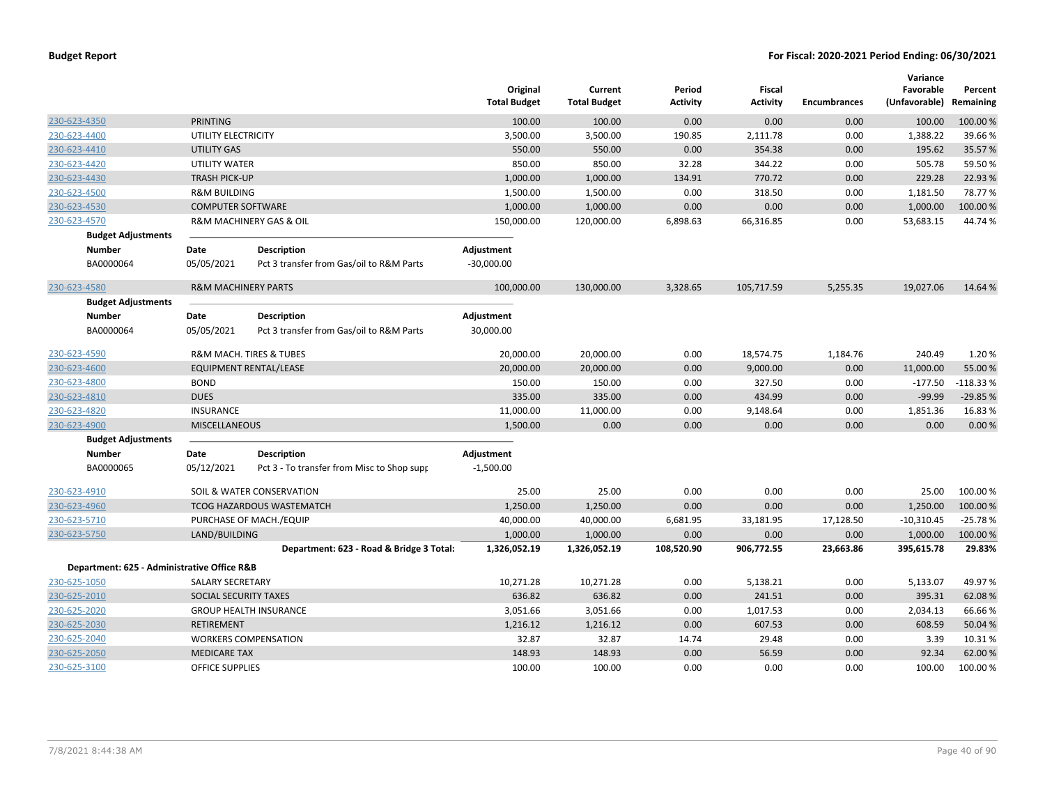**Budget Report** — **For Fiscal: 2020-2021 Period Ending: 06/30/2021**

| | | Original Total Budget | Current Total Budget | Period Activity | Fiscal Activity | Encumbrances | Variance Favorable (Unfavorable) | Percent Remaining |
|---|---|---|---|---|---|---|---|---|
| 230-623-4350 | PRINTING | 100.00 | 100.00 | 0.00 | 0.00 | 0.00 | 100.00 | 100.00 % |
| 230-623-4400 | UTILITY ELECTRICITY | 3,500.00 | 3,500.00 | 190.85 | 2,111.78 | 0.00 | 1,388.22 | 39.66 % |
| 230-623-4410 | UTILITY GAS | 550.00 | 550.00 | 0.00 | 354.38 | 0.00 | 195.62 | 35.57 % |
| 230-623-4420 | UTILITY WATER | 850.00 | 850.00 | 32.28 | 344.22 | 0.00 | 505.78 | 59.50 % |
| 230-623-4430 | TRASH PICK-UP | 1,000.00 | 1,000.00 | 134.91 | 770.72 | 0.00 | 229.28 | 22.93 % |
| 230-623-4500 | R&M BUILDING | 1,500.00 | 1,500.00 | 0.00 | 318.50 | 0.00 | 1,181.50 | 78.77 % |
| 230-623-4530 | COMPUTER SOFTWARE | 1,000.00 | 1,000.00 | 0.00 | 0.00 | 0.00 | 1,000.00 | 100.00 % |
| 230-623-4570 | R&M MACHINERY GAS & OIL | 150,000.00 | 120,000.00 | 6,898.63 | 66,316.85 | 0.00 | 53,683.15 | 44.74 % |

**Budget Adjustments**

| Number | Date | Description | Adjustment |
|---|---|---|---|
| BA0000064 | 05/05/2021 | Pct 3 transfer from Gas/oil to R&M Parts | -30,000.00 |

| | | Original Total Budget | Current Total Budget | Period Activity | Fiscal Activity | Encumbrances | Variance Favorable (Unfavorable) | Percent Remaining |
|---|---|---|---|---|---|---|---|---|
| 230-623-4580 | R&M MACHINERY PARTS | 100,000.00 | 130,000.00 | 3,328.65 | 105,717.59 | 5,255.35 | 19,027.06 | 14.64 % |

**Budget Adjustments**

| Number | Date | Description | Adjustment |
|---|---|---|---|
| BA0000064 | 05/05/2021 | Pct 3 transfer from Gas/oil to R&M Parts | 30,000.00 |

| | | Original Total Budget | Current Total Budget | Period Activity | Fiscal Activity | Encumbrances | Variance Favorable (Unfavorable) | Percent Remaining |
|---|---|---|---|---|---|---|---|---|
| 230-623-4590 | R&M MACH. TIRES & TUBES | 20,000.00 | 20,000.00 | 0.00 | 18,574.75 | 1,184.76 | 240.49 | 1.20 % |
| 230-623-4600 | EQUIPMENT RENTAL/LEASE | 20,000.00 | 20,000.00 | 0.00 | 9,000.00 | 0.00 | 11,000.00 | 55.00 % |
| 230-623-4800 | BOND | 150.00 | 150.00 | 0.00 | 327.50 | 0.00 | -177.50 | -118.33 % |
| 230-623-4810 | DUES | 335.00 | 335.00 | 0.00 | 434.99 | 0.00 | -99.99 | -29.85 % |
| 230-623-4820 | INSURANCE | 11,000.00 | 11,000.00 | 0.00 | 9,148.64 | 0.00 | 1,851.36 | 16.83 % |
| 230-623-4900 | MISCELLANEOUS | 1,500.00 | 0.00 | 0.00 | 0.00 | 0.00 | 0.00 | 0.00 % |

**Budget Adjustments**

| Number | Date | Description | Adjustment |
|---|---|---|---|
| BA0000065 | 05/12/2021 | Pct 3 - To transfer from Misc to Shop supp | -1,500.00 |

| | | Original Total Budget | Current Total Budget | Period Activity | Fiscal Activity | Encumbrances | Variance Favorable (Unfavorable) | Percent Remaining |
|---|---|---|---|---|---|---|---|---|
| 230-623-4910 | SOIL & WATER CONSERVATION | 25.00 | 25.00 | 0.00 | 0.00 | 0.00 | 25.00 | 100.00 % |
| 230-623-4960 | TCOG HAZARDOUS WASTEMATCH | 1,250.00 | 1,250.00 | 0.00 | 0.00 | 0.00 | 1,250.00 | 100.00 % |
| 230-623-5710 | PURCHASE OF MACH./EQUIP | 40,000.00 | 40,000.00 | 6,681.95 | 33,181.95 | 17,128.50 | -10,310.45 | -25.78 % |
| 230-623-5750 | LAND/BUILDING | 1,000.00 | 1,000.00 | 0.00 | 0.00 | 0.00 | 1,000.00 | 100.00 % |
| | **Department: 623 - Road & Bridge 3 Total:** | **1,326,052.19** | **1,326,052.19** | **108,520.90** | **906,772.55** | **23,663.86** | **395,615.78** | **29.83%** |

**Department: 625 - Administrative Office R&B**

| | | Original Total Budget | Current Total Budget | Period Activity | Fiscal Activity | Encumbrances | Variance Favorable (Unfavorable) | Percent Remaining |
|---|---|---|---|---|---|---|---|---|
| 230-625-1050 | SALARY SECRETARY | 10,271.28 | 10,271.28 | 0.00 | 5,138.21 | 0.00 | 5,133.07 | 49.97 % |
| 230-625-2010 | SOCIAL SECURITY TAXES | 636.82 | 636.82 | 0.00 | 241.51 | 0.00 | 395.31 | 62.08 % |
| 230-625-2020 | GROUP HEALTH INSURANCE | 3,051.66 | 3,051.66 | 0.00 | 1,017.53 | 0.00 | 2,034.13 | 66.66 % |
| 230-625-2030 | RETIREMENT | 1,216.12 | 1,216.12 | 0.00 | 607.53 | 0.00 | 608.59 | 50.04 % |
| 230-625-2040 | WORKERS COMPENSATION | 32.87 | 32.87 | 14.74 | 29.48 | 0.00 | 3.39 | 10.31 % |
| 230-625-2050 | MEDICARE TAX | 148.93 | 148.93 | 0.00 | 56.59 | 0.00 | 92.34 | 62.00 % |
| 230-625-3100 | OFFICE SUPPLIES | 100.00 | 100.00 | 0.00 | 0.00 | 0.00 | 100.00 | 100.00 % |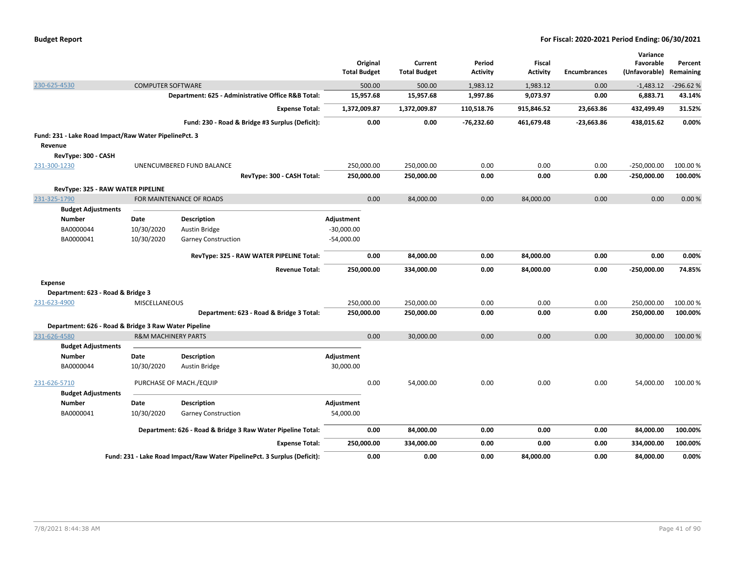| | | | Original Total Budget | Current Total Budget | Period Activity | Fiscal Activity | Encumbrances | Variance Favorable (Unfavorable) | Percent Remaining |
|---|---|---|---|---|---|---|---|---|---|
| 230-625-4530 | COMPUTER SOFTWARE | | 500.00 | 500.00 | 1,983.12 | 1,983.12 | 0.00 | -1,483.12 | -296.62 % |
| | | **Department: 625 - Administrative Office R&B Total:** | **15,957.68** | **15,957.68** | **1,997.86** | **9,073.97** | **0.00** | **6,883.71** | **43.14%** |
| | | **Expense Total:** | **1,372,009.87** | **1,372,009.87** | **110,518.76** | **915,846.52** | **23,663.86** | **432,499.49** | **31.52%** |
| | | **Fund: 230 - Road & Bridge #3 Surplus (Deficit):** | **0.00** | **0.00** | **-76,232.60** | **461,679.48** | **-23,663.86** | **438,015.62** | **0.00%** |

**Fund: 231 - Lake Road Impact/Raw Water PipelinePct. 3**

**Revenue**

**RevType: 300 - CASH**

| | | | Original Total Budget | Current Total Budget | Period Activity | Fiscal Activity | Encumbrances | Variance Favorable (Unfavorable) | Percent Remaining |
|---|---|---|---|---|---|---|---|---|---|
| 231-300-1230 | UNENCUMBERED FUND BALANCE | | 250,000.00 | 250,000.00 | 0.00 | 0.00 | 0.00 | -250,000.00 | 100.00 % |
| | | **RevType: 300 - CASH Total:** | **250,000.00** | **250,000.00** | **0.00** | **0.00** | **0.00** | **-250,000.00** | **100.00%** |

**RevType: 325 - RAW WATER PIPELINE**

| | | | Original Total Budget | Current Total Budget | Period Activity | Fiscal Activity | Encumbrances | Variance Favorable (Unfavorable) | Percent Remaining |
|---|---|---|---|---|---|---|---|---|---|
| 231-325-1790 | FOR MAINTENANCE OF ROADS | | 0.00 | 84,000.00 | 0.00 | 84,000.00 | 0.00 | 0.00 | 0.00 % |

**Budget Adjustments**

| Number | Date | Description | Adjustment |
|---|---|---|---|
| BA0000044 | 10/30/2020 | Austin Bridge | -30,000.00 |
| BA0000041 | 10/30/2020 | Garney Construction | -54,000.00 |

| | Original Total Budget | Current Total Budget | Period Activity | Fiscal Activity | Encumbrances | Variance Favorable (Unfavorable) | Percent Remaining |
|---|---|---|---|---|---|---|---|
| **RevType: 325 - RAW WATER PIPELINE Total:** | **0.00** | **84,000.00** | **0.00** | **84,000.00** | **0.00** | **0.00** | **0.00%** |
| **Revenue Total:** | **250,000.00** | **334,000.00** | **0.00** | **84,000.00** | **0.00** | **-250,000.00** | **74.85%** |

**Expense**

**Department: 623 - Road & Bridge 3**

| | | | Original Total Budget | Current Total Budget | Period Activity | Fiscal Activity | Encumbrances | Variance Favorable (Unfavorable) | Percent Remaining |
|---|---|---|---|---|---|---|---|---|---|
| 231-623-4900 | MISCELLANEOUS | | 250,000.00 | 250,000.00 | 0.00 | 0.00 | 0.00 | 250,000.00 | 100.00 % |
| | | **Department: 623 - Road & Bridge 3 Total:** | **250,000.00** | **250,000.00** | **0.00** | **0.00** | **0.00** | **250,000.00** | **100.00%** |

**Department: 626 - Road & Bridge 3 Raw Water Pipeline**

| | | | Original Total Budget | Current Total Budget | Period Activity | Fiscal Activity | Encumbrances | Variance Favorable (Unfavorable) | Percent Remaining |
|---|---|---|---|---|---|---|---|---|---|
| 231-626-4580 | R&M MACHINERY PARTS | | 0.00 | 30,000.00 | 0.00 | 0.00 | 0.00 | 30,000.00 | 100.00 % |

**Budget Adjustments**

| Number | Date | Description | Adjustment |
|---|---|---|---|
| BA0000044 | 10/30/2020 | Austin Bridge | 30,000.00 |

| | | | Original Total Budget | Current Total Budget | Period Activity | Fiscal Activity | Encumbrances | Variance Favorable (Unfavorable) | Percent Remaining |
|---|---|---|---|---|---|---|---|---|---|
| 231-626-5710 | PURCHASE OF MACH./EQUIP | | 0.00 | 54,000.00 | 0.00 | 0.00 | 0.00 | 54,000.00 | 100.00 % |

**Budget Adjustments**

| Number | Date | Description | Adjustment |
|---|---|---|---|
| BA0000041 | 10/30/2020 | Garney Construction | 54,000.00 |

| | Original Total Budget | Current Total Budget | Period Activity | Fiscal Activity | Encumbrances | Variance Favorable (Unfavorable) | Percent Remaining |
|---|---|---|---|---|---|---|---|
| **Department: 626 - Road & Bridge 3 Raw Water Pipeline Total:** | **0.00** | **84,000.00** | **0.00** | **0.00** | **0.00** | **84,000.00** | **100.00%** |
| **Expense Total:** | **250,000.00** | **334,000.00** | **0.00** | **0.00** | **0.00** | **334,000.00** | **100.00%** |
| **Fund: 231 - Lake Road Impact/Raw Water PipelinePct. 3 Surplus (Deficit):** | **0.00** | **0.00** | **0.00** | **84,000.00** | **0.00** | **84,000.00** | **0.00%** |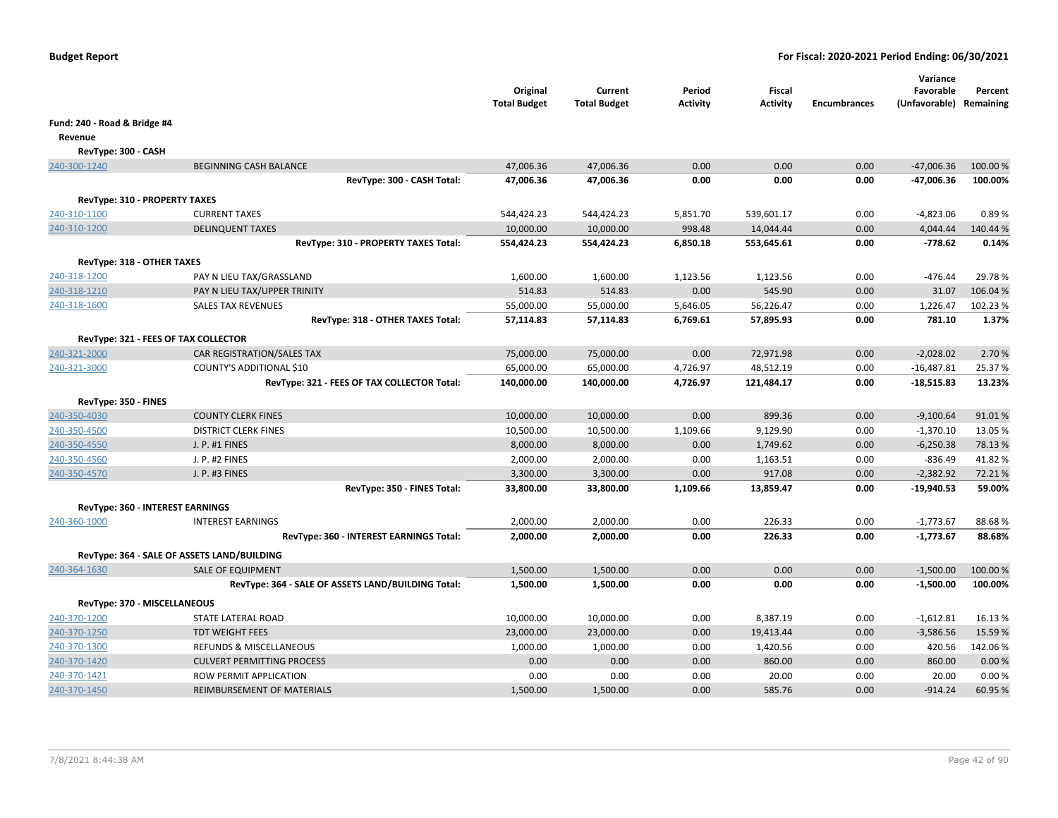**Budget Report** | **For Fiscal: 2020-2021 Period Ending: 06/30/2021**

| | | Original Total Budget | Current Total Budget | Period Activity | Fiscal Activity | Encumbrances | Variance Favorable (Unfavorable) | Percent Remaining |
|---|---|---|---|---|---|---|---|---|
| **Fund: 240 - Road & Bridge #4** | | | | | | | | |
| **Revenue** | | | | | | | | |
| **RevType: 300 - CASH** | | | | | | | | |
| 240-300-1240 | BEGINNING CASH BALANCE | 47,006.36 | 47,006.36 | 0.00 | 0.00 | 0.00 | -47,006.36 | 100.00 % |
| | **RevType: 300 - CASH Total:** | **47,006.36** | **47,006.36** | **0.00** | **0.00** | **0.00** | **-47,006.36** | **100.00%** |
| **RevType: 310 - PROPERTY TAXES** | | | | | | | | |
| 240-310-1100 | CURRENT TAXES | 544,424.23 | 544,424.23 | 5,851.70 | 539,601.17 | 0.00 | -4,823.06 | 0.89 % |
| 240-310-1200 | DELINQUENT TAXES | 10,000.00 | 10,000.00 | 998.48 | 14,044.44 | 0.00 | 4,044.44 | 140.44 % |
| | **RevType: 310 - PROPERTY TAXES Total:** | **554,424.23** | **554,424.23** | **6,850.18** | **553,645.61** | **0.00** | **-778.62** | **0.14%** |
| **RevType: 318 - OTHER TAXES** | | | | | | | | |
| 240-318-1200 | PAY N LIEU TAX/GRASSLAND | 1,600.00 | 1,600.00 | 1,123.56 | 1,123.56 | 0.00 | -476.44 | 29.78 % |
| 240-318-1210 | PAY N LIEU TAX/UPPER TRINITY | 514.83 | 514.83 | 0.00 | 545.90 | 0.00 | 31.07 | 106.04 % |
| 240-318-1600 | SALES TAX REVENUES | 55,000.00 | 55,000.00 | 5,646.05 | 56,226.47 | 0.00 | 1,226.47 | 102.23 % |
| | **RevType: 318 - OTHER TAXES Total:** | **57,114.83** | **57,114.83** | **6,769.61** | **57,895.93** | **0.00** | **781.10** | **1.37%** |
| **RevType: 321 - FEES OF TAX COLLECTOR** | | | | | | | | |
| 240-321-2000 | CAR REGISTRATION/SALES TAX | 75,000.00 | 75,000.00 | 0.00 | 72,971.98 | 0.00 | -2,028.02 | 2.70 % |
| 240-321-3000 | COUNTY'S ADDITIONAL $10 | 65,000.00 | 65,000.00 | 4,726.97 | 48,512.19 | 0.00 | -16,487.81 | 25.37 % |
| | **RevType: 321 - FEES OF TAX COLLECTOR Total:** | **140,000.00** | **140,000.00** | **4,726.97** | **121,484.17** | **0.00** | **-18,515.83** | **13.23%** |
| **RevType: 350 - FINES** | | | | | | | | |
| 240-350-4030 | COUNTY CLERK FINES | 10,000.00 | 10,000.00 | 0.00 | 899.36 | 0.00 | -9,100.64 | 91.01 % |
| 240-350-4500 | DISTRICT CLERK FINES | 10,500.00 | 10,500.00 | 1,109.66 | 9,129.90 | 0.00 | -1,370.10 | 13.05 % |
| 240-350-4550 | J. P. #1 FINES | 8,000.00 | 8,000.00 | 0.00 | 1,749.62 | 0.00 | -6,250.38 | 78.13 % |
| 240-350-4560 | J. P. #2 FINES | 2,000.00 | 2,000.00 | 0.00 | 1,163.51 | 0.00 | -836.49 | 41.82 % |
| 240-350-4570 | J. P. #3 FINES | 3,300.00 | 3,300.00 | 0.00 | 917.08 | 0.00 | -2,382.92 | 72.21 % |
| | **RevType: 350 - FINES Total:** | **33,800.00** | **33,800.00** | **1,109.66** | **13,859.47** | **0.00** | **-19,940.53** | **59.00%** |
| **RevType: 360 - INTEREST EARNINGS** | | | | | | | | |
| 240-360-1000 | INTEREST EARNINGS | 2,000.00 | 2,000.00 | 0.00 | 226.33 | 0.00 | -1,773.67 | 88.68 % |
| | **RevType: 360 - INTEREST EARNINGS Total:** | **2,000.00** | **2,000.00** | **0.00** | **226.33** | **0.00** | **-1,773.67** | **88.68%** |
| **RevType: 364 - SALE OF ASSETS LAND/BUILDING** | | | | | | | | |
| 240-364-1630 | SALE OF EQUIPMENT | 1,500.00 | 1,500.00 | 0.00 | 0.00 | 0.00 | -1,500.00 | 100.00 % |
| | **RevType: 364 - SALE OF ASSETS LAND/BUILDING Total:** | **1,500.00** | **1,500.00** | **0.00** | **0.00** | **0.00** | **-1,500.00** | **100.00%** |
| **RevType: 370 - MISCELLANEOUS** | | | | | | | | |
| 240-370-1200 | STATE LATERAL ROAD | 10,000.00 | 10,000.00 | 0.00 | 8,387.19 | 0.00 | -1,612.81 | 16.13 % |
| 240-370-1250 | TDT WEIGHT FEES | 23,000.00 | 23,000.00 | 0.00 | 19,413.44 | 0.00 | -3,586.56 | 15.59 % |
| 240-370-1300 | REFUNDS & MISCELLANEOUS | 1,000.00 | 1,000.00 | 0.00 | 1,420.56 | 0.00 | 420.56 | 142.06 % |
| 240-370-1420 | CULVERT PERMITTING PROCESS | 0.00 | 0.00 | 0.00 | 860.00 | 0.00 | 860.00 | 0.00 % |
| 240-370-1421 | ROW PERMIT APPLICATION | 0.00 | 0.00 | 0.00 | 20.00 | 0.00 | 20.00 | 0.00 % |
| 240-370-1450 | REIMBURSEMENT OF MATERIALS | 1,500.00 | 1,500.00 | 0.00 | 585.76 | 0.00 | -914.24 | 60.95 % |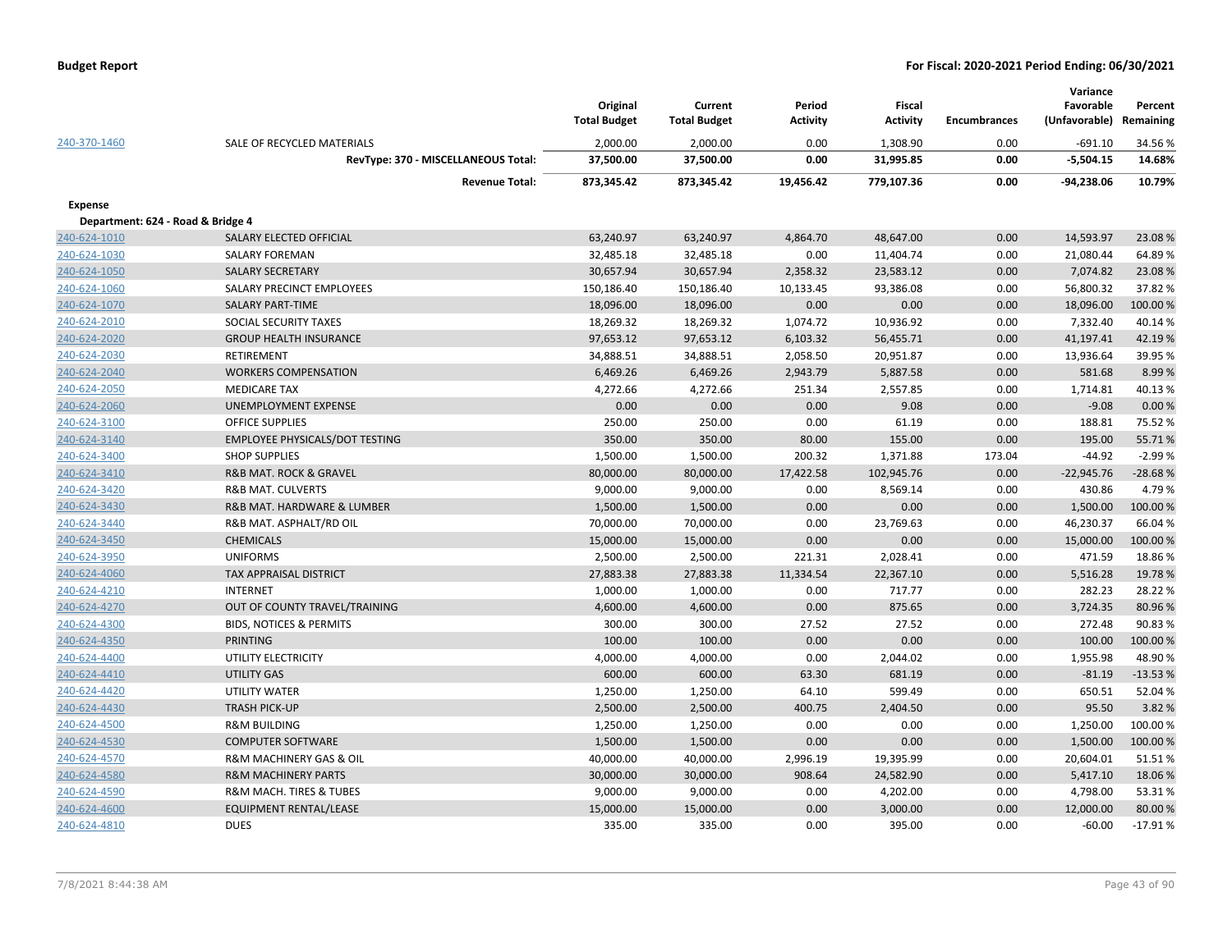| | | Original Total Budget | Current Total Budget | Period Activity | Fiscal Activity | Encumbrances | Variance Favorable (Unfavorable) | Percent Remaining |
|---|---|---|---|---|---|---|---|---|
| 240-370-1460 | SALE OF RECYCLED MATERIALS | 2,000.00 | 2,000.00 | 0.00 | 1,308.90 | 0.00 | -691.10 | 34.56 % |
| | **RevType: 370 - MISCELLANEOUS Total:** | **37,500.00** | **37,500.00** | **0.00** | **31,995.85** | **0.00** | **-5,504.15** | **14.68%** |
| | **Revenue Total:** | **873,345.42** | **873,345.42** | **19,456.42** | **779,107.36** | **0.00** | **-94,238.06** | **10.79%** |
| **Expense** | | | | | | | | |
| **Department: 624 - Road & Bridge 4** | | | | | | | | |
| 240-624-1010 | SALARY ELECTED OFFICIAL | 63,240.97 | 63,240.97 | 4,864.70 | 48,647.00 | 0.00 | 14,593.97 | 23.08 % |
| 240-624-1030 | SALARY FOREMAN | 32,485.18 | 32,485.18 | 0.00 | 11,404.74 | 0.00 | 21,080.44 | 64.89 % |
| 240-624-1050 | SALARY SECRETARY | 30,657.94 | 30,657.94 | 2,358.32 | 23,583.12 | 0.00 | 7,074.82 | 23.08 % |
| 240-624-1060 | SALARY PRECINCT EMPLOYEES | 150,186.40 | 150,186.40 | 10,133.45 | 93,386.08 | 0.00 | 56,800.32 | 37.82 % |
| 240-624-1070 | SALARY PART-TIME | 18,096.00 | 18,096.00 | 0.00 | 0.00 | 0.00 | 18,096.00 | 100.00 % |
| 240-624-2010 | SOCIAL SECURITY TAXES | 18,269.32 | 18,269.32 | 1,074.72 | 10,936.92 | 0.00 | 7,332.40 | 40.14 % |
| 240-624-2020 | GROUP HEALTH INSURANCE | 97,653.12 | 97,653.12 | 6,103.32 | 56,455.71 | 0.00 | 41,197.41 | 42.19 % |
| 240-624-2030 | RETIREMENT | 34,888.51 | 34,888.51 | 2,058.50 | 20,951.87 | 0.00 | 13,936.64 | 39.95 % |
| 240-624-2040 | WORKERS COMPENSATION | 6,469.26 | 6,469.26 | 2,943.79 | 5,887.58 | 0.00 | 581.68 | 8.99 % |
| 240-624-2050 | MEDICARE TAX | 4,272.66 | 4,272.66 | 251.34 | 2,557.85 | 0.00 | 1,714.81 | 40.13 % |
| 240-624-2060 | UNEMPLOYMENT EXPENSE | 0.00 | 0.00 | 0.00 | 9.08 | 0.00 | -9.08 | 0.00 % |
| 240-624-3100 | OFFICE SUPPLIES | 250.00 | 250.00 | 0.00 | 61.19 | 0.00 | 188.81 | 75.52 % |
| 240-624-3140 | EMPLOYEE PHYSICALS/DOT TESTING | 350.00 | 350.00 | 80.00 | 155.00 | 0.00 | 195.00 | 55.71 % |
| 240-624-3400 | SHOP SUPPLIES | 1,500.00 | 1,500.00 | 200.32 | 1,371.88 | 173.04 | -44.92 | -2.99 % |
| 240-624-3410 | R&B MAT. ROCK & GRAVEL | 80,000.00 | 80,000.00 | 17,422.58 | 102,945.76 | 0.00 | -22,945.76 | -28.68 % |
| 240-624-3420 | R&B MAT. CULVERTS | 9,000.00 | 9,000.00 | 0.00 | 8,569.14 | 0.00 | 430.86 | 4.79 % |
| 240-624-3430 | R&B MAT. HARDWARE & LUMBER | 1,500.00 | 1,500.00 | 0.00 | 0.00 | 0.00 | 1,500.00 | 100.00 % |
| 240-624-3440 | R&B MAT. ASPHALT/RD OIL | 70,000.00 | 70,000.00 | 0.00 | 23,769.63 | 0.00 | 46,230.37 | 66.04 % |
| 240-624-3450 | CHEMICALS | 15,000.00 | 15,000.00 | 0.00 | 0.00 | 0.00 | 15,000.00 | 100.00 % |
| 240-624-3950 | UNIFORMS | 2,500.00 | 2,500.00 | 221.31 | 2,028.41 | 0.00 | 471.59 | 18.86 % |
| 240-624-4060 | TAX APPRAISAL DISTRICT | 27,883.38 | 27,883.38 | 11,334.54 | 22,367.10 | 0.00 | 5,516.28 | 19.78 % |
| 240-624-4210 | INTERNET | 1,000.00 | 1,000.00 | 0.00 | 717.77 | 0.00 | 282.23 | 28.22 % |
| 240-624-4270 | OUT OF COUNTY TRAVEL/TRAINING | 4,600.00 | 4,600.00 | 0.00 | 875.65 | 0.00 | 3,724.35 | 80.96 % |
| 240-624-4300 | BIDS, NOTICES & PERMITS | 300.00 | 300.00 | 27.52 | 27.52 | 0.00 | 272.48 | 90.83 % |
| 240-624-4350 | PRINTING | 100.00 | 100.00 | 0.00 | 0.00 | 0.00 | 100.00 | 100.00 % |
| 240-624-4400 | UTILITY ELECTRICITY | 4,000.00 | 4,000.00 | 0.00 | 2,044.02 | 0.00 | 1,955.98 | 48.90 % |
| 240-624-4410 | UTILITY GAS | 600.00 | 600.00 | 63.30 | 681.19 | 0.00 | -81.19 | -13.53 % |
| 240-624-4420 | UTILITY WATER | 1,250.00 | 1,250.00 | 64.10 | 599.49 | 0.00 | 650.51 | 52.04 % |
| 240-624-4430 | TRASH PICK-UP | 2,500.00 | 2,500.00 | 400.75 | 2,404.50 | 0.00 | 95.50 | 3.82 % |
| 240-624-4500 | R&M BUILDING | 1,250.00 | 1,250.00 | 0.00 | 0.00 | 0.00 | 1,250.00 | 100.00 % |
| 240-624-4530 | COMPUTER SOFTWARE | 1,500.00 | 1,500.00 | 0.00 | 0.00 | 0.00 | 1,500.00 | 100.00 % |
| 240-624-4570 | R&M MACHINERY GAS & OIL | 40,000.00 | 40,000.00 | 2,996.19 | 19,395.99 | 0.00 | 20,604.01 | 51.51 % |
| 240-624-4580 | R&M MACHINERY PARTS | 30,000.00 | 30,000.00 | 908.64 | 24,582.90 | 0.00 | 5,417.10 | 18.06 % |
| 240-624-4590 | R&M MACH. TIRES & TUBES | 9,000.00 | 9,000.00 | 0.00 | 4,202.00 | 0.00 | 4,798.00 | 53.31 % |
| 240-624-4600 | EQUIPMENT RENTAL/LEASE | 15,000.00 | 15,000.00 | 0.00 | 3,000.00 | 0.00 | 12,000.00 | 80.00 % |
| 240-624-4810 | DUES | 335.00 | 335.00 | 0.00 | 395.00 | 0.00 | -60.00 | -17.91 % |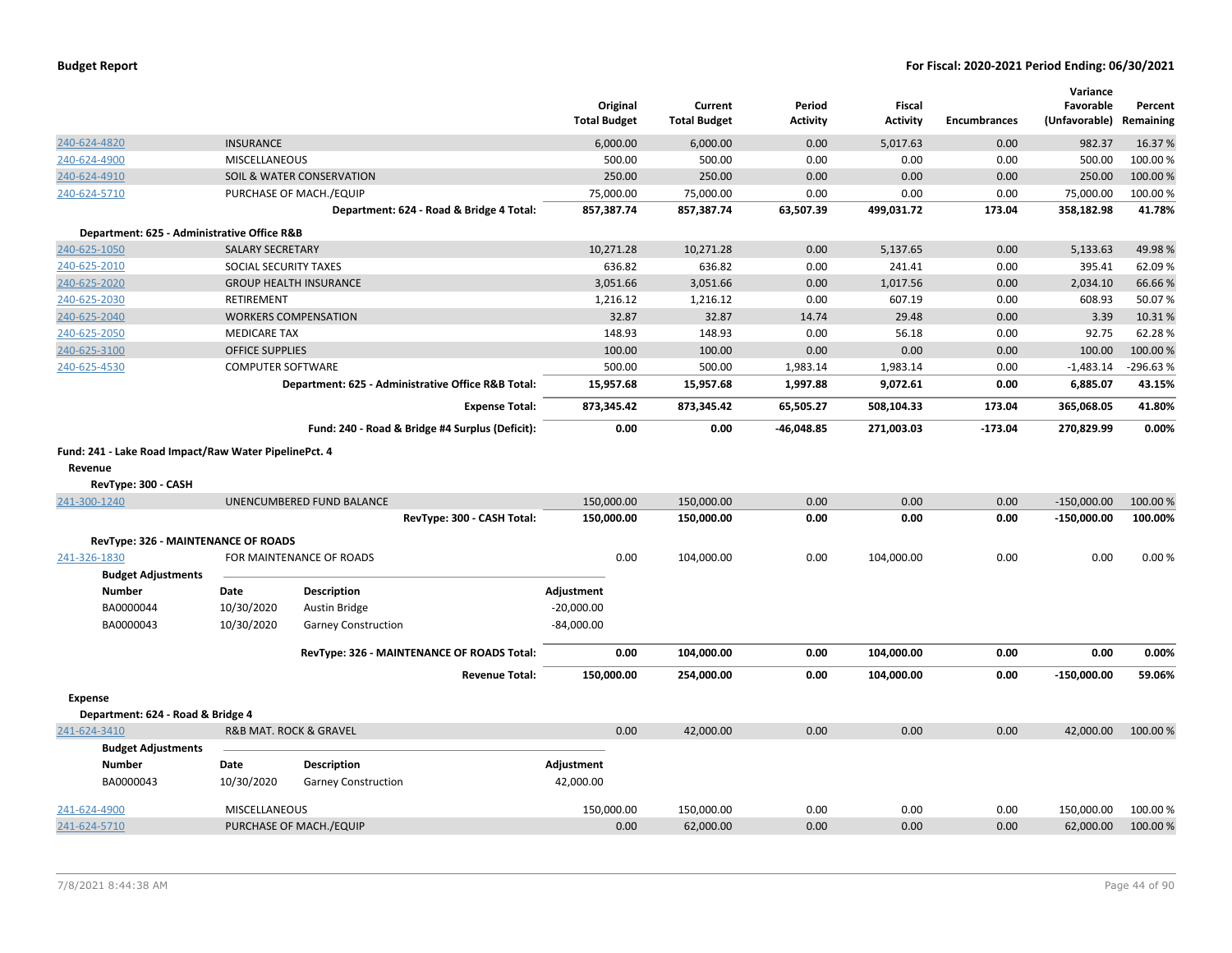**Budget Report** | **For Fiscal: 2020-2021 Period Ending: 06/30/2021**

| | | | Original Total Budget | Current Total Budget | Period Activity | Fiscal Activity | Encumbrances | Variance Favorable (Unfavorable) | Percent Remaining |
|---|---|---|---|---|---|---|---|---|---|
| 240-624-4820 | INSURANCE | | 6,000.00 | 6,000.00 | 0.00 | 5,017.63 | 0.00 | 982.37 | 16.37 % |
| 240-624-4900 | MISCELLANEOUS | | 500.00 | 500.00 | 0.00 | 0.00 | 0.00 | 500.00 | 100.00 % |
| 240-624-4910 | SOIL & WATER CONSERVATION | | 250.00 | 250.00 | 0.00 | 0.00 | 0.00 | 250.00 | 100.00 % |
| 240-624-5710 | PURCHASE OF MACH./EQUIP | | 75,000.00 | 75,000.00 | 0.00 | 0.00 | 0.00 | 75,000.00 | 100.00 % |
| | | **Department: 624 - Road & Bridge 4 Total:** | **857,387.74** | **857,387.74** | **63,507.39** | **499,031.72** | **173.04** | **358,182.98** | **41.78%** |
| **Department: 625 - Administrative Office R&B** | | | | | | | | | |
| 240-625-1050 | SALARY SECRETARY | | 10,271.28 | 10,271.28 | 0.00 | 5,137.65 | 0.00 | 5,133.63 | 49.98 % |
| 240-625-2010 | SOCIAL SECURITY TAXES | | 636.82 | 636.82 | 0.00 | 241.41 | 0.00 | 395.41 | 62.09 % |
| 240-625-2020 | GROUP HEALTH INSURANCE | | 3,051.66 | 3,051.66 | 0.00 | 1,017.56 | 0.00 | 2,034.10 | 66.66 % |
| 240-625-2030 | RETIREMENT | | 1,216.12 | 1,216.12 | 0.00 | 607.19 | 0.00 | 608.93 | 50.07 % |
| 240-625-2040 | WORKERS COMPENSATION | | 32.87 | 32.87 | 14.74 | 29.48 | 0.00 | 3.39 | 10.31 % |
| 240-625-2050 | MEDICARE TAX | | 148.93 | 148.93 | 0.00 | 56.18 | 0.00 | 92.75 | 62.28 % |
| 240-625-3100 | OFFICE SUPPLIES | | 100.00 | 100.00 | 0.00 | 0.00 | 0.00 | 100.00 | 100.00 % |
| 240-625-4530 | COMPUTER SOFTWARE | | 500.00 | 500.00 | 1,983.14 | 1,983.14 | 0.00 | -1,483.14 | -296.63 % |
| | | **Department: 625 - Administrative Office R&B Total:** | **15,957.68** | **15,957.68** | **1,997.88** | **9,072.61** | **0.00** | **6,885.07** | **43.15%** |
| | | **Expense Total:** | **873,345.42** | **873,345.42** | **65,505.27** | **508,104.33** | **173.04** | **365,068.05** | **41.80%** |
| | | **Fund: 240 - Road & Bridge #4 Surplus (Deficit):** | **0.00** | **0.00** | **-46,048.85** | **271,003.03** | **-173.04** | **270,829.99** | **0.00%** |

**Fund: 241 - Lake Road Impact/Raw Water PipelinePct. 4**

**Revenue**

| | | | Original Total Budget | Current Total Budget | Period Activity | Fiscal Activity | Encumbrances | Variance Favorable (Unfavorable) | Percent Remaining |
|---|---|---|---|---|---|---|---|---|---|
| **RevType: 300 - CASH** | | | | | | | | | |
| 241-300-1240 | UNENCUMBERED FUND BALANCE | | 150,000.00 | 150,000.00 | 0.00 | 0.00 | 0.00 | -150,000.00 | 100.00 % |
| | | **RevType: 300 - CASH Total:** | **150,000.00** | **150,000.00** | **0.00** | **0.00** | **0.00** | **-150,000.00** | **100.00%** |
| **RevType: 326 - MAINTENANCE OF ROADS** | | | | | | | | | |
| 241-326-1830 | FOR MAINTENANCE OF ROADS | | 0.00 | 104,000.00 | 0.00 | 104,000.00 | 0.00 | 0.00 | 0.00 % |

**Budget Adjustments**

| Number | Date | Description | Adjustment |
|---|---|---|---|
| BA0000044 | 10/30/2020 | Austin Bridge | -20,000.00 |
| BA0000043 | 10/30/2020 | Garney Construction | -84,000.00 |

| | | | Original Total Budget | Current Total Budget | Period Activity | Fiscal Activity | Encumbrances | Variance Favorable (Unfavorable) | Percent Remaining |
|---|---|---|---|---|---|---|---|---|---|
| | | **RevType: 326 - MAINTENANCE OF ROADS Total:** | **0.00** | **104,000.00** | **0.00** | **104,000.00** | **0.00** | **0.00** | **0.00%** |
| | | **Revenue Total:** | **150,000.00** | **254,000.00** | **0.00** | **104,000.00** | **0.00** | **-150,000.00** | **59.06%** |

**Expense**

| | | | Original Total Budget | Current Total Budget | Period Activity | Fiscal Activity | Encumbrances | Variance Favorable (Unfavorable) | Percent Remaining |
|---|---|---|---|---|---|---|---|---|---|
| **Department: 624 - Road & Bridge 4** | | | | | | | | | |
| 241-624-3410 | R&B MAT. ROCK & GRAVEL | | 0.00 | 42,000.00 | 0.00 | 0.00 | 0.00 | 42,000.00 | 100.00 % |

**Budget Adjustments**

| Number | Date | Description | Adjustment |
|---|---|---|---|
| BA0000043 | 10/30/2020 | Garney Construction | 42,000.00 |

| | | | Original Total Budget | Current Total Budget | Period Activity | Fiscal Activity | Encumbrances | Variance Favorable (Unfavorable) | Percent Remaining |
|---|---|---|---|---|---|---|---|---|---|
| 241-624-4900 | MISCELLANEOUS | | 150,000.00 | 150,000.00 | 0.00 | 0.00 | 0.00 | 150,000.00 | 100.00 % |
| 241-624-5710 | PURCHASE OF MACH./EQUIP | | 0.00 | 62,000.00 | 0.00 | 0.00 | 0.00 | 62,000.00 | 100.00 % |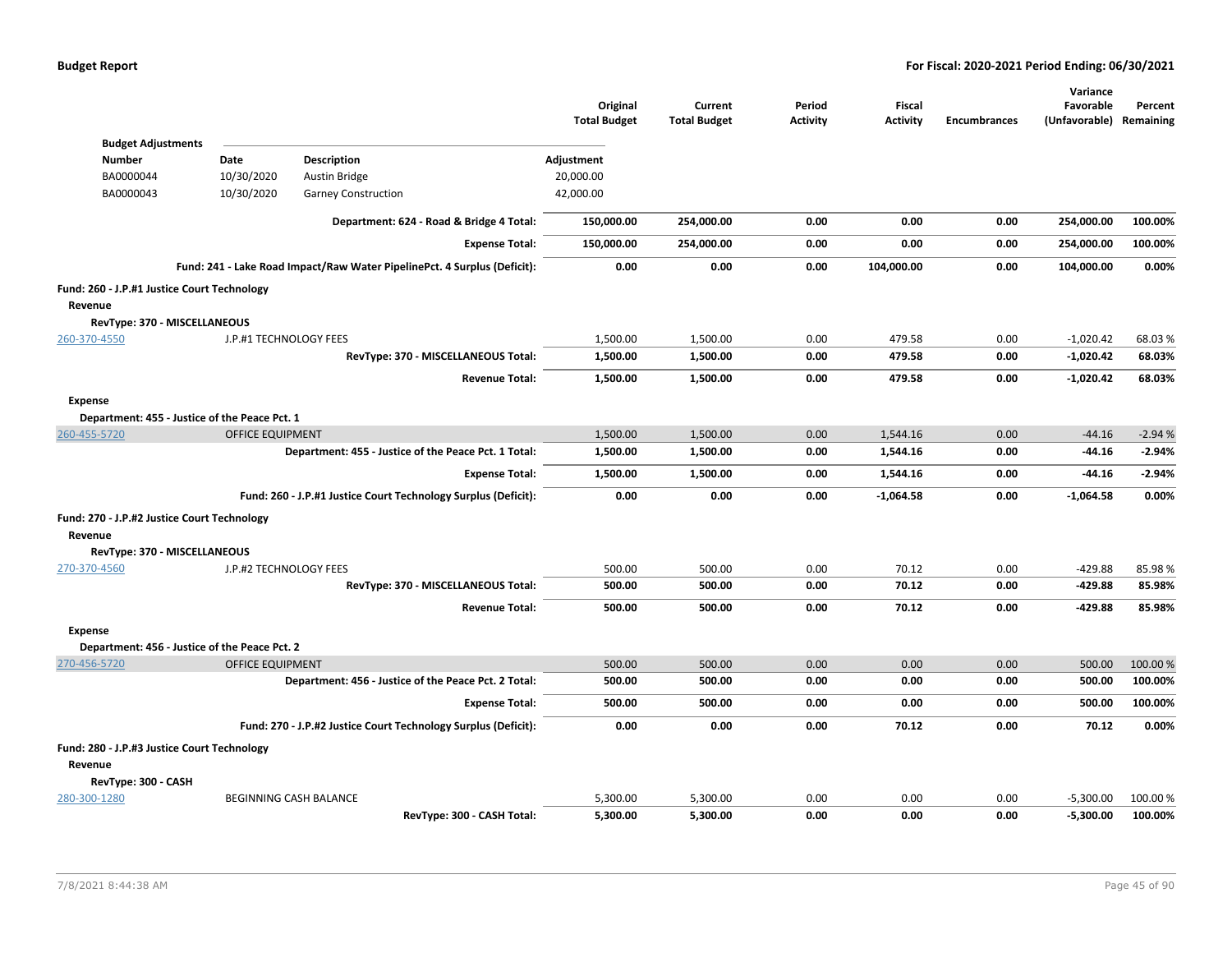| | | Original Total Budget | Current Total Budget | Period Activity | Fiscal Activity | Encumbrances | Variance Favorable (Unfavorable) | Percent Remaining |
|---|---|---|---|---|---|---|---|---|

**Budget Adjustments**

| Number | Date | Description | Adjustment |
|---|---|---|---|
| BA0000044 | 10/30/2020 | Austin Bridge | 20,000.00 |
| BA0000043 | 10/30/2020 | Garney Construction | 42,000.00 |

| | | Original Total Budget | Current Total Budget | Period Activity | Fiscal Activity | Encumbrances | Variance Favorable (Unfavorable) | Percent Remaining |
|---|---|---|---|---|---|---|---|---|
| | **Department: 624 - Road & Bridge 4 Total:** | **150,000.00** | **254,000.00** | **0.00** | **0.00** | **0.00** | **254,000.00** | **100.00%** |
| | **Expense Total:** | **150,000.00** | **254,000.00** | **0.00** | **0.00** | **0.00** | **254,000.00** | **100.00%** |
| | **Fund: 241 - Lake Road Impact/Raw Water PipelinePct. 4 Surplus (Deficit):** | **0.00** | **0.00** | **0.00** | **104,000.00** | **0.00** | **104,000.00** | **0.00%** |
| **Fund: 260 - J.P.#1 Justice Court Technology** | | | | | | | | |
| **Revenue** | | | | | | | | |
| **RevType: 370 - MISCELLANEOUS** | | | | | | | | |
| 260-370-4550 | J.P.#1 TECHNOLOGY FEES | 1,500.00 | 1,500.00 | 0.00 | 479.58 | 0.00 | -1,020.42 | 68.03 % |
| | **RevType: 370 - MISCELLANEOUS Total:** | **1,500.00** | **1,500.00** | **0.00** | **479.58** | **0.00** | **-1,020.42** | **68.03%** |
| | **Revenue Total:** | **1,500.00** | **1,500.00** | **0.00** | **479.58** | **0.00** | **-1,020.42** | **68.03%** |
| **Expense** | | | | | | | | |
| **Department: 455 - Justice of the Peace Pct. 1** | | | | | | | | |
| 260-455-5720 | OFFICE EQUIPMENT | 1,500.00 | 1,500.00 | 0.00 | 1,544.16 | 0.00 | -44.16 | -2.94 % |
| | **Department: 455 - Justice of the Peace Pct. 1 Total:** | **1,500.00** | **1,500.00** | **0.00** | **1,544.16** | **0.00** | **-44.16** | **-2.94%** |
| | **Expense Total:** | **1,500.00** | **1,500.00** | **0.00** | **1,544.16** | **0.00** | **-44.16** | **-2.94%** |
| | **Fund: 260 - J.P.#1 Justice Court Technology Surplus (Deficit):** | **0.00** | **0.00** | **0.00** | **-1,064.58** | **0.00** | **-1,064.58** | **0.00%** |
| **Fund: 270 - J.P.#2 Justice Court Technology** | | | | | | | | |
| **Revenue** | | | | | | | | |
| **RevType: 370 - MISCELLANEOUS** | | | | | | | | |
| 270-370-4560 | J.P.#2 TECHNOLOGY FEES | 500.00 | 500.00 | 0.00 | 70.12 | 0.00 | -429.88 | 85.98 % |
| | **RevType: 370 - MISCELLANEOUS Total:** | **500.00** | **500.00** | **0.00** | **70.12** | **0.00** | **-429.88** | **85.98%** |
| | **Revenue Total:** | **500.00** | **500.00** | **0.00** | **70.12** | **0.00** | **-429.88** | **85.98%** |
| **Expense** | | | | | | | | |
| **Department: 456 - Justice of the Peace Pct. 2** | | | | | | | | |
| 270-456-5720 | OFFICE EQUIPMENT | 500.00 | 500.00 | 0.00 | 0.00 | 0.00 | 500.00 | 100.00 % |
| | **Department: 456 - Justice of the Peace Pct. 2 Total:** | **500.00** | **500.00** | **0.00** | **0.00** | **0.00** | **500.00** | **100.00%** |
| | **Expense Total:** | **500.00** | **500.00** | **0.00** | **0.00** | **0.00** | **500.00** | **100.00%** |
| | **Fund: 270 - J.P.#2 Justice Court Technology Surplus (Deficit):** | **0.00** | **0.00** | **0.00** | **70.12** | **0.00** | **70.12** | **0.00%** |
| **Fund: 280 - J.P.#3 Justice Court Technology** | | | | | | | | |
| **Revenue** | | | | | | | | |
| **RevType: 300 - CASH** | | | | | | | | |
| 280-300-1280 | BEGINNING CASH BALANCE | 5,300.00 | 5,300.00 | 0.00 | 0.00 | 0.00 | -5,300.00 | 100.00 % |
| | **RevType: 300 - CASH Total:** | **5,300.00** | **5,300.00** | **0.00** | **0.00** | **0.00** | **-5,300.00** | **100.00%** |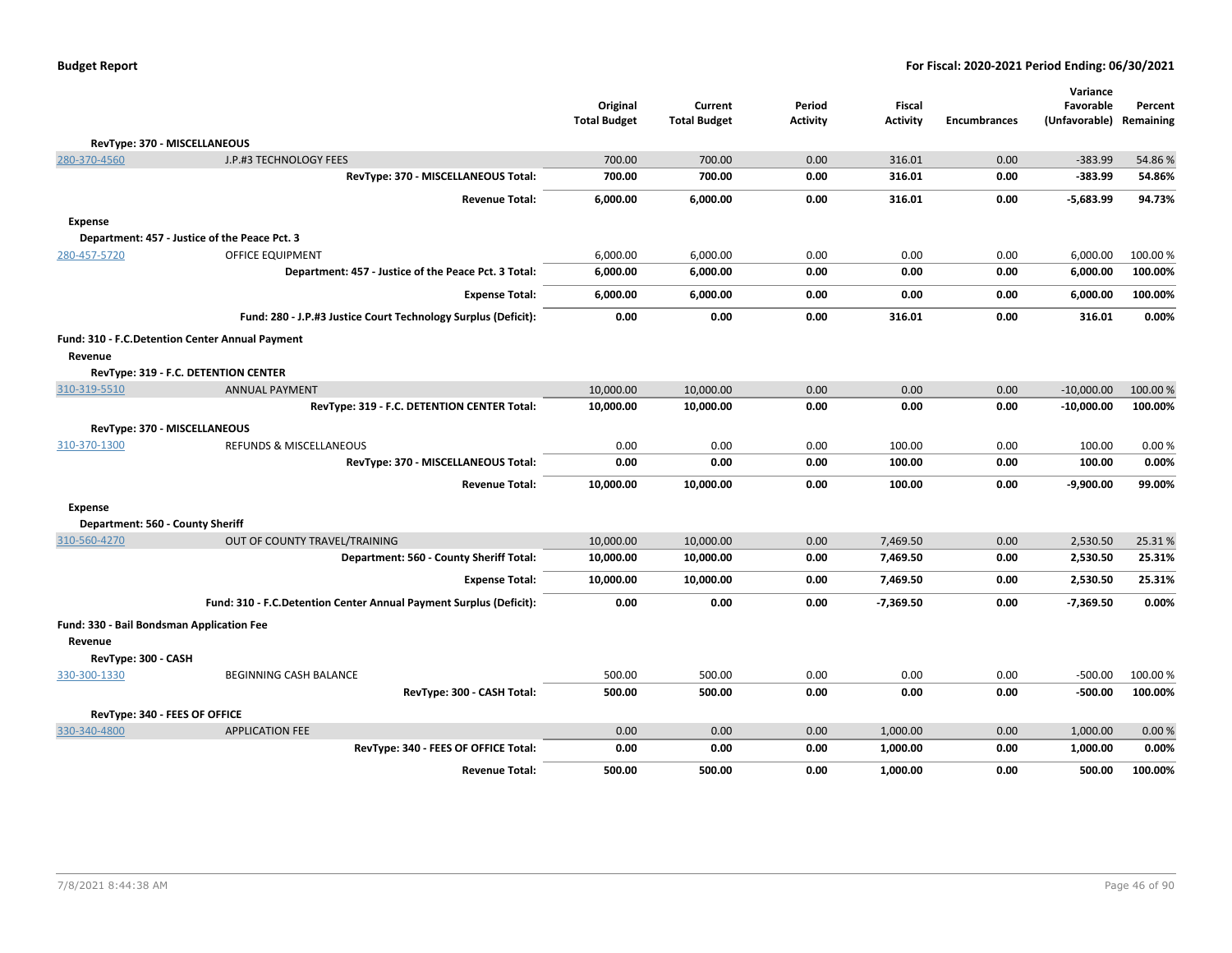**Budget Report** — **For Fiscal: 2020-2021 Period Ending: 06/30/2021**

| | | Original Total Budget | Current Total Budget | Period Activity | Fiscal Activity | Encumbrances | Variance Favorable (Unfavorable) | Percent Remaining |
|---|---|---|---|---|---|---|---|---|
| **RevType: 370 - MISCELLANEOUS** | | | | | | | | |
| 280-370-4560 | J.P.#3 TECHNOLOGY FEES | 700.00 | 700.00 | 0.00 | 316.01 | 0.00 | -383.99 | 54.86 % |
| | **RevType: 370 - MISCELLANEOUS Total:** | **700.00** | **700.00** | **0.00** | **316.01** | **0.00** | **-383.99** | **54.86%** |
| | **Revenue Total:** | **6,000.00** | **6,000.00** | **0.00** | **316.01** | **0.00** | **-5,683.99** | **94.73%** |
| **Expense** | | | | | | | | |
| **Department: 457 - Justice of the Peace Pct. 3** | | | | | | | | |
| 280-457-5720 | OFFICE EQUIPMENT | 6,000.00 | 6,000.00 | 0.00 | 0.00 | 0.00 | 6,000.00 | 100.00 % |
| | **Department: 457 - Justice of the Peace Pct. 3 Total:** | **6,000.00** | **6,000.00** | **0.00** | **0.00** | **0.00** | **6,000.00** | **100.00%** |
| | **Expense Total:** | **6,000.00** | **6,000.00** | **0.00** | **0.00** | **0.00** | **6,000.00** | **100.00%** |
| | **Fund: 280 - J.P.#3 Justice Court Technology Surplus (Deficit):** | **0.00** | **0.00** | **0.00** | **316.01** | **0.00** | **316.01** | **0.00%** |
| **Fund: 310 - F.C.Detention Center Annual Payment** | | | | | | | | |
| **Revenue** | | | | | | | | |
| **RevType: 319 - F.C. DETENTION CENTER** | | | | | | | | |
| 310-319-5510 | ANNUAL PAYMENT | 10,000.00 | 10,000.00 | 0.00 | 0.00 | 0.00 | -10,000.00 | 100.00 % |
| | **RevType: 319 - F.C. DETENTION CENTER Total:** | **10,000.00** | **10,000.00** | **0.00** | **0.00** | **0.00** | **-10,000.00** | **100.00%** |
| **RevType: 370 - MISCELLANEOUS** | | | | | | | | |
| 310-370-1300 | REFUNDS & MISCELLANEOUS | 0.00 | 0.00 | 0.00 | 100.00 | 0.00 | 100.00 | 0.00 % |
| | **RevType: 370 - MISCELLANEOUS Total:** | **0.00** | **0.00** | **0.00** | **100.00** | **0.00** | **100.00** | **0.00%** |
| | **Revenue Total:** | **10,000.00** | **10,000.00** | **0.00** | **100.00** | **0.00** | **-9,900.00** | **99.00%** |
| **Expense** | | | | | | | | |
| **Department: 560 - County Sheriff** | | | | | | | | |
| 310-560-4270 | OUT OF COUNTY TRAVEL/TRAINING | 10,000.00 | 10,000.00 | 0.00 | 7,469.50 | 0.00 | 2,530.50 | 25.31 % |
| | **Department: 560 - County Sheriff Total:** | **10,000.00** | **10,000.00** | **0.00** | **7,469.50** | **0.00** | **2,530.50** | **25.31%** |
| | **Expense Total:** | **10,000.00** | **10,000.00** | **0.00** | **7,469.50** | **0.00** | **2,530.50** | **25.31%** |
| | **Fund: 310 - F.C.Detention Center Annual Payment Surplus (Deficit):** | **0.00** | **0.00** | **0.00** | **-7,369.50** | **0.00** | **-7,369.50** | **0.00%** |
| **Fund: 330 - Bail Bondsman Application Fee** | | | | | | | | |
| **Revenue** | | | | | | | | |
| **RevType: 300 - CASH** | | | | | | | | |
| 330-300-1330 | BEGINNING CASH BALANCE | 500.00 | 500.00 | 0.00 | 0.00 | 0.00 | -500.00 | 100.00 % |
| | **RevType: 300 - CASH Total:** | **500.00** | **500.00** | **0.00** | **0.00** | **0.00** | **-500.00** | **100.00%** |
| **RevType: 340 - FEES OF OFFICE** | | | | | | | | |
| 330-340-4800 | APPLICATION FEE | 0.00 | 0.00 | 0.00 | 1,000.00 | 0.00 | 1,000.00 | 0.00 % |
| | **RevType: 340 - FEES OF OFFICE Total:** | **0.00** | **0.00** | **0.00** | **1,000.00** | **0.00** | **1,000.00** | **0.00%** |
| | **Revenue Total:** | **500.00** | **500.00** | **0.00** | **1,000.00** | **0.00** | **500.00** | **100.00%** |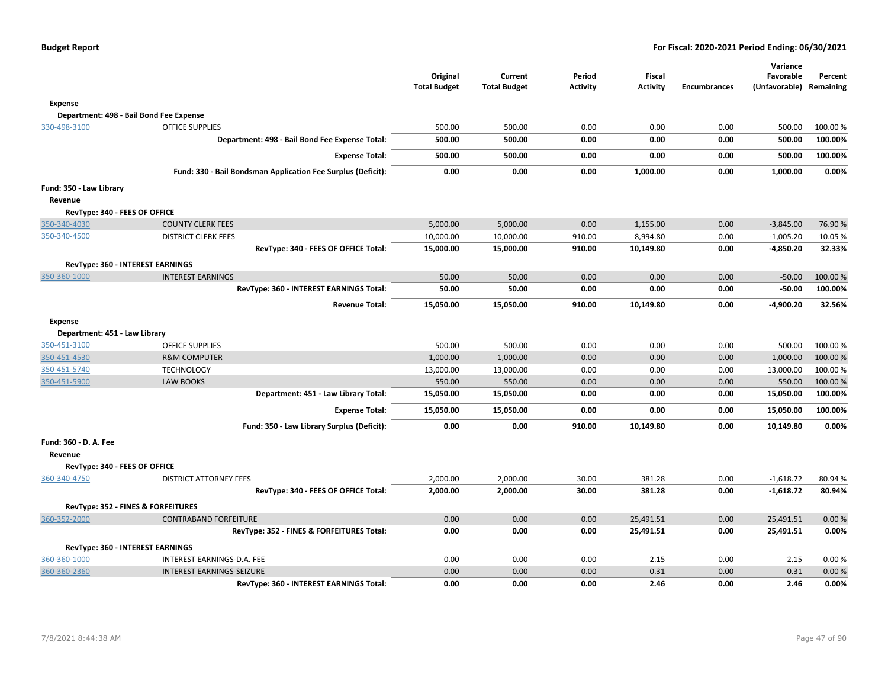| | | Original Total Budget | Current Total Budget | Period Activity | Fiscal Activity | Encumbrances | Variance Favorable (Unfavorable) | Percent Remaining |
|---|---|---|---|---|---|---|---|---|
| **Expense** | | | | | | | | |
| **Department: 498 - Bail Bond Fee Expense** | | | | | | | | |
| 330-498-3100 | OFFICE SUPPLIES | 500.00 | 500.00 | 0.00 | 0.00 | 0.00 | 500.00 | 100.00 % |
| | **Department: 498 - Bail Bond Fee Expense Total:** | **500.00** | **500.00** | **0.00** | **0.00** | **0.00** | **500.00** | **100.00%** |
| | **Expense Total:** | **500.00** | **500.00** | **0.00** | **0.00** | **0.00** | **500.00** | **100.00%** |
| | **Fund: 330 - Bail Bondsman Application Fee Surplus (Deficit):** | **0.00** | **0.00** | **0.00** | **1,000.00** | **0.00** | **1,000.00** | **0.00%** |
| **Fund: 350 - Law Library** | | | | | | | | |
| **Revenue** | | | | | | | | |
| **RevType: 340 - FEES OF OFFICE** | | | | | | | | |
| 350-340-4030 | COUNTY CLERK FEES | 5,000.00 | 5,000.00 | 0.00 | 1,155.00 | 0.00 | -3,845.00 | 76.90 % |
| 350-340-4500 | DISTRICT CLERK FEES | 10,000.00 | 10,000.00 | 910.00 | 8,994.80 | 0.00 | -1,005.20 | 10.05 % |
| | **RevType: 340 - FEES OF OFFICE Total:** | **15,000.00** | **15,000.00** | **910.00** | **10,149.80** | **0.00** | **-4,850.20** | **32.33%** |
| **RevType: 360 - INTEREST EARNINGS** | | | | | | | | |
| 350-360-1000 | INTEREST EARNINGS | 50.00 | 50.00 | 0.00 | 0.00 | 0.00 | -50.00 | 100.00 % |
| | **RevType: 360 - INTEREST EARNINGS Total:** | **50.00** | **50.00** | **0.00** | **0.00** | **0.00** | **-50.00** | **100.00%** |
| | **Revenue Total:** | **15,050.00** | **15,050.00** | **910.00** | **10,149.80** | **0.00** | **-4,900.20** | **32.56%** |
| **Expense** | | | | | | | | |
| **Department: 451 - Law Library** | | | | | | | | |
| 350-451-3100 | OFFICE SUPPLIES | 500.00 | 500.00 | 0.00 | 0.00 | 0.00 | 500.00 | 100.00 % |
| 350-451-4530 | R&M COMPUTER | 1,000.00 | 1,000.00 | 0.00 | 0.00 | 0.00 | 1,000.00 | 100.00 % |
| 350-451-5740 | TECHNOLOGY | 13,000.00 | 13,000.00 | 0.00 | 0.00 | 0.00 | 13,000.00 | 100.00 % |
| 350-451-5900 | LAW BOOKS | 550.00 | 550.00 | 0.00 | 0.00 | 0.00 | 550.00 | 100.00 % |
| | **Department: 451 - Law Library Total:** | **15,050.00** | **15,050.00** | **0.00** | **0.00** | **0.00** | **15,050.00** | **100.00%** |
| | **Expense Total:** | **15,050.00** | **15,050.00** | **0.00** | **0.00** | **0.00** | **15,050.00** | **100.00%** |
| | **Fund: 350 - Law Library Surplus (Deficit):** | **0.00** | **0.00** | **910.00** | **10,149.80** | **0.00** | **10,149.80** | **0.00%** |
| **Fund: 360 - D. A. Fee** | | | | | | | | |
| **Revenue** | | | | | | | | |
| **RevType: 340 - FEES OF OFFICE** | | | | | | | | |
| 360-340-4750 | DISTRICT ATTORNEY FEES | 2,000.00 | 2,000.00 | 30.00 | 381.28 | 0.00 | -1,618.72 | 80.94 % |
| | **RevType: 340 - FEES OF OFFICE Total:** | **2,000.00** | **2,000.00** | **30.00** | **381.28** | **0.00** | **-1,618.72** | **80.94%** |
| **RevType: 352 - FINES & FORFEITURES** | | | | | | | | |
| 360-352-2000 | CONTRABAND FORFEITURE | 0.00 | 0.00 | 0.00 | 25,491.51 | 0.00 | 25,491.51 | 0.00 % |
| | **RevType: 352 - FINES & FORFEITURES Total:** | **0.00** | **0.00** | **0.00** | **25,491.51** | **0.00** | **25,491.51** | **0.00%** |
| **RevType: 360 - INTEREST EARNINGS** | | | | | | | | |
| 360-360-1000 | INTEREST EARNINGS-D.A. FEE | 0.00 | 0.00 | 0.00 | 2.15 | 0.00 | 2.15 | 0.00 % |
| 360-360-2360 | INTEREST EARNINGS-SEIZURE | 0.00 | 0.00 | 0.00 | 0.31 | 0.00 | 0.31 | 0.00 % |
| | **RevType: 360 - INTEREST EARNINGS Total:** | **0.00** | **0.00** | **0.00** | **2.46** | **0.00** | **2.46** | **0.00%** |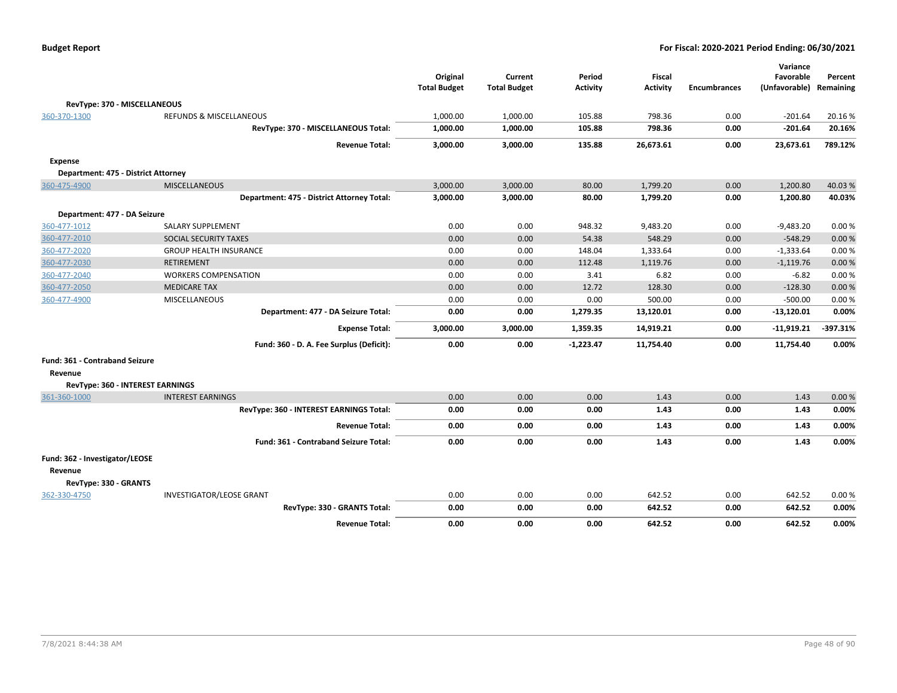| | | Original Total Budget | Current Total Budget | Period Activity | Fiscal Activity | Encumbrances | Variance Favorable (Unfavorable) | Percent Remaining |
|---|---|---|---|---|---|---|---|---|
| **RevType: 370 - MISCELLANEOUS** | | | | | | | | |
| 360-370-1300 | REFUNDS & MISCELLANEOUS | 1,000.00 | 1,000.00 | 105.88 | 798.36 | 0.00 | -201.64 | 20.16 % |
| | **RevType: 370 - MISCELLANEOUS Total:** | **1,000.00** | **1,000.00** | **105.88** | **798.36** | **0.00** | **-201.64** | **20.16%** |
| | **Revenue Total:** | **3,000.00** | **3,000.00** | **135.88** | **26,673.61** | **0.00** | **23,673.61** | **789.12%** |
| **Expense** | | | | | | | | |
| **Department: 475 - District Attorney** | | | | | | | | |
| 360-475-4900 | MISCELLANEOUS | 3,000.00 | 3,000.00 | 80.00 | 1,799.20 | 0.00 | 1,200.80 | 40.03 % |
| | **Department: 475 - District Attorney Total:** | **3,000.00** | **3,000.00** | **80.00** | **1,799.20** | **0.00** | **1,200.80** | **40.03%** |
| **Department: 477 - DA Seizure** | | | | | | | | |
| 360-477-1012 | SALARY SUPPLEMENT | 0.00 | 0.00 | 948.32 | 9,483.20 | 0.00 | -9,483.20 | 0.00 % |
| 360-477-2010 | SOCIAL SECURITY TAXES | 0.00 | 0.00 | 54.38 | 548.29 | 0.00 | -548.29 | 0.00 % |
| 360-477-2020 | GROUP HEALTH INSURANCE | 0.00 | 0.00 | 148.04 | 1,333.64 | 0.00 | -1,333.64 | 0.00 % |
| 360-477-2030 | RETIREMENT | 0.00 | 0.00 | 112.48 | 1,119.76 | 0.00 | -1,119.76 | 0.00 % |
| 360-477-2040 | WORKERS COMPENSATION | 0.00 | 0.00 | 3.41 | 6.82 | 0.00 | -6.82 | 0.00 % |
| 360-477-2050 | MEDICARE TAX | 0.00 | 0.00 | 12.72 | 128.30 | 0.00 | -128.30 | 0.00 % |
| 360-477-4900 | MISCELLANEOUS | 0.00 | 0.00 | 0.00 | 500.00 | 0.00 | -500.00 | 0.00 % |
| | **Department: 477 - DA Seizure Total:** | **0.00** | **0.00** | **1,279.35** | **13,120.01** | **0.00** | **-13,120.01** | **0.00%** |
| | **Expense Total:** | **3,000.00** | **3,000.00** | **1,359.35** | **14,919.21** | **0.00** | **-11,919.21** | **-397.31%** |
| | **Fund: 360 - D. A. Fee Surplus (Deficit):** | **0.00** | **0.00** | **-1,223.47** | **11,754.40** | **0.00** | **11,754.40** | **0.00%** |
| **Fund: 361 - Contraband Seizure** | | | | | | | | |
| **Revenue** | | | | | | | | |
| **RevType: 360 - INTEREST EARNINGS** | | | | | | | | |
| 361-360-1000 | INTEREST EARNINGS | 0.00 | 0.00 | 0.00 | 1.43 | 0.00 | 1.43 | 0.00 % |
| | **RevType: 360 - INTEREST EARNINGS Total:** | **0.00** | **0.00** | **0.00** | **1.43** | **0.00** | **1.43** | **0.00%** |
| | **Revenue Total:** | **0.00** | **0.00** | **0.00** | **1.43** | **0.00** | **1.43** | **0.00%** |
| | **Fund: 361 - Contraband Seizure Total:** | **0.00** | **0.00** | **0.00** | **1.43** | **0.00** | **1.43** | **0.00%** |
| **Fund: 362 - Investigator/LEOSE** | | | | | | | | |
| **Revenue** | | | | | | | | |
| **RevType: 330 - GRANTS** | | | | | | | | |
| 362-330-4750 | INVESTIGATOR/LEOSE GRANT | 0.00 | 0.00 | 0.00 | 642.52 | 0.00 | 642.52 | 0.00 % |
| | **RevType: 330 - GRANTS Total:** | **0.00** | **0.00** | **0.00** | **642.52** | **0.00** | **642.52** | **0.00%** |
| | **Revenue Total:** | **0.00** | **0.00** | **0.00** | **642.52** | **0.00** | **642.52** | **0.00%** |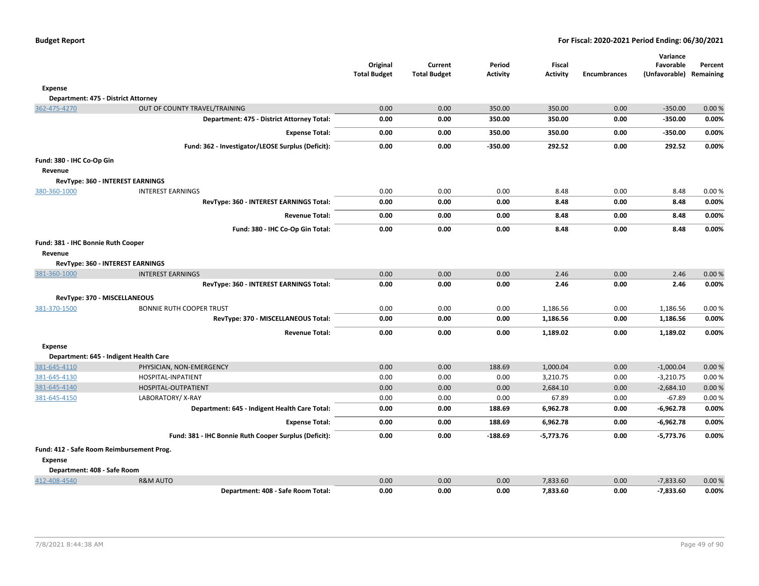| | | Original Total Budget | Current Total Budget | Period Activity | Fiscal Activity | Encumbrances | Variance Favorable (Unfavorable) | Percent Remaining |
|---|---|---|---|---|---|---|---|---|
| **Expense** | | | | | | | | |
| **Department: 475 - District Attorney** | | | | | | | | |
| 362-475-4270 | OUT OF COUNTY TRAVEL/TRAINING | 0.00 | 0.00 | 350.00 | 350.00 | 0.00 | -350.00 | 0.00 % |
| | **Department: 475 - District Attorney Total:** | **0.00** | **0.00** | **350.00** | **350.00** | **0.00** | **-350.00** | **0.00%** |
| | **Expense Total:** | **0.00** | **0.00** | **350.00** | **350.00** | **0.00** | **-350.00** | **0.00%** |
| | **Fund: 362 - Investigator/LEOSE Surplus (Deficit):** | **0.00** | **0.00** | **-350.00** | **292.52** | **0.00** | **292.52** | **0.00%** |
| **Fund: 380 - IHC Co-Op Gin** | | | | | | | | |
| **Revenue** | | | | | | | | |
| **RevType: 360 - INTEREST EARNINGS** | | | | | | | | |
| 380-360-1000 | INTEREST EARNINGS | 0.00 | 0.00 | 0.00 | 8.48 | 0.00 | 8.48 | 0.00 % |
| | **RevType: 360 - INTEREST EARNINGS Total:** | **0.00** | **0.00** | **0.00** | **8.48** | **0.00** | **8.48** | **0.00%** |
| | **Revenue Total:** | **0.00** | **0.00** | **0.00** | **8.48** | **0.00** | **8.48** | **0.00%** |
| | **Fund: 380 - IHC Co-Op Gin Total:** | **0.00** | **0.00** | **0.00** | **8.48** | **0.00** | **8.48** | **0.00%** |
| **Fund: 381 - IHC Bonnie Ruth Cooper** | | | | | | | | |
| **Revenue** | | | | | | | | |
| **RevType: 360 - INTEREST EARNINGS** | | | | | | | | |
| 381-360-1000 | INTEREST EARNINGS | 0.00 | 0.00 | 0.00 | 2.46 | 0.00 | 2.46 | 0.00 % |
| | **RevType: 360 - INTEREST EARNINGS Total:** | **0.00** | **0.00** | **0.00** | **2.46** | **0.00** | **2.46** | **0.00%** |
| **RevType: 370 - MISCELLANEOUS** | | | | | | | | |
| 381-370-1500 | BONNIE RUTH COOPER TRUST | 0.00 | 0.00 | 0.00 | 1,186.56 | 0.00 | 1,186.56 | 0.00 % |
| | **RevType: 370 - MISCELLANEOUS Total:** | **0.00** | **0.00** | **0.00** | **1,186.56** | **0.00** | **1,186.56** | **0.00%** |
| | **Revenue Total:** | **0.00** | **0.00** | **0.00** | **1,189.02** | **0.00** | **1,189.02** | **0.00%** |
| **Expense** | | | | | | | | |
| **Department: 645 - Indigent Health Care** | | | | | | | | |
| 381-645-4110 | PHYSICIAN, NON-EMERGENCY | 0.00 | 0.00 | 188.69 | 1,000.04 | 0.00 | -1,000.04 | 0.00 % |
| 381-645-4130 | HOSPITAL-INPATIENT | 0.00 | 0.00 | 0.00 | 3,210.75 | 0.00 | -3,210.75 | 0.00 % |
| 381-645-4140 | HOSPITAL-OUTPATIENT | 0.00 | 0.00 | 0.00 | 2,684.10 | 0.00 | -2,684.10 | 0.00 % |
| 381-645-4150 | LABORATORY/ X-RAY | 0.00 | 0.00 | 0.00 | 67.89 | 0.00 | -67.89 | 0.00 % |
| | **Department: 645 - Indigent Health Care Total:** | **0.00** | **0.00** | **188.69** | **6,962.78** | **0.00** | **-6,962.78** | **0.00%** |
| | **Expense Total:** | **0.00** | **0.00** | **188.69** | **6,962.78** | **0.00** | **-6,962.78** | **0.00%** |
| | **Fund: 381 - IHC Bonnie Ruth Cooper Surplus (Deficit):** | **0.00** | **0.00** | **-188.69** | **-5,773.76** | **0.00** | **-5,773.76** | **0.00%** |
| **Fund: 412 - Safe Room Reimbursement Prog.** | | | | | | | | |
| **Expense** | | | | | | | | |
| **Department: 408 - Safe Room** | | | | | | | | |
| 412-408-4540 | R&M AUTO | 0.00 | 0.00 | 0.00 | 7,833.60 | 0.00 | -7,833.60 | 0.00 % |
| | **Department: 408 - Safe Room Total:** | **0.00** | **0.00** | **0.00** | **7,833.60** | **0.00** | **-7,833.60** | **0.00%** |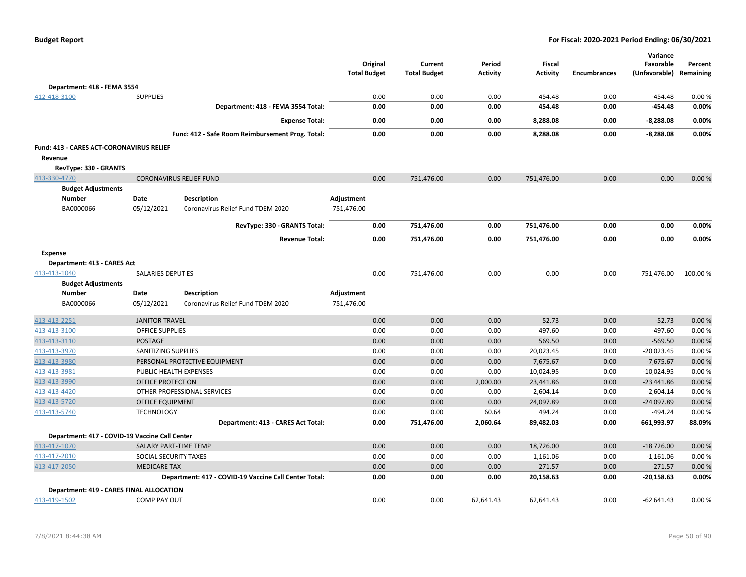**Budget Report** | **For Fiscal: 2020-2021 Period Ending: 06/30/2021**

| | | Original Total Budget | Current Total Budget | Period Activity | Fiscal Activity | Encumbrances | Variance Favorable (Unfavorable) | Percent Remaining |
|---|---|---|---|---|---|---|---|---|
| **Department: 418 - FEMA 3554** | | | | | | | | |
| 412-418-3100 | SUPPLIES | 0.00 | 0.00 | 0.00 | 454.48 | 0.00 | -454.48 | 0.00 % |
| | **Department: 418 - FEMA 3554 Total:** | **0.00** | **0.00** | **0.00** | **454.48** | **0.00** | **-454.48** | **0.00%** |
| | **Expense Total:** | **0.00** | **0.00** | **0.00** | **8,288.08** | **0.00** | **-8,288.08** | **0.00%** |
| | **Fund: 412 - Safe Room Reimbursement Prog. Total:** | **0.00** | **0.00** | **0.00** | **8,288.08** | **0.00** | **-8,288.08** | **0.00%** |

**Fund: 413 - CARES ACT-CORONAVIRUS RELIEF**

**Revenue**

**RevType: 330 - GRANTS**

| | | Original Total Budget | Current Total Budget | Period Activity | Fiscal Activity | Encumbrances | Variance Favorable (Unfavorable) | Percent Remaining |
|---|---|---|---|---|---|---|---|---|
| 413-330-4770 | CORONAVIRUS RELIEF FUND | 0.00 | 751,476.00 | 0.00 | 751,476.00 | 0.00 | 0.00 | 0.00 % |

**Budget Adjustments**

| Number | Date | Description | Adjustment |
|---|---|---|---|
| BA0000066 | 05/12/2021 | Coronavirus Relief Fund TDEM 2020 | -751,476.00 |

| | | Original Total Budget | Current Total Budget | Period Activity | Fiscal Activity | Encumbrances | Variance Favorable (Unfavorable) | Percent Remaining |
|---|---|---|---|---|---|---|---|---|
| | **RevType: 330 - GRANTS Total:** | **0.00** | **751,476.00** | **0.00** | **751,476.00** | **0.00** | **0.00** | **0.00%** |
| | **Revenue Total:** | **0.00** | **751,476.00** | **0.00** | **751,476.00** | **0.00** | **0.00** | **0.00%** |

**Expense**

**Department: 413 - CARES Act**

| | | Original Total Budget | Current Total Budget | Period Activity | Fiscal Activity | Encumbrances | Variance Favorable (Unfavorable) | Percent Remaining |
|---|---|---|---|---|---|---|---|---|
| 413-413-1040 | SALARIES DEPUTIES | 0.00 | 751,476.00 | 0.00 | 0.00 | 0.00 | 751,476.00 | 100.00 % |

**Budget Adjustments**

| Number | Date | Description | Adjustment |
|---|---|---|---|
| BA0000066 | 05/12/2021 | Coronavirus Relief Fund TDEM 2020 | 751,476.00 |

| | | Original Total Budget | Current Total Budget | Period Activity | Fiscal Activity | Encumbrances | Variance Favorable (Unfavorable) | Percent Remaining |
|---|---|---|---|---|---|---|---|---|
| 413-413-2251 | JANITOR TRAVEL | 0.00 | 0.00 | 0.00 | 52.73 | 0.00 | -52.73 | 0.00 % |
| 413-413-3100 | OFFICE SUPPLIES | 0.00 | 0.00 | 0.00 | 497.60 | 0.00 | -497.60 | 0.00 % |
| 413-413-3110 | POSTAGE | 0.00 | 0.00 | 0.00 | 569.50 | 0.00 | -569.50 | 0.00 % |
| 413-413-3970 | SANITIZING SUPPLIES | 0.00 | 0.00 | 0.00 | 20,023.45 | 0.00 | -20,023.45 | 0.00 % |
| 413-413-3980 | PERSONAL PROTECTIVE EQUIPMENT | 0.00 | 0.00 | 0.00 | 7,675.67 | 0.00 | -7,675.67 | 0.00 % |
| 413-413-3981 | PUBLIC HEALTH EXPENSES | 0.00 | 0.00 | 0.00 | 10,024.95 | 0.00 | -10,024.95 | 0.00 % |
| 413-413-3990 | OFFICE PROTECTION | 0.00 | 0.00 | 2,000.00 | 23,441.86 | 0.00 | -23,441.86 | 0.00 % |
| 413-413-4420 | OTHER PROFESSIONAL SERVICES | 0.00 | 0.00 | 0.00 | 2,604.14 | 0.00 | -2,604.14 | 0.00 % |
| 413-413-5720 | OFFICE EQUIPMENT | 0.00 | 0.00 | 0.00 | 24,097.89 | 0.00 | -24,097.89 | 0.00 % |
| 413-413-5740 | TECHNOLOGY | 0.00 | 0.00 | 60.64 | 494.24 | 0.00 | -494.24 | 0.00 % |
| | **Department: 413 - CARES Act Total:** | **0.00** | **751,476.00** | **2,060.64** | **89,482.03** | **0.00** | **661,993.97** | **88.09%** |
| **Department: 417 - COVID-19 Vaccine Call Center** | | | | | | | | |
| 413-417-1070 | SALARY PART-TIME TEMP | 0.00 | 0.00 | 0.00 | 18,726.00 | 0.00 | -18,726.00 | 0.00 % |
| 413-417-2010 | SOCIAL SECURITY TAXES | 0.00 | 0.00 | 0.00 | 1,161.06 | 0.00 | -1,161.06 | 0.00 % |
| 413-417-2050 | MEDICARE TAX | 0.00 | 0.00 | 0.00 | 271.57 | 0.00 | -271.57 | 0.00 % |
| | **Department: 417 - COVID-19 Vaccine Call Center Total:** | **0.00** | **0.00** | **0.00** | **20,158.63** | **0.00** | **-20,158.63** | **0.00%** |
| **Department: 419 - CARES FINAL ALLOCATION** | | | | | | | | |
| 413-419-1502 | COMP PAY OUT | 0.00 | 0.00 | 62,641.43 | 62,641.43 | 0.00 | -62,641.43 | 0.00 % |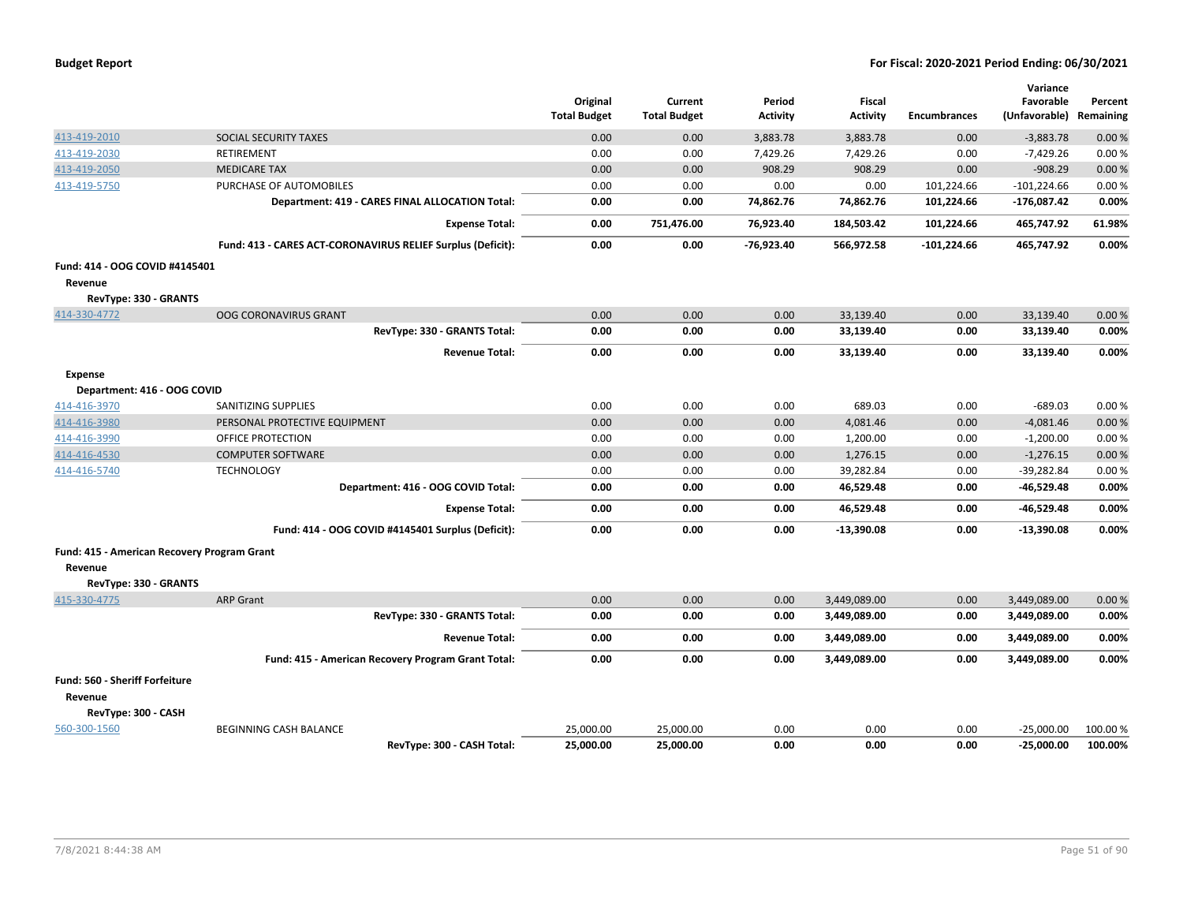| | | Original Total Budget | Current Total Budget | Period Activity | Fiscal Activity | Encumbrances | Variance Favorable (Unfavorable) | Percent Remaining |
|---|---|---|---|---|---|---|---|---|
| 413-419-2010 | SOCIAL SECURITY TAXES | 0.00 | 0.00 | 3,883.78 | 3,883.78 | 0.00 | -3,883.78 | 0.00 % |
| 413-419-2030 | RETIREMENT | 0.00 | 0.00 | 7,429.26 | 7,429.26 | 0.00 | -7,429.26 | 0.00 % |
| 413-419-2050 | MEDICARE TAX | 0.00 | 0.00 | 908.29 | 908.29 | 0.00 | -908.29 | 0.00 % |
| 413-419-5750 | PURCHASE OF AUTOMOBILES | 0.00 | 0.00 | 0.00 | 0.00 | 101,224.66 | -101,224.66 | 0.00 % |
| | **Department: 419 - CARES FINAL ALLOCATION Total:** | **0.00** | **0.00** | **74,862.76** | **74,862.76** | **101,224.66** | **-176,087.42** | **0.00%** |
| | **Expense Total:** | **0.00** | **751,476.00** | **76,923.40** | **184,503.42** | **101,224.66** | **465,747.92** | **61.98%** |
| | **Fund: 413 - CARES ACT-CORONAVIRUS RELIEF Surplus (Deficit):** | **0.00** | **0.00** | **-76,923.40** | **566,972.58** | **-101,224.66** | **465,747.92** | **0.00%** |
| **Fund: 414 - OOG COVID #4145401** | | | | | | | | |
| **Revenue** | | | | | | | | |
| **RevType: 330 - GRANTS** | | | | | | | | |
| 414-330-4772 | OOG CORONAVIRUS GRANT | 0.00 | 0.00 | 0.00 | 33,139.40 | 0.00 | 33,139.40 | 0.00 % |
| | **RevType: 330 - GRANTS Total:** | **0.00** | **0.00** | **0.00** | **33,139.40** | **0.00** | **33,139.40** | **0.00%** |
| | **Revenue Total:** | **0.00** | **0.00** | **0.00** | **33,139.40** | **0.00** | **33,139.40** | **0.00%** |
| **Expense** | | | | | | | | |
| **Department: 416 - OOG COVID** | | | | | | | | |
| 414-416-3970 | SANITIZING SUPPLIES | 0.00 | 0.00 | 0.00 | 689.03 | 0.00 | -689.03 | 0.00 % |
| 414-416-3980 | PERSONAL PROTECTIVE EQUIPMENT | 0.00 | 0.00 | 0.00 | 4,081.46 | 0.00 | -4,081.46 | 0.00 % |
| 414-416-3990 | OFFICE PROTECTION | 0.00 | 0.00 | 0.00 | 1,200.00 | 0.00 | -1,200.00 | 0.00 % |
| 414-416-4530 | COMPUTER SOFTWARE | 0.00 | 0.00 | 0.00 | 1,276.15 | 0.00 | -1,276.15 | 0.00 % |
| 414-416-5740 | TECHNOLOGY | 0.00 | 0.00 | 0.00 | 39,282.84 | 0.00 | -39,282.84 | 0.00 % |
| | **Department: 416 - OOG COVID Total:** | **0.00** | **0.00** | **0.00** | **46,529.48** | **0.00** | **-46,529.48** | **0.00%** |
| | **Expense Total:** | **0.00** | **0.00** | **0.00** | **46,529.48** | **0.00** | **-46,529.48** | **0.00%** |
| | **Fund: 414 - OOG COVID #4145401 Surplus (Deficit):** | **0.00** | **0.00** | **0.00** | **-13,390.08** | **0.00** | **-13,390.08** | **0.00%** |
| **Fund: 415 - American Recovery Program Grant** | | | | | | | | |
| **Revenue** | | | | | | | | |
| **RevType: 330 - GRANTS** | | | | | | | | |
| 415-330-4775 | ARP Grant | 0.00 | 0.00 | 0.00 | 3,449,089.00 | 0.00 | 3,449,089.00 | 0.00 % |
| | **RevType: 330 - GRANTS Total:** | **0.00** | **0.00** | **0.00** | **3,449,089.00** | **0.00** | **3,449,089.00** | **0.00%** |
| | **Revenue Total:** | **0.00** | **0.00** | **0.00** | **3,449,089.00** | **0.00** | **3,449,089.00** | **0.00%** |
| | **Fund: 415 - American Recovery Program Grant Total:** | **0.00** | **0.00** | **0.00** | **3,449,089.00** | **0.00** | **3,449,089.00** | **0.00%** |
| **Fund: 560 - Sheriff Forfeiture** | | | | | | | | |
| **Revenue** | | | | | | | | |
| **RevType: 300 - CASH** | | | | | | | | |
| 560-300-1560 | BEGINNING CASH BALANCE | 25,000.00 | 25,000.00 | 0.00 | 0.00 | 0.00 | -25,000.00 | 100.00 % |
| | **RevType: 300 - CASH Total:** | **25,000.00** | **25,000.00** | **0.00** | **0.00** | **0.00** | **-25,000.00** | **100.00%** |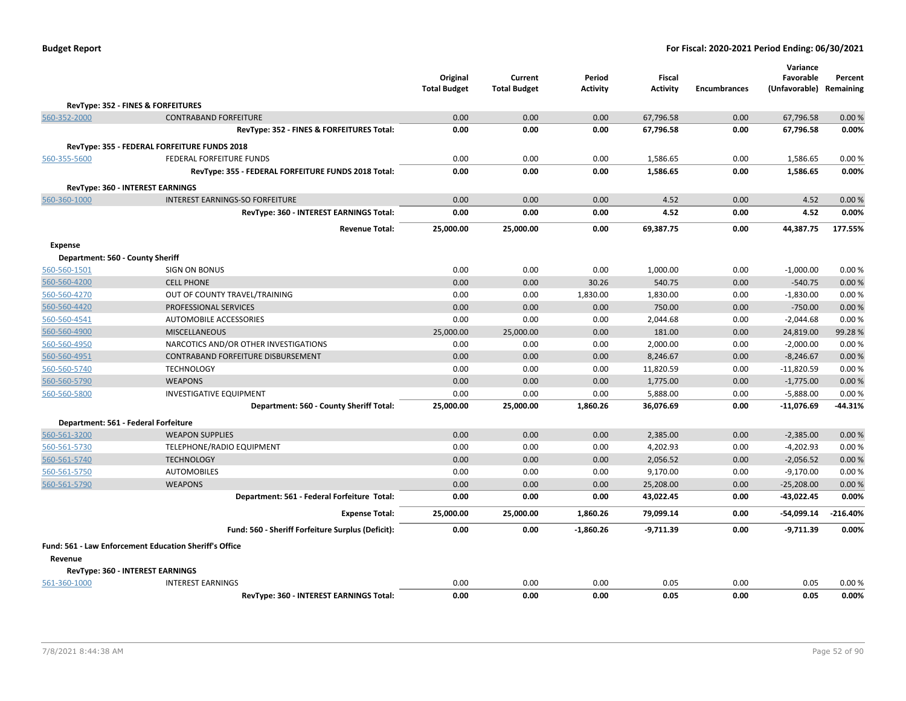| | | Original Total Budget | Current Total Budget | Period Activity | Fiscal Activity | Encumbrances | Variance Favorable (Unfavorable) | Percent Remaining |
|---|---|---|---|---|---|---|---|---|
| **RevType: 352 - FINES & FORFEITURES** | | | | | | | | |
| 560-352-2000 | CONTRABAND FORFEITURE | 0.00 | 0.00 | 0.00 | 67,796.58 | 0.00 | 67,796.58 | 0.00 % |
| | **RevType: 352 - FINES & FORFEITURES Total:** | **0.00** | **0.00** | **0.00** | **67,796.58** | **0.00** | **67,796.58** | **0.00%** |
| **RevType: 355 - FEDERAL FORFEITURE FUNDS 2018** | | | | | | | | |
| 560-355-5600 | FEDERAL FORFEITURE FUNDS | 0.00 | 0.00 | 0.00 | 1,586.65 | 0.00 | 1,586.65 | 0.00 % |
| | **RevType: 355 - FEDERAL FORFEITURE FUNDS 2018 Total:** | **0.00** | **0.00** | **0.00** | **1,586.65** | **0.00** | **1,586.65** | **0.00%** |
| **RevType: 360 - INTEREST EARNINGS** | | | | | | | | |
| 560-360-1000 | INTEREST EARNINGS-SO FORFEITURE | 0.00 | 0.00 | 0.00 | 4.52 | 0.00 | 4.52 | 0.00 % |
| | **RevType: 360 - INTEREST EARNINGS Total:** | **0.00** | **0.00** | **0.00** | **4.52** | **0.00** | **4.52** | **0.00%** |
| | **Revenue Total:** | **25,000.00** | **25,000.00** | **0.00** | **69,387.75** | **0.00** | **44,387.75** | **177.55%** |
| **Expense** | | | | | | | | |
| **Department: 560 - County Sheriff** | | | | | | | | |
| 560-560-1501 | SIGN ON BONUS | 0.00 | 0.00 | 0.00 | 1,000.00 | 0.00 | -1,000.00 | 0.00 % |
| 560-560-4200 | CELL PHONE | 0.00 | 0.00 | 30.26 | 540.75 | 0.00 | -540.75 | 0.00 % |
| 560-560-4270 | OUT OF COUNTY TRAVEL/TRAINING | 0.00 | 0.00 | 1,830.00 | 1,830.00 | 0.00 | -1,830.00 | 0.00 % |
| 560-560-4420 | PROFESSIONAL SERVICES | 0.00 | 0.00 | 0.00 | 750.00 | 0.00 | -750.00 | 0.00 % |
| 560-560-4541 | AUTOMOBILE ACCESSORIES | 0.00 | 0.00 | 0.00 | 2,044.68 | 0.00 | -2,044.68 | 0.00 % |
| 560-560-4900 | MISCELLANEOUS | 25,000.00 | 25,000.00 | 0.00 | 181.00 | 0.00 | 24,819.00 | 99.28 % |
| 560-560-4950 | NARCOTICS AND/OR OTHER INVESTIGATIONS | 0.00 | 0.00 | 0.00 | 2,000.00 | 0.00 | -2,000.00 | 0.00 % |
| 560-560-4951 | CONTRABAND FORFEITURE DISBURSEMENT | 0.00 | 0.00 | 0.00 | 8,246.67 | 0.00 | -8,246.67 | 0.00 % |
| 560-560-5740 | TECHNOLOGY | 0.00 | 0.00 | 0.00 | 11,820.59 | 0.00 | -11,820.59 | 0.00 % |
| 560-560-5790 | WEAPONS | 0.00 | 0.00 | 0.00 | 1,775.00 | 0.00 | -1,775.00 | 0.00 % |
| 560-560-5800 | INVESTIGATIVE EQUIPMENT | 0.00 | 0.00 | 0.00 | 5,888.00 | 0.00 | -5,888.00 | 0.00 % |
| | **Department: 560 - County Sheriff Total:** | **25,000.00** | **25,000.00** | **1,860.26** | **36,076.69** | **0.00** | **-11,076.69** | **-44.31%** |
| **Department: 561 - Federal Forfeiture** | | | | | | | | |
| 560-561-3200 | WEAPON SUPPLIES | 0.00 | 0.00 | 0.00 | 2,385.00 | 0.00 | -2,385.00 | 0.00 % |
| 560-561-5730 | TELEPHONE/RADIO EQUIPMENT | 0.00 | 0.00 | 0.00 | 4,202.93 | 0.00 | -4,202.93 | 0.00 % |
| 560-561-5740 | TECHNOLOGY | 0.00 | 0.00 | 0.00 | 2,056.52 | 0.00 | -2,056.52 | 0.00 % |
| 560-561-5750 | AUTOMOBILES | 0.00 | 0.00 | 0.00 | 9,170.00 | 0.00 | -9,170.00 | 0.00 % |
| 560-561-5790 | WEAPONS | 0.00 | 0.00 | 0.00 | 25,208.00 | 0.00 | -25,208.00 | 0.00 % |
| | **Department: 561 - Federal Forfeiture Total:** | **0.00** | **0.00** | **0.00** | **43,022.45** | **0.00** | **-43,022.45** | **0.00%** |
| | **Expense Total:** | **25,000.00** | **25,000.00** | **1,860.26** | **79,099.14** | **0.00** | **-54,099.14** | **-216.40%** |
| | **Fund: 560 - Sheriff Forfeiture Surplus (Deficit):** | **0.00** | **0.00** | **-1,860.26** | **-9,711.39** | **0.00** | **-9,711.39** | **0.00%** |
| **Fund: 561 - Law Enforcement Education Sheriff's Office** | | | | | | | | |
| **Revenue** | | | | | | | | |
| **RevType: 360 - INTEREST EARNINGS** | | | | | | | | |
| 561-360-1000 | INTEREST EARNINGS | 0.00 | 0.00 | 0.00 | 0.05 | 0.00 | 0.05 | 0.00 % |
| | **RevType: 360 - INTEREST EARNINGS Total:** | **0.00** | **0.00** | **0.00** | **0.05** | **0.00** | **0.05** | **0.00%** |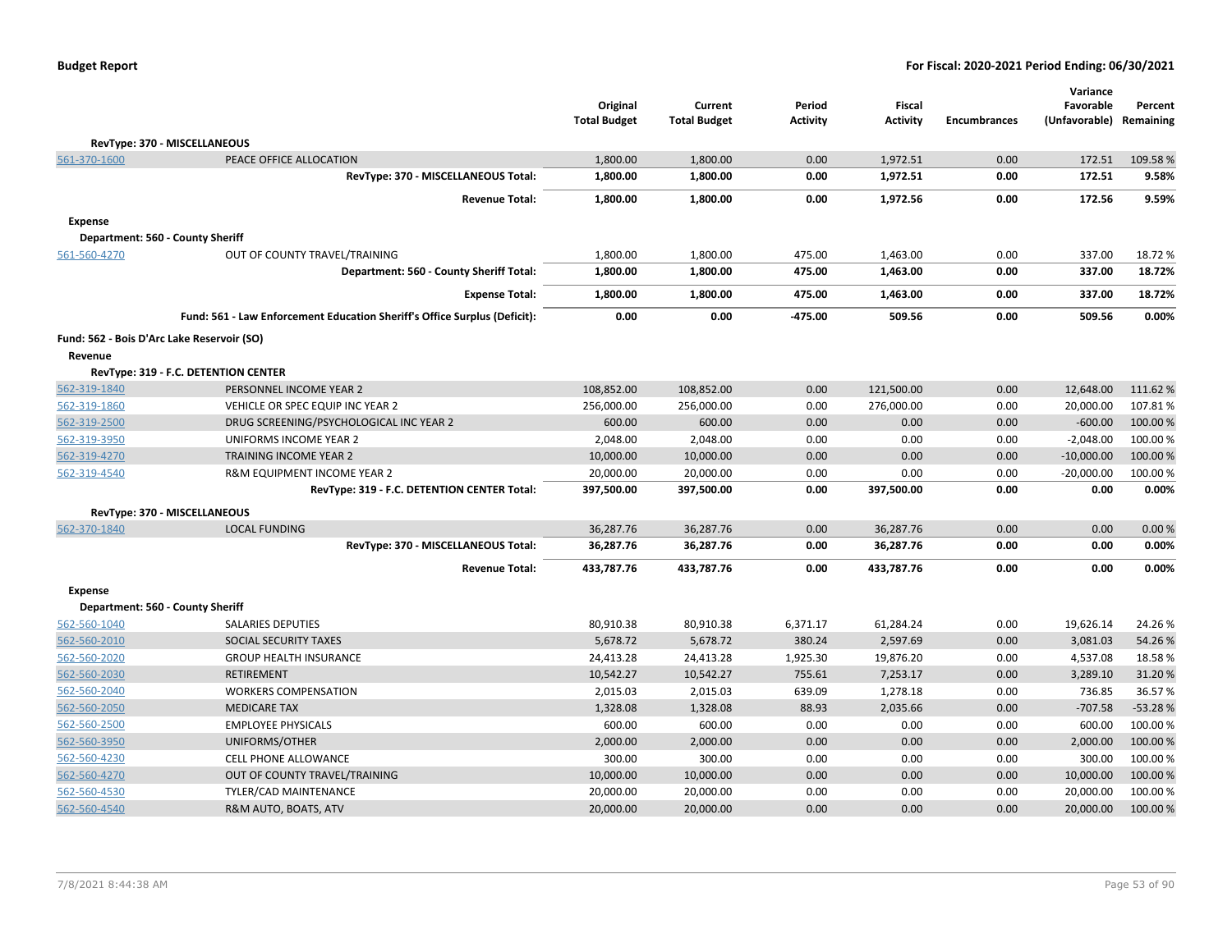**Budget Report** — **For Fiscal: 2020-2021 Period Ending: 06/30/2021**

| | | Original Total Budget | Current Total Budget | Period Activity | Fiscal Activity | Encumbrances | Variance Favorable (Unfavorable) | Percent Remaining |
|---|---|---|---|---|---|---|---|---|
| **RevType: 370 - MISCELLANEOUS** | | | | | | | | |
| 561-370-1600 | PEACE OFFICE ALLOCATION | 1,800.00 | 1,800.00 | 0.00 | 1,972.51 | 0.00 | 172.51 | 109.58 % |
| | **RevType: 370 - MISCELLANEOUS Total:** | **1,800.00** | **1,800.00** | **0.00** | **1,972.51** | **0.00** | **172.51** | **9.58%** |
| | **Revenue Total:** | **1,800.00** | **1,800.00** | **0.00** | **1,972.56** | **0.00** | **172.56** | **9.59%** |
| **Expense** | | | | | | | | |
| **Department: 560 - County Sheriff** | | | | | | | | |
| 561-560-4270 | OUT OF COUNTY TRAVEL/TRAINING | 1,800.00 | 1,800.00 | 475.00 | 1,463.00 | 0.00 | 337.00 | 18.72 % |
| | **Department: 560 - County Sheriff Total:** | **1,800.00** | **1,800.00** | **475.00** | **1,463.00** | **0.00** | **337.00** | **18.72%** |
| | **Expense Total:** | **1,800.00** | **1,800.00** | **475.00** | **1,463.00** | **0.00** | **337.00** | **18.72%** |
| | **Fund: 561 - Law Enforcement Education Sheriff's Office Surplus (Deficit):** | **0.00** | **0.00** | **-475.00** | **509.56** | **0.00** | **509.56** | **0.00%** |
| **Fund: 562 - Bois D'Arc Lake Reservoir (SO)** | | | | | | | | |
| **Revenue** | | | | | | | | |
| **RevType: 319 - F.C. DETENTION CENTER** | | | | | | | | |
| 562-319-1840 | PERSONNEL INCOME YEAR 2 | 108,852.00 | 108,852.00 | 0.00 | 121,500.00 | 0.00 | 12,648.00 | 111.62 % |
| 562-319-1860 | VEHICLE OR SPEC EQUIP INC YEAR 2 | 256,000.00 | 256,000.00 | 0.00 | 276,000.00 | 0.00 | 20,000.00 | 107.81 % |
| 562-319-2500 | DRUG SCREENING/PSYCHOLOGICAL INC YEAR 2 | 600.00 | 600.00 | 0.00 | 0.00 | 0.00 | -600.00 | 100.00 % |
| 562-319-3950 | UNIFORMS INCOME YEAR 2 | 2,048.00 | 2,048.00 | 0.00 | 0.00 | 0.00 | -2,048.00 | 100.00 % |
| 562-319-4270 | TRAINING INCOME YEAR 2 | 10,000.00 | 10,000.00 | 0.00 | 0.00 | 0.00 | -10,000.00 | 100.00 % |
| 562-319-4540 | R&M EQUIPMENT INCOME YEAR 2 | 20,000.00 | 20,000.00 | 0.00 | 0.00 | 0.00 | -20,000.00 | 100.00 % |
| | **RevType: 319 - F.C. DETENTION CENTER Total:** | **397,500.00** | **397,500.00** | **0.00** | **397,500.00** | **0.00** | **0.00** | **0.00%** |
| **RevType: 370 - MISCELLANEOUS** | | | | | | | | |
| 562-370-1840 | LOCAL FUNDING | 36,287.76 | 36,287.76 | 0.00 | 36,287.76 | 0.00 | 0.00 | 0.00 % |
| | **RevType: 370 - MISCELLANEOUS Total:** | **36,287.76** | **36,287.76** | **0.00** | **36,287.76** | **0.00** | **0.00** | **0.00%** |
| | **Revenue Total:** | **433,787.76** | **433,787.76** | **0.00** | **433,787.76** | **0.00** | **0.00** | **0.00%** |
| **Expense** | | | | | | | | |
| **Department: 560 - County Sheriff** | | | | | | | | |
| 562-560-1040 | SALARIES DEPUTIES | 80,910.38 | 80,910.38 | 6,371.17 | 61,284.24 | 0.00 | 19,626.14 | 24.26 % |
| 562-560-2010 | SOCIAL SECURITY TAXES | 5,678.72 | 5,678.72 | 380.24 | 2,597.69 | 0.00 | 3,081.03 | 54.26 % |
| 562-560-2020 | GROUP HEALTH INSURANCE | 24,413.28 | 24,413.28 | 1,925.30 | 19,876.20 | 0.00 | 4,537.08 | 18.58 % |
| 562-560-2030 | RETIREMENT | 10,542.27 | 10,542.27 | 755.61 | 7,253.17 | 0.00 | 3,289.10 | 31.20 % |
| 562-560-2040 | WORKERS COMPENSATION | 2,015.03 | 2,015.03 | 639.09 | 1,278.18 | 0.00 | 736.85 | 36.57 % |
| 562-560-2050 | MEDICARE TAX | 1,328.08 | 1,328.08 | 88.93 | 2,035.66 | 0.00 | -707.58 | -53.28 % |
| 562-560-2500 | EMPLOYEE PHYSICALS | 600.00 | 600.00 | 0.00 | 0.00 | 0.00 | 600.00 | 100.00 % |
| 562-560-3950 | UNIFORMS/OTHER | 2,000.00 | 2,000.00 | 0.00 | 0.00 | 0.00 | 2,000.00 | 100.00 % |
| 562-560-4230 | CELL PHONE ALLOWANCE | 300.00 | 300.00 | 0.00 | 0.00 | 0.00 | 300.00 | 100.00 % |
| 562-560-4270 | OUT OF COUNTY TRAVEL/TRAINING | 10,000.00 | 10,000.00 | 0.00 | 0.00 | 0.00 | 10,000.00 | 100.00 % |
| 562-560-4530 | TYLER/CAD MAINTENANCE | 20,000.00 | 20,000.00 | 0.00 | 0.00 | 0.00 | 20,000.00 | 100.00 % |
| 562-560-4540 | R&M AUTO, BOATS, ATV | 20,000.00 | 20,000.00 | 0.00 | 0.00 | 0.00 | 20,000.00 | 100.00 % |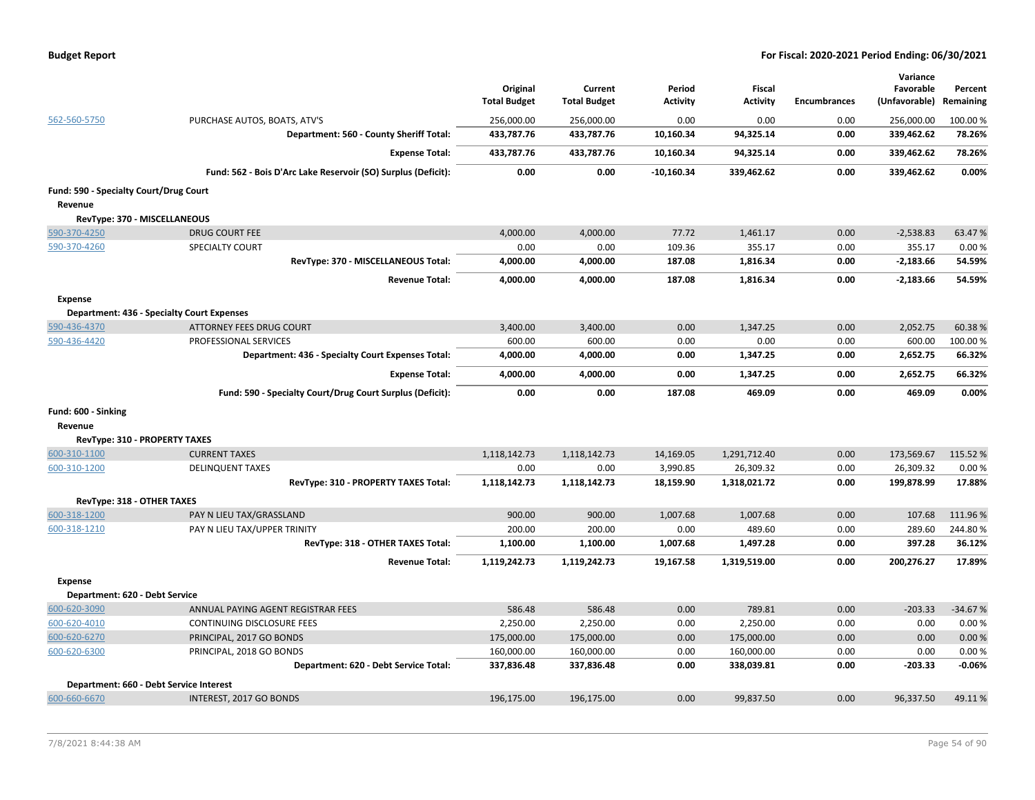**Budget Report** **For Fiscal: 2020-2021 Period Ending: 06/30/2021**

| | | Original Total Budget | Current Total Budget | Period Activity | Fiscal Activity | Encumbrances | Variance Favorable (Unfavorable) | Percent Remaining |
|---|---|---|---|---|---|---|---|---|
| 562-560-5750 | PURCHASE AUTOS, BOATS, ATV'S | 256,000.00 | 256,000.00 | 0.00 | 0.00 | 0.00 | 256,000.00 | 100.00 % |
| | **Department: 560 - County Sheriff Total:** | **433,787.76** | **433,787.76** | **10,160.34** | **94,325.14** | **0.00** | **339,462.62** | **78.26%** |
| | **Expense Total:** | **433,787.76** | **433,787.76** | **10,160.34** | **94,325.14** | **0.00** | **339,462.62** | **78.26%** |
| | **Fund: 562 - Bois D'Arc Lake Reservoir (SO) Surplus (Deficit):** | **0.00** | **0.00** | **-10,160.34** | **339,462.62** | **0.00** | **339,462.62** | **0.00%** |
| **Fund: 590 - Specialty Court/Drug Court** | | | | | | | | |
| **Revenue** | | | | | | | | |
| **RevType: 370 - MISCELLANEOUS** | | | | | | | | |
| 590-370-4250 | DRUG COURT FEE | 4,000.00 | 4,000.00 | 77.72 | 1,461.17 | 0.00 | -2,538.83 | 63.47 % |
| 590-370-4260 | SPECIALTY COURT | 0.00 | 0.00 | 109.36 | 355.17 | 0.00 | 355.17 | 0.00 % |
| | **RevType: 370 - MISCELLANEOUS Total:** | **4,000.00** | **4,000.00** | **187.08** | **1,816.34** | **0.00** | **-2,183.66** | **54.59%** |
| | **Revenue Total:** | **4,000.00** | **4,000.00** | **187.08** | **1,816.34** | **0.00** | **-2,183.66** | **54.59%** |
| **Expense** | | | | | | | | |
| **Department: 436 - Specialty Court Expenses** | | | | | | | | |
| 590-436-4370 | ATTORNEY FEES DRUG COURT | 3,400.00 | 3,400.00 | 0.00 | 1,347.25 | 0.00 | 2,052.75 | 60.38 % |
| 590-436-4420 | PROFESSIONAL SERVICES | 600.00 | 600.00 | 0.00 | 0.00 | 0.00 | 600.00 | 100.00 % |
| | **Department: 436 - Specialty Court Expenses Total:** | **4,000.00** | **4,000.00** | **0.00** | **1,347.25** | **0.00** | **2,652.75** | **66.32%** |
| | **Expense Total:** | **4,000.00** | **4,000.00** | **0.00** | **1,347.25** | **0.00** | **2,652.75** | **66.32%** |
| | **Fund: 590 - Specialty Court/Drug Court Surplus (Deficit):** | **0.00** | **0.00** | **187.08** | **469.09** | **0.00** | **469.09** | **0.00%** |
| **Fund: 600 - Sinking** | | | | | | | | |
| **Revenue** | | | | | | | | |
| **RevType: 310 - PROPERTY TAXES** | | | | | | | | |
| 600-310-1100 | CURRENT TAXES | 1,118,142.73 | 1,118,142.73 | 14,169.05 | 1,291,712.40 | 0.00 | 173,569.67 | 115.52 % |
| 600-310-1200 | DELINQUENT TAXES | 0.00 | 0.00 | 3,990.85 | 26,309.32 | 0.00 | 26,309.32 | 0.00 % |
| | **RevType: 310 - PROPERTY TAXES Total:** | **1,118,142.73** | **1,118,142.73** | **18,159.90** | **1,318,021.72** | **0.00** | **199,878.99** | **17.88%** |
| **RevType: 318 - OTHER TAXES** | | | | | | | | |
| 600-318-1200 | PAY N LIEU TAX/GRASSLAND | 900.00 | 900.00 | 1,007.68 | 1,007.68 | 0.00 | 107.68 | 111.96 % |
| 600-318-1210 | PAY N LIEU TAX/UPPER TRINITY | 200.00 | 200.00 | 0.00 | 489.60 | 0.00 | 289.60 | 244.80 % |
| | **RevType: 318 - OTHER TAXES Total:** | **1,100.00** | **1,100.00** | **1,007.68** | **1,497.28** | **0.00** | **397.28** | **36.12%** |
| | **Revenue Total:** | **1,119,242.73** | **1,119,242.73** | **19,167.58** | **1,319,519.00** | **0.00** | **200,276.27** | **17.89%** |
| **Expense** | | | | | | | | |
| **Department: 620 - Debt Service** | | | | | | | | |
| 600-620-3090 | ANNUAL PAYING AGENT REGISTRAR FEES | 586.48 | 586.48 | 0.00 | 789.81 | 0.00 | -203.33 | -34.67 % |
| 600-620-4010 | CONTINUING DISCLOSURE FEES | 2,250.00 | 2,250.00 | 0.00 | 2,250.00 | 0.00 | 0.00 | 0.00 % |
| 600-620-6270 | PRINCIPAL, 2017 GO BONDS | 175,000.00 | 175,000.00 | 0.00 | 175,000.00 | 0.00 | 0.00 | 0.00 % |
| 600-620-6300 | PRINCIPAL, 2018 GO BONDS | 160,000.00 | 160,000.00 | 0.00 | 160,000.00 | 0.00 | 0.00 | 0.00 % |
| | **Department: 620 - Debt Service Total:** | **337,836.48** | **337,836.48** | **0.00** | **338,039.81** | **0.00** | **-203.33** | **-0.06%** |
| **Department: 660 - Debt Service Interest** | | | | | | | | |
| 600-660-6670 | INTEREST, 2017 GO BONDS | 196,175.00 | 196,175.00 | 0.00 | 99,837.50 | 0.00 | 96,337.50 | 49.11 % |

7/8/2021 8:44:38 AM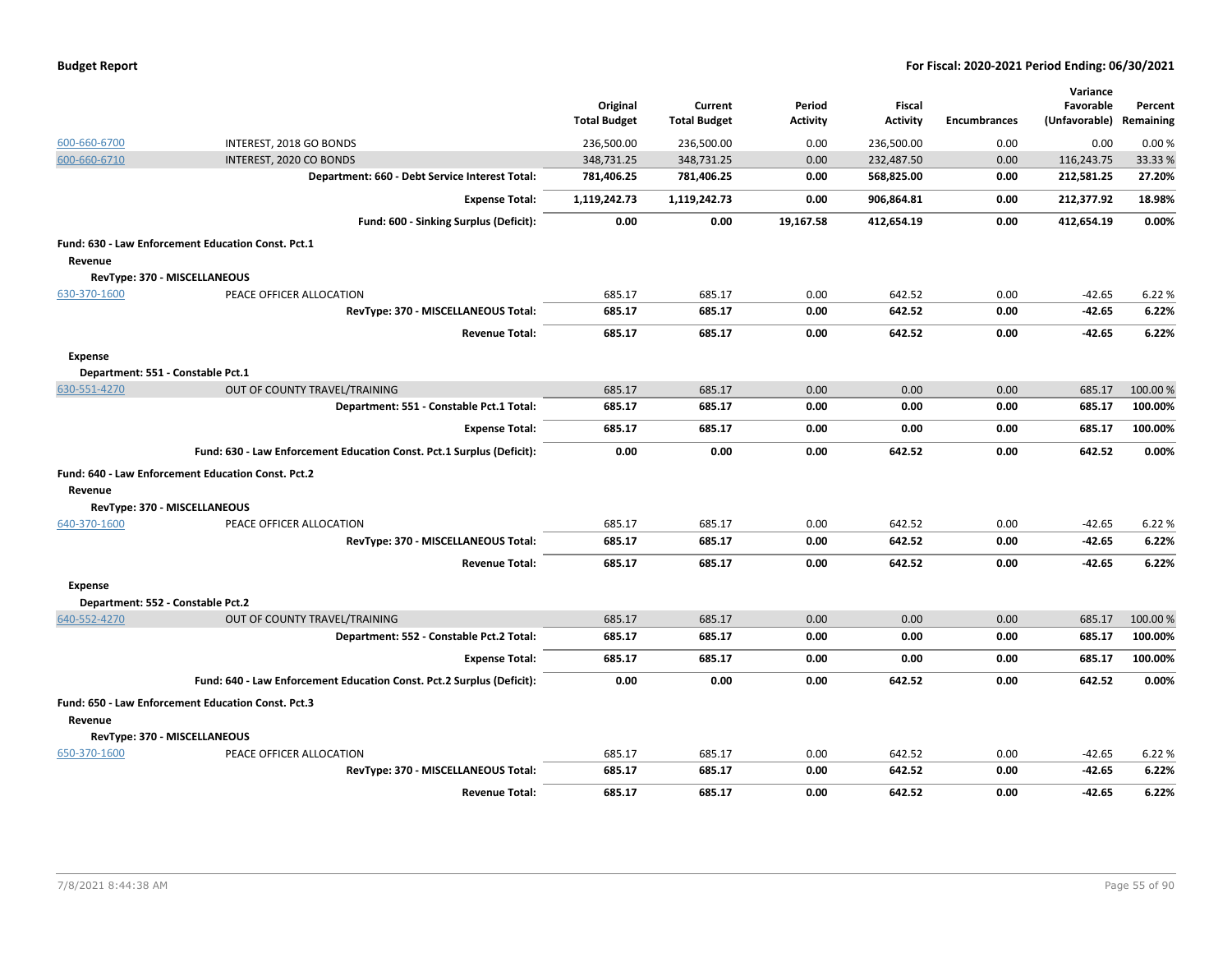| | | Original Total Budget | Current Total Budget | Period Activity | Fiscal Activity | Encumbrances | Variance Favorable (Unfavorable) | Percent Remaining |
|---|---|---|---|---|---|---|---|---|
| 600-660-6700 | INTEREST, 2018 GO BONDS | 236,500.00 | 236,500.00 | 0.00 | 236,500.00 | 0.00 | 0.00 | 0.00 % |
| 600-660-6710 | INTEREST, 2020 CO BONDS | 348,731.25 | 348,731.25 | 0.00 | 232,487.50 | 0.00 | 116,243.75 | 33.33 % |
| | **Department: 660 - Debt Service Interest Total:** | **781,406.25** | **781,406.25** | **0.00** | **568,825.00** | **0.00** | **212,581.25** | **27.20%** |
| | **Expense Total:** | **1,119,242.73** | **1,119,242.73** | **0.00** | **906,864.81** | **0.00** | **212,377.92** | **18.98%** |
| | **Fund: 600 - Sinking Surplus (Deficit):** | **0.00** | **0.00** | **19,167.58** | **412,654.19** | **0.00** | **412,654.19** | **0.00%** |
| **Fund: 630 - Law Enforcement Education Const. Pct.1** | | | | | | | | |
| **Revenue** | | | | | | | | |
| **RevType: 370 - MISCELLANEOUS** | | | | | | | | |
| 630-370-1600 | PEACE OFFICER ALLOCATION | 685.17 | 685.17 | 0.00 | 642.52 | 0.00 | -42.65 | 6.22 % |
| | **RevType: 370 - MISCELLANEOUS Total:** | **685.17** | **685.17** | **0.00** | **642.52** | **0.00** | **-42.65** | **6.22%** |
| | **Revenue Total:** | **685.17** | **685.17** | **0.00** | **642.52** | **0.00** | **-42.65** | **6.22%** |
| **Expense** | | | | | | | | |
| **Department: 551 - Constable Pct.1** | | | | | | | | |
| 630-551-4270 | OUT OF COUNTY TRAVEL/TRAINING | 685.17 | 685.17 | 0.00 | 0.00 | 0.00 | 685.17 | 100.00 % |
| | **Department: 551 - Constable Pct.1 Total:** | **685.17** | **685.17** | **0.00** | **0.00** | **0.00** | **685.17** | **100.00%** |
| | **Expense Total:** | **685.17** | **685.17** | **0.00** | **0.00** | **0.00** | **685.17** | **100.00%** |
| | **Fund: 630 - Law Enforcement Education Const. Pct.1 Surplus (Deficit):** | **0.00** | **0.00** | **0.00** | **642.52** | **0.00** | **642.52** | **0.00%** |
| **Fund: 640 - Law Enforcement Education Const. Pct.2** | | | | | | | | |
| **Revenue** | | | | | | | | |
| **RevType: 370 - MISCELLANEOUS** | | | | | | | | |
| 640-370-1600 | PEACE OFFICER ALLOCATION | 685.17 | 685.17 | 0.00 | 642.52 | 0.00 | -42.65 | 6.22 % |
| | **RevType: 370 - MISCELLANEOUS Total:** | **685.17** | **685.17** | **0.00** | **642.52** | **0.00** | **-42.65** | **6.22%** |
| | **Revenue Total:** | **685.17** | **685.17** | **0.00** | **642.52** | **0.00** | **-42.65** | **6.22%** |
| **Expense** | | | | | | | | |
| **Department: 552 - Constable Pct.2** | | | | | | | | |
| 640-552-4270 | OUT OF COUNTY TRAVEL/TRAINING | 685.17 | 685.17 | 0.00 | 0.00 | 0.00 | 685.17 | 100.00 % |
| | **Department: 552 - Constable Pct.2 Total:** | **685.17** | **685.17** | **0.00** | **0.00** | **0.00** | **685.17** | **100.00%** |
| | **Expense Total:** | **685.17** | **685.17** | **0.00** | **0.00** | **0.00** | **685.17** | **100.00%** |
| | **Fund: 640 - Law Enforcement Education Const. Pct.2 Surplus (Deficit):** | **0.00** | **0.00** | **0.00** | **642.52** | **0.00** | **642.52** | **0.00%** |
| **Fund: 650 - Law Enforcement Education Const. Pct.3** | | | | | | | | |
| **Revenue** | | | | | | | | |
| **RevType: 370 - MISCELLANEOUS** | | | | | | | | |
| 650-370-1600 | PEACE OFFICER ALLOCATION | 685.17 | 685.17 | 0.00 | 642.52 | 0.00 | -42.65 | 6.22 % |
| | **RevType: 370 - MISCELLANEOUS Total:** | **685.17** | **685.17** | **0.00** | **642.52** | **0.00** | **-42.65** | **6.22%** |
| | **Revenue Total:** | **685.17** | **685.17** | **0.00** | **642.52** | **0.00** | **-42.65** | **6.22%** |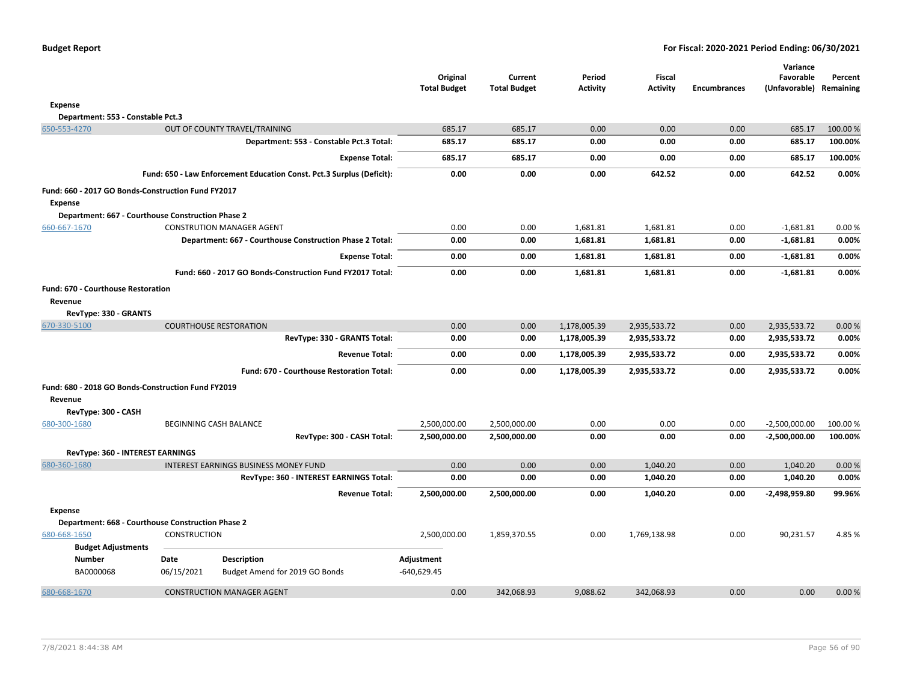| | | Original Total Budget | Current Total Budget | Period Activity | Fiscal Activity | Encumbrances | Variance Favorable (Unfavorable) | Percent Remaining |
|---|---|---|---|---|---|---|---|---|
| **Expense** | | | | | | | | |
| **Department: 553 - Constable Pct.3** | | | | | | | | |
| 650-553-4270 | OUT OF COUNTY TRAVEL/TRAINING | 685.17 | 685.17 | 0.00 | 0.00 | 0.00 | 685.17 | 100.00 % |
| | **Department: 553 - Constable Pct.3 Total:** | **685.17** | **685.17** | **0.00** | **0.00** | **0.00** | **685.17** | **100.00%** |
| | **Expense Total:** | **685.17** | **685.17** | **0.00** | **0.00** | **0.00** | **685.17** | **100.00%** |
| | **Fund: 650 - Law Enforcement Education Const. Pct.3 Surplus (Deficit):** | **0.00** | **0.00** | **0.00** | **642.52** | **0.00** | **642.52** | **0.00%** |
| **Fund: 660 - 2017 GO Bonds-Construction Fund FY2017** | | | | | | | | |
| **Expense** | | | | | | | | |
| **Department: 667 - Courthouse Construction Phase 2** | | | | | | | | |
| 660-667-1670 | CONSTRUTION MANAGER AGENT | 0.00 | 0.00 | 1,681.81 | 1,681.81 | 0.00 | -1,681.81 | 0.00 % |
| | **Department: 667 - Courthouse Construction Phase 2 Total:** | **0.00** | **0.00** | **1,681.81** | **1,681.81** | **0.00** | **-1,681.81** | **0.00%** |
| | **Expense Total:** | **0.00** | **0.00** | **1,681.81** | **1,681.81** | **0.00** | **-1,681.81** | **0.00%** |
| | **Fund: 660 - 2017 GO Bonds-Construction Fund FY2017 Total:** | **0.00** | **0.00** | **1,681.81** | **1,681.81** | **0.00** | **-1,681.81** | **0.00%** |
| **Fund: 670 - Courthouse Restoration** | | | | | | | | |
| **Revenue** | | | | | | | | |
| **RevType: 330 - GRANTS** | | | | | | | | |
| 670-330-5100 | COURTHOUSE RESTORATION | 0.00 | 0.00 | 1,178,005.39 | 2,935,533.72 | 0.00 | 2,935,533.72 | 0.00 % |
| | **RevType: 330 - GRANTS Total:** | **0.00** | **0.00** | **1,178,005.39** | **2,935,533.72** | **0.00** | **2,935,533.72** | **0.00%** |
| | **Revenue Total:** | **0.00** | **0.00** | **1,178,005.39** | **2,935,533.72** | **0.00** | **2,935,533.72** | **0.00%** |
| | **Fund: 670 - Courthouse Restoration Total:** | **0.00** | **0.00** | **1,178,005.39** | **2,935,533.72** | **0.00** | **2,935,533.72** | **0.00%** |
| **Fund: 680 - 2018 GO Bonds-Construction Fund FY2019** | | | | | | | | |
| **Revenue** | | | | | | | | |
| **RevType: 300 - CASH** | | | | | | | | |
| 680-300-1680 | BEGINNING CASH BALANCE | 2,500,000.00 | 2,500,000.00 | 0.00 | 0.00 | 0.00 | -2,500,000.00 | 100.00 % |
| | **RevType: 300 - CASH Total:** | **2,500,000.00** | **2,500,000.00** | **0.00** | **0.00** | **0.00** | **-2,500,000.00** | **100.00%** |
| **RevType: 360 - INTEREST EARNINGS** | | | | | | | | |
| 680-360-1680 | INTEREST EARNINGS BUSINESS MONEY FUND | 0.00 | 0.00 | 0.00 | 1,040.20 | 0.00 | 1,040.20 | 0.00 % |
| | **RevType: 360 - INTEREST EARNINGS Total:** | **0.00** | **0.00** | **0.00** | **1,040.20** | **0.00** | **1,040.20** | **0.00%** |
| | **Revenue Total:** | **2,500,000.00** | **2,500,000.00** | **0.00** | **1,040.20** | **0.00** | **-2,498,959.80** | **99.96%** |
| **Expense** | | | | | | | | |
| **Department: 668 - Courthouse Construction Phase 2** | | | | | | | | |
| 680-668-1650 | CONSTRUCTION | 2,500,000.00 | 1,859,370.55 | 0.00 | 1,769,138.98 | 0.00 | 90,231.57 | 4.85 % |

**Budget Adjustments**

| Number | Date | Description | Adjustment |
|---|---|---|---|
| BA0000068 | 06/15/2021 | Budget Amend for 2019 GO Bonds | -640,629.45 |

| | | Original Total Budget | Current Total Budget | Period Activity | Fiscal Activity | Encumbrances | Variance Favorable (Unfavorable) | Percent Remaining |
|---|---|---|---|---|---|---|---|---|
| 680-668-1670 | CONSTRUCTION MANAGER AGENT | 0.00 | 342,068.93 | 9,088.62 | 342,068.93 | 0.00 | 0.00 | 0.00 % |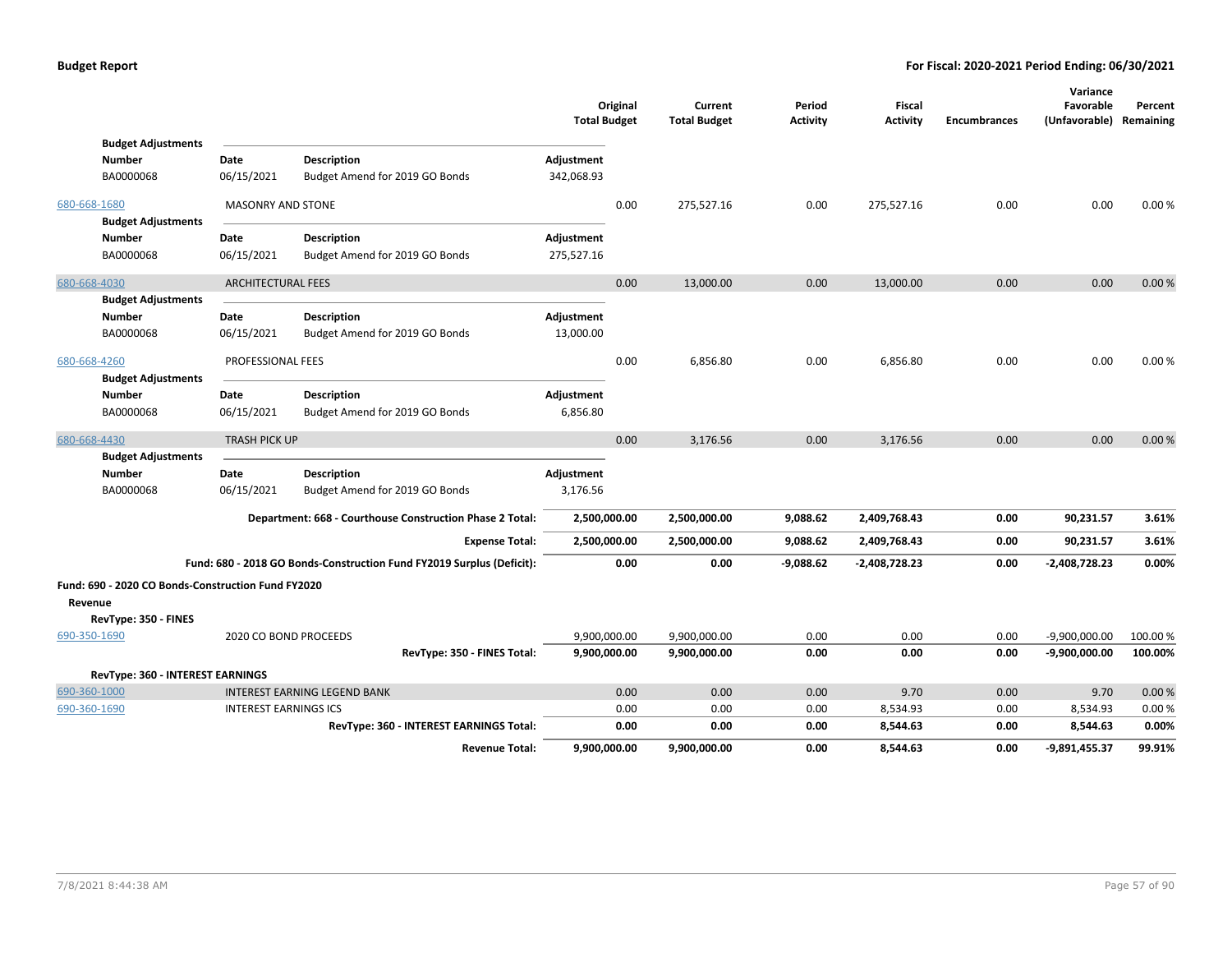| | | | Original Total Budget | Current Total Budget | Period Activity | Fiscal Activity | Encumbrances | Variance Favorable (Unfavorable) | Percent Remaining |
|---|---|---|---|---|---|---|---|---|---|
| **Budget Adjustments** | | | | | | | | | |
| **Number** | **Date** | **Description** | **Adjustment** | | | | | | |
| BA0000068 | 06/15/2021 | Budget Amend for 2019 GO Bonds | 342,068.93 | | | | | | |
| 680-668-1680 | MASONRY AND STONE | | 0.00 | 275,527.16 | 0.00 | 275,527.16 | 0.00 | 0.00 | 0.00 % |
| **Budget Adjustments** | | | | | | | | | |
| **Number** | **Date** | **Description** | **Adjustment** | | | | | | |
| BA0000068 | 06/15/2021 | Budget Amend for 2019 GO Bonds | 275,527.16 | | | | | | |
| 680-668-4030 | ARCHITECTURAL FEES | | 0.00 | 13,000.00 | 0.00 | 13,000.00 | 0.00 | 0.00 | 0.00 % |
| **Budget Adjustments** | | | | | | | | | |
| **Number** | **Date** | **Description** | **Adjustment** | | | | | | |
| BA0000068 | 06/15/2021 | Budget Amend for 2019 GO Bonds | 13,000.00 | | | | | | |
| 680-668-4260 | PROFESSIONAL FEES | | 0.00 | 6,856.80 | 0.00 | 6,856.80 | 0.00 | 0.00 | 0.00 % |
| **Budget Adjustments** | | | | | | | | | |
| **Number** | **Date** | **Description** | **Adjustment** | | | | | | |
| BA0000068 | 06/15/2021 | Budget Amend for 2019 GO Bonds | 6,856.80 | | | | | | |
| 680-668-4430 | TRASH PICK UP | | 0.00 | 3,176.56 | 0.00 | 3,176.56 | 0.00 | 0.00 | 0.00 % |
| **Budget Adjustments** | | | | | | | | | |
| **Number** | **Date** | **Description** | **Adjustment** | | | | | | |
| BA0000068 | 06/15/2021 | Budget Amend for 2019 GO Bonds | 3,176.56 | | | | | | |
| | | **Department: 668 - Courthouse Construction Phase 2 Total:** | **2,500,000.00** | **2,500,000.00** | **9,088.62** | **2,409,768.43** | **0.00** | **90,231.57** | **3.61%** |
| | | **Expense Total:** | **2,500,000.00** | **2,500,000.00** | **9,088.62** | **2,409,768.43** | **0.00** | **90,231.57** | **3.61%** |
| | | **Fund: 680 - 2018 GO Bonds-Construction Fund FY2019 Surplus (Deficit):** | **0.00** | **0.00** | **-9,088.62** | **-2,408,728.23** | **0.00** | **-2,408,728.23** | **0.00%** |

**Fund: 690 - 2020 CO Bonds-Construction Fund FY2020**

**Revenue**

| | | | Original Total Budget | Current Total Budget | Period Activity | Fiscal Activity | Encumbrances | Variance Favorable (Unfavorable) | Percent Remaining |
|---|---|---|---|---|---|---|---|---|---|
| **RevType: 350 - FINES** | | | | | | | | | |
| 690-350-1690 | 2020 CO BOND PROCEEDS | | 9,900,000.00 | 9,900,000.00 | 0.00 | 0.00 | 0.00 | -9,900,000.00 | 100.00 % |
| | | **RevType: 350 - FINES Total:** | **9,900,000.00** | **9,900,000.00** | **0.00** | **0.00** | **0.00** | **-9,900,000.00** | **100.00%** |
| **RevType: 360 - INTEREST EARNINGS** | | | | | | | | | |
| 690-360-1000 | INTEREST EARNING LEGEND BANK | | 0.00 | 0.00 | 0.00 | 9.70 | 0.00 | 9.70 | 0.00 % |
| 690-360-1690 | INTEREST EARNINGS ICS | | 0.00 | 0.00 | 0.00 | 8,534.93 | 0.00 | 8,534.93 | 0.00 % |
| | | **RevType: 360 - INTEREST EARNINGS Total:** | **0.00** | **0.00** | **0.00** | **8,544.63** | **0.00** | **8,544.63** | **0.00%** |
| | | **Revenue Total:** | **9,900,000.00** | **9,900,000.00** | **0.00** | **8,544.63** | **0.00** | **-9,891,455.37** | **99.91%** |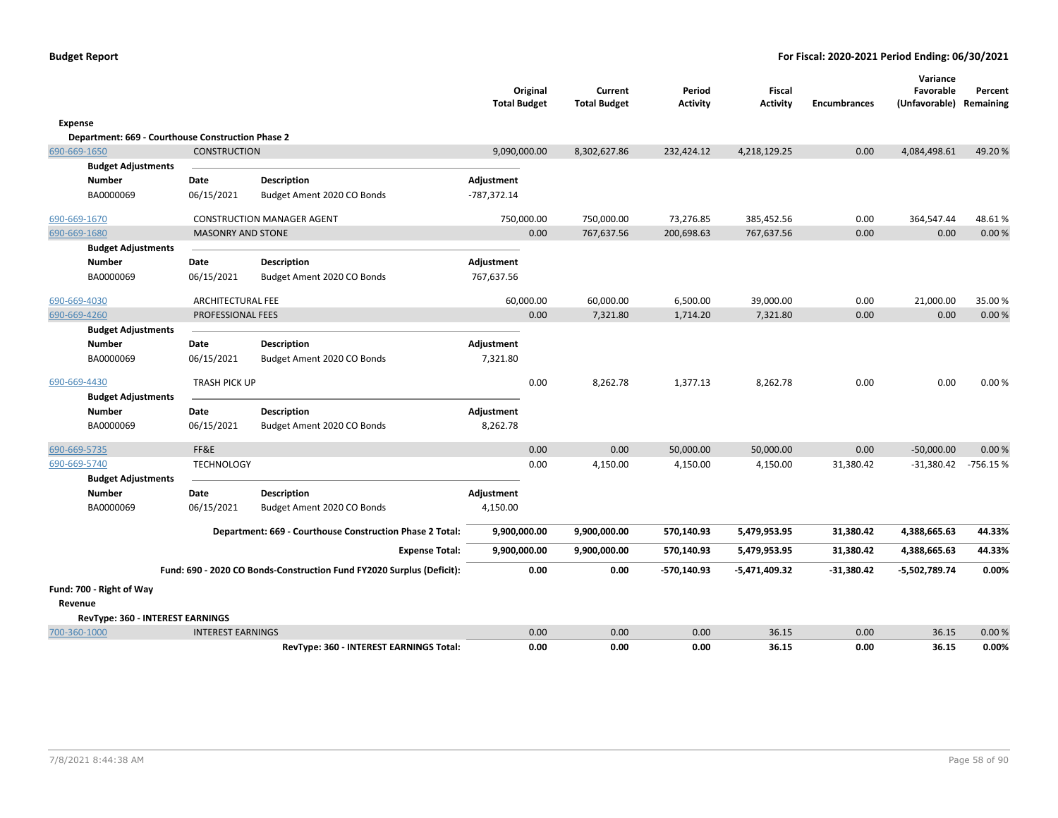**Budget Report** — **For Fiscal: 2020-2021 Period Ending: 06/30/2021**

| | | Original Total Budget | Current Total Budget | Period Activity | Fiscal Activity | Encumbrances | Variance Favorable (Unfavorable) | Percent Remaining |
|---|---|---|---|---|---|---|---|---|
| **Expense** | | | | | | | | |
| **Department: 669 - Courthouse Construction Phase 2** | | | | | | | | |
| 690-669-1650 | CONSTRUCTION | 9,090,000.00 | 8,302,627.86 | 232,424.12 | 4,218,129.25 | 0.00 | 4,084,498.61 | 49.20 % |
| 690-669-1670 | CONSTRUCTION MANAGER AGENT | 750,000.00 | 750,000.00 | 73,276.85 | 385,452.56 | 0.00 | 364,547.44 | 48.61 % |
| 690-669-1680 | MASONRY AND STONE | 0.00 | 767,637.56 | 200,698.63 | 767,637.56 | 0.00 | 0.00 | 0.00 % |
| 690-669-4030 | ARCHITECTURAL FEE | 60,000.00 | 60,000.00 | 6,500.00 | 39,000.00 | 0.00 | 21,000.00 | 35.00 % |
| 690-669-4260 | PROFESSIONAL FEES | 0.00 | 7,321.80 | 1,714.20 | 7,321.80 | 0.00 | 0.00 | 0.00 % |
| 690-669-4430 | TRASH PICK UP | 0.00 | 8,262.78 | 1,377.13 | 8,262.78 | 0.00 | 0.00 | 0.00 % |
| 690-669-5735 | FF&E | 0.00 | 0.00 | 50,000.00 | 50,000.00 | 0.00 | -50,000.00 | 0.00 % |
| 690-669-5740 | TECHNOLOGY | 0.00 | 4,150.00 | 4,150.00 | 4,150.00 | 31,380.42 | -31,380.42 | -756.15 % |
| | **Department: 669 - Courthouse Construction Phase 2 Total:** | **9,900,000.00** | **9,900,000.00** | **570,140.93** | **5,479,953.95** | **31,380.42** | **4,388,665.63** | **44.33%** |
| | **Expense Total:** | **9,900,000.00** | **9,900,000.00** | **570,140.93** | **5,479,953.95** | **31,380.42** | **4,388,665.63** | **44.33%** |
| | **Fund: 690 - 2020 CO Bonds-Construction Fund FY2020 Surplus (Deficit):** | **0.00** | **0.00** | **-570,140.93** | **-5,471,409.32** | **-31,380.42** | **-5,502,789.74** | **0.00%** |

**Budget Adjustments**

| Account | Number | Date | Description | Adjustment |
|---|---|---|---|---|
| 690-669-1650 | BA0000069 | 06/15/2021 | Budget Ament 2020 CO Bonds | -787,372.14 |
| 690-669-1680 | BA0000069 | 06/15/2021 | Budget Ament 2020 CO Bonds | 767,637.56 |
| 690-669-4260 | BA0000069 | 06/15/2021 | Budget Ament 2020 CO Bonds | 7,321.80 |
| 690-669-4430 | BA0000069 | 06/15/2021 | Budget Ament 2020 CO Bonds | 8,262.78 |
| 690-669-5740 | BA0000069 | 06/15/2021 | Budget Ament 2020 CO Bonds | 4,150.00 |

**Fund: 700 - Right of Way**

| | | Original Total Budget | Current Total Budget | Period Activity | Fiscal Activity | Encumbrances | Variance Favorable (Unfavorable) | Percent Remaining |
|---|---|---|---|---|---|---|---|---|
| **Revenue** | | | | | | | | |
| **RevType: 360 - INTEREST EARNINGS** | | | | | | | | |
| 700-360-1000 | INTEREST EARNINGS | 0.00 | 0.00 | 0.00 | 36.15 | 0.00 | 36.15 | 0.00 % |
| | **RevType: 360 - INTEREST EARNINGS Total:** | **0.00** | **0.00** | **0.00** | **36.15** | **0.00** | **36.15** | **0.00%** |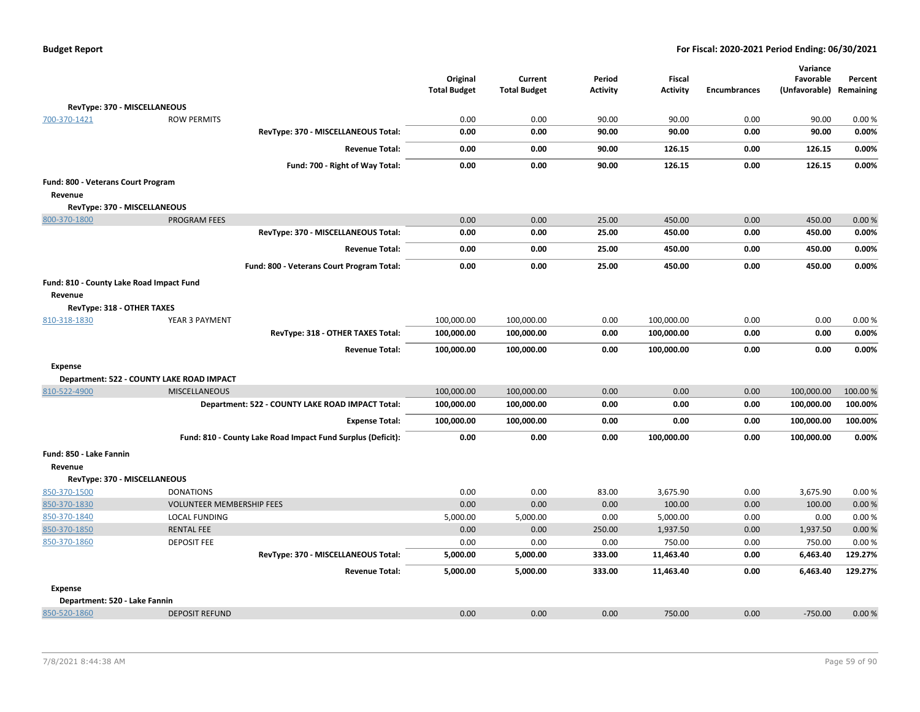| | | Original Total Budget | Current Total Budget | Period Activity | Fiscal Activity | Encumbrances | Variance Favorable (Unfavorable) | Percent Remaining |
|---|---|---|---|---|---|---|---|---|
| **RevType: 370 - MISCELLANEOUS** | | | | | | | | |
| 700-370-1421 | ROW PERMITS | 0.00 | 0.00 | 90.00 | 90.00 | 0.00 | 90.00 | 0.00 % |
| | **RevType: 370 - MISCELLANEOUS Total:** | **0.00** | **0.00** | **90.00** | **90.00** | **0.00** | **90.00** | **0.00%** |
| | **Revenue Total:** | **0.00** | **0.00** | **90.00** | **126.15** | **0.00** | **126.15** | **0.00%** |
| | **Fund: 700 - Right of Way Total:** | **0.00** | **0.00** | **90.00** | **126.15** | **0.00** | **126.15** | **0.00%** |
| **Fund: 800 - Veterans Court Program** | | | | | | | | |
| **Revenue** | | | | | | | | |
| **RevType: 370 - MISCELLANEOUS** | | | | | | | | |
| 800-370-1800 | PROGRAM FEES | 0.00 | 0.00 | 25.00 | 450.00 | 0.00 | 450.00 | 0.00 % |
| | **RevType: 370 - MISCELLANEOUS Total:** | **0.00** | **0.00** | **25.00** | **450.00** | **0.00** | **450.00** | **0.00%** |
| | **Revenue Total:** | **0.00** | **0.00** | **25.00** | **450.00** | **0.00** | **450.00** | **0.00%** |
| | **Fund: 800 - Veterans Court Program Total:** | **0.00** | **0.00** | **25.00** | **450.00** | **0.00** | **450.00** | **0.00%** |
| **Fund: 810 - County Lake Road Impact Fund** | | | | | | | | |
| **Revenue** | | | | | | | | |
| **RevType: 318 - OTHER TAXES** | | | | | | | | |
| 810-318-1830 | YEAR 3 PAYMENT | 100,000.00 | 100,000.00 | 0.00 | 100,000.00 | 0.00 | 0.00 | 0.00 % |
| | **RevType: 318 - OTHER TAXES Total:** | **100,000.00** | **100,000.00** | **0.00** | **100,000.00** | **0.00** | **0.00** | **0.00%** |
| | **Revenue Total:** | **100,000.00** | **100,000.00** | **0.00** | **100,000.00** | **0.00** | **0.00** | **0.00%** |
| **Expense** | | | | | | | | |
| **Department: 522 - COUNTY LAKE ROAD IMPACT** | | | | | | | | |
| 810-522-4900 | MISCELLANEOUS | 100,000.00 | 100,000.00 | 0.00 | 0.00 | 0.00 | 100,000.00 | 100.00 % |
| | **Department: 522 - COUNTY LAKE ROAD IMPACT Total:** | **100,000.00** | **100,000.00** | **0.00** | **0.00** | **0.00** | **100,000.00** | **100.00%** |
| | **Expense Total:** | **100,000.00** | **100,000.00** | **0.00** | **0.00** | **0.00** | **100,000.00** | **100.00%** |
| | **Fund: 810 - County Lake Road Impact Fund Surplus (Deficit):** | **0.00** | **0.00** | **0.00** | **100,000.00** | **0.00** | **100,000.00** | **0.00%** |
| **Fund: 850 - Lake Fannin** | | | | | | | | |
| **Revenue** | | | | | | | | |
| **RevType: 370 - MISCELLANEOUS** | | | | | | | | |
| 850-370-1500 | DONATIONS | 0.00 | 0.00 | 83.00 | 3,675.90 | 0.00 | 3,675.90 | 0.00 % |
| 850-370-1830 | VOLUNTEER MEMBERSHIP FEES | 0.00 | 0.00 | 0.00 | 100.00 | 0.00 | 100.00 | 0.00 % |
| 850-370-1840 | LOCAL FUNDING | 5,000.00 | 5,000.00 | 0.00 | 5,000.00 | 0.00 | 0.00 | 0.00 % |
| 850-370-1850 | RENTAL FEE | 0.00 | 0.00 | 250.00 | 1,937.50 | 0.00 | 1,937.50 | 0.00 % |
| 850-370-1860 | DEPOSIT FEE | 0.00 | 0.00 | 0.00 | 750.00 | 0.00 | 750.00 | 0.00 % |
| | **RevType: 370 - MISCELLANEOUS Total:** | **5,000.00** | **5,000.00** | **333.00** | **11,463.40** | **0.00** | **6,463.40** | **129.27%** |
| | **Revenue Total:** | **5,000.00** | **5,000.00** | **333.00** | **11,463.40** | **0.00** | **6,463.40** | **129.27%** |
| **Expense** | | | | | | | | |
| **Department: 520 - Lake Fannin** | | | | | | | | |
| 850-520-1860 | DEPOSIT REFUND | 0.00 | 0.00 | 0.00 | 750.00 | 0.00 | -750.00 | 0.00 % |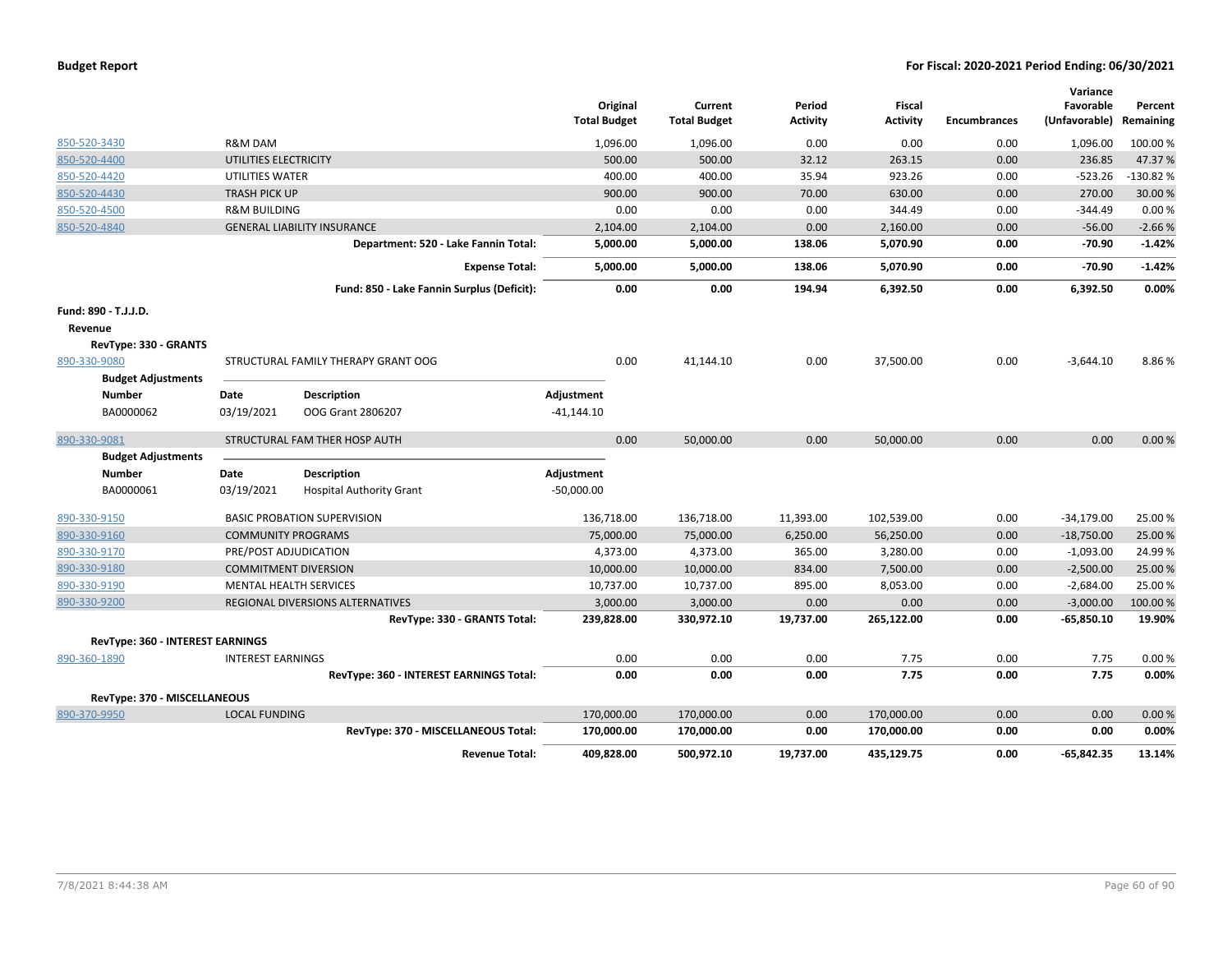| | | Original Total Budget | Current Total Budget | Period Activity | Fiscal Activity | Encumbrances | Variance Favorable (Unfavorable) | Percent Remaining |
|---|---|---|---|---|---|---|---|---|
| 850-520-3430 | R&M DAM | 1,096.00 | 1,096.00 | 0.00 | 0.00 | 0.00 | 1,096.00 | 100.00 % |
| 850-520-4400 | UTILITIES ELECTRICITY | 500.00 | 500.00 | 32.12 | 263.15 | 0.00 | 236.85 | 47.37 % |
| 850-520-4420 | UTILITIES WATER | 400.00 | 400.00 | 35.94 | 923.26 | 0.00 | -523.26 | -130.82 % |
| 850-520-4430 | TRASH PICK UP | 900.00 | 900.00 | 70.00 | 630.00 | 0.00 | 270.00 | 30.00 % |
| 850-520-4500 | R&M BUILDING | 0.00 | 0.00 | 0.00 | 344.49 | 0.00 | -344.49 | 0.00 % |
| 850-520-4840 | GENERAL LIABILITY INSURANCE | 2,104.00 | 2,104.00 | 0.00 | 2,160.00 | 0.00 | -56.00 | -2.66 % |
| | **Department: 520 - Lake Fannin Total:** | **5,000.00** | **5,000.00** | **138.06** | **5,070.90** | **0.00** | **-70.90** | **-1.42%** |
| | **Expense Total:** | **5,000.00** | **5,000.00** | **138.06** | **5,070.90** | **0.00** | **-70.90** | **-1.42%** |
| | **Fund: 850 - Lake Fannin Surplus (Deficit):** | **0.00** | **0.00** | **194.94** | **6,392.50** | **0.00** | **6,392.50** | **0.00%** |

**Fund: 890 - T.J.J.D.**

**Revenue**

**RevType: 330 - GRANTS**

| | | Original Total Budget | Current Total Budget | Period Activity | Fiscal Activity | Encumbrances | Variance Favorable (Unfavorable) | Percent Remaining |
|---|---|---|---|---|---|---|---|---|
| 890-330-9080 | STRUCTURAL FAMILY THERAPY GRANT OOG | 0.00 | 41,144.10 | 0.00 | 37,500.00 | 0.00 | -3,644.10 | 8.86 % |

**Budget Adjustments**

| Number | Date | Description | Adjustment |
|---|---|---|---|
| BA0000062 | 03/19/2021 | OOG Grant 2806207 | -41,144.10 |

| | | Original Total Budget | Current Total Budget | Period Activity | Fiscal Activity | Encumbrances | Variance Favorable (Unfavorable) | Percent Remaining |
|---|---|---|---|---|---|---|---|---|
| 890-330-9081 | STRUCTURAL FAM THER HOSP AUTH | 0.00 | 50,000.00 | 0.00 | 50,000.00 | 0.00 | 0.00 | 0.00 % |

**Budget Adjustments**

| Number | Date | Description | Adjustment |
|---|---|---|---|
| BA0000061 | 03/19/2021 | Hospital Authority Grant | -50,000.00 |

| | | Original Total Budget | Current Total Budget | Period Activity | Fiscal Activity | Encumbrances | Variance Favorable (Unfavorable) | Percent Remaining |
|---|---|---|---|---|---|---|---|---|
| 890-330-9150 | BASIC PROBATION SUPERVISION | 136,718.00 | 136,718.00 | 11,393.00 | 102,539.00 | 0.00 | -34,179.00 | 25.00 % |
| 890-330-9160 | COMMUNITY PROGRAMS | 75,000.00 | 75,000.00 | 6,250.00 | 56,250.00 | 0.00 | -18,750.00 | 25.00 % |
| 890-330-9170 | PRE/POST ADJUDICATION | 4,373.00 | 4,373.00 | 365.00 | 3,280.00 | 0.00 | -1,093.00 | 24.99 % |
| 890-330-9180 | COMMITMENT DIVERSION | 10,000.00 | 10,000.00 | 834.00 | 7,500.00 | 0.00 | -2,500.00 | 25.00 % |
| 890-330-9190 | MENTAL HEALTH SERVICES | 10,737.00 | 10,737.00 | 895.00 | 8,053.00 | 0.00 | -2,684.00 | 25.00 % |
| 890-330-9200 | REGIONAL DIVERSIONS ALTERNATIVES | 3,000.00 | 3,000.00 | 0.00 | 0.00 | 0.00 | -3,000.00 | 100.00 % |
| | **RevType: 330 - GRANTS Total:** | **239,828.00** | **330,972.10** | **19,737.00** | **265,122.00** | **0.00** | **-65,850.10** | **19.90%** |

**RevType: 360 - INTEREST EARNINGS**

| | | Original Total Budget | Current Total Budget | Period Activity | Fiscal Activity | Encumbrances | Variance Favorable (Unfavorable) | Percent Remaining |
|---|---|---|---|---|---|---|---|---|
| 890-360-1890 | INTEREST EARNINGS | 0.00 | 0.00 | 0.00 | 7.75 | 0.00 | 7.75 | 0.00 % |
| | **RevType: 360 - INTEREST EARNINGS Total:** | **0.00** | **0.00** | **0.00** | **7.75** | **0.00** | **7.75** | **0.00%** |

**RevType: 370 - MISCELLANEOUS**

| | | Original Total Budget | Current Total Budget | Period Activity | Fiscal Activity | Encumbrances | Variance Favorable (Unfavorable) | Percent Remaining |
|---|---|---|---|---|---|---|---|---|
| 890-370-9950 | LOCAL FUNDING | 170,000.00 | 170,000.00 | 0.00 | 170,000.00 | 0.00 | 0.00 | 0.00 % |
| | **RevType: 370 - MISCELLANEOUS Total:** | **170,000.00** | **170,000.00** | **0.00** | **170,000.00** | **0.00** | **0.00** | **0.00%** |
| | **Revenue Total:** | **409,828.00** | **500,972.10** | **19,737.00** | **435,129.75** | **0.00** | **-65,842.35** | **13.14%** |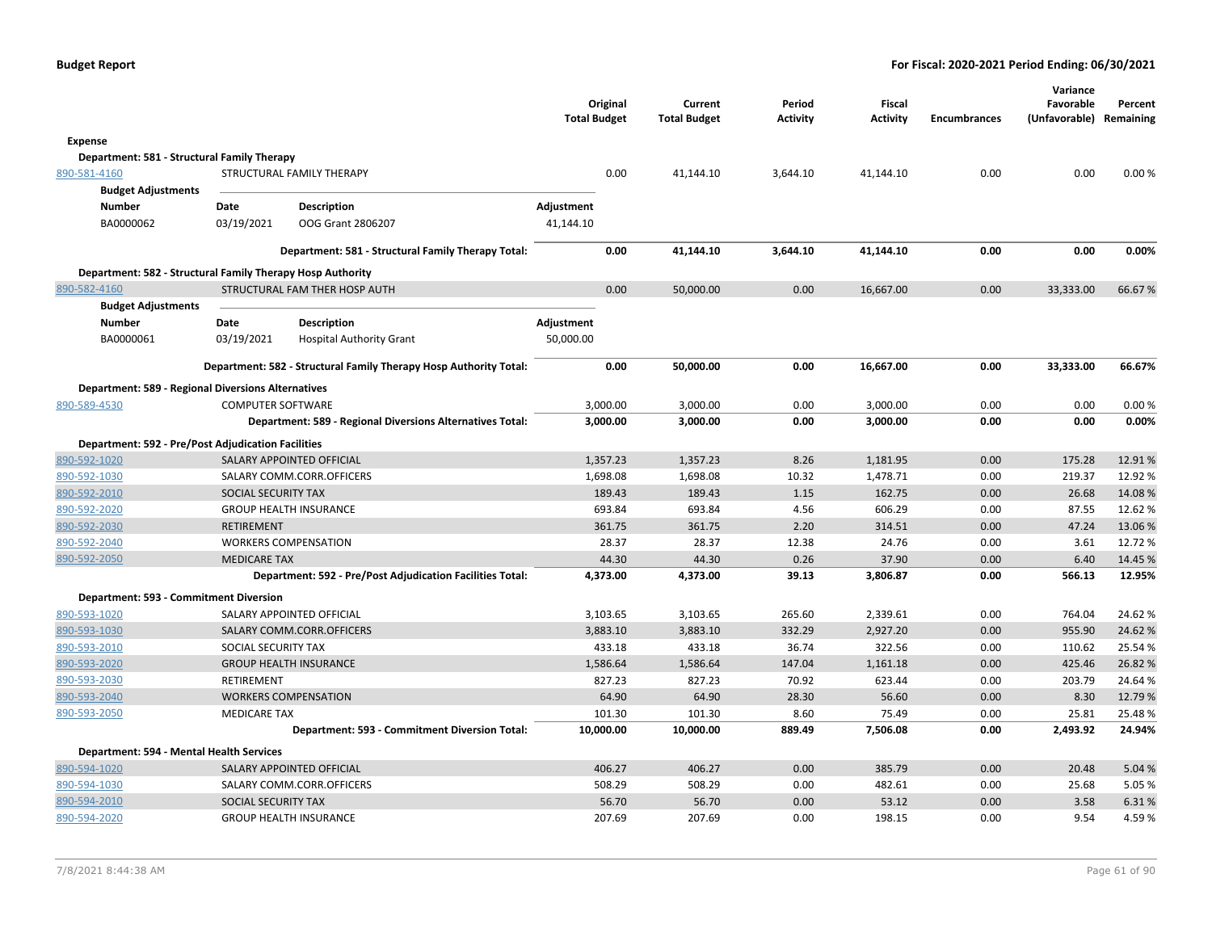**Budget Report** — **For Fiscal: 2020-2021 Period Ending: 06/30/2021**

| | | Original Total Budget | Current Total Budget | Period Activity | Fiscal Activity | Encumbrances | Variance Favorable (Unfavorable) | Percent Remaining |
|---|---|---|---|---|---|---|---|---|
| **Expense** | | | | | | | | |
| **Department: 581 - Structural Family Therapy** | | | | | | | | |
| 890-581-4160 | STRUCTURAL FAMILY THERAPY | 0.00 | 41,144.10 | 3,644.10 | 41,144.10 | 0.00 | 0.00 | 0.00 % |

**Budget Adjustments**

| Number | Date | Description | Adjustment |
|---|---|---|---|
| BA0000062 | 03/19/2021 | OOG Grant 2806207 | 41,144.10 |

| | Original Total Budget | Current Total Budget | Period Activity | Fiscal Activity | Encumbrances | Variance Favorable (Unfavorable) | Percent Remaining |
|---|---|---|---|---|---|---|---|
| **Department: 581 - Structural Family Therapy Total:** | **0.00** | **41,144.10** | **3,644.10** | **41,144.10** | **0.00** | **0.00** | **0.00%** |

| | | Original Total Budget | Current Total Budget | Period Activity | Fiscal Activity | Encumbrances | Variance Favorable (Unfavorable) | Percent Remaining |
|---|---|---|---|---|---|---|---|---|
| **Department: 582 - Structural Family Therapy Hosp Authority** | | | | | | | | |
| 890-582-4160 | STRUCTURAL FAM THER HOSP AUTH | 0.00 | 50,000.00 | 0.00 | 16,667.00 | 0.00 | 33,333.00 | 66.67 % |

**Budget Adjustments**

| Number | Date | Description | Adjustment |
|---|---|---|---|
| BA0000061 | 03/19/2021 | Hospital Authority Grant | 50,000.00 |

| | | Original Total Budget | Current Total Budget | Period Activity | Fiscal Activity | Encumbrances | Variance Favorable (Unfavorable) | Percent Remaining |
|---|---|---|---|---|---|---|---|---|
| | **Department: 582 - Structural Family Therapy Hosp Authority Total:** | **0.00** | **50,000.00** | **0.00** | **16,667.00** | **0.00** | **33,333.00** | **66.67%** |
| **Department: 589 - Regional Diversions Alternatives** | | | | | | | | |
| 890-589-4530 | COMPUTER SOFTWARE | 3,000.00 | 3,000.00 | 0.00 | 3,000.00 | 0.00 | 0.00 | 0.00 % |
| | **Department: 589 - Regional Diversions Alternatives Total:** | **3,000.00** | **3,000.00** | **0.00** | **3,000.00** | **0.00** | **0.00** | **0.00%** |
| **Department: 592 - Pre/Post Adjudication Facilities** | | | | | | | | |
| 890-592-1020 | SALARY APPOINTED OFFICIAL | 1,357.23 | 1,357.23 | 8.26 | 1,181.95 | 0.00 | 175.28 | 12.91 % |
| 890-592-1030 | SALARY COMM.CORR.OFFICERS | 1,698.08 | 1,698.08 | 10.32 | 1,478.71 | 0.00 | 219.37 | 12.92 % |
| 890-592-2010 | SOCIAL SECURITY TAX | 189.43 | 189.43 | 1.15 | 162.75 | 0.00 | 26.68 | 14.08 % |
| 890-592-2020 | GROUP HEALTH INSURANCE | 693.84 | 693.84 | 4.56 | 606.29 | 0.00 | 87.55 | 12.62 % |
| 890-592-2030 | RETIREMENT | 361.75 | 361.75 | 2.20 | 314.51 | 0.00 | 47.24 | 13.06 % |
| 890-592-2040 | WORKERS COMPENSATION | 28.37 | 28.37 | 12.38 | 24.76 | 0.00 | 3.61 | 12.72 % |
| 890-592-2050 | MEDICARE TAX | 44.30 | 44.30 | 0.26 | 37.90 | 0.00 | 6.40 | 14.45 % |
| | **Department: 592 - Pre/Post Adjudication Facilities Total:** | **4,373.00** | **4,373.00** | **39.13** | **3,806.87** | **0.00** | **566.13** | **12.95%** |
| **Department: 593 - Commitment Diversion** | | | | | | | | |
| 890-593-1020 | SALARY APPOINTED OFFICIAL | 3,103.65 | 3,103.65 | 265.60 | 2,339.61 | 0.00 | 764.04 | 24.62 % |
| 890-593-1030 | SALARY COMM.CORR.OFFICERS | 3,883.10 | 3,883.10 | 332.29 | 2,927.20 | 0.00 | 955.90 | 24.62 % |
| 890-593-2010 | SOCIAL SECURITY TAX | 433.18 | 433.18 | 36.74 | 322.56 | 0.00 | 110.62 | 25.54 % |
| 890-593-2020 | GROUP HEALTH INSURANCE | 1,586.64 | 1,586.64 | 147.04 | 1,161.18 | 0.00 | 425.46 | 26.82 % |
| 890-593-2030 | RETIREMENT | 827.23 | 827.23 | 70.92 | 623.44 | 0.00 | 203.79 | 24.64 % |
| 890-593-2040 | WORKERS COMPENSATION | 64.90 | 64.90 | 28.30 | 56.60 | 0.00 | 8.30 | 12.79 % |
| 890-593-2050 | MEDICARE TAX | 101.30 | 101.30 | 8.60 | 75.49 | 0.00 | 25.81 | 25.48 % |
| | **Department: 593 - Commitment Diversion Total:** | **10,000.00** | **10,000.00** | **889.49** | **7,506.08** | **0.00** | **2,493.92** | **24.94%** |
| **Department: 594 - Mental Health Services** | | | | | | | | |
| 890-594-1020 | SALARY APPOINTED OFFICIAL | 406.27 | 406.27 | 0.00 | 385.79 | 0.00 | 20.48 | 5.04 % |
| 890-594-1030 | SALARY COMM.CORR.OFFICERS | 508.29 | 508.29 | 0.00 | 482.61 | 0.00 | 25.68 | 5.05 % |
| 890-594-2010 | SOCIAL SECURITY TAX | 56.70 | 56.70 | 0.00 | 53.12 | 0.00 | 3.58 | 6.31 % |
| 890-594-2020 | GROUP HEALTH INSURANCE | 207.69 | 207.69 | 0.00 | 198.15 | 0.00 | 9.54 | 4.59 % |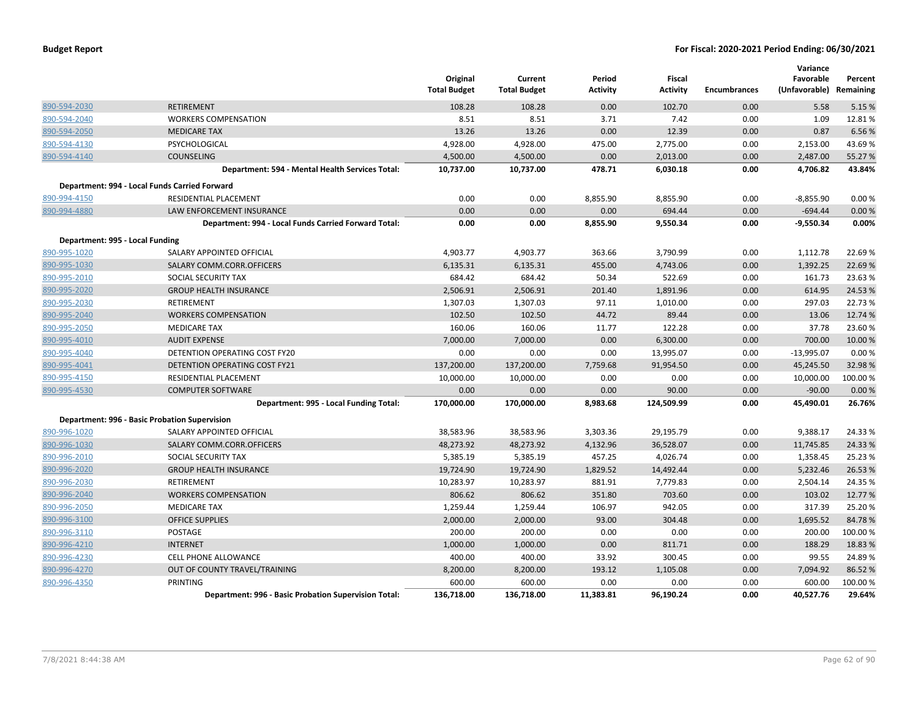| | | Original Total Budget | Current Total Budget | Period Activity | Fiscal Activity | Encumbrances | Variance Favorable (Unfavorable) | Percent Remaining |
|---|---|---|---|---|---|---|---|---|
| 890-594-2030 | RETIREMENT | 108.28 | 108.28 | 0.00 | 102.70 | 0.00 | 5.58 | 5.15 % |
| 890-594-2040 | WORKERS COMPENSATION | 8.51 | 8.51 | 3.71 | 7.42 | 0.00 | 1.09 | 12.81 % |
| 890-594-2050 | MEDICARE TAX | 13.26 | 13.26 | 0.00 | 12.39 | 0.00 | 0.87 | 6.56 % |
| 890-594-4130 | PSYCHOLOGICAL | 4,928.00 | 4,928.00 | 475.00 | 2,775.00 | 0.00 | 2,153.00 | 43.69 % |
| 890-594-4140 | COUNSELING | 4,500.00 | 4,500.00 | 0.00 | 2,013.00 | 0.00 | 2,487.00 | 55.27 % |
| | **Department: 594 - Mental Health Services Total:** | **10,737.00** | **10,737.00** | **478.71** | **6,030.18** | **0.00** | **4,706.82** | **43.84%** |
| **Department: 994 - Local Funds Carried Forward** | | | | | | | | |
| 890-994-4150 | RESIDENTIAL PLACEMENT | 0.00 | 0.00 | 8,855.90 | 8,855.90 | 0.00 | -8,855.90 | 0.00 % |
| 890-994-4880 | LAW ENFORCEMENT INSURANCE | 0.00 | 0.00 | 0.00 | 694.44 | 0.00 | -694.44 | 0.00 % |
| | **Department: 994 - Local Funds Carried Forward Total:** | **0.00** | **0.00** | **8,855.90** | **9,550.34** | **0.00** | **-9,550.34** | **0.00%** |
| **Department: 995 - Local Funding** | | | | | | | | |
| 890-995-1020 | SALARY APPOINTED OFFICIAL | 4,903.77 | 4,903.77 | 363.66 | 3,790.99 | 0.00 | 1,112.78 | 22.69 % |
| 890-995-1030 | SALARY COMM.CORR.OFFICERS | 6,135.31 | 6,135.31 | 455.00 | 4,743.06 | 0.00 | 1,392.25 | 22.69 % |
| 890-995-2010 | SOCIAL SECURITY TAX | 684.42 | 684.42 | 50.34 | 522.69 | 0.00 | 161.73 | 23.63 % |
| 890-995-2020 | GROUP HEALTH INSURANCE | 2,506.91 | 2,506.91 | 201.40 | 1,891.96 | 0.00 | 614.95 | 24.53 % |
| 890-995-2030 | RETIREMENT | 1,307.03 | 1,307.03 | 97.11 | 1,010.00 | 0.00 | 297.03 | 22.73 % |
| 890-995-2040 | WORKERS COMPENSATION | 102.50 | 102.50 | 44.72 | 89.44 | 0.00 | 13.06 | 12.74 % |
| 890-995-2050 | MEDICARE TAX | 160.06 | 160.06 | 11.77 | 122.28 | 0.00 | 37.78 | 23.60 % |
| 890-995-4010 | AUDIT EXPENSE | 7,000.00 | 7,000.00 | 0.00 | 6,300.00 | 0.00 | 700.00 | 10.00 % |
| 890-995-4040 | DETENTION OPERATING COST FY20 | 0.00 | 0.00 | 0.00 | 13,995.07 | 0.00 | -13,995.07 | 0.00 % |
| 890-995-4041 | DETENTION OPERATING COST FY21 | 137,200.00 | 137,200.00 | 7,759.68 | 91,954.50 | 0.00 | 45,245.50 | 32.98 % |
| 890-995-4150 | RESIDENTIAL PLACEMENT | 10,000.00 | 10,000.00 | 0.00 | 0.00 | 0.00 | 10,000.00 | 100.00 % |
| 890-995-4530 | COMPUTER SOFTWARE | 0.00 | 0.00 | 0.00 | 90.00 | 0.00 | -90.00 | 0.00 % |
| | **Department: 995 - Local Funding Total:** | **170,000.00** | **170,000.00** | **8,983.68** | **124,509.99** | **0.00** | **45,490.01** | **26.76%** |
| **Department: 996 - Basic Probation Supervision** | | | | | | | | |
| 890-996-1020 | SALARY APPOINTED OFFICIAL | 38,583.96 | 38,583.96 | 3,303.36 | 29,195.79 | 0.00 | 9,388.17 | 24.33 % |
| 890-996-1030 | SALARY COMM.CORR.OFFICERS | 48,273.92 | 48,273.92 | 4,132.96 | 36,528.07 | 0.00 | 11,745.85 | 24.33 % |
| 890-996-2010 | SOCIAL SECURITY TAX | 5,385.19 | 5,385.19 | 457.25 | 4,026.74 | 0.00 | 1,358.45 | 25.23 % |
| 890-996-2020 | GROUP HEALTH INSURANCE | 19,724.90 | 19,724.90 | 1,829.52 | 14,492.44 | 0.00 | 5,232.46 | 26.53 % |
| 890-996-2030 | RETIREMENT | 10,283.97 | 10,283.97 | 881.91 | 7,779.83 | 0.00 | 2,504.14 | 24.35 % |
| 890-996-2040 | WORKERS COMPENSATION | 806.62 | 806.62 | 351.80 | 703.60 | 0.00 | 103.02 | 12.77 % |
| 890-996-2050 | MEDICARE TAX | 1,259.44 | 1,259.44 | 106.97 | 942.05 | 0.00 | 317.39 | 25.20 % |
| 890-996-3100 | OFFICE SUPPLIES | 2,000.00 | 2,000.00 | 93.00 | 304.48 | 0.00 | 1,695.52 | 84.78 % |
| 890-996-3110 | POSTAGE | 200.00 | 200.00 | 0.00 | 0.00 | 0.00 | 200.00 | 100.00 % |
| 890-996-4210 | INTERNET | 1,000.00 | 1,000.00 | 0.00 | 811.71 | 0.00 | 188.29 | 18.83 % |
| 890-996-4230 | CELL PHONE ALLOWANCE | 400.00 | 400.00 | 33.92 | 300.45 | 0.00 | 99.55 | 24.89 % |
| 890-996-4270 | OUT OF COUNTY TRAVEL/TRAINING | 8,200.00 | 8,200.00 | 193.12 | 1,105.08 | 0.00 | 7,094.92 | 86.52 % |
| 890-996-4350 | PRINTING | 600.00 | 600.00 | 0.00 | 0.00 | 0.00 | 600.00 | 100.00 % |
| | **Department: 996 - Basic Probation Supervision Total:** | **136,718.00** | **136,718.00** | **11,383.81** | **96,190.24** | **0.00** | **40,527.76** | **29.64%** |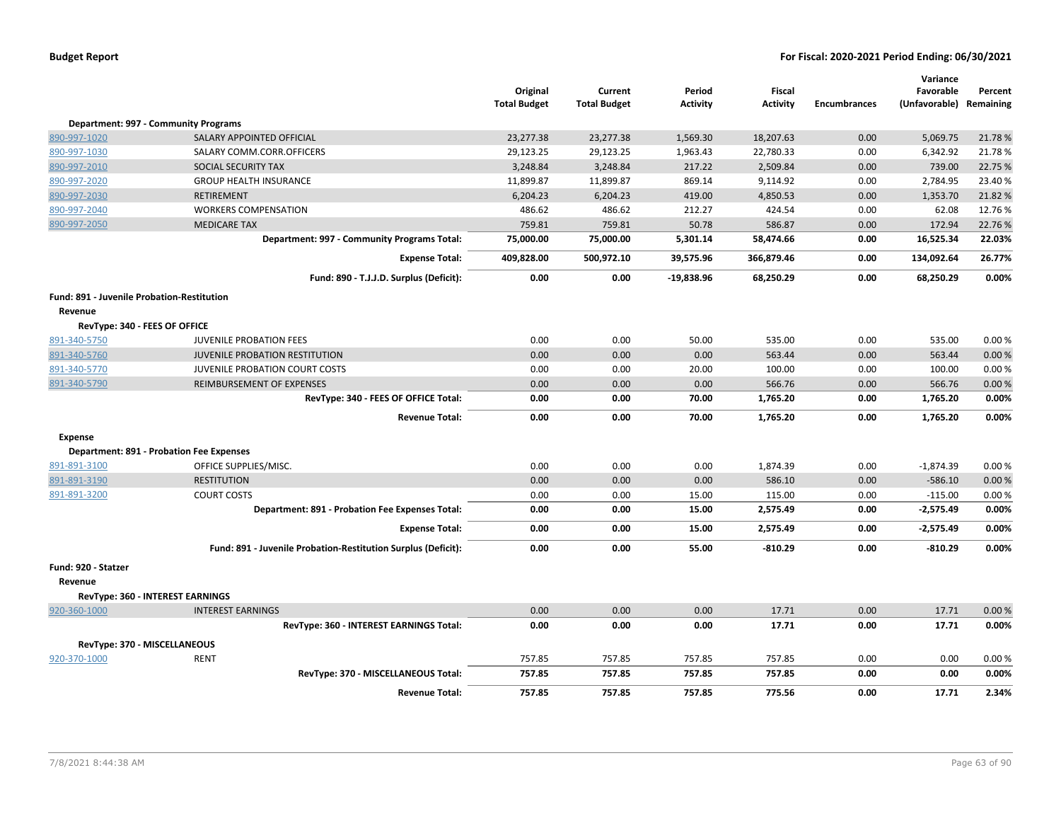**Budget Report** — **For Fiscal: 2020-2021 Period Ending: 06/30/2021**

| | | Original Total Budget | Current Total Budget | Period Activity | Fiscal Activity | Encumbrances | Variance Favorable (Unfavorable) | Percent Remaining |
|---|---|---|---|---|---|---|---|---|
| **Department: 997 - Community Programs** | | | | | | | | |
| 890-997-1020 | SALARY APPOINTED OFFICIAL | 23,277.38 | 23,277.38 | 1,569.30 | 18,207.63 | 0.00 | 5,069.75 | 21.78 % |
| 890-997-1030 | SALARY COMM.CORR.OFFICERS | 29,123.25 | 29,123.25 | 1,963.43 | 22,780.33 | 0.00 | 6,342.92 | 21.78 % |
| 890-997-2010 | SOCIAL SECURITY TAX | 3,248.84 | 3,248.84 | 217.22 | 2,509.84 | 0.00 | 739.00 | 22.75 % |
| 890-997-2020 | GROUP HEALTH INSURANCE | 11,899.87 | 11,899.87 | 869.14 | 9,114.92 | 0.00 | 2,784.95 | 23.40 % |
| 890-997-2030 | RETIREMENT | 6,204.23 | 6,204.23 | 419.00 | 4,850.53 | 0.00 | 1,353.70 | 21.82 % |
| 890-997-2040 | WORKERS COMPENSATION | 486.62 | 486.62 | 212.27 | 424.54 | 0.00 | 62.08 | 12.76 % |
| 890-997-2050 | MEDICARE TAX | 759.81 | 759.81 | 50.78 | 586.87 | 0.00 | 172.94 | 22.76 % |
| | **Department: 997 - Community Programs Total:** | **75,000.00** | **75,000.00** | **5,301.14** | **58,474.66** | **0.00** | **16,525.34** | **22.03%** |
| | **Expense Total:** | **409,828.00** | **500,972.10** | **39,575.96** | **366,879.46** | **0.00** | **134,092.64** | **26.77%** |
| | **Fund: 890 - T.J.J.D. Surplus (Deficit):** | **0.00** | **0.00** | **-19,838.96** | **68,250.29** | **0.00** | **68,250.29** | **0.00%** |
| **Fund: 891 - Juvenile Probation-Restitution** | | | | | | | | |
| **Revenue** | | | | | | | | |
| **RevType: 340 - FEES OF OFFICE** | | | | | | | | |
| 891-340-5750 | JUVENILE PROBATION FEES | 0.00 | 0.00 | 50.00 | 535.00 | 0.00 | 535.00 | 0.00 % |
| 891-340-5760 | JUVENILE PROBATION RESTITUTION | 0.00 | 0.00 | 0.00 | 563.44 | 0.00 | 563.44 | 0.00 % |
| 891-340-5770 | JUVENILE PROBATION COURT COSTS | 0.00 | 0.00 | 20.00 | 100.00 | 0.00 | 100.00 | 0.00 % |
| 891-340-5790 | REIMBURSEMENT OF EXPENSES | 0.00 | 0.00 | 0.00 | 566.76 | 0.00 | 566.76 | 0.00 % |
| | **RevType: 340 - FEES OF OFFICE Total:** | **0.00** | **0.00** | **70.00** | **1,765.20** | **0.00** | **1,765.20** | **0.00%** |
| | **Revenue Total:** | **0.00** | **0.00** | **70.00** | **1,765.20** | **0.00** | **1,765.20** | **0.00%** |
| **Expense** | | | | | | | | |
| **Department: 891 - Probation Fee Expenses** | | | | | | | | |
| 891-891-3100 | OFFICE SUPPLIES/MISC. | 0.00 | 0.00 | 0.00 | 1,874.39 | 0.00 | -1,874.39 | 0.00 % |
| 891-891-3190 | RESTITUTION | 0.00 | 0.00 | 0.00 | 586.10 | 0.00 | -586.10 | 0.00 % |
| 891-891-3200 | COURT COSTS | 0.00 | 0.00 | 15.00 | 115.00 | 0.00 | -115.00 | 0.00 % |
| | **Department: 891 - Probation Fee Expenses Total:** | **0.00** | **0.00** | **15.00** | **2,575.49** | **0.00** | **-2,575.49** | **0.00%** |
| | **Expense Total:** | **0.00** | **0.00** | **15.00** | **2,575.49** | **0.00** | **-2,575.49** | **0.00%** |
| | **Fund: 891 - Juvenile Probation-Restitution Surplus (Deficit):** | **0.00** | **0.00** | **55.00** | **-810.29** | **0.00** | **-810.29** | **0.00%** |
| **Fund: 920 - Statzer** | | | | | | | | |
| **Revenue** | | | | | | | | |
| **RevType: 360 - INTEREST EARNINGS** | | | | | | | | |
| 920-360-1000 | INTEREST EARNINGS | 0.00 | 0.00 | 0.00 | 17.71 | 0.00 | 17.71 | 0.00 % |
| | **RevType: 360 - INTEREST EARNINGS Total:** | **0.00** | **0.00** | **0.00** | **17.71** | **0.00** | **17.71** | **0.00%** |
| **RevType: 370 - MISCELLANEOUS** | | | | | | | | |
| 920-370-1000 | RENT | 757.85 | 757.85 | 757.85 | 757.85 | 0.00 | 0.00 | 0.00 % |
| | **RevType: 370 - MISCELLANEOUS Total:** | **757.85** | **757.85** | **757.85** | **757.85** | **0.00** | **0.00** | **0.00%** |
| | **Revenue Total:** | **757.85** | **757.85** | **757.85** | **775.56** | **0.00** | **17.71** | **2.34%** |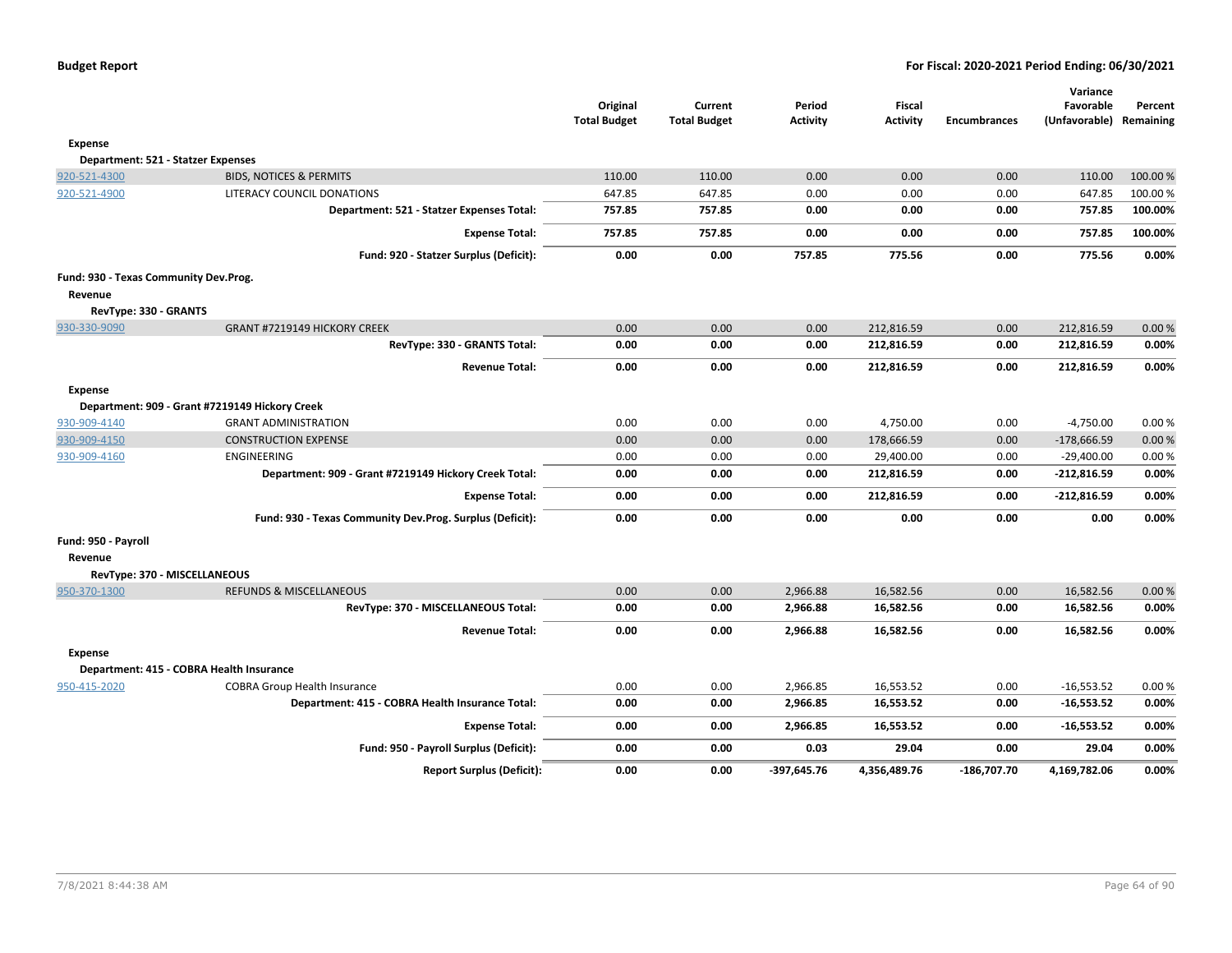**Budget Report** | **For Fiscal: 2020-2021 Period Ending: 06/30/2021**

| | | Original Total Budget | Current Total Budget | Period Activity | Fiscal Activity | Encumbrances | Variance Favorable (Unfavorable) | Percent Remaining |
|---|---|---|---|---|---|---|---|---|
| **Expense** | | | | | | | | |
| **Department: 521 - Statzer Expenses** | | | | | | | | |
| 920-521-4300 | BIDS, NOTICES & PERMITS | 110.00 | 110.00 | 0.00 | 0.00 | 0.00 | 110.00 | 100.00 % |
| 920-521-4900 | LITERACY COUNCIL DONATIONS | 647.85 | 647.85 | 0.00 | 0.00 | 0.00 | 647.85 | 100.00 % |
| | **Department: 521 - Statzer Expenses Total:** | **757.85** | **757.85** | **0.00** | **0.00** | **0.00** | **757.85** | **100.00%** |
| | **Expense Total:** | **757.85** | **757.85** | **0.00** | **0.00** | **0.00** | **757.85** | **100.00%** |
| | **Fund: 920 - Statzer Surplus (Deficit):** | **0.00** | **0.00** | **757.85** | **775.56** | **0.00** | **775.56** | **0.00%** |
| **Fund: 930 - Texas Community Dev.Prog.** | | | | | | | | |
| **Revenue** | | | | | | | | |
| **RevType: 330 - GRANTS** | | | | | | | | |
| 930-330-9090 | GRANT #7219149 HICKORY CREEK | 0.00 | 0.00 | 0.00 | 212,816.59 | 0.00 | 212,816.59 | 0.00 % |
| | **RevType: 330 - GRANTS Total:** | **0.00** | **0.00** | **0.00** | **212,816.59** | **0.00** | **212,816.59** | **0.00%** |
| | **Revenue Total:** | **0.00** | **0.00** | **0.00** | **212,816.59** | **0.00** | **212,816.59** | **0.00%** |
| **Expense** | | | | | | | | |
| **Department: 909 - Grant #7219149 Hickory Creek** | | | | | | | | |
| 930-909-4140 | GRANT ADMINISTRATION | 0.00 | 0.00 | 0.00 | 4,750.00 | 0.00 | -4,750.00 | 0.00 % |
| 930-909-4150 | CONSTRUCTION EXPENSE | 0.00 | 0.00 | 0.00 | 178,666.59 | 0.00 | -178,666.59 | 0.00 % |
| 930-909-4160 | ENGINEERING | 0.00 | 0.00 | 0.00 | 29,400.00 | 0.00 | -29,400.00 | 0.00 % |
| | **Department: 909 - Grant #7219149 Hickory Creek Total:** | **0.00** | **0.00** | **0.00** | **212,816.59** | **0.00** | **-212,816.59** | **0.00%** |
| | **Expense Total:** | **0.00** | **0.00** | **0.00** | **212,816.59** | **0.00** | **-212,816.59** | **0.00%** |
| | **Fund: 930 - Texas Community Dev.Prog. Surplus (Deficit):** | **0.00** | **0.00** | **0.00** | **0.00** | **0.00** | **0.00** | **0.00%** |
| **Fund: 950 - Payroll** | | | | | | | | |
| **Revenue** | | | | | | | | |
| **RevType: 370 - MISCELLANEOUS** | | | | | | | | |
| 950-370-1300 | REFUNDS & MISCELLANEOUS | 0.00 | 0.00 | 2,966.88 | 16,582.56 | 0.00 | 16,582.56 | 0.00 % |
| | **RevType: 370 - MISCELLANEOUS Total:** | **0.00** | **0.00** | **2,966.88** | **16,582.56** | **0.00** | **16,582.56** | **0.00%** |
| | **Revenue Total:** | **0.00** | **0.00** | **2,966.88** | **16,582.56** | **0.00** | **16,582.56** | **0.00%** |
| **Expense** | | | | | | | | |
| **Department: 415 - COBRA Health Insurance** | | | | | | | | |
| 950-415-2020 | COBRA Group Health Insurance | 0.00 | 0.00 | 2,966.85 | 16,553.52 | 0.00 | -16,553.52 | 0.00 % |
| | **Department: 415 - COBRA Health Insurance Total:** | **0.00** | **0.00** | **2,966.85** | **16,553.52** | **0.00** | **-16,553.52** | **0.00%** |
| | **Expense Total:** | **0.00** | **0.00** | **2,966.85** | **16,553.52** | **0.00** | **-16,553.52** | **0.00%** |
| | **Fund: 950 - Payroll Surplus (Deficit):** | **0.00** | **0.00** | **0.03** | **29.04** | **0.00** | **29.04** | **0.00%** |
| | **Report Surplus (Deficit):** | **0.00** | **0.00** | **-397,645.76** | **4,356,489.76** | **-186,707.70** | **4,169,782.06** | **0.00%** |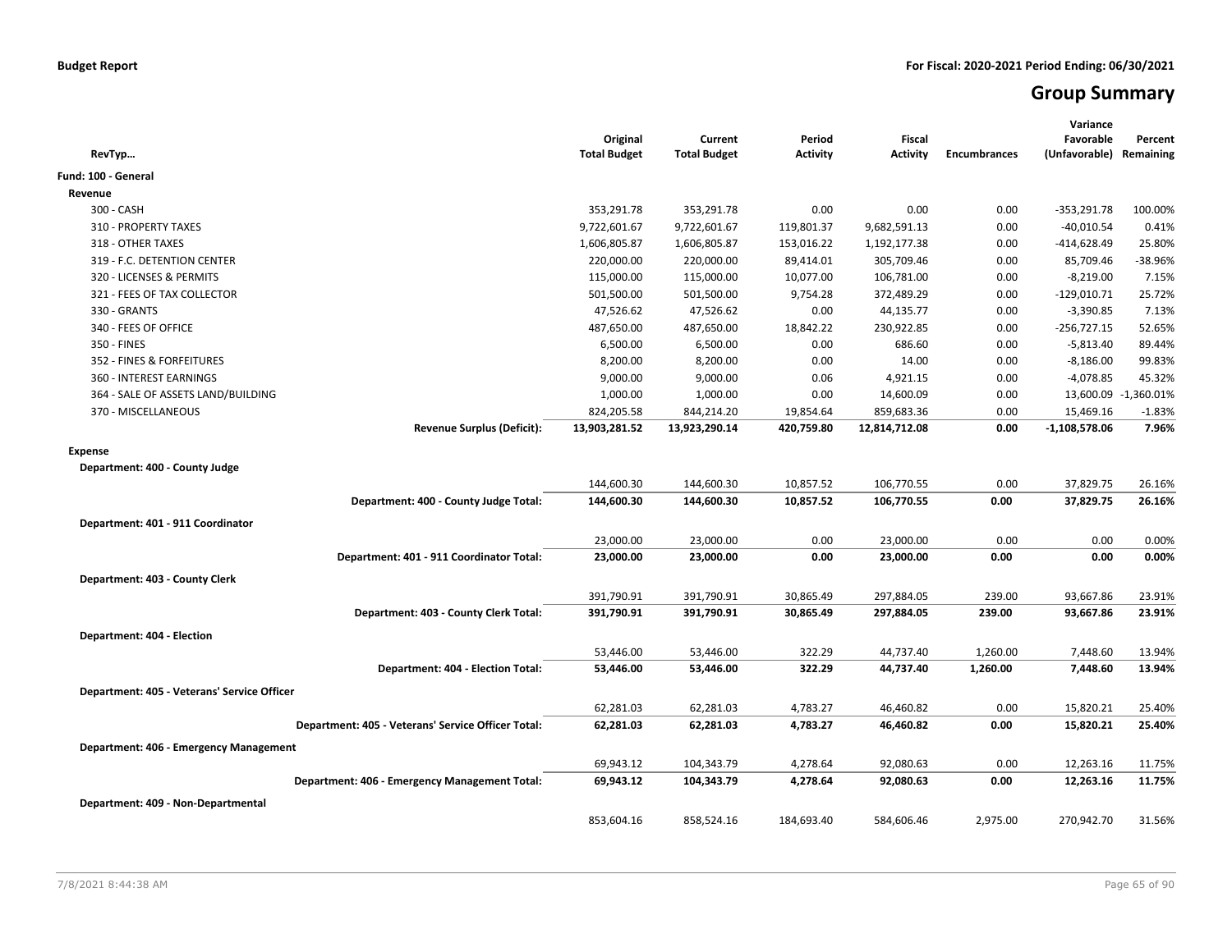**Budget Report** — For Fiscal: 2020-2021 Period Ending: 06/30/2021

# Group Summary

| RevTyp… | Original Total Budget | Current Total Budget | Period Activity | Fiscal Activity | Encumbrances | Variance Favorable (Unfavorable) | Percent Remaining |
|---|---|---|---|---|---|---|---|
| **Fund: 100 - General** | | | | | | | |
| **Revenue** | | | | | | | |
| 300 - CASH | 353,291.78 | 353,291.78 | 0.00 | 0.00 | 0.00 | -353,291.78 | 100.00% |
| 310 - PROPERTY TAXES | 9,722,601.67 | 9,722,601.67 | 119,801.37 | 9,682,591.13 | 0.00 | -40,010.54 | 0.41% |
| 318 - OTHER TAXES | 1,606,805.87 | 1,606,805.87 | 153,016.22 | 1,192,177.38 | 0.00 | -414,628.49 | 25.80% |
| 319 - F.C. DETENTION CENTER | 220,000.00 | 220,000.00 | 89,414.01 | 305,709.46 | 0.00 | 85,709.46 | -38.96% |
| 320 - LICENSES & PERMITS | 115,000.00 | 115,000.00 | 10,077.00 | 106,781.00 | 0.00 | -8,219.00 | 7.15% |
| 321 - FEES OF TAX COLLECTOR | 501,500.00 | 501,500.00 | 9,754.28 | 372,489.29 | 0.00 | -129,010.71 | 25.72% |
| 330 - GRANTS | 47,526.62 | 47,526.62 | 0.00 | 44,135.77 | 0.00 | -3,390.85 | 7.13% |
| 340 - FEES OF OFFICE | 487,650.00 | 487,650.00 | 18,842.22 | 230,922.85 | 0.00 | -256,727.15 | 52.65% |
| 350 - FINES | 6,500.00 | 6,500.00 | 0.00 | 686.60 | 0.00 | -5,813.40 | 89.44% |
| 352 - FINES & FORFEITURES | 8,200.00 | 8,200.00 | 0.00 | 14.00 | 0.00 | -8,186.00 | 99.83% |
| 360 - INTEREST EARNINGS | 9,000.00 | 9,000.00 | 0.06 | 4,921.15 | 0.00 | -4,078.85 | 45.32% |
| 364 - SALE OF ASSETS LAND/BUILDING | 1,000.00 | 1,000.00 | 0.00 | 14,600.09 | 0.00 | 13,600.09 | -1,360.01% |
| 370 - MISCELLANEOUS | 824,205.58 | 844,214.20 | 19,854.64 | 859,683.36 | 0.00 | 15,469.16 | -1.83% |
| **Revenue Surplus (Deficit):** | **13,903,281.52** | **13,923,290.14** | **420,759.80** | **12,814,712.08** | **0.00** | **-1,108,578.06** | **7.96%** |
| **Expense** | | | | | | | |
| **Department: 400 - County Judge** | | | | | | | |
| | 144,600.30 | 144,600.30 | 10,857.52 | 106,770.55 | 0.00 | 37,829.75 | 26.16% |
| **Department: 400 - County Judge Total:** | **144,600.30** | **144,600.30** | **10,857.52** | **106,770.55** | **0.00** | **37,829.75** | **26.16%** |
| **Department: 401 - 911 Coordinator** | | | | | | | |
| | 23,000.00 | 23,000.00 | 0.00 | 23,000.00 | 0.00 | 0.00 | 0.00% |
| **Department: 401 - 911 Coordinator Total:** | **23,000.00** | **23,000.00** | **0.00** | **23,000.00** | **0.00** | **0.00** | **0.00%** |
| **Department: 403 - County Clerk** | | | | | | | |
| | 391,790.91 | 391,790.91 | 30,865.49 | 297,884.05 | 239.00 | 93,667.86 | 23.91% |
| **Department: 403 - County Clerk Total:** | **391,790.91** | **391,790.91** | **30,865.49** | **297,884.05** | **239.00** | **93,667.86** | **23.91%** |
| **Department: 404 - Election** | | | | | | | |
| | 53,446.00 | 53,446.00 | 322.29 | 44,737.40 | 1,260.00 | 7,448.60 | 13.94% |
| **Department: 404 - Election Total:** | **53,446.00** | **53,446.00** | **322.29** | **44,737.40** | **1,260.00** | **7,448.60** | **13.94%** |
| **Department: 405 - Veterans' Service Officer** | | | | | | | |
| | 62,281.03 | 62,281.03 | 4,783.27 | 46,460.82 | 0.00 | 15,820.21 | 25.40% |
| **Department: 405 - Veterans' Service Officer Total:** | **62,281.03** | **62,281.03** | **4,783.27** | **46,460.82** | **0.00** | **15,820.21** | **25.40%** |
| **Department: 406 - Emergency Management** | | | | | | | |
| | 69,943.12 | 104,343.79 | 4,278.64 | 92,080.63 | 0.00 | 12,263.16 | 11.75% |
| **Department: 406 - Emergency Management Total:** | **69,943.12** | **104,343.79** | **4,278.64** | **92,080.63** | **0.00** | **12,263.16** | **11.75%** |
| **Department: 409 - Non-Departmental** | | | | | | | |
| | 853,604.16 | 858,524.16 | 184,693.40 | 584,606.46 | 2,975.00 | 270,942.70 | 31.56% |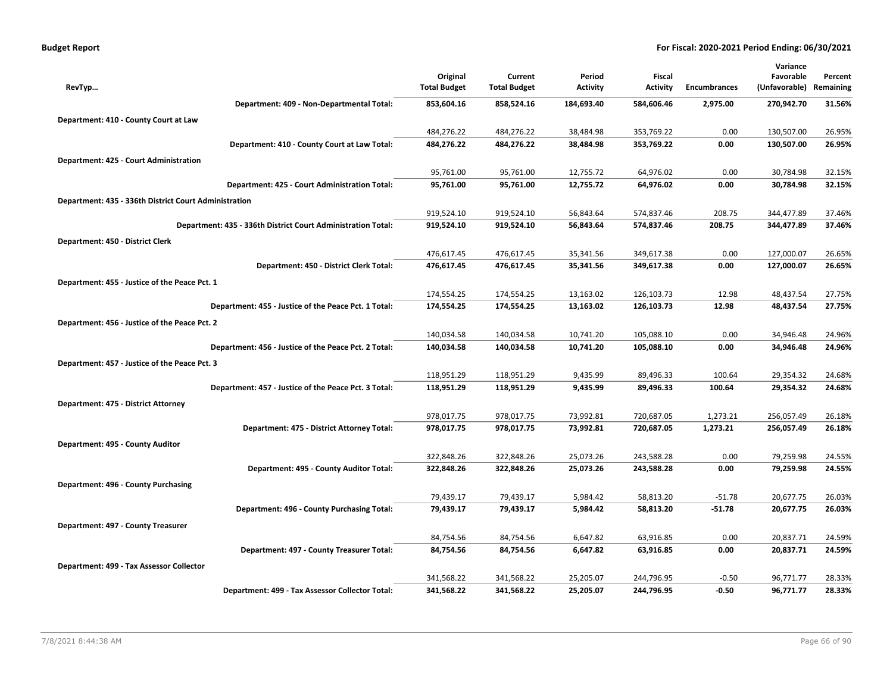| RevTyp... | Original Total Budget | Current Total Budget | Period Activity | Fiscal Activity | Encumbrances | Variance Favorable (Unfavorable) | Percent Remaining |
|---|---|---|---|---|---|---|---|
| **Department: 409 - Non-Departmental Total:** | **853,604.16** | **858,524.16** | **184,693.40** | **584,606.46** | **2,975.00** | **270,942.70** | **31.56%** |
| **Department: 410 - County Court at Law** | | | | | | | |
| | 484,276.22 | 484,276.22 | 38,484.98 | 353,769.22 | 0.00 | 130,507.00 | 26.95% |
| **Department: 410 - County Court at Law Total:** | **484,276.22** | **484,276.22** | **38,484.98** | **353,769.22** | **0.00** | **130,507.00** | **26.95%** |
| **Department: 425 - Court Administration** | | | | | | | |
| | 95,761.00 | 95,761.00 | 12,755.72 | 64,976.02 | 0.00 | 30,784.98 | 32.15% |
| **Department: 425 - Court Administration Total:** | **95,761.00** | **95,761.00** | **12,755.72** | **64,976.02** | **0.00** | **30,784.98** | **32.15%** |
| **Department: 435 - 336th District Court Administration** | | | | | | | |
| | 919,524.10 | 919,524.10 | 56,843.64 | 574,837.46 | 208.75 | 344,477.89 | 37.46% |
| **Department: 435 - 336th District Court Administration Total:** | **919,524.10** | **919,524.10** | **56,843.64** | **574,837.46** | **208.75** | **344,477.89** | **37.46%** |
| **Department: 450 - District Clerk** | | | | | | | |
| | 476,617.45 | 476,617.45 | 35,341.56 | 349,617.38 | 0.00 | 127,000.07 | 26.65% |
| **Department: 450 - District Clerk Total:** | **476,617.45** | **476,617.45** | **35,341.56** | **349,617.38** | **0.00** | **127,000.07** | **26.65%** |
| **Department: 455 - Justice of the Peace Pct. 1** | | | | | | | |
| | 174,554.25 | 174,554.25 | 13,163.02 | 126,103.73 | 12.98 | 48,437.54 | 27.75% |
| **Department: 455 - Justice of the Peace Pct. 1 Total:** | **174,554.25** | **174,554.25** | **13,163.02** | **126,103.73** | **12.98** | **48,437.54** | **27.75%** |
| **Department: 456 - Justice of the Peace Pct. 2** | | | | | | | |
| | 140,034.58 | 140,034.58 | 10,741.20 | 105,088.10 | 0.00 | 34,946.48 | 24.96% |
| **Department: 456 - Justice of the Peace Pct. 2 Total:** | **140,034.58** | **140,034.58** | **10,741.20** | **105,088.10** | **0.00** | **34,946.48** | **24.96%** |
| **Department: 457 - Justice of the Peace Pct. 3** | | | | | | | |
| | 118,951.29 | 118,951.29 | 9,435.99 | 89,496.33 | 100.64 | 29,354.32 | 24.68% |
| **Department: 457 - Justice of the Peace Pct. 3 Total:** | **118,951.29** | **118,951.29** | **9,435.99** | **89,496.33** | **100.64** | **29,354.32** | **24.68%** |
| **Department: 475 - District Attorney** | | | | | | | |
| | 978,017.75 | 978,017.75 | 73,992.81 | 720,687.05 | 1,273.21 | 256,057.49 | 26.18% |
| **Department: 475 - District Attorney Total:** | **978,017.75** | **978,017.75** | **73,992.81** | **720,687.05** | **1,273.21** | **256,057.49** | **26.18%** |
| **Department: 495 - County Auditor** | | | | | | | |
| | 322,848.26 | 322,848.26 | 25,073.26 | 243,588.28 | 0.00 | 79,259.98 | 24.55% |
| **Department: 495 - County Auditor Total:** | **322,848.26** | **322,848.26** | **25,073.26** | **243,588.28** | **0.00** | **79,259.98** | **24.55%** |
| **Department: 496 - County Purchasing** | | | | | | | |
| | 79,439.17 | 79,439.17 | 5,984.42 | 58,813.20 | -51.78 | 20,677.75 | 26.03% |
| **Department: 496 - County Purchasing Total:** | **79,439.17** | **79,439.17** | **5,984.42** | **58,813.20** | **-51.78** | **20,677.75** | **26.03%** |
| **Department: 497 - County Treasurer** | | | | | | | |
| | 84,754.56 | 84,754.56 | 6,647.82 | 63,916.85 | 0.00 | 20,837.71 | 24.59% |
| **Department: 497 - County Treasurer Total:** | **84,754.56** | **84,754.56** | **6,647.82** | **63,916.85** | **0.00** | **20,837.71** | **24.59%** |
| **Department: 499 - Tax Assessor Collector** | | | | | | | |
| | 341,568.22 | 341,568.22 | 25,205.07 | 244,796.95 | -0.50 | 96,771.77 | 28.33% |
| **Department: 499 - Tax Assessor Collector Total:** | **341,568.22** | **341,568.22** | **25,205.07** | **244,796.95** | **-0.50** | **96,771.77** | **28.33%** |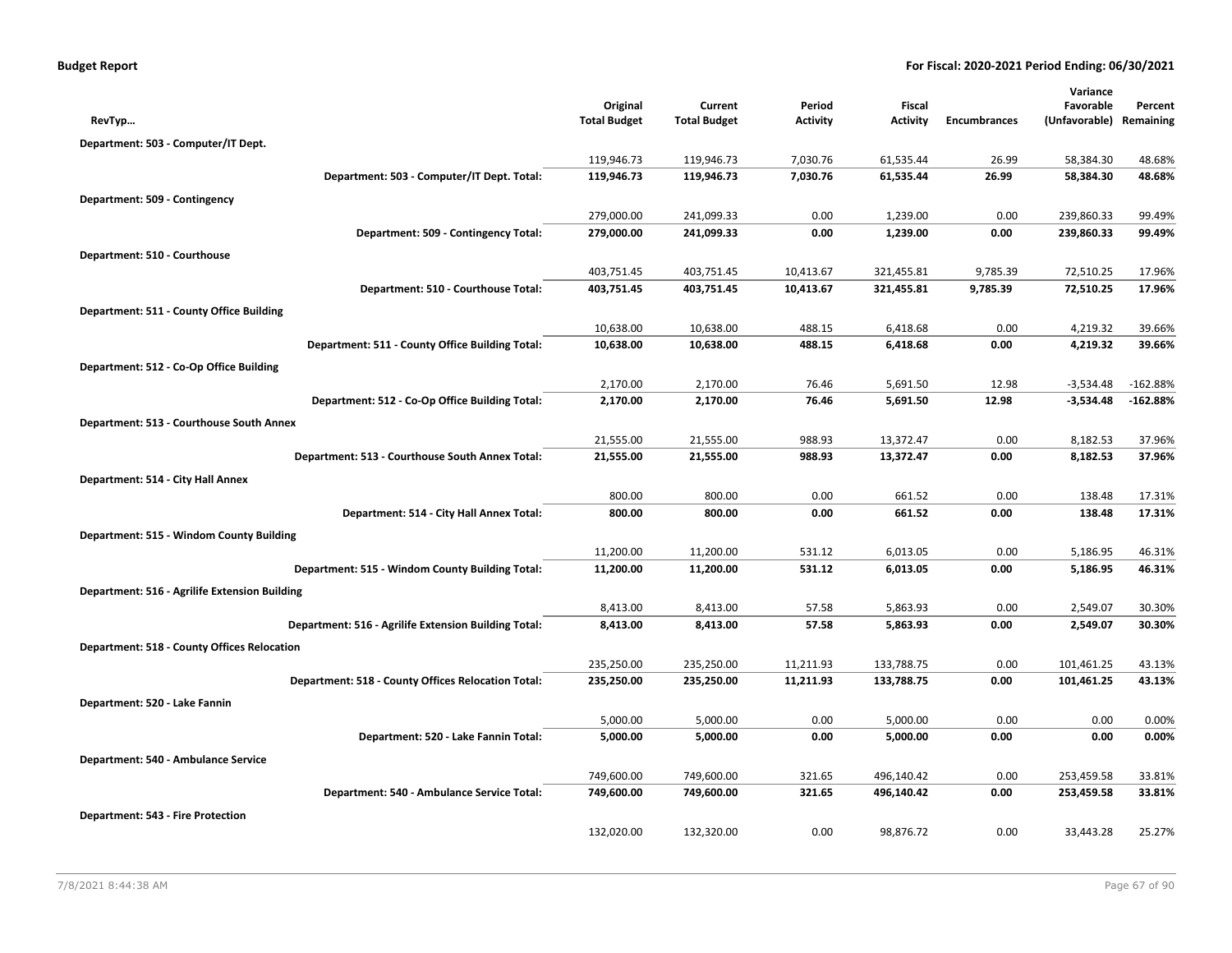**Budget Report** — For Fiscal: 2020-2021 Period Ending: 06/30/2021

| RevTyp… | Original Total Budget | Current Total Budget | Period Activity | Fiscal Activity | Encumbrances | Variance Favorable (Unfavorable) | Percent Remaining |
|---|---|---|---|---|---|---|---|
| **Department: 503 - Computer/IT Dept.** | | | | | | | |
| | 119,946.73 | 119,946.73 | 7,030.76 | 61,535.44 | 26.99 | 58,384.30 | 48.68% |
| **Department: 503 - Computer/IT Dept. Total:** | **119,946.73** | **119,946.73** | **7,030.76** | **61,535.44** | **26.99** | **58,384.30** | **48.68%** |
| **Department: 509 - Contingency** | | | | | | | |
| | 279,000.00 | 241,099.33 | 0.00 | 1,239.00 | 0.00 | 239,860.33 | 99.49% |
| **Department: 509 - Contingency Total:** | **279,000.00** | **241,099.33** | **0.00** | **1,239.00** | **0.00** | **239,860.33** | **99.49%** |
| **Department: 510 - Courthouse** | | | | | | | |
| | 403,751.45 | 403,751.45 | 10,413.67 | 321,455.81 | 9,785.39 | 72,510.25 | 17.96% |
| **Department: 510 - Courthouse Total:** | **403,751.45** | **403,751.45** | **10,413.67** | **321,455.81** | **9,785.39** | **72,510.25** | **17.96%** |
| **Department: 511 - County Office Building** | | | | | | | |
| | 10,638.00 | 10,638.00 | 488.15 | 6,418.68 | 0.00 | 4,219.32 | 39.66% |
| **Department: 511 - County Office Building Total:** | **10,638.00** | **10,638.00** | **488.15** | **6,418.68** | **0.00** | **4,219.32** | **39.66%** |
| **Department: 512 - Co-Op Office Building** | | | | | | | |
| | 2,170.00 | 2,170.00 | 76.46 | 5,691.50 | 12.98 | -3,534.48 | -162.88% |
| **Department: 512 - Co-Op Office Building Total:** | **2,170.00** | **2,170.00** | **76.46** | **5,691.50** | **12.98** | **-3,534.48** | **-162.88%** |
| **Department: 513 - Courthouse South Annex** | | | | | | | |
| | 21,555.00 | 21,555.00 | 988.93 | 13,372.47 | 0.00 | 8,182.53 | 37.96% |
| **Department: 513 - Courthouse South Annex Total:** | **21,555.00** | **21,555.00** | **988.93** | **13,372.47** | **0.00** | **8,182.53** | **37.96%** |
| **Department: 514 - City Hall Annex** | | | | | | | |
| | 800.00 | 800.00 | 0.00 | 661.52 | 0.00 | 138.48 | 17.31% |
| **Department: 514 - City Hall Annex Total:** | **800.00** | **800.00** | **0.00** | **661.52** | **0.00** | **138.48** | **17.31%** |
| **Department: 515 - Windom County Building** | | | | | | | |
| | 11,200.00 | 11,200.00 | 531.12 | 6,013.05 | 0.00 | 5,186.95 | 46.31% |
| **Department: 515 - Windom County Building Total:** | **11,200.00** | **11,200.00** | **531.12** | **6,013.05** | **0.00** | **5,186.95** | **46.31%** |
| **Department: 516 - Agrilife Extension Building** | | | | | | | |
| | 8,413.00 | 8,413.00 | 57.58 | 5,863.93 | 0.00 | 2,549.07 | 30.30% |
| **Department: 516 - Agrilife Extension Building Total:** | **8,413.00** | **8,413.00** | **57.58** | **5,863.93** | **0.00** | **2,549.07** | **30.30%** |
| **Department: 518 - County Offices Relocation** | | | | | | | |
| | 235,250.00 | 235,250.00 | 11,211.93 | 133,788.75 | 0.00 | 101,461.25 | 43.13% |
| **Department: 518 - County Offices Relocation Total:** | **235,250.00** | **235,250.00** | **11,211.93** | **133,788.75** | **0.00** | **101,461.25** | **43.13%** |
| **Department: 520 - Lake Fannin** | | | | | | | |
| | 5,000.00 | 5,000.00 | 0.00 | 5,000.00 | 0.00 | 0.00 | 0.00% |
| **Department: 520 - Lake Fannin Total:** | **5,000.00** | **5,000.00** | **0.00** | **5,000.00** | **0.00** | **0.00** | **0.00%** |
| **Department: 540 - Ambulance Service** | | | | | | | |
| | 749,600.00 | 749,600.00 | 321.65 | 496,140.42 | 0.00 | 253,459.58 | 33.81% |
| **Department: 540 - Ambulance Service Total:** | **749,600.00** | **749,600.00** | **321.65** | **496,140.42** | **0.00** | **253,459.58** | **33.81%** |
| **Department: 543 - Fire Protection** | | | | | | | |
| | 132,020.00 | 132,320.00 | 0.00 | 98,876.72 | 0.00 | 33,443.28 | 25.27% |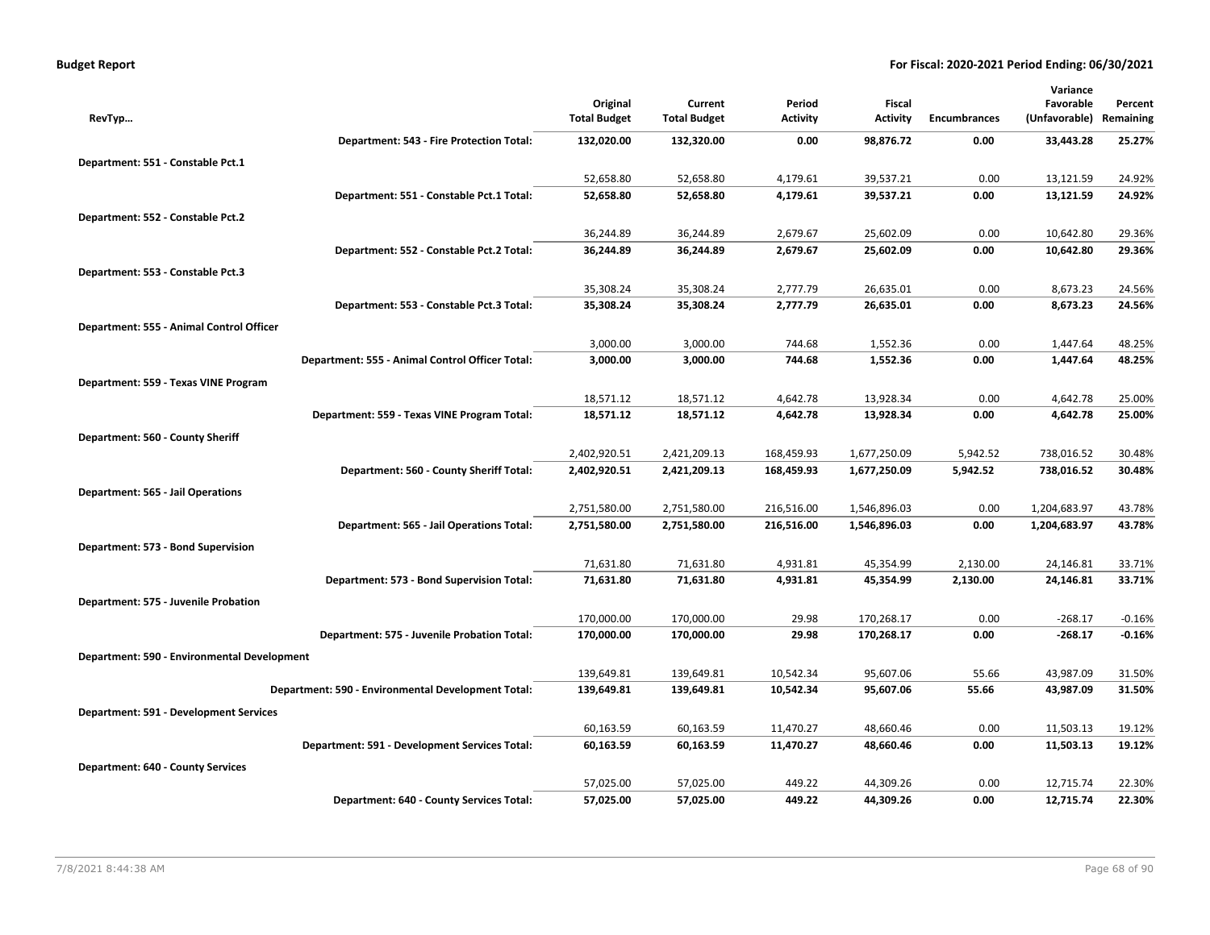**Budget Report** — For Fiscal: 2020-2021 Period Ending: 06/30/2021

| RevTyp... | Original Total Budget | Current Total Budget | Period Activity | Fiscal Activity | Encumbrances | Variance Favorable (Unfavorable) | Percent Remaining |
|---|---|---|---|---|---|---|---|
| **Department: 543 - Fire Protection Total:** | **132,020.00** | **132,320.00** | **0.00** | **98,876.72** | **0.00** | **33,443.28** | **25.27%** |
| **Department: 551 - Constable Pct.1** | | | | | | | |
| | 52,658.80 | 52,658.80 | 4,179.61 | 39,537.21 | 0.00 | 13,121.59 | 24.92% |
| **Department: 551 - Constable Pct.1 Total:** | **52,658.80** | **52,658.80** | **4,179.61** | **39,537.21** | **0.00** | **13,121.59** | **24.92%** |
| **Department: 552 - Constable Pct.2** | | | | | | | |
| | 36,244.89 | 36,244.89 | 2,679.67 | 25,602.09 | 0.00 | 10,642.80 | 29.36% |
| **Department: 552 - Constable Pct.2 Total:** | **36,244.89** | **36,244.89** | **2,679.67** | **25,602.09** | **0.00** | **10,642.80** | **29.36%** |
| **Department: 553 - Constable Pct.3** | | | | | | | |
| | 35,308.24 | 35,308.24 | 2,777.79 | 26,635.01 | 0.00 | 8,673.23 | 24.56% |
| **Department: 553 - Constable Pct.3 Total:** | **35,308.24** | **35,308.24** | **2,777.79** | **26,635.01** | **0.00** | **8,673.23** | **24.56%** |
| **Department: 555 - Animal Control Officer** | | | | | | | |
| | 3,000.00 | 3,000.00 | 744.68 | 1,552.36 | 0.00 | 1,447.64 | 48.25% |
| **Department: 555 - Animal Control Officer Total:** | **3,000.00** | **3,000.00** | **744.68** | **1,552.36** | **0.00** | **1,447.64** | **48.25%** |
| **Department: 559 - Texas VINE Program** | | | | | | | |
| | 18,571.12 | 18,571.12 | 4,642.78 | 13,928.34 | 0.00 | 4,642.78 | 25.00% |
| **Department: 559 - Texas VINE Program Total:** | **18,571.12** | **18,571.12** | **4,642.78** | **13,928.34** | **0.00** | **4,642.78** | **25.00%** |
| **Department: 560 - County Sheriff** | | | | | | | |
| | 2,402,920.51 | 2,421,209.13 | 168,459.93 | 1,677,250.09 | 5,942.52 | 738,016.52 | 30.48% |
| **Department: 560 - County Sheriff Total:** | **2,402,920.51** | **2,421,209.13** | **168,459.93** | **1,677,250.09** | **5,942.52** | **738,016.52** | **30.48%** |
| **Department: 565 - Jail Operations** | | | | | | | |
| | 2,751,580.00 | 2,751,580.00 | 216,516.00 | 1,546,896.03 | 0.00 | 1,204,683.97 | 43.78% |
| **Department: 565 - Jail Operations Total:** | **2,751,580.00** | **2,751,580.00** | **216,516.00** | **1,546,896.03** | **0.00** | **1,204,683.97** | **43.78%** |
| **Department: 573 - Bond Supervision** | | | | | | | |
| | 71,631.80 | 71,631.80 | 4,931.81 | 45,354.99 | 2,130.00 | 24,146.81 | 33.71% |
| **Department: 573 - Bond Supervision Total:** | **71,631.80** | **71,631.80** | **4,931.81** | **45,354.99** | **2,130.00** | **24,146.81** | **33.71%** |
| **Department: 575 - Juvenile Probation** | | | | | | | |
| | 170,000.00 | 170,000.00 | 29.98 | 170,268.17 | 0.00 | -268.17 | -0.16% |
| **Department: 575 - Juvenile Probation Total:** | **170,000.00** | **170,000.00** | **29.98** | **170,268.17** | **0.00** | **-268.17** | **-0.16%** |
| **Department: 590 - Environmental Development** | | | | | | | |
| | 139,649.81 | 139,649.81 | 10,542.34 | 95,607.06 | 55.66 | 43,987.09 | 31.50% |
| **Department: 590 - Environmental Development Total:** | **139,649.81** | **139,649.81** | **10,542.34** | **95,607.06** | **55.66** | **43,987.09** | **31.50%** |
| **Department: 591 - Development Services** | | | | | | | |
| | 60,163.59 | 60,163.59 | 11,470.27 | 48,660.46 | 0.00 | 11,503.13 | 19.12% |
| **Department: 591 - Development Services Total:** | **60,163.59** | **60,163.59** | **11,470.27** | **48,660.46** | **0.00** | **11,503.13** | **19.12%** |
| **Department: 640 - County Services** | | | | | | | |
| | 57,025.00 | 57,025.00 | 449.22 | 44,309.26 | 0.00 | 12,715.74 | 22.30% |
| **Department: 640 - County Services Total:** | **57,025.00** | **57,025.00** | **449.22** | **44,309.26** | **0.00** | **12,715.74** | **22.30%** |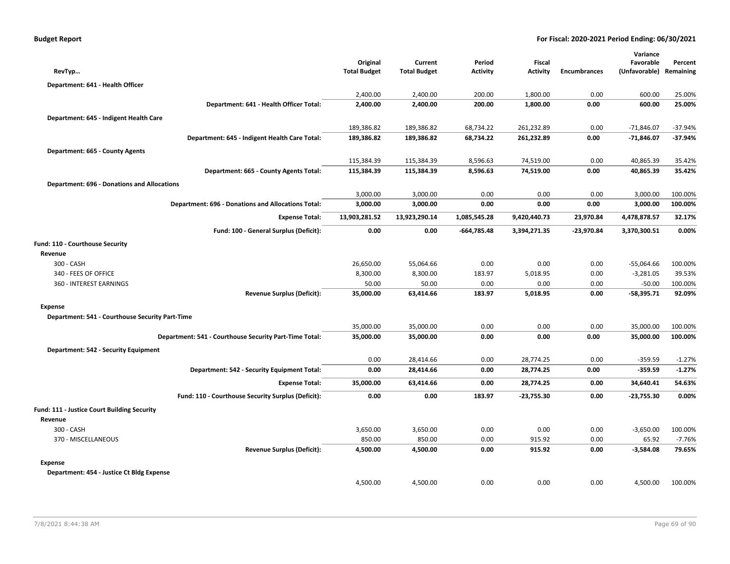| RevTyp… | Original Total Budget | Current Total Budget | Period Activity | Fiscal Activity | Encumbrances | Variance Favorable (Unfavorable) | Percent Remaining |
|---|---|---|---|---|---|---|---|
| **Department: 641 - Health Officer** | | | | | | | |
| | 2,400.00 | 2,400.00 | 200.00 | 1,800.00 | 0.00 | 600.00 | 25.00% |
| **Department: 641 - Health Officer Total:** | **2,400.00** | **2,400.00** | **200.00** | **1,800.00** | **0.00** | **600.00** | **25.00%** |
| **Department: 645 - Indigent Health Care** | | | | | | | |
| | 189,386.82 | 189,386.82 | 68,734.22 | 261,232.89 | 0.00 | -71,846.07 | -37.94% |
| **Department: 645 - Indigent Health Care Total:** | **189,386.82** | **189,386.82** | **68,734.22** | **261,232.89** | **0.00** | **-71,846.07** | **-37.94%** |
| **Department: 665 - County Agents** | | | | | | | |
| | 115,384.39 | 115,384.39 | 8,596.63 | 74,519.00 | 0.00 | 40,865.39 | 35.42% |
| **Department: 665 - County Agents Total:** | **115,384.39** | **115,384.39** | **8,596.63** | **74,519.00** | **0.00** | **40,865.39** | **35.42%** |
| **Department: 696 - Donations and Allocations** | | | | | | | |
| | 3,000.00 | 3,000.00 | 0.00 | 0.00 | 0.00 | 3,000.00 | 100.00% |
| **Department: 696 - Donations and Allocations Total:** | **3,000.00** | **3,000.00** | **0.00** | **0.00** | **0.00** | **3,000.00** | **100.00%** |
| **Expense Total:** | **13,903,281.52** | **13,923,290.14** | **1,085,545.28** | **9,420,440.73** | **23,970.84** | **4,478,878.57** | **32.17%** |
| **Fund: 100 - General Surplus (Deficit):** | **0.00** | **0.00** | **-664,785.48** | **3,394,271.35** | **-23,970.84** | **3,370,300.51** | **0.00%** |
| **Fund: 110 - Courthouse Security** | | | | | | | |
| **Revenue** | | | | | | | |
| 300 - CASH | 26,650.00 | 55,064.66 | 0.00 | 0.00 | 0.00 | -55,064.66 | 100.00% |
| 340 - FEES OF OFFICE | 8,300.00 | 8,300.00 | 183.97 | 5,018.95 | 0.00 | -3,281.05 | 39.53% |
| 360 - INTEREST EARNINGS | 50.00 | 50.00 | 0.00 | 0.00 | 0.00 | -50.00 | 100.00% |
| **Revenue Surplus (Deficit):** | **35,000.00** | **63,414.66** | **183.97** | **5,018.95** | **0.00** | **-58,395.71** | **92.09%** |
| **Expense** | | | | | | | |
| **Department: 541 - Courthouse Security Part-Time** | | | | | | | |
| | 35,000.00 | 35,000.00 | 0.00 | 0.00 | 0.00 | 35,000.00 | 100.00% |
| **Department: 541 - Courthouse Security Part-Time Total:** | **35,000.00** | **35,000.00** | **0.00** | **0.00** | **0.00** | **35,000.00** | **100.00%** |
| **Department: 542 - Security Equipment** | | | | | | | |
| | 0.00 | 28,414.66 | 0.00 | 28,774.25 | 0.00 | -359.59 | -1.27% |
| **Department: 542 - Security Equipment Total:** | **0.00** | **28,414.66** | **0.00** | **28,774.25** | **0.00** | **-359.59** | **-1.27%** |
| **Expense Total:** | **35,000.00** | **63,414.66** | **0.00** | **28,774.25** | **0.00** | **34,640.41** | **54.63%** |
| **Fund: 110 - Courthouse Security Surplus (Deficit):** | **0.00** | **0.00** | **183.97** | **-23,755.30** | **0.00** | **-23,755.30** | **0.00%** |
| **Fund: 111 - Justice Court Building Security** | | | | | | | |
| **Revenue** | | | | | | | |
| 300 - CASH | 3,650.00 | 3,650.00 | 0.00 | 0.00 | 0.00 | -3,650.00 | 100.00% |
| 370 - MISCELLANEOUS | 850.00 | 850.00 | 0.00 | 915.92 | 0.00 | 65.92 | -7.76% |
| **Revenue Surplus (Deficit):** | **4,500.00** | **4,500.00** | **0.00** | **915.92** | **0.00** | **-3,584.08** | **79.65%** |
| **Expense** | | | | | | | |
| **Department: 454 - Justice Ct Bldg Expense** | | | | | | | |
| | 4,500.00 | 4,500.00 | 0.00 | 0.00 | 0.00 | 4,500.00 | 100.00% |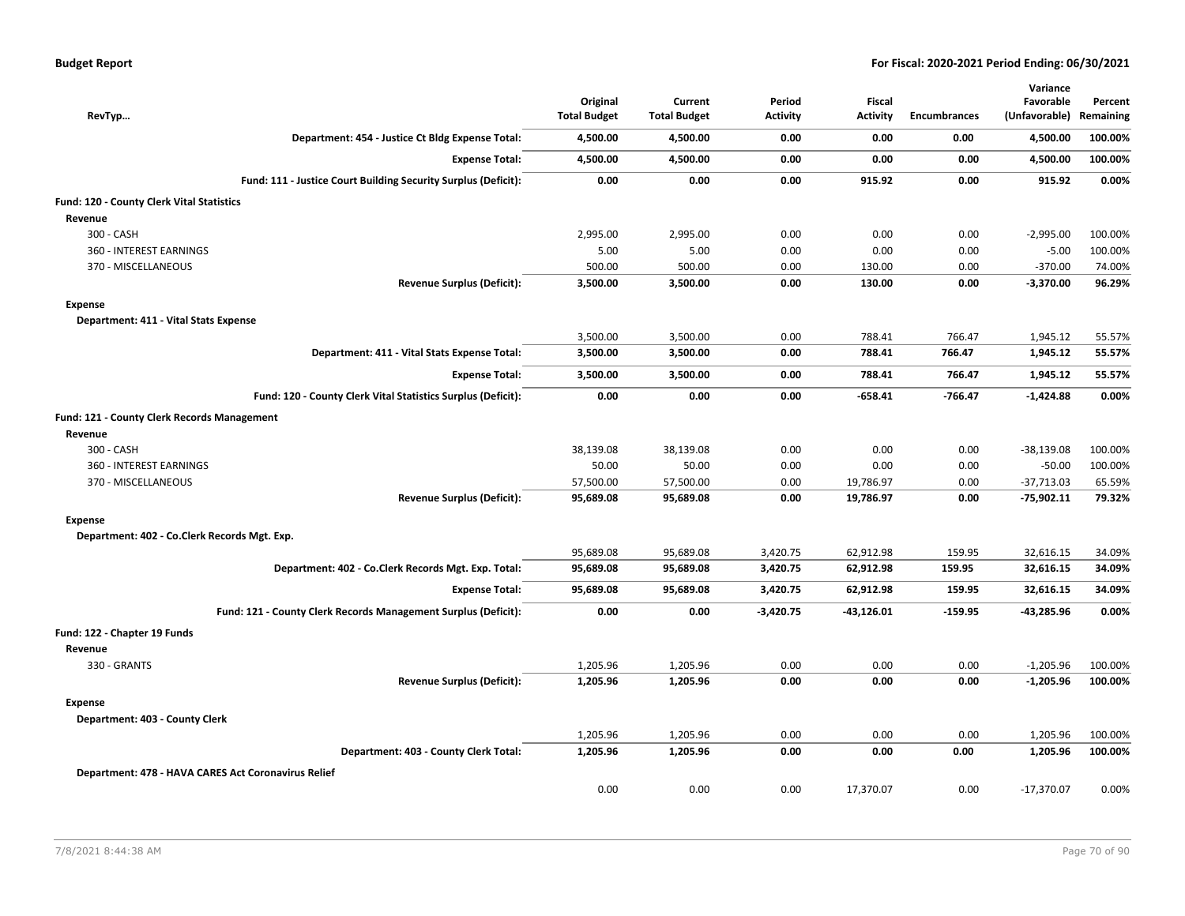| RevTyp… | Original Total Budget | Current Total Budget | Period Activity | Fiscal Activity | Encumbrances | Variance Favorable (Unfavorable) | Percent Remaining |
|---|---|---|---|---|---|---|---|
| **Department: 454 - Justice Ct Bldg Expense Total:** | **4,500.00** | **4,500.00** | **0.00** | **0.00** | **0.00** | **4,500.00** | **100.00%** |
| **Expense Total:** | **4,500.00** | **4,500.00** | **0.00** | **0.00** | **0.00** | **4,500.00** | **100.00%** |
| **Fund: 111 - Justice Court Building Security Surplus (Deficit):** | **0.00** | **0.00** | **0.00** | **915.92** | **0.00** | **915.92** | **0.00%** |
| **Fund: 120 - County Clerk Vital Statistics** | | | | | | | |
| **Revenue** | | | | | | | |
| 300 - CASH | 2,995.00 | 2,995.00 | 0.00 | 0.00 | 0.00 | -2,995.00 | 100.00% |
| 360 - INTEREST EARNINGS | 5.00 | 5.00 | 0.00 | 0.00 | 0.00 | -5.00 | 100.00% |
| 370 - MISCELLANEOUS | 500.00 | 500.00 | 0.00 | 130.00 | 0.00 | -370.00 | 74.00% |
| **Revenue Surplus (Deficit):** | **3,500.00** | **3,500.00** | **0.00** | **130.00** | **0.00** | **-3,370.00** | **96.29%** |
| **Expense** | | | | | | | |
| **Department: 411 - Vital Stats Expense** | | | | | | | |
| | 3,500.00 | 3,500.00 | 0.00 | 788.41 | 766.47 | 1,945.12 | 55.57% |
| **Department: 411 - Vital Stats Expense Total:** | **3,500.00** | **3,500.00** | **0.00** | **788.41** | **766.47** | **1,945.12** | **55.57%** |
| **Expense Total:** | **3,500.00** | **3,500.00** | **0.00** | **788.41** | **766.47** | **1,945.12** | **55.57%** |
| **Fund: 120 - County Clerk Vital Statistics Surplus (Deficit):** | **0.00** | **0.00** | **0.00** | **-658.41** | **-766.47** | **-1,424.88** | **0.00%** |
| **Fund: 121 - County Clerk Records Management** | | | | | | | |
| **Revenue** | | | | | | | |
| 300 - CASH | 38,139.08 | 38,139.08 | 0.00 | 0.00 | 0.00 | -38,139.08 | 100.00% |
| 360 - INTEREST EARNINGS | 50.00 | 50.00 | 0.00 | 0.00 | 0.00 | -50.00 | 100.00% |
| 370 - MISCELLANEOUS | 57,500.00 | 57,500.00 | 0.00 | 19,786.97 | 0.00 | -37,713.03 | 65.59% |
| **Revenue Surplus (Deficit):** | **95,689.08** | **95,689.08** | **0.00** | **19,786.97** | **0.00** | **-75,902.11** | **79.32%** |
| **Expense** | | | | | | | |
| **Department: 402 - Co.Clerk Records Mgt. Exp.** | | | | | | | |
| | 95,689.08 | 95,689.08 | 3,420.75 | 62,912.98 | 159.95 | 32,616.15 | 34.09% |
| **Department: 402 - Co.Clerk Records Mgt. Exp. Total:** | **95,689.08** | **95,689.08** | **3,420.75** | **62,912.98** | **159.95** | **32,616.15** | **34.09%** |
| **Expense Total:** | **95,689.08** | **95,689.08** | **3,420.75** | **62,912.98** | **159.95** | **32,616.15** | **34.09%** |
| **Fund: 121 - County Clerk Records Management Surplus (Deficit):** | **0.00** | **0.00** | **-3,420.75** | **-43,126.01** | **-159.95** | **-43,285.96** | **0.00%** |
| **Fund: 122 - Chapter 19 Funds** | | | | | | | |
| **Revenue** | | | | | | | |
| 330 - GRANTS | 1,205.96 | 1,205.96 | 0.00 | 0.00 | 0.00 | -1,205.96 | 100.00% |
| **Revenue Surplus (Deficit):** | **1,205.96** | **1,205.96** | **0.00** | **0.00** | **0.00** | **-1,205.96** | **100.00%** |
| **Expense** | | | | | | | |
| **Department: 403 - County Clerk** | | | | | | | |
| | 1,205.96 | 1,205.96 | 0.00 | 0.00 | 0.00 | 1,205.96 | 100.00% |
| **Department: 403 - County Clerk Total:** | **1,205.96** | **1,205.96** | **0.00** | **0.00** | **0.00** | **1,205.96** | **100.00%** |
| **Department: 478 - HAVA CARES Act Coronavirus Relief** | | | | | | | |
| | 0.00 | 0.00 | 0.00 | 17,370.07 | 0.00 | -17,370.07 | 0.00% |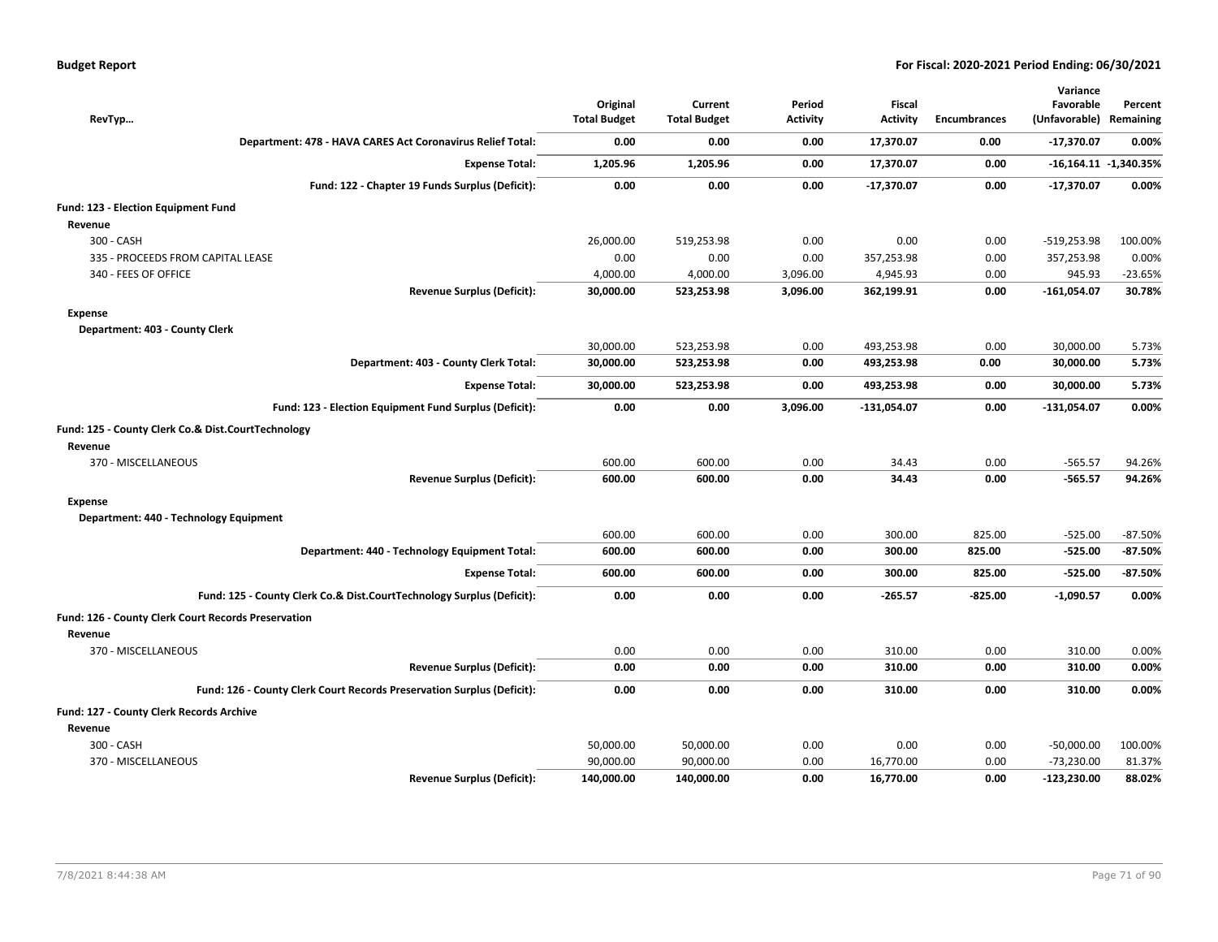**Budget Report**

**For Fiscal: 2020-2021 Period Ending: 06/30/2021**

| RevTyp... | Original Total Budget | Current Total Budget | Period Activity | Fiscal Activity | Encumbrances | Variance Favorable (Unfavorable) | Percent Remaining |
|---|---|---|---|---|---|---|---|
| **Department: 478 - HAVA CARES Act Coronavirus Relief Total:** | **0.00** | **0.00** | **0.00** | **17,370.07** | **0.00** | **-17,370.07** | **0.00%** |
| **Expense Total:** | **1,205.96** | **1,205.96** | **0.00** | **17,370.07** | **0.00** | **-16,164.11** | **-1,340.35%** |
| **Fund: 122 - Chapter 19 Funds Surplus (Deficit):** | **0.00** | **0.00** | **0.00** | **-17,370.07** | **0.00** | **-17,370.07** | **0.00%** |
| **Fund: 123 - Election Equipment Fund** | | | | | | | |
| **Revenue** | | | | | | | |
| 300 - CASH | 26,000.00 | 519,253.98 | 0.00 | 0.00 | 0.00 | -519,253.98 | 100.00% |
| 335 - PROCEEDS FROM CAPITAL LEASE | 0.00 | 0.00 | 0.00 | 357,253.98 | 0.00 | 357,253.98 | 0.00% |
| 340 - FEES OF OFFICE | 4,000.00 | 4,000.00 | 3,096.00 | 4,945.93 | 0.00 | 945.93 | -23.65% |
| **Revenue Surplus (Deficit):** | **30,000.00** | **523,253.98** | **3,096.00** | **362,199.91** | **0.00** | **-161,054.07** | **30.78%** |
| **Expense** | | | | | | | |
| **Department: 403 - County Clerk** | | | | | | | |
| | 30,000.00 | 523,253.98 | 0.00 | 493,253.98 | 0.00 | 30,000.00 | 5.73% |
| **Department: 403 - County Clerk Total:** | **30,000.00** | **523,253.98** | **0.00** | **493,253.98** | **0.00** | **30,000.00** | **5.73%** |
| **Expense Total:** | **30,000.00** | **523,253.98** | **0.00** | **493,253.98** | **0.00** | **30,000.00** | **5.73%** |
| **Fund: 123 - Election Equipment Fund Surplus (Deficit):** | **0.00** | **0.00** | **3,096.00** | **-131,054.07** | **0.00** | **-131,054.07** | **0.00%** |
| **Fund: 125 - County Clerk Co.& Dist.CourtTechnology** | | | | | | | |
| **Revenue** | | | | | | | |
| 370 - MISCELLANEOUS | 600.00 | 600.00 | 0.00 | 34.43 | 0.00 | -565.57 | 94.26% |
| **Revenue Surplus (Deficit):** | **600.00** | **600.00** | **0.00** | **34.43** | **0.00** | **-565.57** | **94.26%** |
| **Expense** | | | | | | | |
| **Department: 440 - Technology Equipment** | | | | | | | |
| | 600.00 | 600.00 | 0.00 | 300.00 | 825.00 | -525.00 | -87.50% |
| **Department: 440 - Technology Equipment Total:** | **600.00** | **600.00** | **0.00** | **300.00** | **825.00** | **-525.00** | **-87.50%** |
| **Expense Total:** | **600.00** | **600.00** | **0.00** | **300.00** | **825.00** | **-525.00** | **-87.50%** |
| **Fund: 125 - County Clerk Co.& Dist.CourtTechnology Surplus (Deficit):** | **0.00** | **0.00** | **0.00** | **-265.57** | **-825.00** | **-1,090.57** | **0.00%** |
| **Fund: 126 - County Clerk Court Records Preservation** | | | | | | | |
| **Revenue** | | | | | | | |
| 370 - MISCELLANEOUS | 0.00 | 0.00 | 0.00 | 310.00 | 0.00 | 310.00 | 0.00% |
| **Revenue Surplus (Deficit):** | **0.00** | **0.00** | **0.00** | **310.00** | **0.00** | **310.00** | **0.00%** |
| **Fund: 126 - County Clerk Court Records Preservation Surplus (Deficit):** | **0.00** | **0.00** | **0.00** | **310.00** | **0.00** | **310.00** | **0.00%** |
| **Fund: 127 - County Clerk Records Archive** | | | | | | | |
| **Revenue** | | | | | | | |
| 300 - CASH | 50,000.00 | 50,000.00 | 0.00 | 0.00 | 0.00 | -50,000.00 | 100.00% |
| 370 - MISCELLANEOUS | 90,000.00 | 90,000.00 | 0.00 | 16,770.00 | 0.00 | -73,230.00 | 81.37% |
| **Revenue Surplus (Deficit):** | **140,000.00** | **140,000.00** | **0.00** | **16,770.00** | **0.00** | **-123,230.00** | **88.02%** |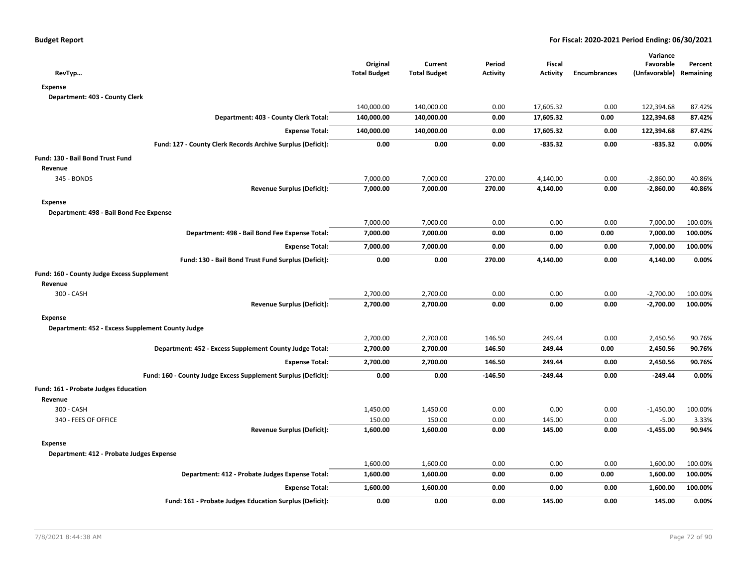**Budget Report** — For Fiscal: 2020-2021 Period Ending: 06/30/2021

| RevTyp… | Original Total Budget | Current Total Budget | Period Activity | Fiscal Activity | Encumbrances | Variance Favorable (Unfavorable) | Percent Remaining |
|---|---|---|---|---|---|---|---|
| **Expense** | | | | | | | |
| **Department: 403 - County Clerk** | | | | | | | |
| | 140,000.00 | 140,000.00 | 0.00 | 17,605.32 | 0.00 | 122,394.68 | 87.42% |
| **Department: 403 - County Clerk Total:** | **140,000.00** | **140,000.00** | **0.00** | **17,605.32** | **0.00** | **122,394.68** | **87.42%** |
| **Expense Total:** | **140,000.00** | **140,000.00** | **0.00** | **17,605.32** | **0.00** | **122,394.68** | **87.42%** |
| **Fund: 127 - County Clerk Records Archive Surplus (Deficit):** | **0.00** | **0.00** | **0.00** | **-835.32** | **0.00** | **-835.32** | **0.00%** |
| **Fund: 130 - Bail Bond Trust Fund** | | | | | | | |
| **Revenue** | | | | | | | |
| 345 - BONDS | 7,000.00 | 7,000.00 | 270.00 | 4,140.00 | 0.00 | -2,860.00 | 40.86% |
| **Revenue Surplus (Deficit):** | **7,000.00** | **7,000.00** | **270.00** | **4,140.00** | **0.00** | **-2,860.00** | **40.86%** |
| **Expense** | | | | | | | |
| **Department: 498 - Bail Bond Fee Expense** | | | | | | | |
| | 7,000.00 | 7,000.00 | 0.00 | 0.00 | 0.00 | 7,000.00 | 100.00% |
| **Department: 498 - Bail Bond Fee Expense Total:** | **7,000.00** | **7,000.00** | **0.00** | **0.00** | **0.00** | **7,000.00** | **100.00%** |
| **Expense Total:** | **7,000.00** | **7,000.00** | **0.00** | **0.00** | **0.00** | **7,000.00** | **100.00%** |
| **Fund: 130 - Bail Bond Trust Fund Surplus (Deficit):** | **0.00** | **0.00** | **270.00** | **4,140.00** | **0.00** | **4,140.00** | **0.00%** |
| **Fund: 160 - County Judge Excess Supplement** | | | | | | | |
| **Revenue** | | | | | | | |
| 300 - CASH | 2,700.00 | 2,700.00 | 0.00 | 0.00 | 0.00 | -2,700.00 | 100.00% |
| **Revenue Surplus (Deficit):** | **2,700.00** | **2,700.00** | **0.00** | **0.00** | **0.00** | **-2,700.00** | **100.00%** |
| **Expense** | | | | | | | |
| **Department: 452 - Excess Supplement County Judge** | | | | | | | |
| | 2,700.00 | 2,700.00 | 146.50 | 249.44 | 0.00 | 2,450.56 | 90.76% |
| **Department: 452 - Excess Supplement County Judge Total:** | **2,700.00** | **2,700.00** | **146.50** | **249.44** | **0.00** | **2,450.56** | **90.76%** |
| **Expense Total:** | **2,700.00** | **2,700.00** | **146.50** | **249.44** | **0.00** | **2,450.56** | **90.76%** |
| **Fund: 160 - County Judge Excess Supplement Surplus (Deficit):** | **0.00** | **0.00** | **-146.50** | **-249.44** | **0.00** | **-249.44** | **0.00%** |
| **Fund: 161 - Probate Judges Education** | | | | | | | |
| **Revenue** | | | | | | | |
| 300 - CASH | 1,450.00 | 1,450.00 | 0.00 | 0.00 | 0.00 | -1,450.00 | 100.00% |
| 340 - FEES OF OFFICE | 150.00 | 150.00 | 0.00 | 145.00 | 0.00 | -5.00 | 3.33% |
| **Revenue Surplus (Deficit):** | **1,600.00** | **1,600.00** | **0.00** | **145.00** | **0.00** | **-1,455.00** | **90.94%** |
| **Expense** | | | | | | | |
| **Department: 412 - Probate Judges Expense** | | | | | | | |
| | 1,600.00 | 1,600.00 | 0.00 | 0.00 | 0.00 | 1,600.00 | 100.00% |
| **Department: 412 - Probate Judges Expense Total:** | **1,600.00** | **1,600.00** | **0.00** | **0.00** | **0.00** | **1,600.00** | **100.00%** |
| **Expense Total:** | **1,600.00** | **1,600.00** | **0.00** | **0.00** | **0.00** | **1,600.00** | **100.00%** |
| **Fund: 161 - Probate Judges Education Surplus (Deficit):** | **0.00** | **0.00** | **0.00** | **145.00** | **0.00** | **145.00** | **0.00%** |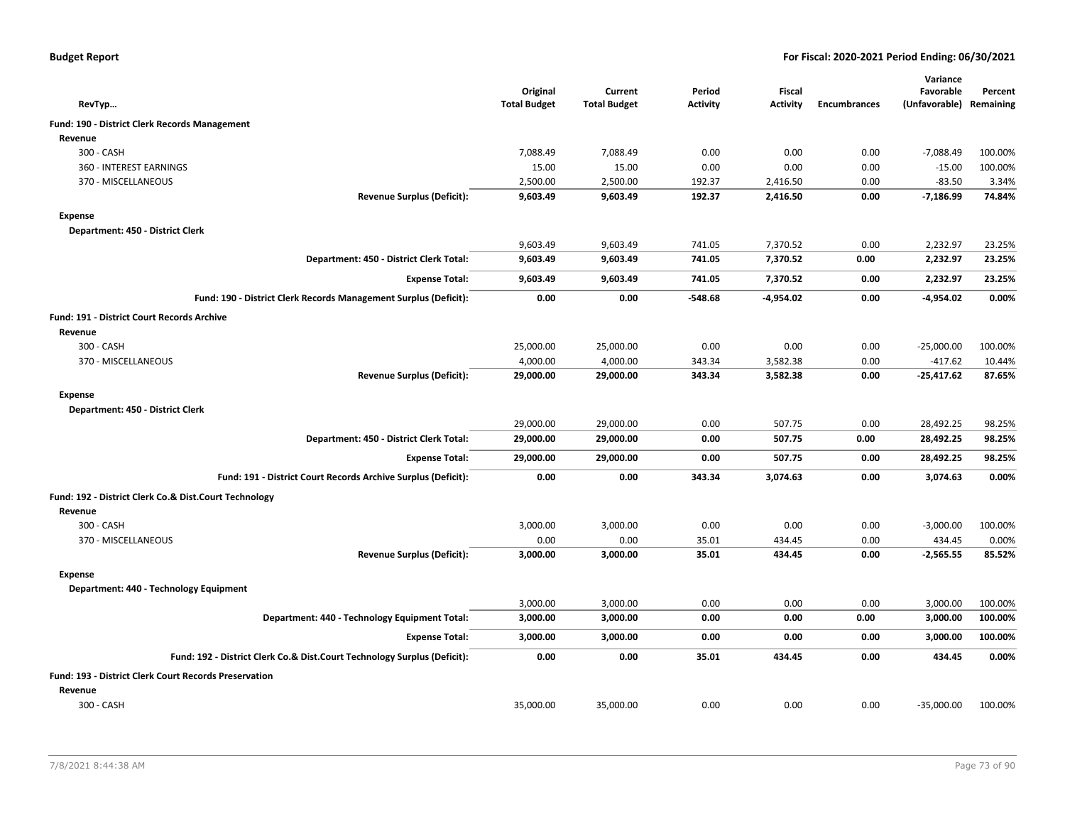**Budget Report** — **For Fiscal: 2020-2021 Period Ending: 06/30/2021**

| RevTyp… | Original Total Budget | Current Total Budget | Period Activity | Fiscal Activity | Encumbrances | Variance Favorable (Unfavorable) | Percent Remaining |
|---|---|---|---|---|---|---|---|
| **Fund: 190 - District Clerk Records Management** | | | | | | | |
| **Revenue** | | | | | | | |
| 300 - CASH | 7,088.49 | 7,088.49 | 0.00 | 0.00 | 0.00 | -7,088.49 | 100.00% |
| 360 - INTEREST EARNINGS | 15.00 | 15.00 | 0.00 | 0.00 | 0.00 | -15.00 | 100.00% |
| 370 - MISCELLANEOUS | 2,500.00 | 2,500.00 | 192.37 | 2,416.50 | 0.00 | -83.50 | 3.34% |
| **Revenue Surplus (Deficit):** | **9,603.49** | **9,603.49** | **192.37** | **2,416.50** | **0.00** | **-7,186.99** | **74.84%** |
| **Expense** | | | | | | | |
| **Department: 450 - District Clerk** | | | | | | | |
| | 9,603.49 | 9,603.49 | 741.05 | 7,370.52 | 0.00 | 2,232.97 | 23.25% |
| **Department: 450 - District Clerk Total:** | **9,603.49** | **9,603.49** | **741.05** | **7,370.52** | **0.00** | **2,232.97** | **23.25%** |
| **Expense Total:** | **9,603.49** | **9,603.49** | **741.05** | **7,370.52** | **0.00** | **2,232.97** | **23.25%** |
| **Fund: 190 - District Clerk Records Management Surplus (Deficit):** | **0.00** | **0.00** | **-548.68** | **-4,954.02** | **0.00** | **-4,954.02** | **0.00%** |
| **Fund: 191 - District Court Records Archive** | | | | | | | |
| **Revenue** | | | | | | | |
| 300 - CASH | 25,000.00 | 25,000.00 | 0.00 | 0.00 | 0.00 | -25,000.00 | 100.00% |
| 370 - MISCELLANEOUS | 4,000.00 | 4,000.00 | 343.34 | 3,582.38 | 0.00 | -417.62 | 10.44% |
| **Revenue Surplus (Deficit):** | **29,000.00** | **29,000.00** | **343.34** | **3,582.38** | **0.00** | **-25,417.62** | **87.65%** |
| **Expense** | | | | | | | |
| **Department: 450 - District Clerk** | | | | | | | |
| | 29,000.00 | 29,000.00 | 0.00 | 507.75 | 0.00 | 28,492.25 | 98.25% |
| **Department: 450 - District Clerk Total:** | **29,000.00** | **29,000.00** | **0.00** | **507.75** | **0.00** | **28,492.25** | **98.25%** |
| **Expense Total:** | **29,000.00** | **29,000.00** | **0.00** | **507.75** | **0.00** | **28,492.25** | **98.25%** |
| **Fund: 191 - District Court Records Archive Surplus (Deficit):** | **0.00** | **0.00** | **343.34** | **3,074.63** | **0.00** | **3,074.63** | **0.00%** |
| **Fund: 192 - District Clerk Co.& Dist.Court Technology** | | | | | | | |
| **Revenue** | | | | | | | |
| 300 - CASH | 3,000.00 | 3,000.00 | 0.00 | 0.00 | 0.00 | -3,000.00 | 100.00% |
| 370 - MISCELLANEOUS | 0.00 | 0.00 | 35.01 | 434.45 | 0.00 | 434.45 | 0.00% |
| **Revenue Surplus (Deficit):** | **3,000.00** | **3,000.00** | **35.01** | **434.45** | **0.00** | **-2,565.55** | **85.52%** |
| **Expense** | | | | | | | |
| **Department: 440 - Technology Equipment** | | | | | | | |
| | 3,000.00 | 3,000.00 | 0.00 | 0.00 | 0.00 | 3,000.00 | 100.00% |
| **Department: 440 - Technology Equipment Total:** | **3,000.00** | **3,000.00** | **0.00** | **0.00** | **0.00** | **3,000.00** | **100.00%** |
| **Expense Total:** | **3,000.00** | **3,000.00** | **0.00** | **0.00** | **0.00** | **3,000.00** | **100.00%** |
| **Fund: 192 - District Clerk Co.& Dist.Court Technology Surplus (Deficit):** | **0.00** | **0.00** | **35.01** | **434.45** | **0.00** | **434.45** | **0.00%** |
| **Fund: 193 - District Clerk Court Records Preservation** | | | | | | | |
| **Revenue** | | | | | | | |
| 300 - CASH | 35,000.00 | 35,000.00 | 0.00 | 0.00 | 0.00 | -35,000.00 | 100.00% |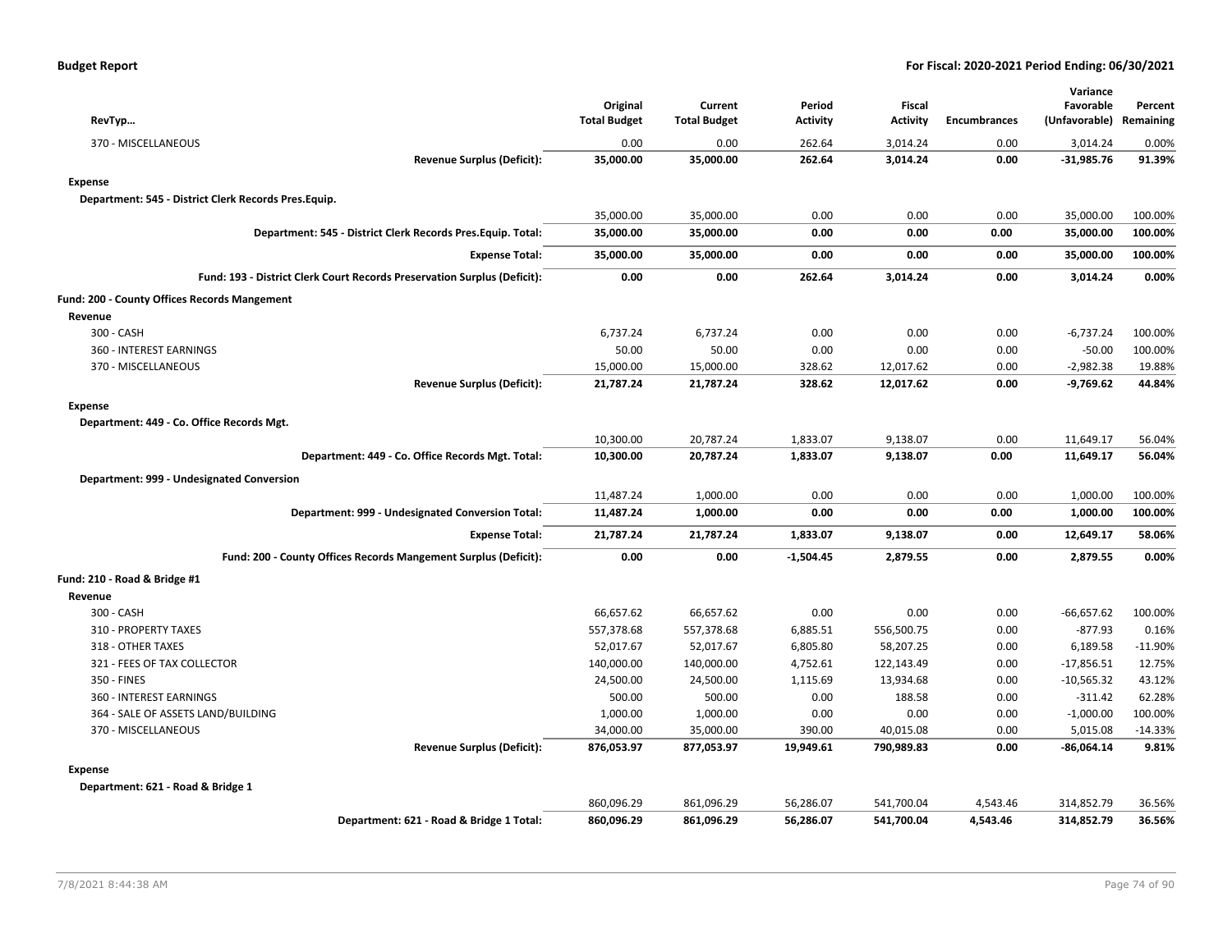**Budget Report** | **For Fiscal: 2020-2021 Period Ending: 06/30/2021**

| RevTyp… | Original Total Budget | Current Total Budget | Period Activity | Fiscal Activity | Encumbrances | Variance Favorable (Unfavorable) | Percent Remaining |
|---|---|---|---|---|---|---|---|
| 370 - MISCELLANEOUS | 0.00 | 0.00 | 262.64 | 3,014.24 | 0.00 | 3,014.24 | 0.00% |
| **Revenue Surplus (Deficit):** | **35,000.00** | **35,000.00** | **262.64** | **3,014.24** | **0.00** | **-31,985.76** | **91.39%** |
| **Expense** | | | | | | | |
| **Department: 545 - District Clerk Records Pres.Equip.** | | | | | | | |
| | 35,000.00 | 35,000.00 | 0.00 | 0.00 | 0.00 | 35,000.00 | 100.00% |
| **Department: 545 - District Clerk Records Pres.Equip. Total:** | **35,000.00** | **35,000.00** | **0.00** | **0.00** | **0.00** | **35,000.00** | **100.00%** |
| **Expense Total:** | **35,000.00** | **35,000.00** | **0.00** | **0.00** | **0.00** | **35,000.00** | **100.00%** |
| **Fund: 193 - District Clerk Court Records Preservation Surplus (Deficit):** | **0.00** | **0.00** | **262.64** | **3,014.24** | **0.00** | **3,014.24** | **0.00%** |
| **Fund: 200 - County Offices Records Mangement** | | | | | | | |
| **Revenue** | | | | | | | |
| 300 - CASH | 6,737.24 | 6,737.24 | 0.00 | 0.00 | 0.00 | -6,737.24 | 100.00% |
| 360 - INTEREST EARNINGS | 50.00 | 50.00 | 0.00 | 0.00 | 0.00 | -50.00 | 100.00% |
| 370 - MISCELLANEOUS | 15,000.00 | 15,000.00 | 328.62 | 12,017.62 | 0.00 | -2,982.38 | 19.88% |
| **Revenue Surplus (Deficit):** | **21,787.24** | **21,787.24** | **328.62** | **12,017.62** | **0.00** | **-9,769.62** | **44.84%** |
| **Expense** | | | | | | | |
| **Department: 449 - Co. Office Records Mgt.** | | | | | | | |
| | 10,300.00 | 20,787.24 | 1,833.07 | 9,138.07 | 0.00 | 11,649.17 | 56.04% |
| **Department: 449 - Co. Office Records Mgt. Total:** | **10,300.00** | **20,787.24** | **1,833.07** | **9,138.07** | **0.00** | **11,649.17** | **56.04%** |
| **Department: 999 - Undesignated Conversion** | | | | | | | |
| | 11,487.24 | 1,000.00 | 0.00 | 0.00 | 0.00 | 1,000.00 | 100.00% |
| **Department: 999 - Undesignated Conversion Total:** | **11,487.24** | **1,000.00** | **0.00** | **0.00** | **0.00** | **1,000.00** | **100.00%** |
| **Expense Total:** | **21,787.24** | **21,787.24** | **1,833.07** | **9,138.07** | **0.00** | **12,649.17** | **58.06%** |
| **Fund: 200 - County Offices Records Mangement Surplus (Deficit):** | **0.00** | **0.00** | **-1,504.45** | **2,879.55** | **0.00** | **2,879.55** | **0.00%** |
| **Fund: 210 - Road & Bridge #1** | | | | | | | |
| **Revenue** | | | | | | | |
| 300 - CASH | 66,657.62 | 66,657.62 | 0.00 | 0.00 | 0.00 | -66,657.62 | 100.00% |
| 310 - PROPERTY TAXES | 557,378.68 | 557,378.68 | 6,885.51 | 556,500.75 | 0.00 | -877.93 | 0.16% |
| 318 - OTHER TAXES | 52,017.67 | 52,017.67 | 6,805.80 | 58,207.25 | 0.00 | 6,189.58 | -11.90% |
| 321 - FEES OF TAX COLLECTOR | 140,000.00 | 140,000.00 | 4,752.61 | 122,143.49 | 0.00 | -17,856.51 | 12.75% |
| 350 - FINES | 24,500.00 | 24,500.00 | 1,115.69 | 13,934.68 | 0.00 | -10,565.32 | 43.12% |
| 360 - INTEREST EARNINGS | 500.00 | 500.00 | 0.00 | 188.58 | 0.00 | -311.42 | 62.28% |
| 364 - SALE OF ASSETS LAND/BUILDING | 1,000.00 | 1,000.00 | 0.00 | 0.00 | 0.00 | -1,000.00 | 100.00% |
| 370 - MISCELLANEOUS | 34,000.00 | 35,000.00 | 390.00 | 40,015.08 | 0.00 | 5,015.08 | -14.33% |
| **Revenue Surplus (Deficit):** | **876,053.97** | **877,053.97** | **19,949.61** | **790,989.83** | **0.00** | **-86,064.14** | **9.81%** |
| **Expense** | | | | | | | |
| **Department: 621 - Road & Bridge 1** | | | | | | | |
| | 860,096.29 | 861,096.29 | 56,286.07 | 541,700.04 | 4,543.46 | 314,852.79 | 36.56% |
| **Department: 621 - Road & Bridge 1 Total:** | **860,096.29** | **861,096.29** | **56,286.07** | **541,700.04** | **4,543.46** | **314,852.79** | **36.56%** |

7/8/2021 8:44:38 AM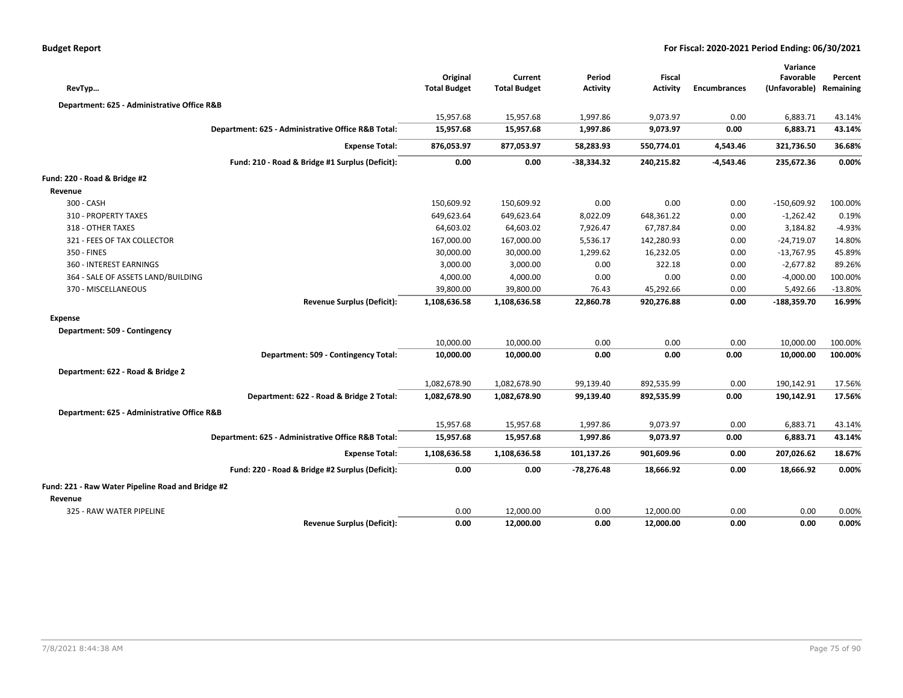**Budget Report** — For Fiscal: 2020-2021 Period Ending: 06/30/2021

| RevTyp… | Original Total Budget | Current Total Budget | Period Activity | Fiscal Activity | Encumbrances | Variance Favorable (Unfavorable) | Percent Remaining |
|---|---|---|---|---|---|---|---|
| **Department: 625 - Administrative Office R&B** | | | | | | | |
| | 15,957.68 | 15,957.68 | 1,997.86 | 9,073.97 | 0.00 | 6,883.71 | 43.14% |
| **Department: 625 - Administrative Office R&B Total:** | **15,957.68** | **15,957.68** | **1,997.86** | **9,073.97** | **0.00** | **6,883.71** | **43.14%** |
| **Expense Total:** | **876,053.97** | **877,053.97** | **58,283.93** | **550,774.01** | **4,543.46** | **321,736.50** | **36.68%** |
| **Fund: 210 - Road & Bridge #1 Surplus (Deficit):** | **0.00** | **0.00** | **-38,334.32** | **240,215.82** | **-4,543.46** | **235,672.36** | **0.00%** |
| **Fund: 220 - Road & Bridge #2** | | | | | | | |
| **Revenue** | | | | | | | |
| 300 - CASH | 150,609.92 | 150,609.92 | 0.00 | 0.00 | 0.00 | -150,609.92 | 100.00% |
| 310 - PROPERTY TAXES | 649,623.64 | 649,623.64 | 8,022.09 | 648,361.22 | 0.00 | -1,262.42 | 0.19% |
| 318 - OTHER TAXES | 64,603.02 | 64,603.02 | 7,926.47 | 67,787.84 | 0.00 | 3,184.82 | -4.93% |
| 321 - FEES OF TAX COLLECTOR | 167,000.00 | 167,000.00 | 5,536.17 | 142,280.93 | 0.00 | -24,719.07 | 14.80% |
| 350 - FINES | 30,000.00 | 30,000.00 | 1,299.62 | 16,232.05 | 0.00 | -13,767.95 | 45.89% |
| 360 - INTEREST EARNINGS | 3,000.00 | 3,000.00 | 0.00 | 322.18 | 0.00 | -2,677.82 | 89.26% |
| 364 - SALE OF ASSETS LAND/BUILDING | 4,000.00 | 4,000.00 | 0.00 | 0.00 | 0.00 | -4,000.00 | 100.00% |
| 370 - MISCELLANEOUS | 39,800.00 | 39,800.00 | 76.43 | 45,292.66 | 0.00 | 5,492.66 | -13.80% |
| **Revenue Surplus (Deficit):** | **1,108,636.58** | **1,108,636.58** | **22,860.78** | **920,276.88** | **0.00** | **-188,359.70** | **16.99%** |
| **Expense** | | | | | | | |
| **Department: 509 - Contingency** | | | | | | | |
| | 10,000.00 | 10,000.00 | 0.00 | 0.00 | 0.00 | 10,000.00 | 100.00% |
| **Department: 509 - Contingency Total:** | **10,000.00** | **10,000.00** | **0.00** | **0.00** | **0.00** | **10,000.00** | **100.00%** |
| **Department: 622 - Road & Bridge 2** | | | | | | | |
| | 1,082,678.90 | 1,082,678.90 | 99,139.40 | 892,535.99 | 0.00 | 190,142.91 | 17.56% |
| **Department: 622 - Road & Bridge 2 Total:** | **1,082,678.90** | **1,082,678.90** | **99,139.40** | **892,535.99** | **0.00** | **190,142.91** | **17.56%** |
| **Department: 625 - Administrative Office R&B** | | | | | | | |
| | 15,957.68 | 15,957.68 | 1,997.86 | 9,073.97 | 0.00 | 6,883.71 | 43.14% |
| **Department: 625 - Administrative Office R&B Total:** | **15,957.68** | **15,957.68** | **1,997.86** | **9,073.97** | **0.00** | **6,883.71** | **43.14%** |
| **Expense Total:** | **1,108,636.58** | **1,108,636.58** | **101,137.26** | **901,609.96** | **0.00** | **207,026.62** | **18.67%** |
| **Fund: 220 - Road & Bridge #2 Surplus (Deficit):** | **0.00** | **0.00** | **-78,276.48** | **18,666.92** | **0.00** | **18,666.92** | **0.00%** |
| **Fund: 221 - Raw Water Pipeline Road and Bridge #2** | | | | | | | |
| **Revenue** | | | | | | | |
| 325 - RAW WATER PIPELINE | 0.00 | 12,000.00 | 0.00 | 12,000.00 | 0.00 | 0.00 | 0.00% |
| **Revenue Surplus (Deficit):** | **0.00** | **12,000.00** | **0.00** | **12,000.00** | **0.00** | **0.00** | **0.00%** |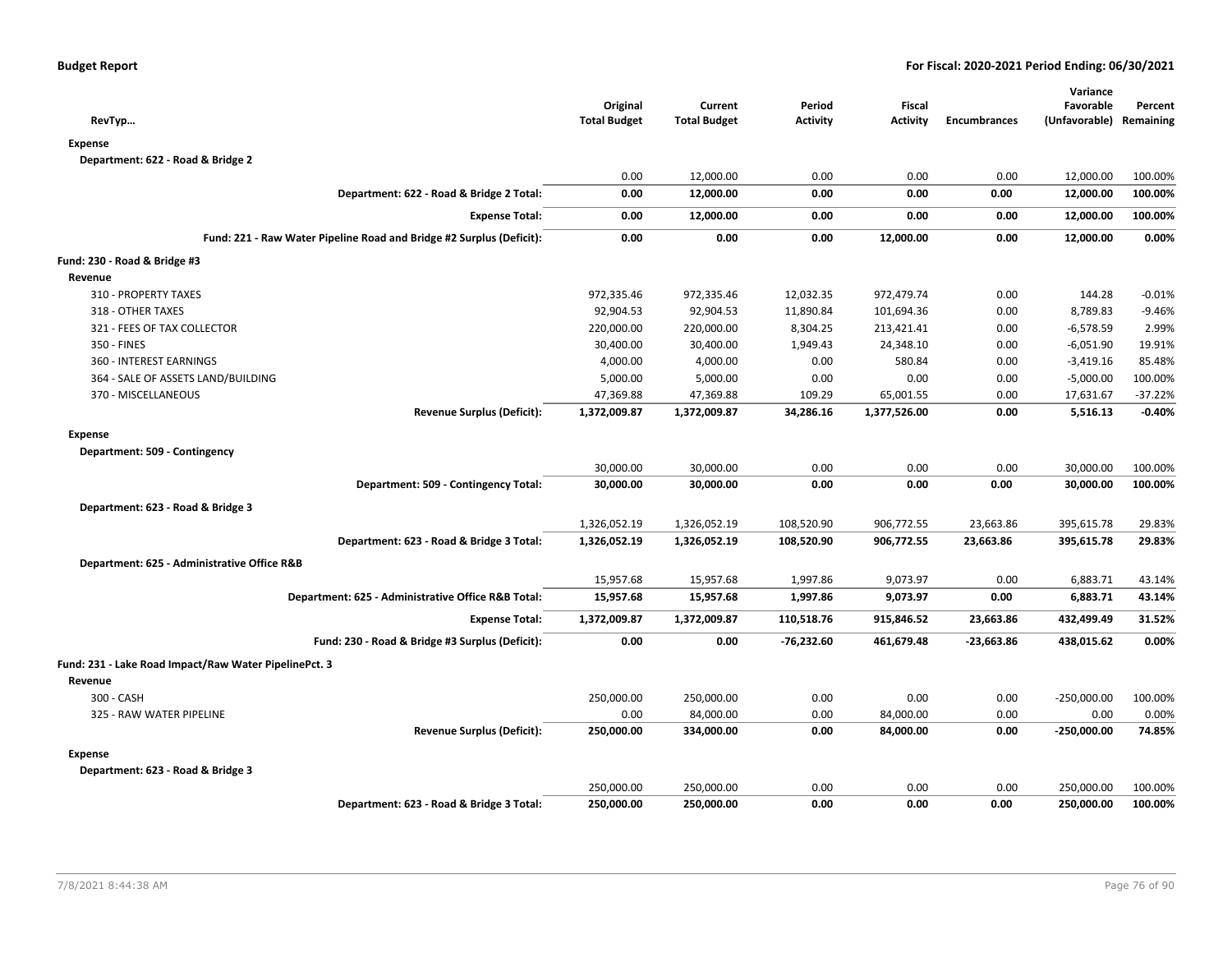**Budget Report** **For Fiscal: 2020-2021 Period Ending: 06/30/2021**

| RevTyp… | Original Total Budget | Current Total Budget | Period Activity | Fiscal Activity | Encumbrances | Variance Favorable (Unfavorable) | Percent Remaining |
|---|---|---|---|---|---|---|---|
| **Expense** | | | | | | | |
| **Department: 622 - Road & Bridge 2** | | | | | | | |
| | 0.00 | 12,000.00 | 0.00 | 0.00 | 0.00 | 12,000.00 | 100.00% |
| **Department: 622 - Road & Bridge 2 Total:** | **0.00** | **12,000.00** | **0.00** | **0.00** | **0.00** | **12,000.00** | **100.00%** |
| **Expense Total:** | **0.00** | **12,000.00** | **0.00** | **0.00** | **0.00** | **12,000.00** | **100.00%** |
| **Fund: 221 - Raw Water Pipeline Road and Bridge #2 Surplus (Deficit):** | **0.00** | **0.00** | **0.00** | **12,000.00** | **0.00** | **12,000.00** | **0.00%** |
| **Fund: 230 - Road & Bridge #3** | | | | | | | |
| **Revenue** | | | | | | | |
| 310 - PROPERTY TAXES | 972,335.46 | 972,335.46 | 12,032.35 | 972,479.74 | 0.00 | 144.28 | -0.01% |
| 318 - OTHER TAXES | 92,904.53 | 92,904.53 | 11,890.84 | 101,694.36 | 0.00 | 8,789.83 | -9.46% |
| 321 - FEES OF TAX COLLECTOR | 220,000.00 | 220,000.00 | 8,304.25 | 213,421.41 | 0.00 | -6,578.59 | 2.99% |
| 350 - FINES | 30,400.00 | 30,400.00 | 1,949.43 | 24,348.10 | 0.00 | -6,051.90 | 19.91% |
| 360 - INTEREST EARNINGS | 4,000.00 | 4,000.00 | 0.00 | 580.84 | 0.00 | -3,419.16 | 85.48% |
| 364 - SALE OF ASSETS LAND/BUILDING | 5,000.00 | 5,000.00 | 0.00 | 0.00 | 0.00 | -5,000.00 | 100.00% |
| 370 - MISCELLANEOUS | 47,369.88 | 47,369.88 | 109.29 | 65,001.55 | 0.00 | 17,631.67 | -37.22% |
| **Revenue Surplus (Deficit):** | **1,372,009.87** | **1,372,009.87** | **34,286.16** | **1,377,526.00** | **0.00** | **5,516.13** | **-0.40%** |
| **Expense** | | | | | | | |
| **Department: 509 - Contingency** | | | | | | | |
| | 30,000.00 | 30,000.00 | 0.00 | 0.00 | 0.00 | 30,000.00 | 100.00% |
| **Department: 509 - Contingency Total:** | **30,000.00** | **30,000.00** | **0.00** | **0.00** | **0.00** | **30,000.00** | **100.00%** |
| **Department: 623 - Road & Bridge 3** | | | | | | | |
| | 1,326,052.19 | 1,326,052.19 | 108,520.90 | 906,772.55 | 23,663.86 | 395,615.78 | 29.83% |
| **Department: 623 - Road & Bridge 3 Total:** | **1,326,052.19** | **1,326,052.19** | **108,520.90** | **906,772.55** | **23,663.86** | **395,615.78** | **29.83%** |
| **Department: 625 - Administrative Office R&B** | | | | | | | |
| | 15,957.68 | 15,957.68 | 1,997.86 | 9,073.97 | 0.00 | 6,883.71 | 43.14% |
| **Department: 625 - Administrative Office R&B Total:** | **15,957.68** | **15,957.68** | **1,997.86** | **9,073.97** | **0.00** | **6,883.71** | **43.14%** |
| **Expense Total:** | **1,372,009.87** | **1,372,009.87** | **110,518.76** | **915,846.52** | **23,663.86** | **432,499.49** | **31.52%** |
| **Fund: 230 - Road & Bridge #3 Surplus (Deficit):** | **0.00** | **0.00** | **-76,232.60** | **461,679.48** | **-23,663.86** | **438,015.62** | **0.00%** |
| **Fund: 231 - Lake Road Impact/Raw Water PipelinePct. 3** | | | | | | | |
| **Revenue** | | | | | | | |
| 300 - CASH | 250,000.00 | 250,000.00 | 0.00 | 0.00 | 0.00 | -250,000.00 | 100.00% |
| 325 - RAW WATER PIPELINE | 0.00 | 84,000.00 | 0.00 | 84,000.00 | 0.00 | 0.00 | 0.00% |
| **Revenue Surplus (Deficit):** | **250,000.00** | **334,000.00** | **0.00** | **84,000.00** | **0.00** | **-250,000.00** | **74.85%** |
| **Expense** | | | | | | | |
| **Department: 623 - Road & Bridge 3** | | | | | | | |
| | 250,000.00 | 250,000.00 | 0.00 | 0.00 | 0.00 | 250,000.00 | 100.00% |
| **Department: 623 - Road & Bridge 3 Total:** | **250,000.00** | **250,000.00** | **0.00** | **0.00** | **0.00** | **250,000.00** | **100.00%** |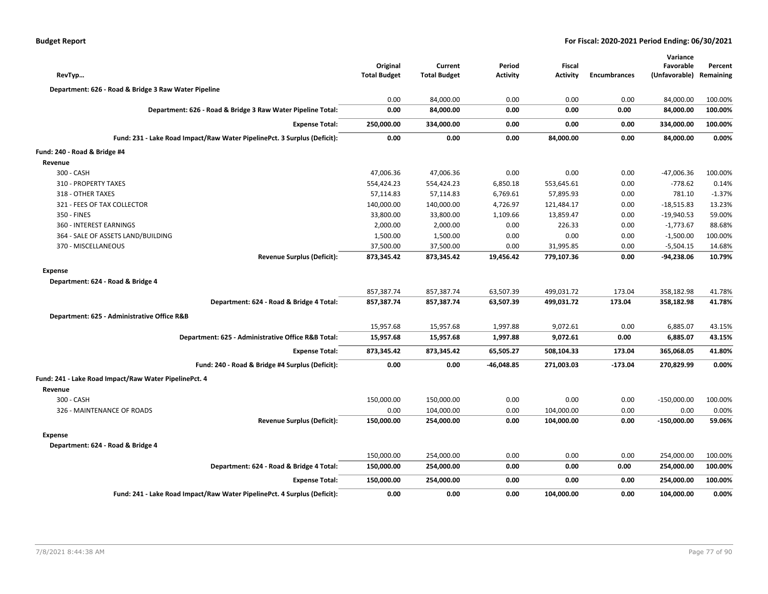**Budget Report** — **For Fiscal: 2020-2021 Period Ending: 06/30/2021**

| RevTyp... | Original Total Budget | Current Total Budget | Period Activity | Fiscal Activity | Encumbrances | Variance Favorable (Unfavorable) | Percent Remaining |
|---|---|---|---|---|---|---|---|
| **Department: 626 - Road & Bridge 3 Raw Water Pipeline** | | | | | | | |
| | 0.00 | 84,000.00 | 0.00 | 0.00 | 0.00 | 84,000.00 | 100.00% |
| **Department: 626 - Road & Bridge 3 Raw Water Pipeline Total:** | **0.00** | **84,000.00** | **0.00** | **0.00** | **0.00** | **84,000.00** | **100.00%** |
| **Expense Total:** | **250,000.00** | **334,000.00** | **0.00** | **0.00** | **0.00** | **334,000.00** | **100.00%** |
| **Fund: 231 - Lake Road Impact/Raw Water PipelinePct. 3 Surplus (Deficit):** | **0.00** | **0.00** | **0.00** | **84,000.00** | **0.00** | **84,000.00** | **0.00%** |
| **Fund: 240 - Road & Bridge #4** | | | | | | | |
| **Revenue** | | | | | | | |
| 300 - CASH | 47,006.36 | 47,006.36 | 0.00 | 0.00 | 0.00 | -47,006.36 | 100.00% |
| 310 - PROPERTY TAXES | 554,424.23 | 554,424.23 | 6,850.18 | 553,645.61 | 0.00 | -778.62 | 0.14% |
| 318 - OTHER TAXES | 57,114.83 | 57,114.83 | 6,769.61 | 57,895.93 | 0.00 | 781.10 | -1.37% |
| 321 - FEES OF TAX COLLECTOR | 140,000.00 | 140,000.00 | 4,726.97 | 121,484.17 | 0.00 | -18,515.83 | 13.23% |
| 350 - FINES | 33,800.00 | 33,800.00 | 1,109.66 | 13,859.47 | 0.00 | -19,940.53 | 59.00% |
| 360 - INTEREST EARNINGS | 2,000.00 | 2,000.00 | 0.00 | 226.33 | 0.00 | -1,773.67 | 88.68% |
| 364 - SALE OF ASSETS LAND/BUILDING | 1,500.00 | 1,500.00 | 0.00 | 0.00 | 0.00 | -1,500.00 | 100.00% |
| 370 - MISCELLANEOUS | 37,500.00 | 37,500.00 | 0.00 | 31,995.85 | 0.00 | -5,504.15 | 14.68% |
| **Revenue Surplus (Deficit):** | **873,345.42** | **873,345.42** | **19,456.42** | **779,107.36** | **0.00** | **-94,238.06** | **10.79%** |
| **Expense** | | | | | | | |
| **Department: 624 - Road & Bridge 4** | | | | | | | |
| | 857,387.74 | 857,387.74 | 63,507.39 | 499,031.72 | 173.04 | 358,182.98 | 41.78% |
| **Department: 624 - Road & Bridge 4 Total:** | **857,387.74** | **857,387.74** | **63,507.39** | **499,031.72** | **173.04** | **358,182.98** | **41.78%** |
| **Department: 625 - Administrative Office R&B** | | | | | | | |
| | 15,957.68 | 15,957.68 | 1,997.88 | 9,072.61 | 0.00 | 6,885.07 | 43.15% |
| **Department: 625 - Administrative Office R&B Total:** | **15,957.68** | **15,957.68** | **1,997.88** | **9,072.61** | **0.00** | **6,885.07** | **43.15%** |
| **Expense Total:** | **873,345.42** | **873,345.42** | **65,505.27** | **508,104.33** | **173.04** | **365,068.05** | **41.80%** |
| **Fund: 240 - Road & Bridge #4 Surplus (Deficit):** | **0.00** | **0.00** | **-46,048.85** | **271,003.03** | **-173.04** | **270,829.99** | **0.00%** |
| **Fund: 241 - Lake Road Impact/Raw Water PipelinePct. 4** | | | | | | | |
| **Revenue** | | | | | | | |
| 300 - CASH | 150,000.00 | 150,000.00 | 0.00 | 0.00 | 0.00 | -150,000.00 | 100.00% |
| 326 - MAINTENANCE OF ROADS | 0.00 | 104,000.00 | 0.00 | 104,000.00 | 0.00 | 0.00 | 0.00% |
| **Revenue Surplus (Deficit):** | **150,000.00** | **254,000.00** | **0.00** | **104,000.00** | **0.00** | **-150,000.00** | **59.06%** |
| **Expense** | | | | | | | |
| **Department: 624 - Road & Bridge 4** | | | | | | | |
| | 150,000.00 | 254,000.00 | 0.00 | 0.00 | 0.00 | 254,000.00 | 100.00% |
| **Department: 624 - Road & Bridge 4 Total:** | **150,000.00** | **254,000.00** | **0.00** | **0.00** | **0.00** | **254,000.00** | **100.00%** |
| **Expense Total:** | **150,000.00** | **254,000.00** | **0.00** | **0.00** | **0.00** | **254,000.00** | **100.00%** |
| **Fund: 241 - Lake Road Impact/Raw Water PipelinePct. 4 Surplus (Deficit):** | **0.00** | **0.00** | **0.00** | **104,000.00** | **0.00** | **104,000.00** | **0.00%** |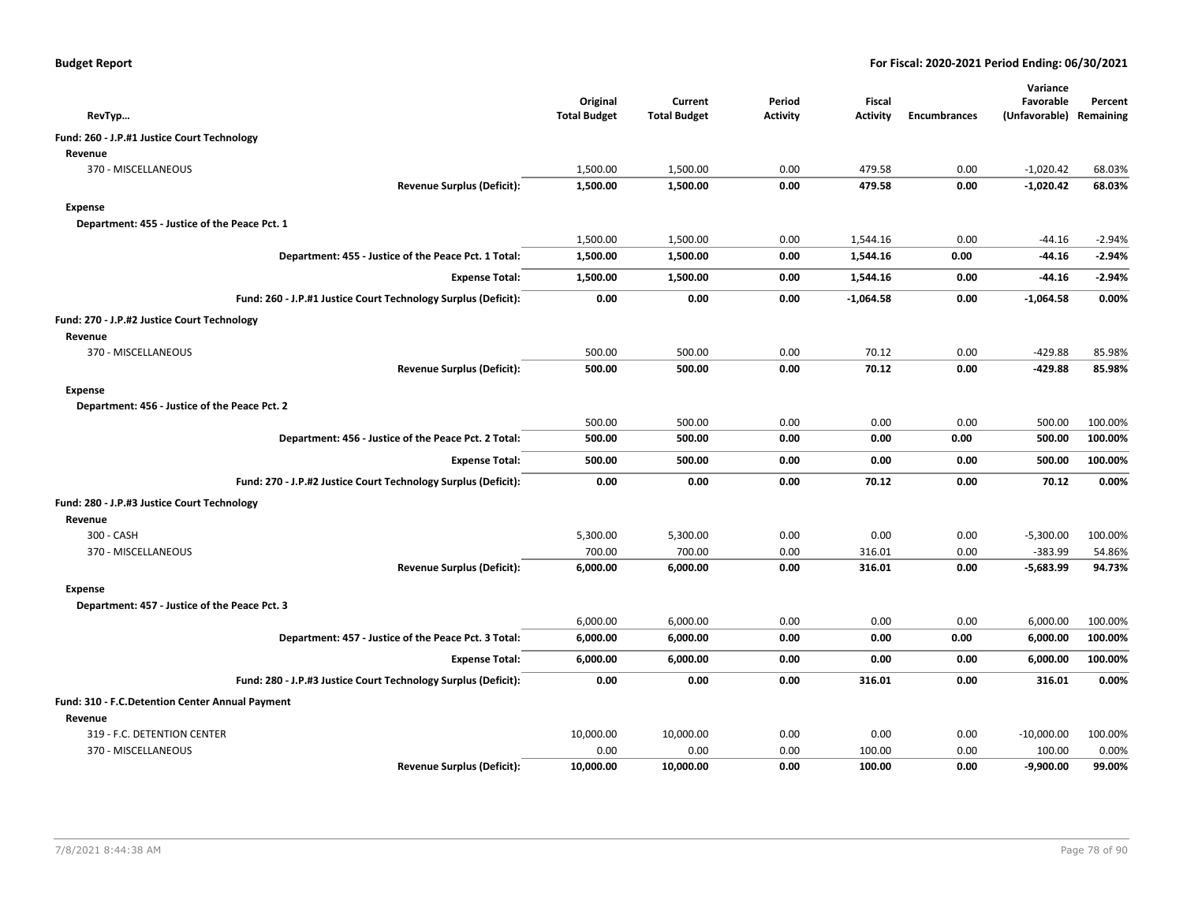**Budget Report** — **For Fiscal: 2020-2021 Period Ending: 06/30/2021**

| RevTyp... | Original Total Budget | Current Total Budget | Period Activity | Fiscal Activity | Encumbrances | Variance Favorable (Unfavorable) | Percent Remaining |
|---|---|---|---|---|---|---|---|
| **Fund: 260 - J.P.#1 Justice Court Technology** | | | | | | | |
| **Revenue** | | | | | | | |
| 370 - MISCELLANEOUS | 1,500.00 | 1,500.00 | 0.00 | 479.58 | 0.00 | -1,020.42 | 68.03% |
| **Revenue Surplus (Deficit):** | **1,500.00** | **1,500.00** | **0.00** | **479.58** | **0.00** | **-1,020.42** | **68.03%** |
| **Expense** | | | | | | | |
| **Department: 455 - Justice of the Peace Pct. 1** | | | | | | | |
| | 1,500.00 | 1,500.00 | 0.00 | 1,544.16 | 0.00 | -44.16 | -2.94% |
| **Department: 455 - Justice of the Peace Pct. 1 Total:** | **1,500.00** | **1,500.00** | **0.00** | **1,544.16** | **0.00** | **-44.16** | **-2.94%** |
| **Expense Total:** | **1,500.00** | **1,500.00** | **0.00** | **1,544.16** | **0.00** | **-44.16** | **-2.94%** |
| **Fund: 260 - J.P.#1 Justice Court Technology Surplus (Deficit):** | **0.00** | **0.00** | **0.00** | **-1,064.58** | **0.00** | **-1,064.58** | **0.00%** |
| **Fund: 270 - J.P.#2 Justice Court Technology** | | | | | | | |
| **Revenue** | | | | | | | |
| 370 - MISCELLANEOUS | 500.00 | 500.00 | 0.00 | 70.12 | 0.00 | -429.88 | 85.98% |
| **Revenue Surplus (Deficit):** | **500.00** | **500.00** | **0.00** | **70.12** | **0.00** | **-429.88** | **85.98%** |
| **Expense** | | | | | | | |
| **Department: 456 - Justice of the Peace Pct. 2** | | | | | | | |
| | 500.00 | 500.00 | 0.00 | 0.00 | 0.00 | 500.00 | 100.00% |
| **Department: 456 - Justice of the Peace Pct. 2 Total:** | **500.00** | **500.00** | **0.00** | **0.00** | **0.00** | **500.00** | **100.00%** |
| **Expense Total:** | **500.00** | **500.00** | **0.00** | **0.00** | **0.00** | **500.00** | **100.00%** |
| **Fund: 270 - J.P.#2 Justice Court Technology Surplus (Deficit):** | **0.00** | **0.00** | **0.00** | **70.12** | **0.00** | **70.12** | **0.00%** |
| **Fund: 280 - J.P.#3 Justice Court Technology** | | | | | | | |
| **Revenue** | | | | | | | |
| 300 - CASH | 5,300.00 | 5,300.00 | 0.00 | 0.00 | 0.00 | -5,300.00 | 100.00% |
| 370 - MISCELLANEOUS | 700.00 | 700.00 | 0.00 | 316.01 | 0.00 | -383.99 | 54.86% |
| **Revenue Surplus (Deficit):** | **6,000.00** | **6,000.00** | **0.00** | **316.01** | **0.00** | **-5,683.99** | **94.73%** |
| **Expense** | | | | | | | |
| **Department: 457 - Justice of the Peace Pct. 3** | | | | | | | |
| | 6,000.00 | 6,000.00 | 0.00 | 0.00 | 0.00 | 6,000.00 | 100.00% |
| **Department: 457 - Justice of the Peace Pct. 3 Total:** | **6,000.00** | **6,000.00** | **0.00** | **0.00** | **0.00** | **6,000.00** | **100.00%** |
| **Expense Total:** | **6,000.00** | **6,000.00** | **0.00** | **0.00** | **0.00** | **6,000.00** | **100.00%** |
| **Fund: 280 - J.P.#3 Justice Court Technology Surplus (Deficit):** | **0.00** | **0.00** | **0.00** | **316.01** | **0.00** | **316.01** | **0.00%** |
| **Fund: 310 - F.C.Detention Center Annual Payment** | | | | | | | |
| **Revenue** | | | | | | | |
| 319 - F.C. DETENTION CENTER | 10,000.00 | 10,000.00 | 0.00 | 0.00 | 0.00 | -10,000.00 | 100.00% |
| 370 - MISCELLANEOUS | 0.00 | 0.00 | 0.00 | 100.00 | 0.00 | 100.00 | 0.00% |
| **Revenue Surplus (Deficit):** | **10,000.00** | **10,000.00** | **0.00** | **100.00** | **0.00** | **-9,900.00** | **99.00%** |

7/8/2021 8:44:38 AM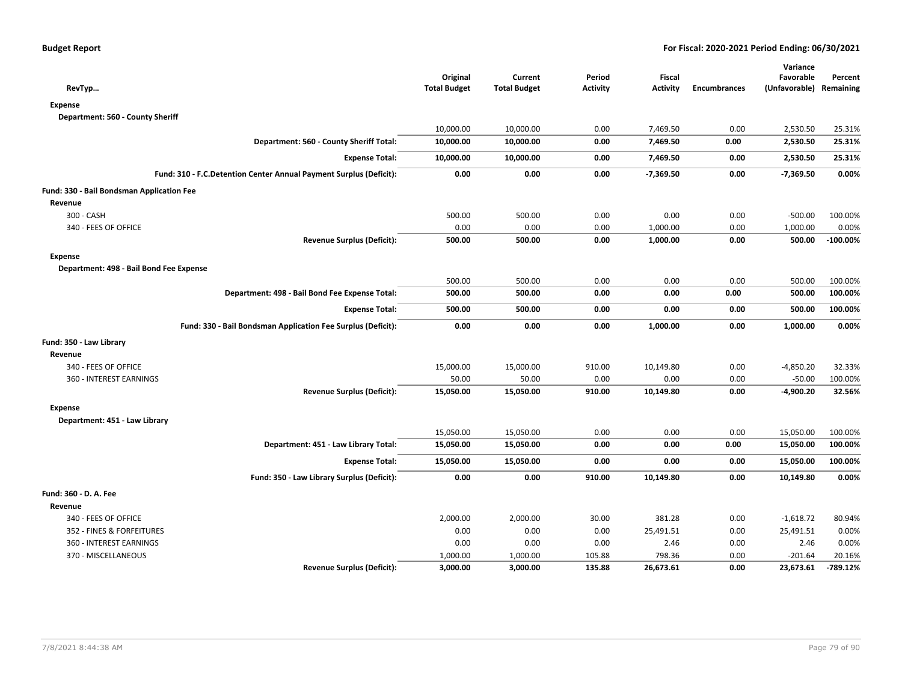| RevTyp… | Original Total Budget | Current Total Budget | Period Activity | Fiscal Activity | Encumbrances | Variance Favorable (Unfavorable) | Percent Remaining |
|---|---|---|---|---|---|---|---|
| **Expense** | | | | | | | |
| **Department: 560 - County Sheriff** | | | | | | | |
| | 10,000.00 | 10,000.00 | 0.00 | 7,469.50 | 0.00 | 2,530.50 | 25.31% |
| **Department: 560 - County Sheriff Total:** | **10,000.00** | **10,000.00** | **0.00** | **7,469.50** | **0.00** | **2,530.50** | **25.31%** |
| **Expense Total:** | **10,000.00** | **10,000.00** | **0.00** | **7,469.50** | **0.00** | **2,530.50** | **25.31%** |
| **Fund: 310 - F.C.Detention Center Annual Payment Surplus (Deficit):** | **0.00** | **0.00** | **0.00** | **-7,369.50** | **0.00** | **-7,369.50** | **0.00%** |
| **Fund: 330 - Bail Bondsman Application Fee** | | | | | | | |
| **Revenue** | | | | | | | |
| 300 - CASH | 500.00 | 500.00 | 0.00 | 0.00 | 0.00 | -500.00 | 100.00% |
| 340 - FEES OF OFFICE | 0.00 | 0.00 | 0.00 | 1,000.00 | 0.00 | 1,000.00 | 0.00% |
| **Revenue Surplus (Deficit):** | **500.00** | **500.00** | **0.00** | **1,000.00** | **0.00** | **500.00** | **-100.00%** |
| **Expense** | | | | | | | |
| **Department: 498 - Bail Bond Fee Expense** | | | | | | | |
| | 500.00 | 500.00 | 0.00 | 0.00 | 0.00 | 500.00 | 100.00% |
| **Department: 498 - Bail Bond Fee Expense Total:** | **500.00** | **500.00** | **0.00** | **0.00** | **0.00** | **500.00** | **100.00%** |
| **Expense Total:** | **500.00** | **500.00** | **0.00** | **0.00** | **0.00** | **500.00** | **100.00%** |
| **Fund: 330 - Bail Bondsman Application Fee Surplus (Deficit):** | **0.00** | **0.00** | **0.00** | **1,000.00** | **0.00** | **1,000.00** | **0.00%** |
| **Fund: 350 - Law Library** | | | | | | | |
| **Revenue** | | | | | | | |
| 340 - FEES OF OFFICE | 15,000.00 | 15,000.00 | 910.00 | 10,149.80 | 0.00 | -4,850.20 | 32.33% |
| 360 - INTEREST EARNINGS | 50.00 | 50.00 | 0.00 | 0.00 | 0.00 | -50.00 | 100.00% |
| **Revenue Surplus (Deficit):** | **15,050.00** | **15,050.00** | **910.00** | **10,149.80** | **0.00** | **-4,900.20** | **32.56%** |
| **Expense** | | | | | | | |
| **Department: 451 - Law Library** | | | | | | | |
| | 15,050.00 | 15,050.00 | 0.00 | 0.00 | 0.00 | 15,050.00 | 100.00% |
| **Department: 451 - Law Library Total:** | **15,050.00** | **15,050.00** | **0.00** | **0.00** | **0.00** | **15,050.00** | **100.00%** |
| **Expense Total:** | **15,050.00** | **15,050.00** | **0.00** | **0.00** | **0.00** | **15,050.00** | **100.00%** |
| **Fund: 350 - Law Library Surplus (Deficit):** | **0.00** | **0.00** | **910.00** | **10,149.80** | **0.00** | **10,149.80** | **0.00%** |
| **Fund: 360 - D. A. Fee** | | | | | | | |
| **Revenue** | | | | | | | |
| 340 - FEES OF OFFICE | 2,000.00 | 2,000.00 | 30.00 | 381.28 | 0.00 | -1,618.72 | 80.94% |
| 352 - FINES & FORFEITURES | 0.00 | 0.00 | 0.00 | 25,491.51 | 0.00 | 25,491.51 | 0.00% |
| 360 - INTEREST EARNINGS | 0.00 | 0.00 | 0.00 | 2.46 | 0.00 | 2.46 | 0.00% |
| 370 - MISCELLANEOUS | 1,000.00 | 1,000.00 | 105.88 | 798.36 | 0.00 | -201.64 | 20.16% |
| **Revenue Surplus (Deficit):** | **3,000.00** | **3,000.00** | **135.88** | **26,673.61** | **0.00** | **23,673.61** | **-789.12%** |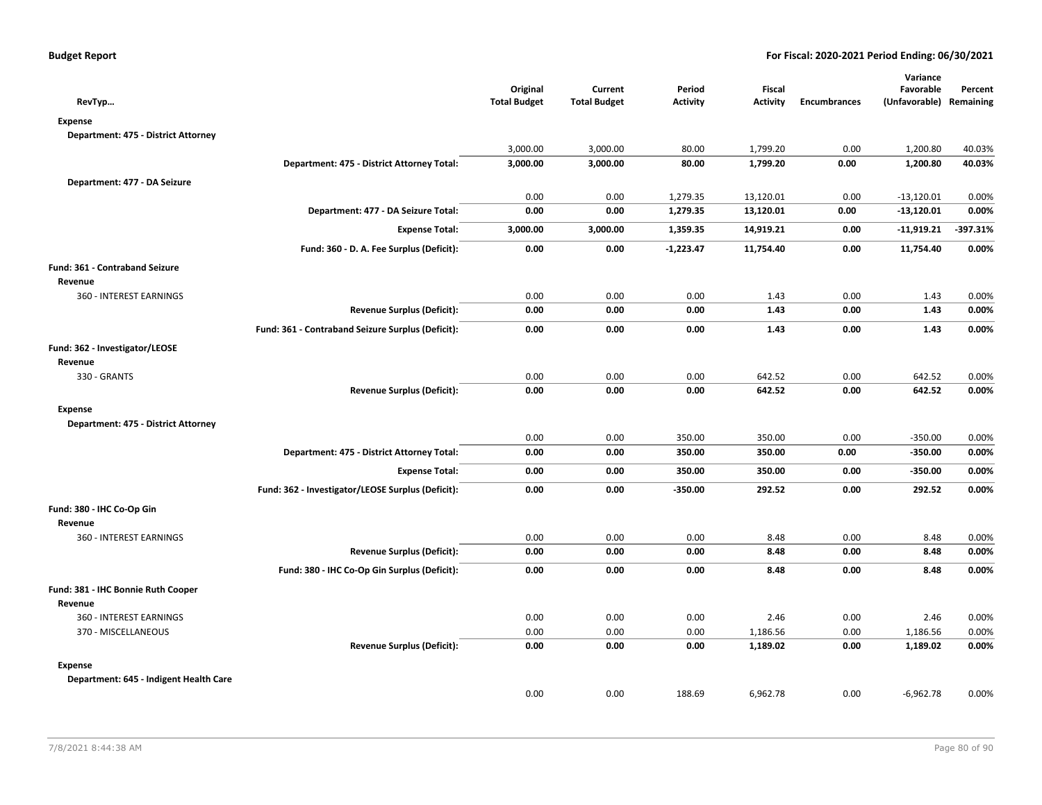| RevTyp… | | Original Total Budget | Current Total Budget | Period Activity | Fiscal Activity | Encumbrances | Variance Favorable (Unfavorable) | Percent Remaining |
|---|---|---|---|---|---|---|---|---|
| **Expense** | | | | | | | | |
| **Department: 475 - District Attorney** | | | | | | | | |
| | | 3,000.00 | 3,000.00 | 80.00 | 1,799.20 | 0.00 | 1,200.80 | 40.03% |
| | **Department: 475 - District Attorney Total:** | **3,000.00** | **3,000.00** | **80.00** | **1,799.20** | **0.00** | **1,200.80** | **40.03%** |
| **Department: 477 - DA Seizure** | | | | | | | | |
| | | 0.00 | 0.00 | 1,279.35 | 13,120.01 | 0.00 | -13,120.01 | 0.00% |
| | **Department: 477 - DA Seizure Total:** | **0.00** | **0.00** | **1,279.35** | **13,120.01** | **0.00** | **-13,120.01** | **0.00%** |
| | **Expense Total:** | **3,000.00** | **3,000.00** | **1,359.35** | **14,919.21** | **0.00** | **-11,919.21** | **-397.31%** |
| | **Fund: 360 - D. A. Fee Surplus (Deficit):** | **0.00** | **0.00** | **-1,223.47** | **11,754.40** | **0.00** | **11,754.40** | **0.00%** |
| **Fund: 361 - Contraband Seizure** | | | | | | | | |
| **Revenue** | | | | | | | | |
| 360 - INTEREST EARNINGS | | 0.00 | 0.00 | 0.00 | 1.43 | 0.00 | 1.43 | 0.00% |
| | **Revenue Surplus (Deficit):** | **0.00** | **0.00** | **0.00** | **1.43** | **0.00** | **1.43** | **0.00%** |
| | **Fund: 361 - Contraband Seizure Surplus (Deficit):** | **0.00** | **0.00** | **0.00** | **1.43** | **0.00** | **1.43** | **0.00%** |
| **Fund: 362 - Investigator/LEOSE** | | | | | | | | |
| **Revenue** | | | | | | | | |
| 330 - GRANTS | | 0.00 | 0.00 | 0.00 | 642.52 | 0.00 | 642.52 | 0.00% |
| | **Revenue Surplus (Deficit):** | **0.00** | **0.00** | **0.00** | **642.52** | **0.00** | **642.52** | **0.00%** |
| **Expense** | | | | | | | | |
| **Department: 475 - District Attorney** | | | | | | | | |
| | | 0.00 | 0.00 | 350.00 | 350.00 | 0.00 | -350.00 | 0.00% |
| | **Department: 475 - District Attorney Total:** | **0.00** | **0.00** | **350.00** | **350.00** | **0.00** | **-350.00** | **0.00%** |
| | **Expense Total:** | **0.00** | **0.00** | **350.00** | **350.00** | **0.00** | **-350.00** | **0.00%** |
| | **Fund: 362 - Investigator/LEOSE Surplus (Deficit):** | **0.00** | **0.00** | **-350.00** | **292.52** | **0.00** | **292.52** | **0.00%** |
| **Fund: 380 - IHC Co-Op Gin** | | | | | | | | |
| **Revenue** | | | | | | | | |
| 360 - INTEREST EARNINGS | | 0.00 | 0.00 | 0.00 | 8.48 | 0.00 | 8.48 | 0.00% |
| | **Revenue Surplus (Deficit):** | **0.00** | **0.00** | **0.00** | **8.48** | **0.00** | **8.48** | **0.00%** |
| | **Fund: 380 - IHC Co-Op Gin Surplus (Deficit):** | **0.00** | **0.00** | **0.00** | **8.48** | **0.00** | **8.48** | **0.00%** |
| **Fund: 381 - IHC Bonnie Ruth Cooper** | | | | | | | | |
| **Revenue** | | | | | | | | |
| 360 - INTEREST EARNINGS | | 0.00 | 0.00 | 0.00 | 2.46 | 0.00 | 2.46 | 0.00% |
| 370 - MISCELLANEOUS | | 0.00 | 0.00 | 0.00 | 1,186.56 | 0.00 | 1,186.56 | 0.00% |
| | **Revenue Surplus (Deficit):** | **0.00** | **0.00** | **0.00** | **1,189.02** | **0.00** | **1,189.02** | **0.00%** |
| **Expense** | | | | | | | | |
| **Department: 645 - Indigent Health Care** | | | | | | | | |
| | | 0.00 | 0.00 | 188.69 | 6,962.78 | 0.00 | -6,962.78 | 0.00% |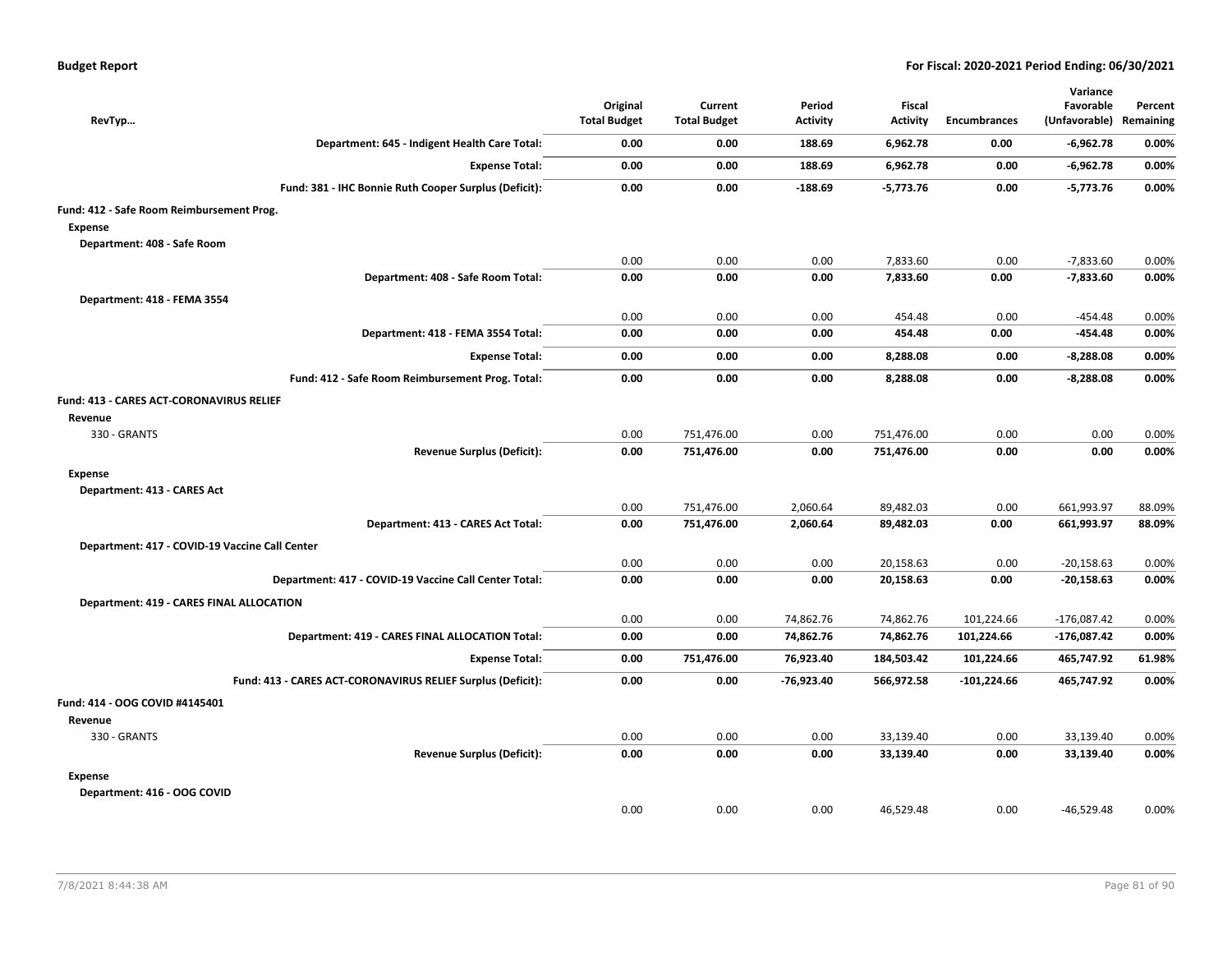**Budget Report** — For Fiscal: 2020-2021 Period Ending: 06/30/2021

| RevTyp… | Original Total Budget | Current Total Budget | Period Activity | Fiscal Activity | Encumbrances | Variance Favorable (Unfavorable) | Percent Remaining |
|---|---|---|---|---|---|---|---|
| **Department: 645 - Indigent Health Care Total:** | **0.00** | **0.00** | **188.69** | **6,962.78** | **0.00** | **-6,962.78** | **0.00%** |
| **Expense Total:** | **0.00** | **0.00** | **188.69** | **6,962.78** | **0.00** | **-6,962.78** | **0.00%** |
| **Fund: 381 - IHC Bonnie Ruth Cooper Surplus (Deficit):** | **0.00** | **0.00** | **-188.69** | **-5,773.76** | **0.00** | **-5,773.76** | **0.00%** |
| **Fund: 412 - Safe Room Reimbursement Prog.** | | | | | | | |
| **Expense** | | | | | | | |
| **Department: 408 - Safe Room** | | | | | | | |
| | 0.00 | 0.00 | 0.00 | 7,833.60 | 0.00 | -7,833.60 | 0.00% |
| **Department: 408 - Safe Room Total:** | **0.00** | **0.00** | **0.00** | **7,833.60** | **0.00** | **-7,833.60** | **0.00%** |
| **Department: 418 - FEMA 3554** | | | | | | | |
| | 0.00 | 0.00 | 0.00 | 454.48 | 0.00 | -454.48 | 0.00% |
| **Department: 418 - FEMA 3554 Total:** | **0.00** | **0.00** | **0.00** | **454.48** | **0.00** | **-454.48** | **0.00%** |
| **Expense Total:** | **0.00** | **0.00** | **0.00** | **8,288.08** | **0.00** | **-8,288.08** | **0.00%** |
| **Fund: 412 - Safe Room Reimbursement Prog. Total:** | **0.00** | **0.00** | **0.00** | **8,288.08** | **0.00** | **-8,288.08** | **0.00%** |
| **Fund: 413 - CARES ACT-CORONAVIRUS RELIEF** | | | | | | | |
| **Revenue** | | | | | | | |
| 330 - GRANTS | 0.00 | 751,476.00 | 0.00 | 751,476.00 | 0.00 | 0.00 | 0.00% |
| **Revenue Surplus (Deficit):** | **0.00** | **751,476.00** | **0.00** | **751,476.00** | **0.00** | **0.00** | **0.00%** |
| **Expense** | | | | | | | |
| **Department: 413 - CARES Act** | | | | | | | |
| | 0.00 | 751,476.00 | 2,060.64 | 89,482.03 | 0.00 | 661,993.97 | 88.09% |
| **Department: 413 - CARES Act Total:** | **0.00** | **751,476.00** | **2,060.64** | **89,482.03** | **0.00** | **661,993.97** | **88.09%** |
| **Department: 417 - COVID-19 Vaccine Call Center** | | | | | | | |
| | 0.00 | 0.00 | 0.00 | 20,158.63 | 0.00 | -20,158.63 | 0.00% |
| **Department: 417 - COVID-19 Vaccine Call Center Total:** | **0.00** | **0.00** | **0.00** | **20,158.63** | **0.00** | **-20,158.63** | **0.00%** |
| **Department: 419 - CARES FINAL ALLOCATION** | | | | | | | |
| | 0.00 | 0.00 | 74,862.76 | 74,862.76 | 101,224.66 | -176,087.42 | 0.00% |
| **Department: 419 - CARES FINAL ALLOCATION Total:** | **0.00** | **0.00** | **74,862.76** | **74,862.76** | **101,224.66** | **-176,087.42** | **0.00%** |
| **Expense Total:** | **0.00** | **751,476.00** | **76,923.40** | **184,503.42** | **101,224.66** | **465,747.92** | **61.98%** |
| **Fund: 413 - CARES ACT-CORONAVIRUS RELIEF Surplus (Deficit):** | **0.00** | **0.00** | **-76,923.40** | **566,972.58** | **-101,224.66** | **465,747.92** | **0.00%** |
| **Fund: 414 - OOG COVID #4145401** | | | | | | | |
| **Revenue** | | | | | | | |
| 330 - GRANTS | 0.00 | 0.00 | 0.00 | 33,139.40 | 0.00 | 33,139.40 | 0.00% |
| **Revenue Surplus (Deficit):** | **0.00** | **0.00** | **0.00** | **33,139.40** | **0.00** | **33,139.40** | **0.00%** |
| **Expense** | | | | | | | |
| **Department: 416 - OOG COVID** | | | | | | | |
| | 0.00 | 0.00 | 0.00 | 46,529.48 | 0.00 | -46,529.48 | 0.00% |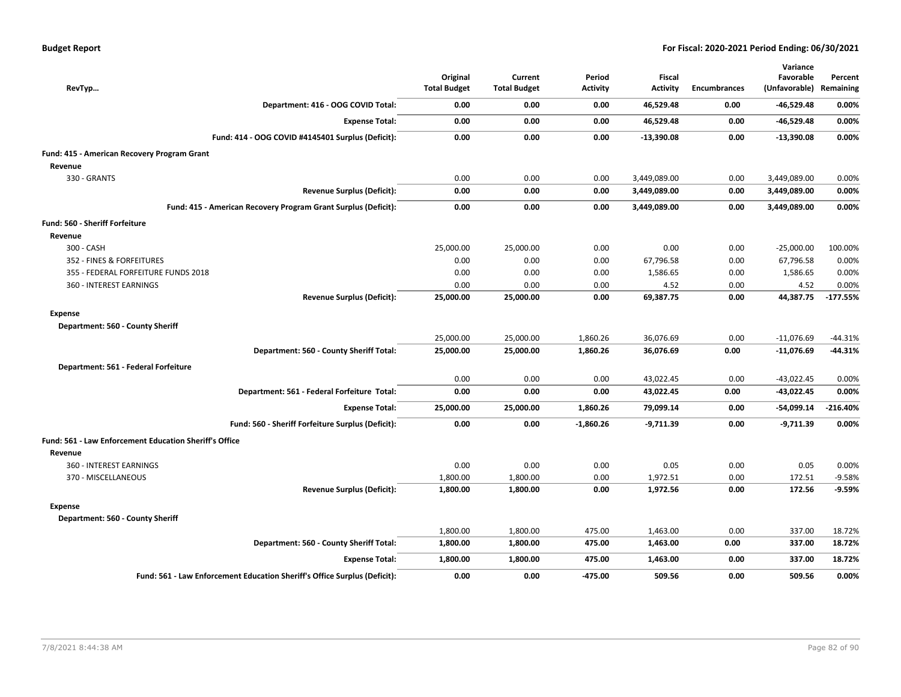**Budget Report** — For Fiscal: 2020-2021 Period Ending: 06/30/2021

| RevTyp... | Original Total Budget | Current Total Budget | Period Activity | Fiscal Activity | Encumbrances | Variance Favorable (Unfavorable) | Percent Remaining |
|---|---|---|---|---|---|---|---|
| **Department: 416 - OOG COVID Total:** | **0.00** | **0.00** | **0.00** | **46,529.48** | **0.00** | **-46,529.48** | **0.00%** |
| **Expense Total:** | **0.00** | **0.00** | **0.00** | **46,529.48** | **0.00** | **-46,529.48** | **0.00%** |
| **Fund: 414 - OOG COVID #4145401 Surplus (Deficit):** | **0.00** | **0.00** | **0.00** | **-13,390.08** | **0.00** | **-13,390.08** | **0.00%** |
| **Fund: 415 - American Recovery Program Grant** | | | | | | | |
| **Revenue** | | | | | | | |
| 330 - GRANTS | 0.00 | 0.00 | 0.00 | 3,449,089.00 | 0.00 | 3,449,089.00 | 0.00% |
| **Revenue Surplus (Deficit):** | **0.00** | **0.00** | **0.00** | **3,449,089.00** | **0.00** | **3,449,089.00** | **0.00%** |
| **Fund: 415 - American Recovery Program Grant Surplus (Deficit):** | **0.00** | **0.00** | **0.00** | **3,449,089.00** | **0.00** | **3,449,089.00** | **0.00%** |
| **Fund: 560 - Sheriff Forfeiture** | | | | | | | |
| **Revenue** | | | | | | | |
| 300 - CASH | 25,000.00 | 25,000.00 | 0.00 | 0.00 | 0.00 | -25,000.00 | 100.00% |
| 352 - FINES & FORFEITURES | 0.00 | 0.00 | 0.00 | 67,796.58 | 0.00 | 67,796.58 | 0.00% |
| 355 - FEDERAL FORFEITURE FUNDS 2018 | 0.00 | 0.00 | 0.00 | 1,586.65 | 0.00 | 1,586.65 | 0.00% |
| 360 - INTEREST EARNINGS | 0.00 | 0.00 | 0.00 | 4.52 | 0.00 | 4.52 | 0.00% |
| **Revenue Surplus (Deficit):** | **25,000.00** | **25,000.00** | **0.00** | **69,387.75** | **0.00** | **44,387.75** | **-177.55%** |
| **Expense** | | | | | | | |
| **Department: 560 - County Sheriff** | | | | | | | |
| | 25,000.00 | 25,000.00 | 1,860.26 | 36,076.69 | 0.00 | -11,076.69 | -44.31% |
| **Department: 560 - County Sheriff Total:** | **25,000.00** | **25,000.00** | **1,860.26** | **36,076.69** | **0.00** | **-11,076.69** | **-44.31%** |
| **Department: 561 - Federal Forfeiture** | | | | | | | |
| | 0.00 | 0.00 | 0.00 | 43,022.45 | 0.00 | -43,022.45 | 0.00% |
| **Department: 561 - Federal Forfeiture Total:** | **0.00** | **0.00** | **0.00** | **43,022.45** | **0.00** | **-43,022.45** | **0.00%** |
| **Expense Total:** | **25,000.00** | **25,000.00** | **1,860.26** | **79,099.14** | **0.00** | **-54,099.14** | **-216.40%** |
| **Fund: 560 - Sheriff Forfeiture Surplus (Deficit):** | **0.00** | **0.00** | **-1,860.26** | **-9,711.39** | **0.00** | **-9,711.39** | **0.00%** |
| **Fund: 561 - Law Enforcement Education Sheriff's Office** | | | | | | | |
| **Revenue** | | | | | | | |
| 360 - INTEREST EARNINGS | 0.00 | 0.00 | 0.00 | 0.05 | 0.00 | 0.05 | 0.00% |
| 370 - MISCELLANEOUS | 1,800.00 | 1,800.00 | 0.00 | 1,972.51 | 0.00 | 172.51 | -9.58% |
| **Revenue Surplus (Deficit):** | **1,800.00** | **1,800.00** | **0.00** | **1,972.56** | **0.00** | **172.56** | **-9.59%** |
| **Expense** | | | | | | | |
| **Department: 560 - County Sheriff** | | | | | | | |
| | 1,800.00 | 1,800.00 | 475.00 | 1,463.00 | 0.00 | 337.00 | 18.72% |
| **Department: 560 - County Sheriff Total:** | **1,800.00** | **1,800.00** | **475.00** | **1,463.00** | **0.00** | **337.00** | **18.72%** |
| **Expense Total:** | **1,800.00** | **1,800.00** | **475.00** | **1,463.00** | **0.00** | **337.00** | **18.72%** |
| **Fund: 561 - Law Enforcement Education Sheriff's Office Surplus (Deficit):** | **0.00** | **0.00** | **-475.00** | **509.56** | **0.00** | **509.56** | **0.00%** |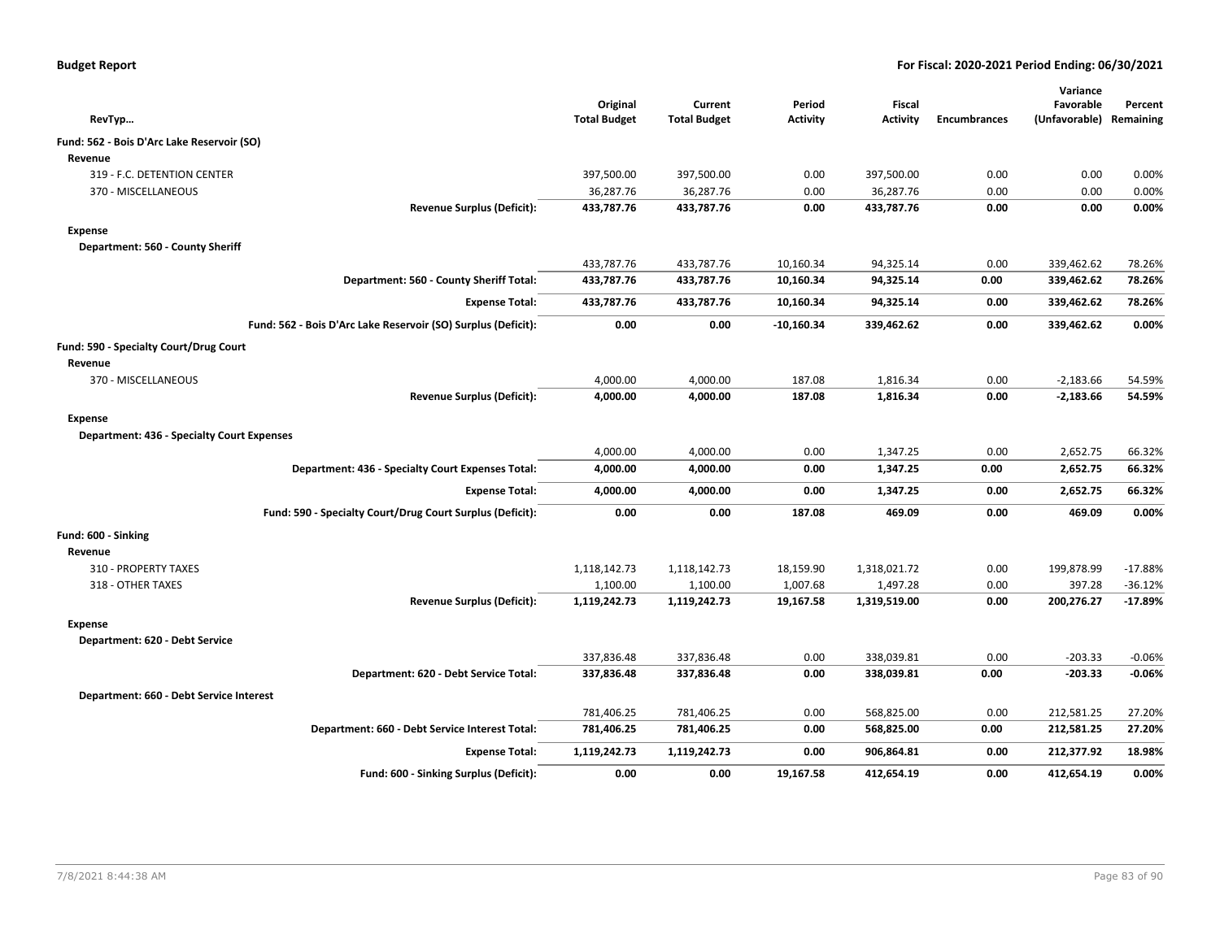**Budget Report** — For Fiscal: 2020-2021 Period Ending: 06/30/2021

| RevTyp… | Original Total Budget | Current Total Budget | Period Activity | Fiscal Activity | Encumbrances | Variance Favorable (Unfavorable) | Percent Remaining |
|---|---|---|---|---|---|---|---|
| **Fund: 562 - Bois D'Arc Lake Reservoir (SO)** | | | | | | | |
| **Revenue** | | | | | | | |
| 319 - F.C. DETENTION CENTER | 397,500.00 | 397,500.00 | 0.00 | 397,500.00 | 0.00 | 0.00 | 0.00% |
| 370 - MISCELLANEOUS | 36,287.76 | 36,287.76 | 0.00 | 36,287.76 | 0.00 | 0.00 | 0.00% |
| **Revenue Surplus (Deficit):** | **433,787.76** | **433,787.76** | **0.00** | **433,787.76** | **0.00** | **0.00** | **0.00%** |
| **Expense** | | | | | | | |
| **Department: 560 - County Sheriff** | | | | | | | |
| | 433,787.76 | 433,787.76 | 10,160.34 | 94,325.14 | 0.00 | 339,462.62 | 78.26% |
| **Department: 560 - County Sheriff Total:** | **433,787.76** | **433,787.76** | **10,160.34** | **94,325.14** | **0.00** | **339,462.62** | **78.26%** |
| **Expense Total:** | **433,787.76** | **433,787.76** | **10,160.34** | **94,325.14** | **0.00** | **339,462.62** | **78.26%** |
| **Fund: 562 - Bois D'Arc Lake Reservoir (SO) Surplus (Deficit):** | **0.00** | **0.00** | **-10,160.34** | **339,462.62** | **0.00** | **339,462.62** | **0.00%** |
| **Fund: 590 - Specialty Court/Drug Court** | | | | | | | |
| **Revenue** | | | | | | | |
| 370 - MISCELLANEOUS | 4,000.00 | 4,000.00 | 187.08 | 1,816.34 | 0.00 | -2,183.66 | 54.59% |
| **Revenue Surplus (Deficit):** | **4,000.00** | **4,000.00** | **187.08** | **1,816.34** | **0.00** | **-2,183.66** | **54.59%** |
| **Expense** | | | | | | | |
| **Department: 436 - Specialty Court Expenses** | | | | | | | |
| | 4,000.00 | 4,000.00 | 0.00 | 1,347.25 | 0.00 | 2,652.75 | 66.32% |
| **Department: 436 - Specialty Court Expenses Total:** | **4,000.00** | **4,000.00** | **0.00** | **1,347.25** | **0.00** | **2,652.75** | **66.32%** |
| **Expense Total:** | **4,000.00** | **4,000.00** | **0.00** | **1,347.25** | **0.00** | **2,652.75** | **66.32%** |
| **Fund: 590 - Specialty Court/Drug Court Surplus (Deficit):** | **0.00** | **0.00** | **187.08** | **469.09** | **0.00** | **469.09** | **0.00%** |
| **Fund: 600 - Sinking** | | | | | | | |
| **Revenue** | | | | | | | |
| 310 - PROPERTY TAXES | 1,118,142.73 | 1,118,142.73 | 18,159.90 | 1,318,021.72 | 0.00 | 199,878.99 | -17.88% |
| 318 - OTHER TAXES | 1,100.00 | 1,100.00 | 1,007.68 | 1,497.28 | 0.00 | 397.28 | -36.12% |
| **Revenue Surplus (Deficit):** | **1,119,242.73** | **1,119,242.73** | **19,167.58** | **1,319,519.00** | **0.00** | **200,276.27** | **-17.89%** |
| **Expense** | | | | | | | |
| **Department: 620 - Debt Service** | | | | | | | |
| | 337,836.48 | 337,836.48 | 0.00 | 338,039.81 | 0.00 | -203.33 | -0.06% |
| **Department: 620 - Debt Service Total:** | **337,836.48** | **337,836.48** | **0.00** | **338,039.81** | **0.00** | **-203.33** | **-0.06%** |
| **Department: 660 - Debt Service Interest** | | | | | | | |
| | 781,406.25 | 781,406.25 | 0.00 | 568,825.00 | 0.00 | 212,581.25 | 27.20% |
| **Department: 660 - Debt Service Interest Total:** | **781,406.25** | **781,406.25** | **0.00** | **568,825.00** | **0.00** | **212,581.25** | **27.20%** |
| **Expense Total:** | **1,119,242.73** | **1,119,242.73** | **0.00** | **906,864.81** | **0.00** | **212,377.92** | **18.98%** |
| **Fund: 600 - Sinking Surplus (Deficit):** | **0.00** | **0.00** | **19,167.58** | **412,654.19** | **0.00** | **412,654.19** | **0.00%** |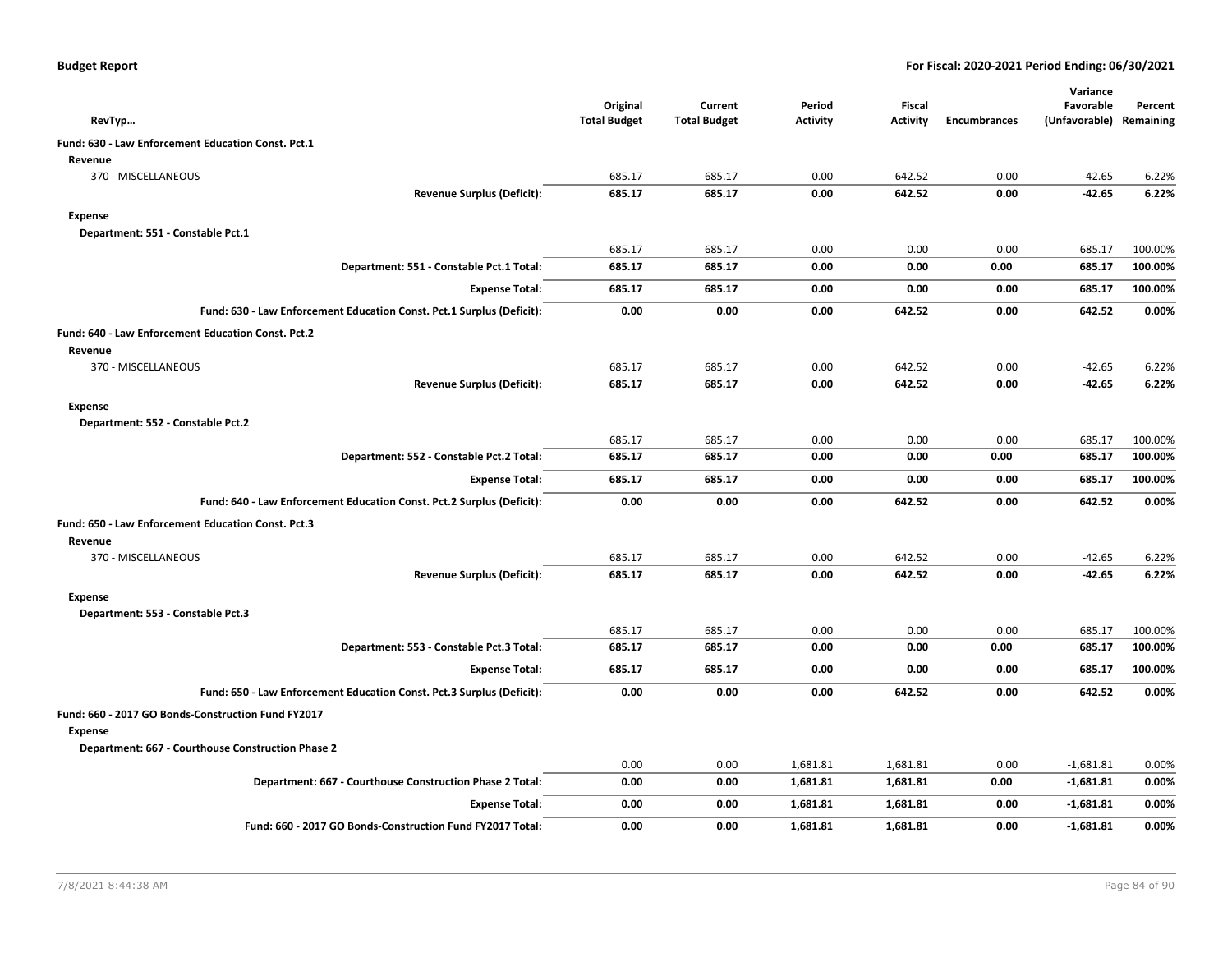**Budget Report** &nbsp;&nbsp;&nbsp;&nbsp; **For Fiscal: 2020-2021 Period Ending: 06/30/2021**

| RevTyp… | Original Total Budget | Current Total Budget | Period Activity | Fiscal Activity | Encumbrances | Variance Favorable (Unfavorable) | Percent Remaining |
|---|---|---|---|---|---|---|---|
| **Fund: 630 - Law Enforcement Education Const. Pct.1** | | | | | | | |
| **Revenue** | | | | | | | |
| 370 - MISCELLANEOUS | 685.17 | 685.17 | 0.00 | 642.52 | 0.00 | -42.65 | 6.22% |
| **Revenue Surplus (Deficit):** | **685.17** | **685.17** | **0.00** | **642.52** | **0.00** | **-42.65** | **6.22%** |
| **Expense** | | | | | | | |
| **Department: 551 - Constable Pct.1** | | | | | | | |
| | 685.17 | 685.17 | 0.00 | 0.00 | 0.00 | 685.17 | 100.00% |
| **Department: 551 - Constable Pct.1 Total:** | **685.17** | **685.17** | **0.00** | **0.00** | **0.00** | **685.17** | **100.00%** |
| **Expense Total:** | **685.17** | **685.17** | **0.00** | **0.00** | **0.00** | **685.17** | **100.00%** |
| **Fund: 630 - Law Enforcement Education Const. Pct.1 Surplus (Deficit):** | **0.00** | **0.00** | **0.00** | **642.52** | **0.00** | **642.52** | **0.00%** |
| **Fund: 640 - Law Enforcement Education Const. Pct.2** | | | | | | | |
| **Revenue** | | | | | | | |
| 370 - MISCELLANEOUS | 685.17 | 685.17 | 0.00 | 642.52 | 0.00 | -42.65 | 6.22% |
| **Revenue Surplus (Deficit):** | **685.17** | **685.17** | **0.00** | **642.52** | **0.00** | **-42.65** | **6.22%** |
| **Expense** | | | | | | | |
| **Department: 552 - Constable Pct.2** | | | | | | | |
| | 685.17 | 685.17 | 0.00 | 0.00 | 0.00 | 685.17 | 100.00% |
| **Department: 552 - Constable Pct.2 Total:** | **685.17** | **685.17** | **0.00** | **0.00** | **0.00** | **685.17** | **100.00%** |
| **Expense Total:** | **685.17** | **685.17** | **0.00** | **0.00** | **0.00** | **685.17** | **100.00%** |
| **Fund: 640 - Law Enforcement Education Const. Pct.2 Surplus (Deficit):** | **0.00** | **0.00** | **0.00** | **642.52** | **0.00** | **642.52** | **0.00%** |
| **Fund: 650 - Law Enforcement Education Const. Pct.3** | | | | | | | |
| **Revenue** | | | | | | | |
| 370 - MISCELLANEOUS | 685.17 | 685.17 | 0.00 | 642.52 | 0.00 | -42.65 | 6.22% |
| **Revenue Surplus (Deficit):** | **685.17** | **685.17** | **0.00** | **642.52** | **0.00** | **-42.65** | **6.22%** |
| **Expense** | | | | | | | |
| **Department: 553 - Constable Pct.3** | | | | | | | |
| | 685.17 | 685.17 | 0.00 | 0.00 | 0.00 | 685.17 | 100.00% |
| **Department: 553 - Constable Pct.3 Total:** | **685.17** | **685.17** | **0.00** | **0.00** | **0.00** | **685.17** | **100.00%** |
| **Expense Total:** | **685.17** | **685.17** | **0.00** | **0.00** | **0.00** | **685.17** | **100.00%** |
| **Fund: 650 - Law Enforcement Education Const. Pct.3 Surplus (Deficit):** | **0.00** | **0.00** | **0.00** | **642.52** | **0.00** | **642.52** | **0.00%** |
| **Fund: 660 - 2017 GO Bonds-Construction Fund FY2017** | | | | | | | |
| **Expense** | | | | | | | |
| **Department: 667 - Courthouse Construction Phase 2** | | | | | | | |
| | 0.00 | 0.00 | 1,681.81 | 1,681.81 | 0.00 | -1,681.81 | 0.00% |
| **Department: 667 - Courthouse Construction Phase 2 Total:** | **0.00** | **0.00** | **1,681.81** | **1,681.81** | **0.00** | **-1,681.81** | **0.00%** |
| **Expense Total:** | **0.00** | **0.00** | **1,681.81** | **1,681.81** | **0.00** | **-1,681.81** | **0.00%** |
| **Fund: 660 - 2017 GO Bonds-Construction Fund FY2017 Total:** | **0.00** | **0.00** | **1,681.81** | **1,681.81** | **0.00** | **-1,681.81** | **0.00%** |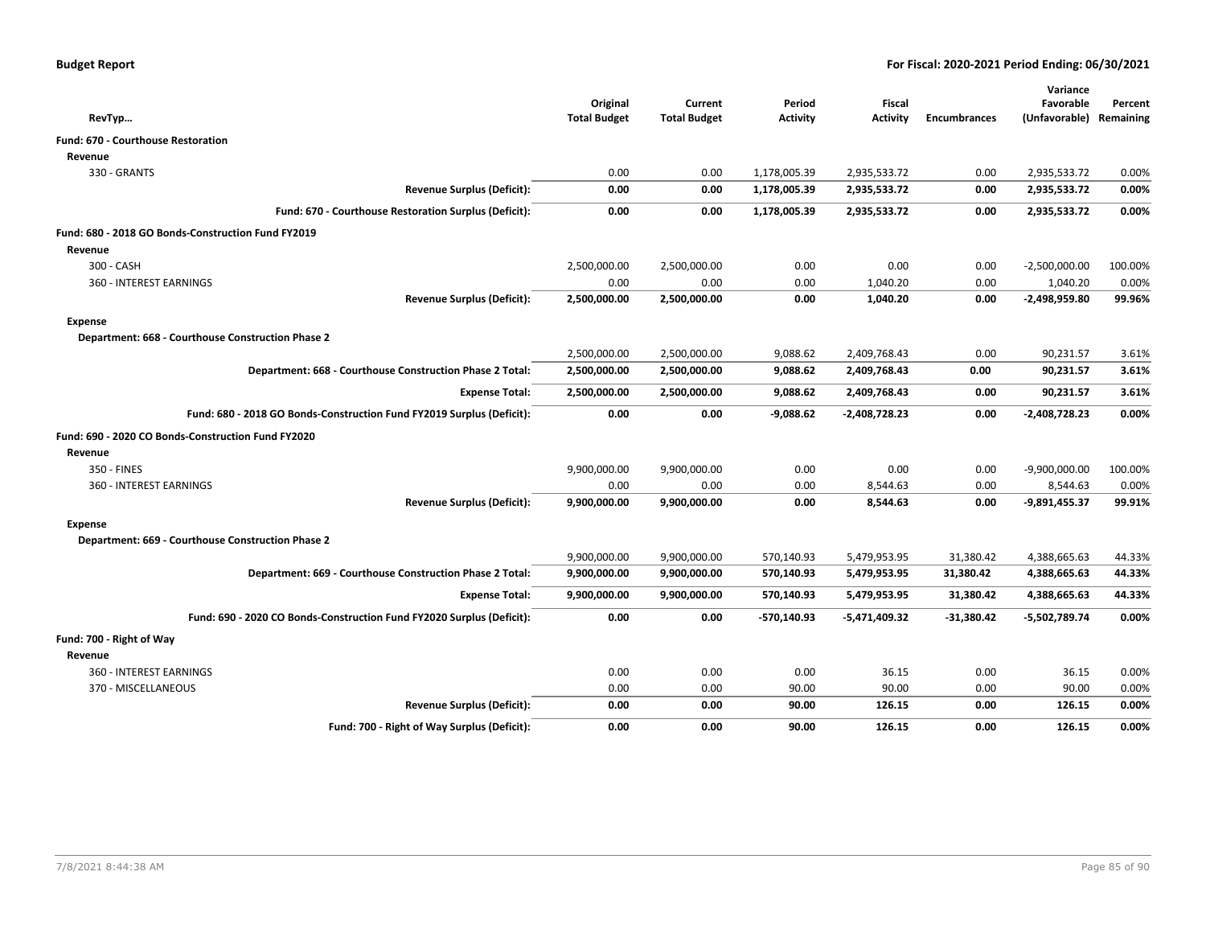**Budget Report** **For Fiscal: 2020-2021 Period Ending: 06/30/2021**

| RevTyp… | Original Total Budget | Current Total Budget | Period Activity | Fiscal Activity | Encumbrances | Variance Favorable (Unfavorable) | Percent Remaining |
|---|---|---|---|---|---|---|---|
| **Fund: 670 - Courthouse Restoration** | | | | | | | |
| **Revenue** | | | | | | | |
| 330 - GRANTS | 0.00 | 0.00 | 1,178,005.39 | 2,935,533.72 | 0.00 | 2,935,533.72 | 0.00% |
| **Revenue Surplus (Deficit):** | **0.00** | **0.00** | **1,178,005.39** | **2,935,533.72** | **0.00** | **2,935,533.72** | **0.00%** |
| **Fund: 670 - Courthouse Restoration Surplus (Deficit):** | **0.00** | **0.00** | **1,178,005.39** | **2,935,533.72** | **0.00** | **2,935,533.72** | **0.00%** |
| **Fund: 680 - 2018 GO Bonds-Construction Fund FY2019** | | | | | | | |
| **Revenue** | | | | | | | |
| 300 - CASH | 2,500,000.00 | 2,500,000.00 | 0.00 | 0.00 | 0.00 | -2,500,000.00 | 100.00% |
| 360 - INTEREST EARNINGS | 0.00 | 0.00 | 0.00 | 1,040.20 | 0.00 | 1,040.20 | 0.00% |
| **Revenue Surplus (Deficit):** | **2,500,000.00** | **2,500,000.00** | **0.00** | **1,040.20** | **0.00** | **-2,498,959.80** | **99.96%** |
| **Expense** | | | | | | | |
| **Department: 668 - Courthouse Construction Phase 2** | | | | | | | |
| | 2,500,000.00 | 2,500,000.00 | 9,088.62 | 2,409,768.43 | 0.00 | 90,231.57 | 3.61% |
| **Department: 668 - Courthouse Construction Phase 2 Total:** | **2,500,000.00** | **2,500,000.00** | **9,088.62** | **2,409,768.43** | **0.00** | **90,231.57** | **3.61%** |
| **Expense Total:** | **2,500,000.00** | **2,500,000.00** | **9,088.62** | **2,409,768.43** | **0.00** | **90,231.57** | **3.61%** |
| **Fund: 680 - 2018 GO Bonds-Construction Fund FY2019 Surplus (Deficit):** | **0.00** | **0.00** | **-9,088.62** | **-2,408,728.23** | **0.00** | **-2,408,728.23** | **0.00%** |
| **Fund: 690 - 2020 CO Bonds-Construction Fund FY2020** | | | | | | | |
| **Revenue** | | | | | | | |
| 350 - FINES | 9,900,000.00 | 9,900,000.00 | 0.00 | 0.00 | 0.00 | -9,900,000.00 | 100.00% |
| 360 - INTEREST EARNINGS | 0.00 | 0.00 | 0.00 | 8,544.63 | 0.00 | 8,544.63 | 0.00% |
| **Revenue Surplus (Deficit):** | **9,900,000.00** | **9,900,000.00** | **0.00** | **8,544.63** | **0.00** | **-9,891,455.37** | **99.91%** |
| **Expense** | | | | | | | |
| **Department: 669 - Courthouse Construction Phase 2** | | | | | | | |
| | 9,900,000.00 | 9,900,000.00 | 570,140.93 | 5,479,953.95 | 31,380.42 | 4,388,665.63 | 44.33% |
| **Department: 669 - Courthouse Construction Phase 2 Total:** | **9,900,000.00** | **9,900,000.00** | **570,140.93** | **5,479,953.95** | **31,380.42** | **4,388,665.63** | **44.33%** |
| **Expense Total:** | **9,900,000.00** | **9,900,000.00** | **570,140.93** | **5,479,953.95** | **31,380.42** | **4,388,665.63** | **44.33%** |
| **Fund: 690 - 2020 CO Bonds-Construction Fund FY2020 Surplus (Deficit):** | **0.00** | **0.00** | **-570,140.93** | **-5,471,409.32** | **-31,380.42** | **-5,502,789.74** | **0.00%** |
| **Fund: 700 - Right of Way** | | | | | | | |
| **Revenue** | | | | | | | |
| 360 - INTEREST EARNINGS | 0.00 | 0.00 | 0.00 | 36.15 | 0.00 | 36.15 | 0.00% |
| 370 - MISCELLANEOUS | 0.00 | 0.00 | 90.00 | 90.00 | 0.00 | 90.00 | 0.00% |
| **Revenue Surplus (Deficit):** | **0.00** | **0.00** | **90.00** | **126.15** | **0.00** | **126.15** | **0.00%** |
| **Fund: 700 - Right of Way Surplus (Deficit):** | **0.00** | **0.00** | **90.00** | **126.15** | **0.00** | **126.15** | **0.00%** |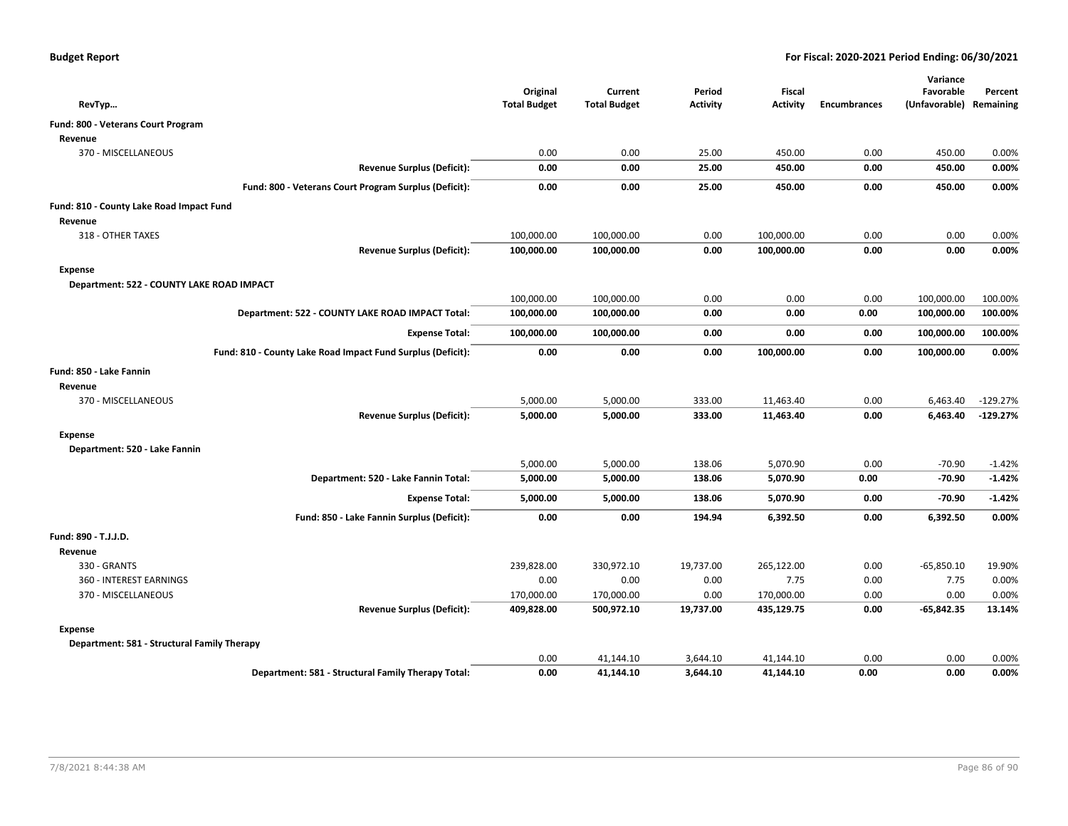**Budget Report** **For Fiscal: 2020-2021 Period Ending: 06/30/2021**

| RevTyp… | Original Total Budget | Current Total Budget | Period Activity | Fiscal Activity | Encumbrances | Variance Favorable (Unfavorable) | Percent Remaining |
|---|---|---|---|---|---|---|---|
| **Fund: 800 - Veterans Court Program** | | | | | | | |
| **Revenue** | | | | | | | |
| 370 - MISCELLANEOUS | 0.00 | 0.00 | 25.00 | 450.00 | 0.00 | 450.00 | 0.00% |
| **Revenue Surplus (Deficit):** | **0.00** | **0.00** | **25.00** | **450.00** | **0.00** | **450.00** | **0.00%** |
| **Fund: 800 - Veterans Court Program Surplus (Deficit):** | **0.00** | **0.00** | **25.00** | **450.00** | **0.00** | **450.00** | **0.00%** |
| **Fund: 810 - County Lake Road Impact Fund** | | | | | | | |
| **Revenue** | | | | | | | |
| 318 - OTHER TAXES | 100,000.00 | 100,000.00 | 0.00 | 100,000.00 | 0.00 | 0.00 | 0.00% |
| **Revenue Surplus (Deficit):** | **100,000.00** | **100,000.00** | **0.00** | **100,000.00** | **0.00** | **0.00** | **0.00%** |
| **Expense** | | | | | | | |
| **Department: 522 - COUNTY LAKE ROAD IMPACT** | | | | | | | |
| | 100,000.00 | 100,000.00 | 0.00 | 0.00 | 0.00 | 100,000.00 | 100.00% |
| **Department: 522 - COUNTY LAKE ROAD IMPACT Total:** | **100,000.00** | **100,000.00** | **0.00** | **0.00** | **0.00** | **100,000.00** | **100.00%** |
| **Expense Total:** | **100,000.00** | **100,000.00** | **0.00** | **0.00** | **0.00** | **100,000.00** | **100.00%** |
| **Fund: 810 - County Lake Road Impact Fund Surplus (Deficit):** | **0.00** | **0.00** | **0.00** | **100,000.00** | **0.00** | **100,000.00** | **0.00%** |
| **Fund: 850 - Lake Fannin** | | | | | | | |
| **Revenue** | | | | | | | |
| 370 - MISCELLANEOUS | 5,000.00 | 5,000.00 | 333.00 | 11,463.40 | 0.00 | 6,463.40 | -129.27% |
| **Revenue Surplus (Deficit):** | **5,000.00** | **5,000.00** | **333.00** | **11,463.40** | **0.00** | **6,463.40** | **-129.27%** |
| **Expense** | | | | | | | |
| **Department: 520 - Lake Fannin** | | | | | | | |
| | 5,000.00 | 5,000.00 | 138.06 | 5,070.90 | 0.00 | -70.90 | -1.42% |
| **Department: 520 - Lake Fannin Total:** | **5,000.00** | **5,000.00** | **138.06** | **5,070.90** | **0.00** | **-70.90** | **-1.42%** |
| **Expense Total:** | **5,000.00** | **5,000.00** | **138.06** | **5,070.90** | **0.00** | **-70.90** | **-1.42%** |
| **Fund: 850 - Lake Fannin Surplus (Deficit):** | **0.00** | **0.00** | **194.94** | **6,392.50** | **0.00** | **6,392.50** | **0.00%** |
| **Fund: 890 - T.J.J.D.** | | | | | | | |
| **Revenue** | | | | | | | |
| 330 - GRANTS | 239,828.00 | 330,972.10 | 19,737.00 | 265,122.00 | 0.00 | -65,850.10 | 19.90% |
| 360 - INTEREST EARNINGS | 0.00 | 0.00 | 0.00 | 7.75 | 0.00 | 7.75 | 0.00% |
| 370 - MISCELLANEOUS | 170,000.00 | 170,000.00 | 0.00 | 170,000.00 | 0.00 | 0.00 | 0.00% |
| **Revenue Surplus (Deficit):** | **409,828.00** | **500,972.10** | **19,737.00** | **435,129.75** | **0.00** | **-65,842.35** | **13.14%** |
| **Expense** | | | | | | | |
| **Department: 581 - Structural Family Therapy** | | | | | | | |
| | 0.00 | 41,144.10 | 3,644.10 | 41,144.10 | 0.00 | 0.00 | 0.00% |
| **Department: 581 - Structural Family Therapy Total:** | **0.00** | **41,144.10** | **3,644.10** | **41,144.10** | **0.00** | **0.00** | **0.00%** |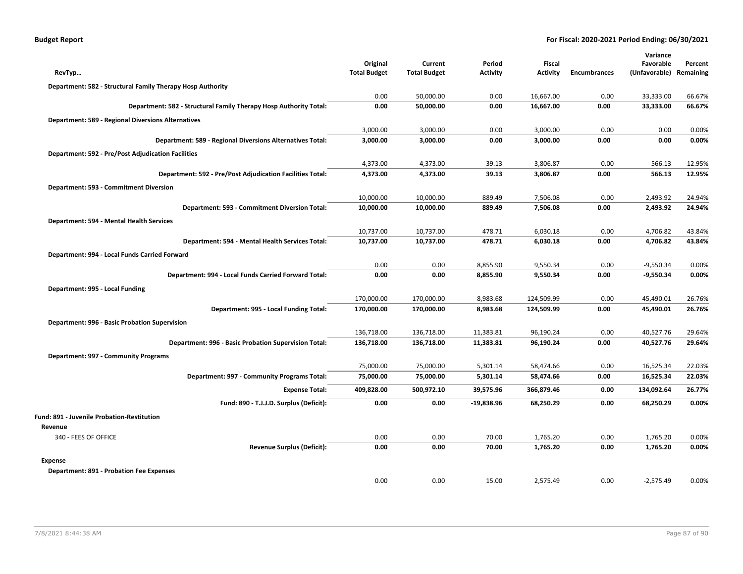| RevTyp… | Original Total Budget | Current Total Budget | Period Activity | Fiscal Activity | Encumbrances | Variance Favorable (Unfavorable) | Percent Remaining |
|---|---|---|---|---|---|---|---|
| **Department: 582 - Structural Family Therapy Hosp Authority** | | | | | | | |
| | 0.00 | 50,000.00 | 0.00 | 16,667.00 | 0.00 | 33,333.00 | 66.67% |
| **Department: 582 - Structural Family Therapy Hosp Authority Total:** | **0.00** | **50,000.00** | **0.00** | **16,667.00** | **0.00** | **33,333.00** | **66.67%** |
| **Department: 589 - Regional Diversions Alternatives** | | | | | | | |
| | 3,000.00 | 3,000.00 | 0.00 | 3,000.00 | 0.00 | 0.00 | 0.00% |
| **Department: 589 - Regional Diversions Alternatives Total:** | **3,000.00** | **3,000.00** | **0.00** | **3,000.00** | **0.00** | **0.00** | **0.00%** |
| **Department: 592 - Pre/Post Adjudication Facilities** | | | | | | | |
| | 4,373.00 | 4,373.00 | 39.13 | 3,806.87 | 0.00 | 566.13 | 12.95% |
| **Department: 592 - Pre/Post Adjudication Facilities Total:** | **4,373.00** | **4,373.00** | **39.13** | **3,806.87** | **0.00** | **566.13** | **12.95%** |
| **Department: 593 - Commitment Diversion** | | | | | | | |
| | 10,000.00 | 10,000.00 | 889.49 | 7,506.08 | 0.00 | 2,493.92 | 24.94% |
| **Department: 593 - Commitment Diversion Total:** | **10,000.00** | **10,000.00** | **889.49** | **7,506.08** | **0.00** | **2,493.92** | **24.94%** |
| **Department: 594 - Mental Health Services** | | | | | | | |
| | 10,737.00 | 10,737.00 | 478.71 | 6,030.18 | 0.00 | 4,706.82 | 43.84% |
| **Department: 594 - Mental Health Services Total:** | **10,737.00** | **10,737.00** | **478.71** | **6,030.18** | **0.00** | **4,706.82** | **43.84%** |
| **Department: 994 - Local Funds Carried Forward** | | | | | | | |
| | 0.00 | 0.00 | 8,855.90 | 9,550.34 | 0.00 | -9,550.34 | 0.00% |
| **Department: 994 - Local Funds Carried Forward Total:** | **0.00** | **0.00** | **8,855.90** | **9,550.34** | **0.00** | **-9,550.34** | **0.00%** |
| **Department: 995 - Local Funding** | | | | | | | |
| | 170,000.00 | 170,000.00 | 8,983.68 | 124,509.99 | 0.00 | 45,490.01 | 26.76% |
| **Department: 995 - Local Funding Total:** | **170,000.00** | **170,000.00** | **8,983.68** | **124,509.99** | **0.00** | **45,490.01** | **26.76%** |
| **Department: 996 - Basic Probation Supervision** | | | | | | | |
| | 136,718.00 | 136,718.00 | 11,383.81 | 96,190.24 | 0.00 | 40,527.76 | 29.64% |
| **Department: 996 - Basic Probation Supervision Total:** | **136,718.00** | **136,718.00** | **11,383.81** | **96,190.24** | **0.00** | **40,527.76** | **29.64%** |
| **Department: 997 - Community Programs** | | | | | | | |
| | 75,000.00 | 75,000.00 | 5,301.14 | 58,474.66 | 0.00 | 16,525.34 | 22.03% |
| **Department: 997 - Community Programs Total:** | **75,000.00** | **75,000.00** | **5,301.14** | **58,474.66** | **0.00** | **16,525.34** | **22.03%** |
| **Expense Total:** | **409,828.00** | **500,972.10** | **39,575.96** | **366,879.46** | **0.00** | **134,092.64** | **26.77%** |
| **Fund: 890 - T.J.J.D. Surplus (Deficit):** | **0.00** | **0.00** | **-19,838.96** | **68,250.29** | **0.00** | **68,250.29** | **0.00%** |
| **Fund: 891 - Juvenile Probation-Restitution** | | | | | | | |
| **Revenue** | | | | | | | |
| 340 - FEES OF OFFICE | 0.00 | 0.00 | 70.00 | 1,765.20 | 0.00 | 1,765.20 | 0.00% |
| **Revenue Surplus (Deficit):** | **0.00** | **0.00** | **70.00** | **1,765.20** | **0.00** | **1,765.20** | **0.00%** |
| **Expense** | | | | | | | |
| **Department: 891 - Probation Fee Expenses** | | | | | | | |
| | 0.00 | 0.00 | 15.00 | 2,575.49 | 0.00 | -2,575.49 | 0.00% |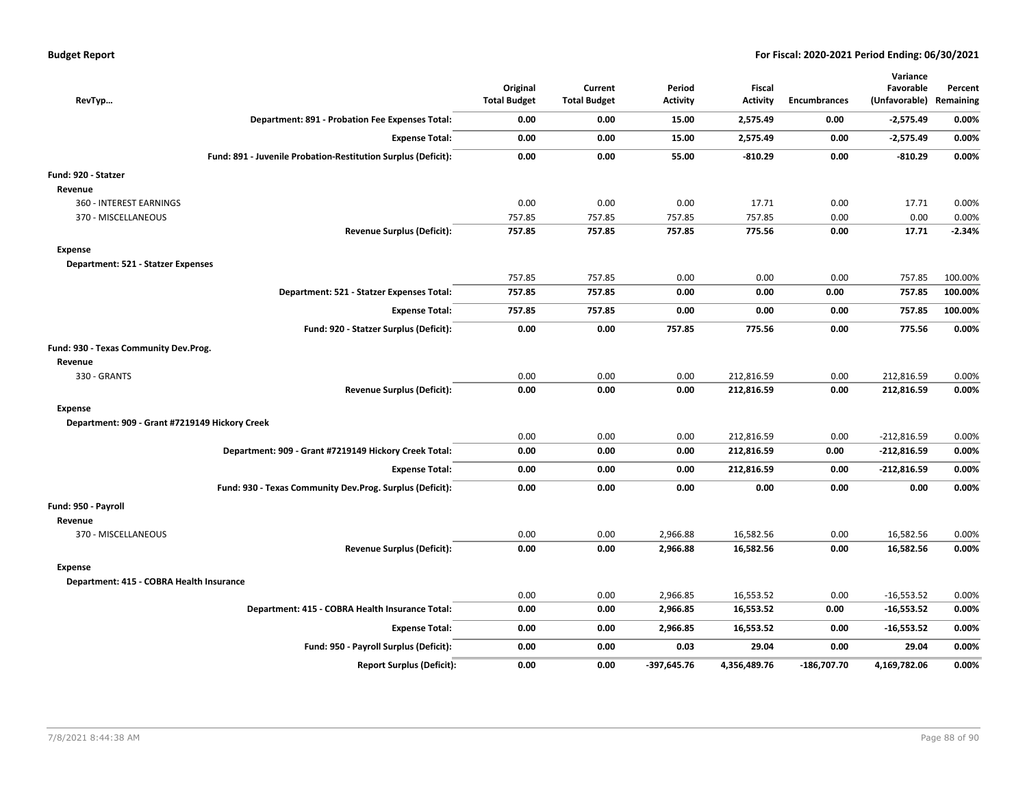## Budget Report

**For Fiscal: 2020-2021 Period Ending: 06/30/2021**

| RevTyp... | Original Total Budget | Current Total Budget | Period Activity | Fiscal Activity | Encumbrances | Variance Favorable (Unfavorable) | Percent Remaining |
|---|---|---|---|---|---|---|---|
| **Department: 891 - Probation Fee Expenses Total:** | **0.00** | **0.00** | **15.00** | **2,575.49** | **0.00** | **-2,575.49** | **0.00%** |
| **Expense Total:** | **0.00** | **0.00** | **15.00** | **2,575.49** | **0.00** | **-2,575.49** | **0.00%** |
| **Fund: 891 - Juvenile Probation-Restitution Surplus (Deficit):** | **0.00** | **0.00** | **55.00** | **-810.29** | **0.00** | **-810.29** | **0.00%** |
| **Fund: 920 - Statzer** | | | | | | | |
| **Revenue** | | | | | | | |
| 360 - INTEREST EARNINGS | 0.00 | 0.00 | 0.00 | 17.71 | 0.00 | 17.71 | 0.00% |
| 370 - MISCELLANEOUS | 757.85 | 757.85 | 757.85 | 757.85 | 0.00 | 0.00 | 0.00% |
| **Revenue Surplus (Deficit):** | **757.85** | **757.85** | **757.85** | **775.56** | **0.00** | **17.71** | **-2.34%** |
| **Expense** | | | | | | | |
| **Department: 521 - Statzer Expenses** | | | | | | | |
| | 757.85 | 757.85 | 0.00 | 0.00 | 0.00 | 757.85 | 100.00% |
| **Department: 521 - Statzer Expenses Total:** | **757.85** | **757.85** | **0.00** | **0.00** | **0.00** | **757.85** | **100.00%** |
| **Expense Total:** | **757.85** | **757.85** | **0.00** | **0.00** | **0.00** | **757.85** | **100.00%** |
| **Fund: 920 - Statzer Surplus (Deficit):** | **0.00** | **0.00** | **757.85** | **775.56** | **0.00** | **775.56** | **0.00%** |
| **Fund: 930 - Texas Community Dev.Prog.** | | | | | | | |
| **Revenue** | | | | | | | |
| 330 - GRANTS | 0.00 | 0.00 | 0.00 | 212,816.59 | 0.00 | 212,816.59 | 0.00% |
| **Revenue Surplus (Deficit):** | **0.00** | **0.00** | **0.00** | **212,816.59** | **0.00** | **212,816.59** | **0.00%** |
| **Expense** | | | | | | | |
| **Department: 909 - Grant #7219149 Hickory Creek** | | | | | | | |
| | 0.00 | 0.00 | 0.00 | 212,816.59 | 0.00 | -212,816.59 | 0.00% |
| **Department: 909 - Grant #7219149 Hickory Creek Total:** | **0.00** | **0.00** | **0.00** | **212,816.59** | **0.00** | **-212,816.59** | **0.00%** |
| **Expense Total:** | **0.00** | **0.00** | **0.00** | **212,816.59** | **0.00** | **-212,816.59** | **0.00%** |
| **Fund: 930 - Texas Community Dev.Prog. Surplus (Deficit):** | **0.00** | **0.00** | **0.00** | **0.00** | **0.00** | **0.00** | **0.00%** |
| **Fund: 950 - Payroll** | | | | | | | |
| **Revenue** | | | | | | | |
| 370 - MISCELLANEOUS | 0.00 | 0.00 | 2,966.88 | 16,582.56 | 0.00 | 16,582.56 | 0.00% |
| **Revenue Surplus (Deficit):** | **0.00** | **0.00** | **2,966.88** | **16,582.56** | **0.00** | **16,582.56** | **0.00%** |
| **Expense** | | | | | | | |
| **Department: 415 - COBRA Health Insurance** | | | | | | | |
| | 0.00 | 0.00 | 2,966.85 | 16,553.52 | 0.00 | -16,553.52 | 0.00% |
| **Department: 415 - COBRA Health Insurance Total:** | **0.00** | **0.00** | **2,966.85** | **16,553.52** | **0.00** | **-16,553.52** | **0.00%** |
| **Expense Total:** | **0.00** | **0.00** | **2,966.85** | **16,553.52** | **0.00** | **-16,553.52** | **0.00%** |
| **Fund: 950 - Payroll Surplus (Deficit):** | **0.00** | **0.00** | **0.03** | **29.04** | **0.00** | **29.04** | **0.00%** |
| **Report Surplus (Deficit):** | **0.00** | **0.00** | **-397,645.76** | **4,356,489.76** | **-186,707.70** | **4,169,782.06** | **0.00%** |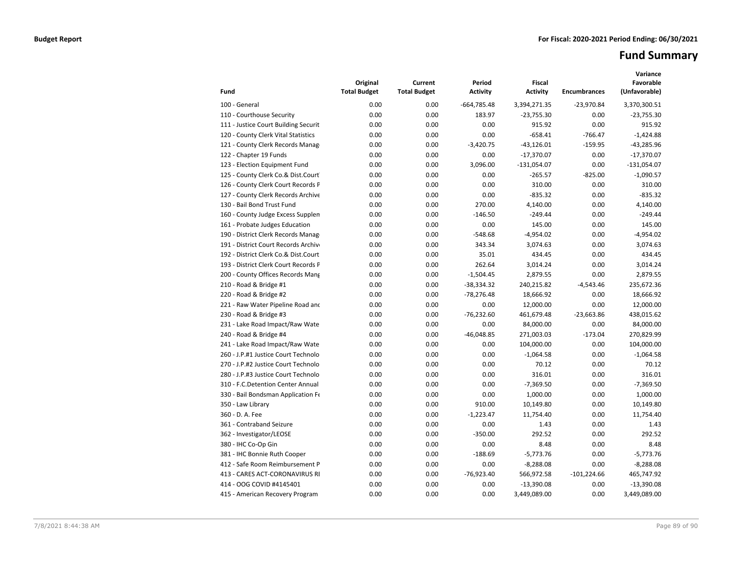**Budget Report** **For Fiscal: 2020-2021 Period Ending: 06/30/2021**

# Fund Summary

| Fund | Original Total Budget | Current Total Budget | Period Activity | Fiscal Activity | Encumbrances | Variance Favorable (Unfavorable) |
|---|---|---|---|---|---|---|
| 100 - General | 0.00 | 0.00 | -664,785.48 | 3,394,271.35 | -23,970.84 | 3,370,300.51 |
| 110 - Courthouse Security | 0.00 | 0.00 | 183.97 | -23,755.30 | 0.00 | -23,755.30 |
| 111 - Justice Court Building Securit | 0.00 | 0.00 | 0.00 | 915.92 | 0.00 | 915.92 |
| 120 - County Clerk Vital Statistics | 0.00 | 0.00 | 0.00 | -658.41 | -766.47 | -1,424.88 |
| 121 - County Clerk Records Manag | 0.00 | 0.00 | -3,420.75 | -43,126.01 | -159.95 | -43,285.96 |
| 122 - Chapter 19 Funds | 0.00 | 0.00 | 0.00 | -17,370.07 | 0.00 | -17,370.07 |
| 123 - Election Equipment Fund | 0.00 | 0.00 | 3,096.00 | -131,054.07 | 0.00 | -131,054.07 |
| 125 - County Clerk Co.& Dist.Court | 0.00 | 0.00 | 0.00 | -265.57 | -825.00 | -1,090.57 |
| 126 - County Clerk Court Records F | 0.00 | 0.00 | 0.00 | 310.00 | 0.00 | 310.00 |
| 127 - County Clerk Records Archive | 0.00 | 0.00 | 0.00 | -835.32 | 0.00 | -835.32 |
| 130 - Bail Bond Trust Fund | 0.00 | 0.00 | 270.00 | 4,140.00 | 0.00 | 4,140.00 |
| 160 - County Judge Excess Supplen | 0.00 | 0.00 | -146.50 | -249.44 | 0.00 | -249.44 |
| 161 - Probate Judges Education | 0.00 | 0.00 | 0.00 | 145.00 | 0.00 | 145.00 |
| 190 - District Clerk Records Manag | 0.00 | 0.00 | -548.68 | -4,954.02 | 0.00 | -4,954.02 |
| 191 - District Court Records Archiv | 0.00 | 0.00 | 343.34 | 3,074.63 | 0.00 | 3,074.63 |
| 192 - District Clerk Co.& Dist.Court | 0.00 | 0.00 | 35.01 | 434.45 | 0.00 | 434.45 |
| 193 - District Clerk Court Records F | 0.00 | 0.00 | 262.64 | 3,014.24 | 0.00 | 3,014.24 |
| 200 - County Offices Records Mang | 0.00 | 0.00 | -1,504.45 | 2,879.55 | 0.00 | 2,879.55 |
| 210 - Road & Bridge #1 | 0.00 | 0.00 | -38,334.32 | 240,215.82 | -4,543.46 | 235,672.36 |
| 220 - Road & Bridge #2 | 0.00 | 0.00 | -78,276.48 | 18,666.92 | 0.00 | 18,666.92 |
| 221 - Raw Water Pipeline Road and | 0.00 | 0.00 | 0.00 | 12,000.00 | 0.00 | 12,000.00 |
| 230 - Road & Bridge #3 | 0.00 | 0.00 | -76,232.60 | 461,679.48 | -23,663.86 | 438,015.62 |
| 231 - Lake Road Impact/Raw Wate | 0.00 | 0.00 | 0.00 | 84,000.00 | 0.00 | 84,000.00 |
| 240 - Road & Bridge #4 | 0.00 | 0.00 | -46,048.85 | 271,003.03 | -173.04 | 270,829.99 |
| 241 - Lake Road Impact/Raw Wate | 0.00 | 0.00 | 0.00 | 104,000.00 | 0.00 | 104,000.00 |
| 260 - J.P.#1 Justice Court Technolo | 0.00 | 0.00 | 0.00 | -1,064.58 | 0.00 | -1,064.58 |
| 270 - J.P.#2 Justice Court Technolo | 0.00 | 0.00 | 0.00 | 70.12 | 0.00 | 70.12 |
| 280 - J.P.#3 Justice Court Technolo | 0.00 | 0.00 | 0.00 | 316.01 | 0.00 | 316.01 |
| 310 - F.C.Detention Center Annual | 0.00 | 0.00 | 0.00 | -7,369.50 | 0.00 | -7,369.50 |
| 330 - Bail Bondsman Application Fe | 0.00 | 0.00 | 0.00 | 1,000.00 | 0.00 | 1,000.00 |
| 350 - Law Library | 0.00 | 0.00 | 910.00 | 10,149.80 | 0.00 | 10,149.80 |
| 360 - D. A. Fee | 0.00 | 0.00 | -1,223.47 | 11,754.40 | 0.00 | 11,754.40 |
| 361 - Contraband Seizure | 0.00 | 0.00 | 0.00 | 1.43 | 0.00 | 1.43 |
| 362 - Investigator/LEOSE | 0.00 | 0.00 | -350.00 | 292.52 | 0.00 | 292.52 |
| 380 - IHC Co-Op Gin | 0.00 | 0.00 | 0.00 | 8.48 | 0.00 | 8.48 |
| 381 - IHC Bonnie Ruth Cooper | 0.00 | 0.00 | -188.69 | -5,773.76 | 0.00 | -5,773.76 |
| 412 - Safe Room Reimbursement P | 0.00 | 0.00 | 0.00 | -8,288.08 | 0.00 | -8,288.08 |
| 413 - CARES ACT-CORONAVIRUS RI | 0.00 | 0.00 | -76,923.40 | 566,972.58 | -101,224.66 | 465,747.92 |
| 414 - OOG COVID #4145401 | 0.00 | 0.00 | 0.00 | -13,390.08 | 0.00 | -13,390.08 |
| 415 - American Recovery Program | 0.00 | 0.00 | 0.00 | 3,449,089.00 | 0.00 | 3,449,089.00 |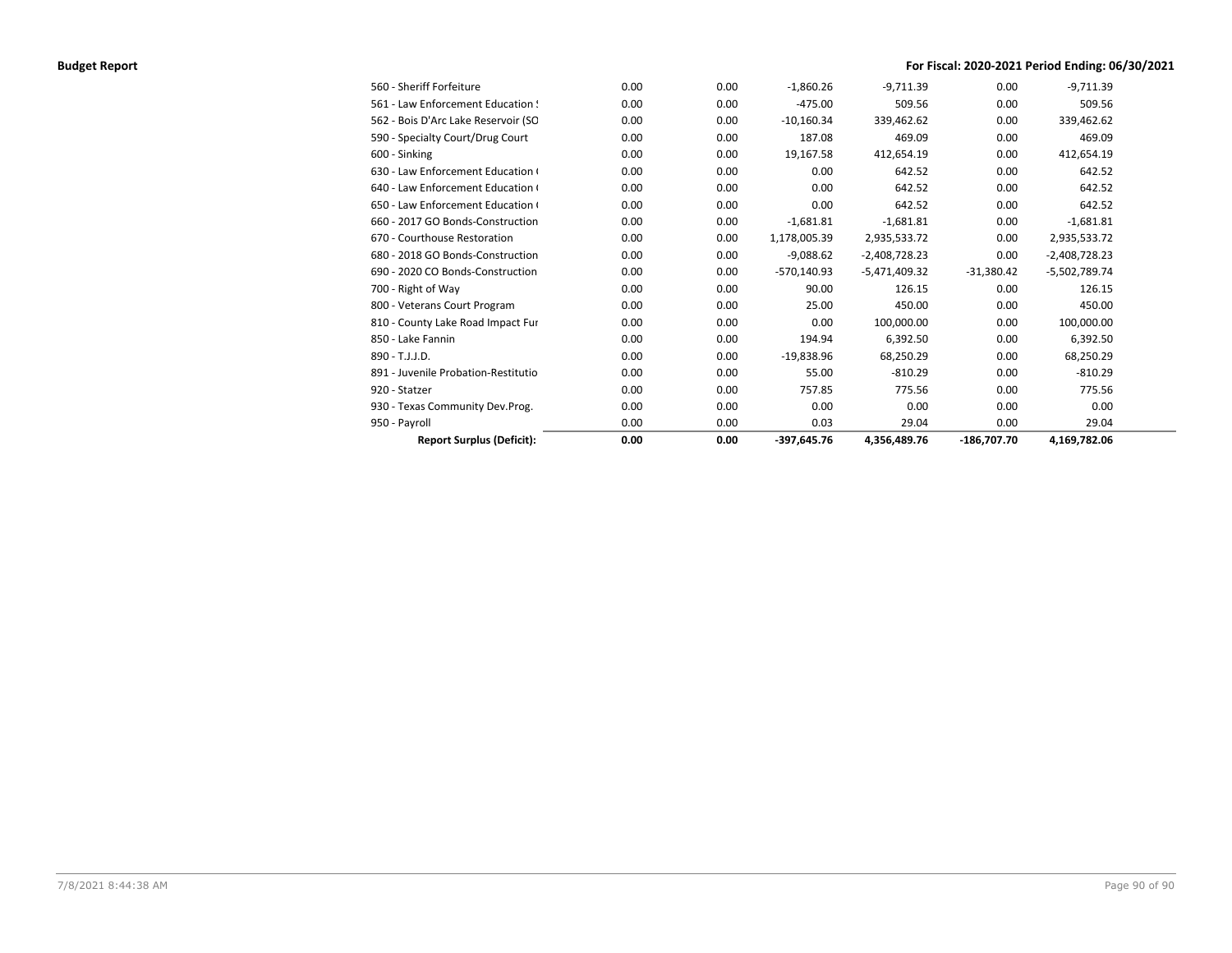| | | | | | | |
|---|---|---|---|---|---|---|
| 560 - Sheriff Forfeiture | 0.00 | 0.00 | -1,860.26 | -9,711.39 | 0.00 | -9,711.39 |
| 561 - Law Enforcement Education ! | 0.00 | 0.00 | -475.00 | 509.56 | 0.00 | 509.56 |
| 562 - Bois D'Arc Lake Reservoir (SO | 0.00 | 0.00 | -10,160.34 | 339,462.62 | 0.00 | 339,462.62 |
| 590 - Specialty Court/Drug Court | 0.00 | 0.00 | 187.08 | 469.09 | 0.00 | 469.09 |
| 600 - Sinking | 0.00 | 0.00 | 19,167.58 | 412,654.19 | 0.00 | 412,654.19 |
| 630 - Law Enforcement Education ( | 0.00 | 0.00 | 0.00 | 642.52 | 0.00 | 642.52 |
| 640 - Law Enforcement Education ( | 0.00 | 0.00 | 0.00 | 642.52 | 0.00 | 642.52 |
| 650 - Law Enforcement Education ( | 0.00 | 0.00 | 0.00 | 642.52 | 0.00 | 642.52 |
| 660 - 2017 GO Bonds-Construction | 0.00 | 0.00 | -1,681.81 | -1,681.81 | 0.00 | -1,681.81 |
| 670 - Courthouse Restoration | 0.00 | 0.00 | 1,178,005.39 | 2,935,533.72 | 0.00 | 2,935,533.72 |
| 680 - 2018 GO Bonds-Construction | 0.00 | 0.00 | -9,088.62 | -2,408,728.23 | 0.00 | -2,408,728.23 |
| 690 - 2020 CO Bonds-Construction | 0.00 | 0.00 | -570,140.93 | -5,471,409.32 | -31,380.42 | -5,502,789.74 |
| 700 - Right of Way | 0.00 | 0.00 | 90.00 | 126.15 | 0.00 | 126.15 |
| 800 - Veterans Court Program | 0.00 | 0.00 | 25.00 | 450.00 | 0.00 | 450.00 |
| 810 - County Lake Road Impact Fur | 0.00 | 0.00 | 0.00 | 100,000.00 | 0.00 | 100,000.00 |
| 850 - Lake Fannin | 0.00 | 0.00 | 194.94 | 6,392.50 | 0.00 | 6,392.50 |
| 890 - T.J.J.D. | 0.00 | 0.00 | -19,838.96 | 68,250.29 | 0.00 | 68,250.29 |
| 891 - Juvenile Probation-Restitutio | 0.00 | 0.00 | 55.00 | -810.29 | 0.00 | -810.29 |
| 920 - Statzer | 0.00 | 0.00 | 757.85 | 775.56 | 0.00 | 775.56 |
| 930 - Texas Community Dev.Prog. | 0.00 | 0.00 | 0.00 | 0.00 | 0.00 | 0.00 |
| 950 - Payroll | 0.00 | 0.00 | 0.03 | 29.04 | 0.00 | 29.04 |
| **Report Surplus (Deficit):** | **0.00** | **0.00** | **-397,645.76** | **4,356,489.76** | **-186,707.70** | **4,169,782.06** |